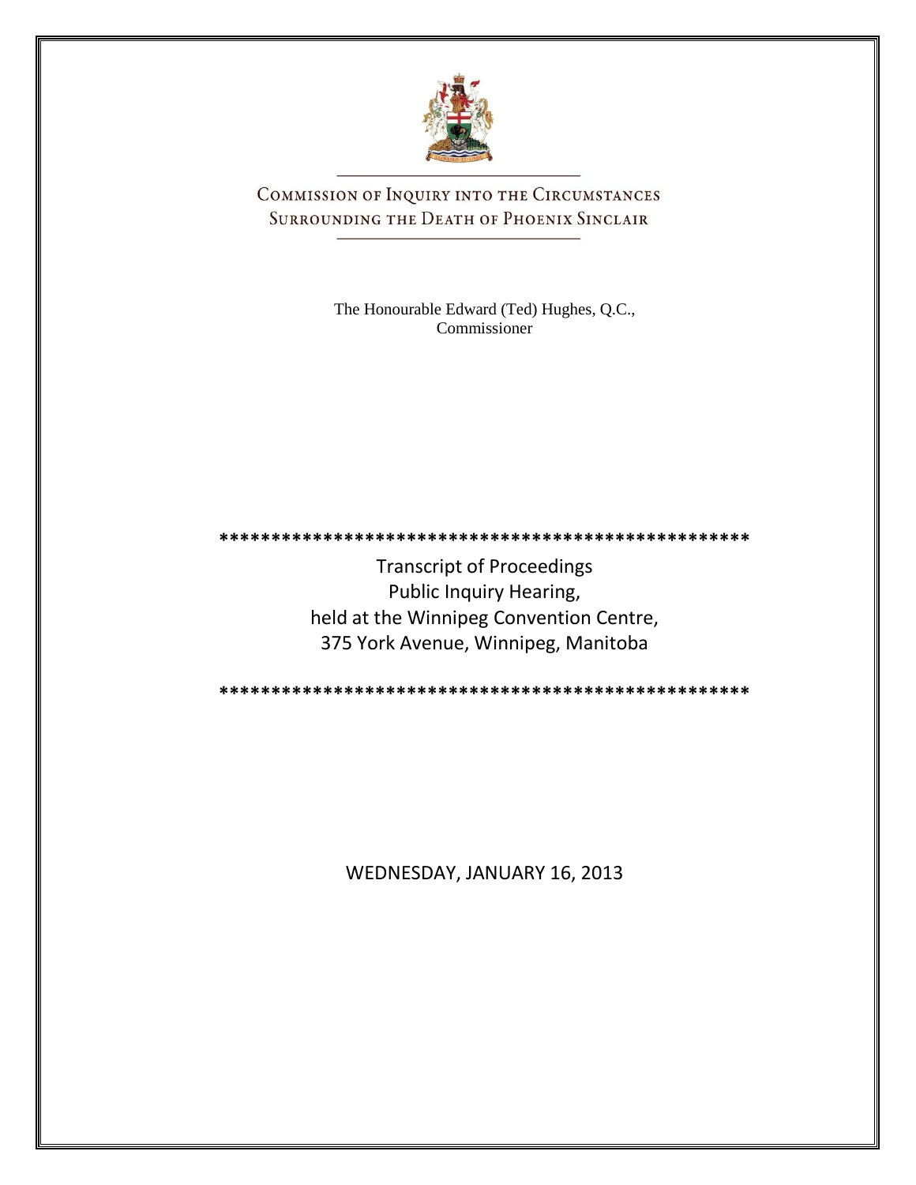# Commission of Inquiry into the Circumstances Surrounding the Death of Phoenix Sinclair

The Honourable Edward (Ted) Hughes, Q.C., Commissioner

\*\*\*\*\*\*\*\*\*\*\*\*\*\*\*\*\*\*\*\*\*\*\*\*\*\*\*\*\*\*\*\*\*\*\*\*\*\*\*\*\*\*\*\*\*\*\*\*\*\*\*\*

Transcript of Proceedings
Public Inquiry Hearing,
held at the Winnipeg Convention Centre,
375 York Avenue, Winnipeg, Manitoba

\*\*\*\*\*\*\*\*\*\*\*\*\*\*\*\*\*\*\*\*\*\*\*\*\*\*\*\*\*\*\*\*\*\*\*\*\*\*\*\*\*\*\*\*\*\*\*\*\*\*\*\*

WEDNESDAY, JANUARY 16, 2013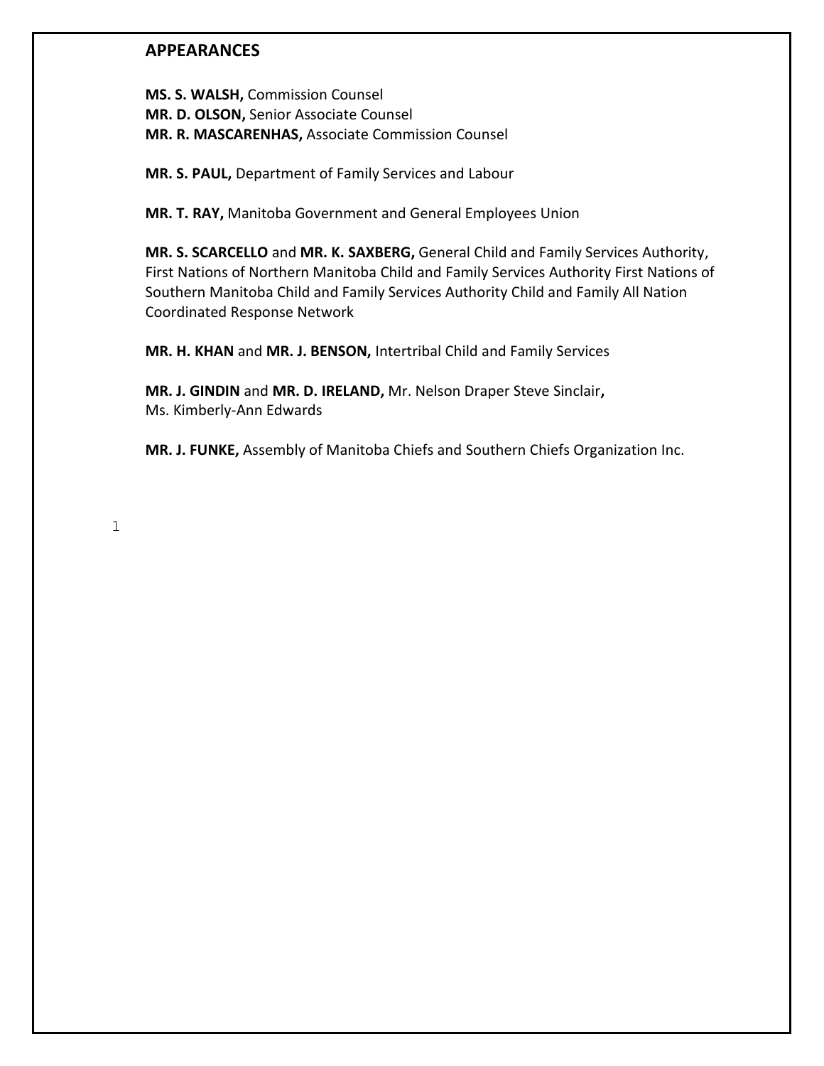## APPEARANCES

**MS. S. WALSH,** Commission Counsel
**MR. D. OLSON,** Senior Associate Counsel
**MR. R. MASCARENHAS,** Associate Commission Counsel

**MR. S. PAUL,** Department of Family Services and Labour

**MR. T. RAY,** Manitoba Government and General Employees Union

**MR. S. SCARCELLO** and **MR. K. SAXBERG,** General Child and Family Services Authority, First Nations of Northern Manitoba Child and Family Services Authority First Nations of Southern Manitoba Child and Family Services Authority Child and Family All Nation Coordinated Response Network

**MR. H. KHAN** and **MR. J. BENSON,** Intertribal Child and Family Services

**MR. J. GINDIN** and **MR. D. IRELAND,** Mr. Nelson Draper Steve Sinclair**,**
Ms. Kimberly-Ann Edwards

**MR. J. FUNKE,** Assembly of Manitoba Chiefs and Southern Chiefs Organization Inc.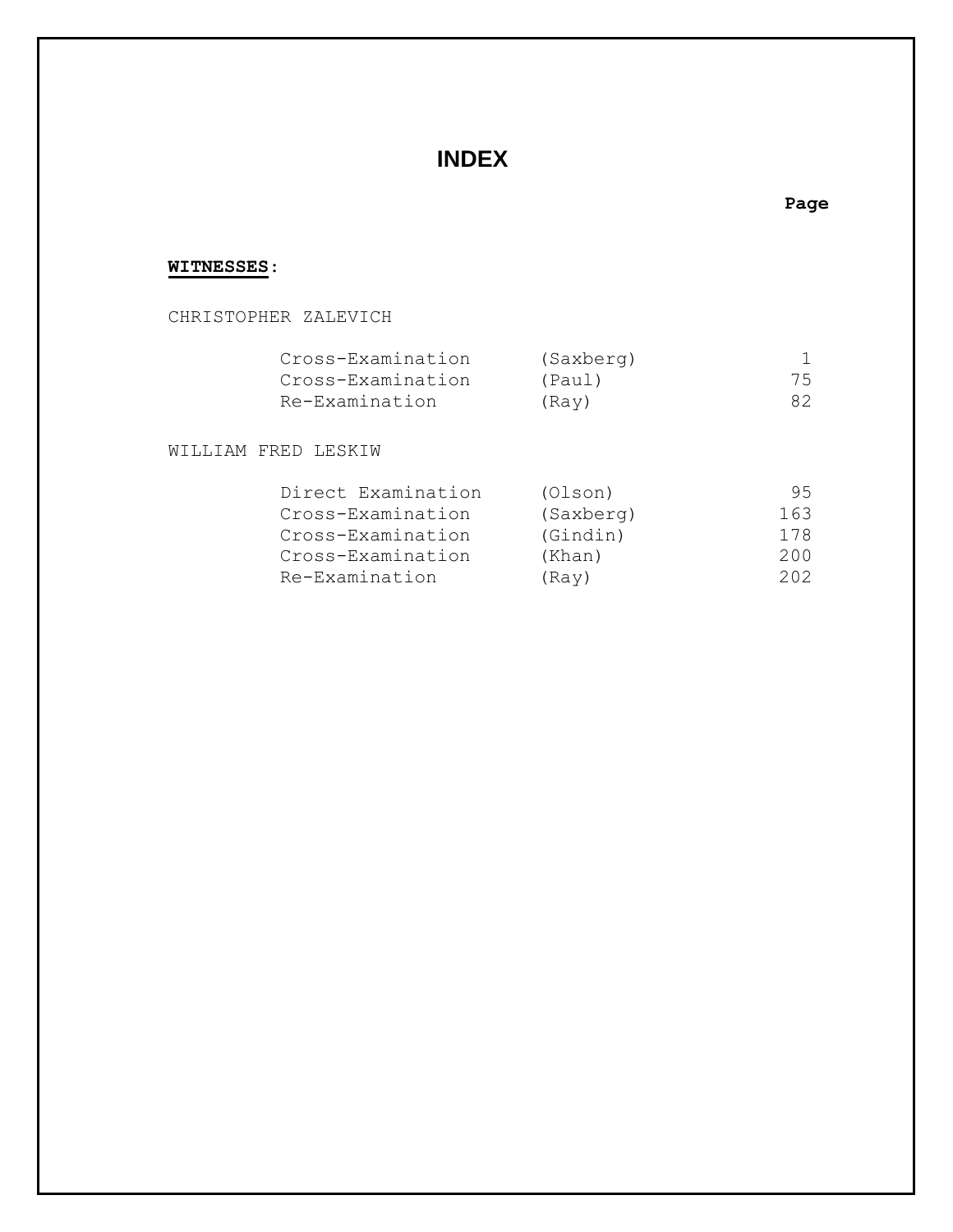# INDEX

| | | Page |
|---|---|---|
| **WITNESSES:** | | |
| CHRISTOPHER ZALEVICH | | |
| Cross-Examination | (Saxberg) | 1 |
| Cross-Examination | (Paul) | 75 |
| Re-Examination | (Ray) | 82 |
| WILLIAM FRED LESKIW | | |
| Direct Examination | (Olson) | 95 |
| Cross-Examination | (Saxberg) | 163 |
| Cross-Examination | (Gindin) | 178 |
| Cross-Examination | (Khan) | 200 |
| Re-Examination | (Ray) | 202 |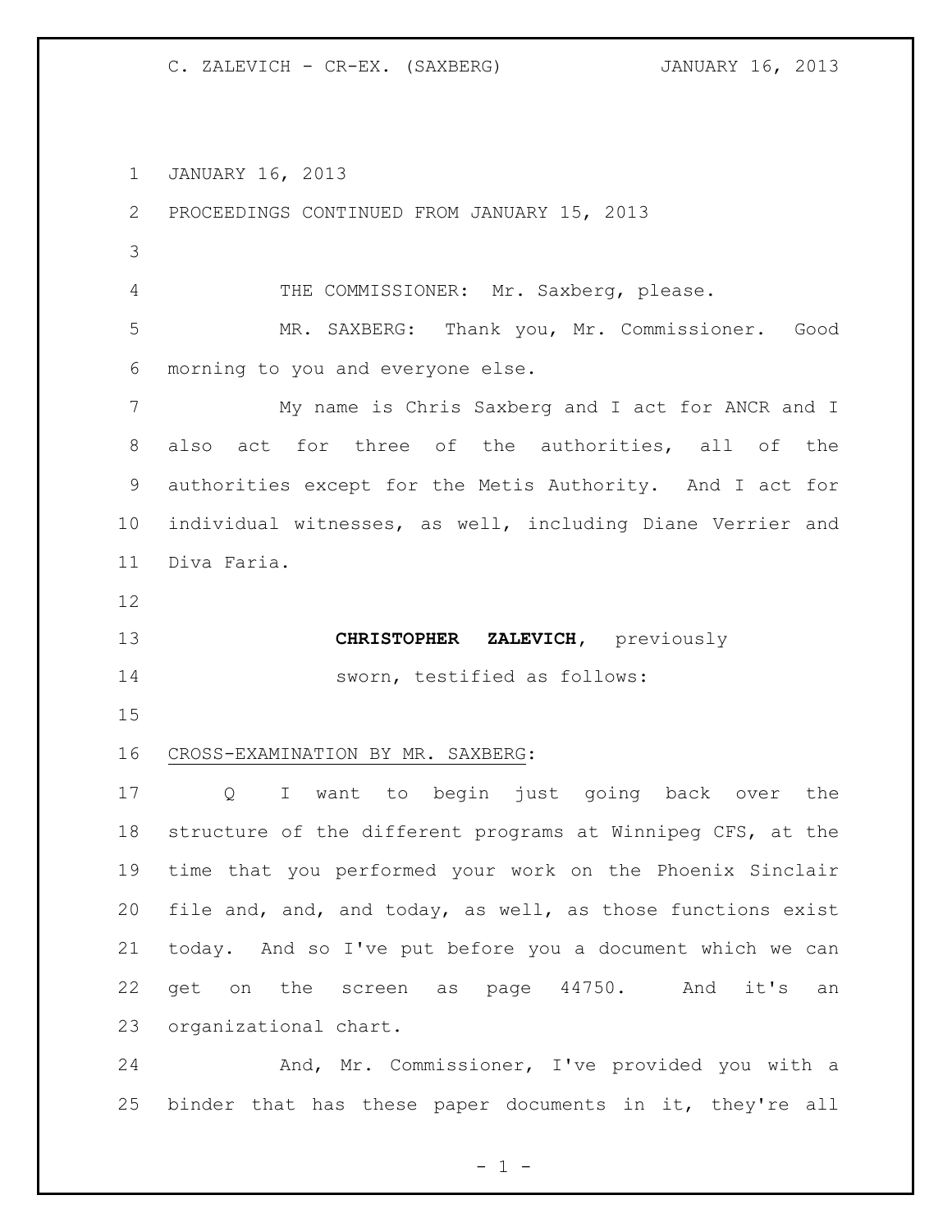JANUARY 16, 2013

PROCEEDINGS CONTINUED FROM JANUARY 15, 2013

THE COMMISSIONER: Mr. Saxberg, please.

MR. SAXBERG: Thank you, Mr. Commissioner. Good morning to you and everyone else.

My name is Chris Saxberg and I act for ANCR and I also act for three of the authorities, all of the authorities except for the Metis Authority. And I act for individual witnesses, as well, including Diane Verrier and Diva Faria.

**CHRISTOPHER ZALEVICH**, previously sworn, testified as follows:

CROSS-EXAMINATION BY MR. SAXBERG:

Q I want to begin just going back over the structure of the different programs at Winnipeg CFS, at the time that you performed your work on the Phoenix Sinclair file and, and, and today, as well, as those functions exist today. And so I've put before you a document which we can get on the screen as page 44750. And it's an organizational chart.

And, Mr. Commissioner, I've provided you with a binder that has these paper documents in it, they're all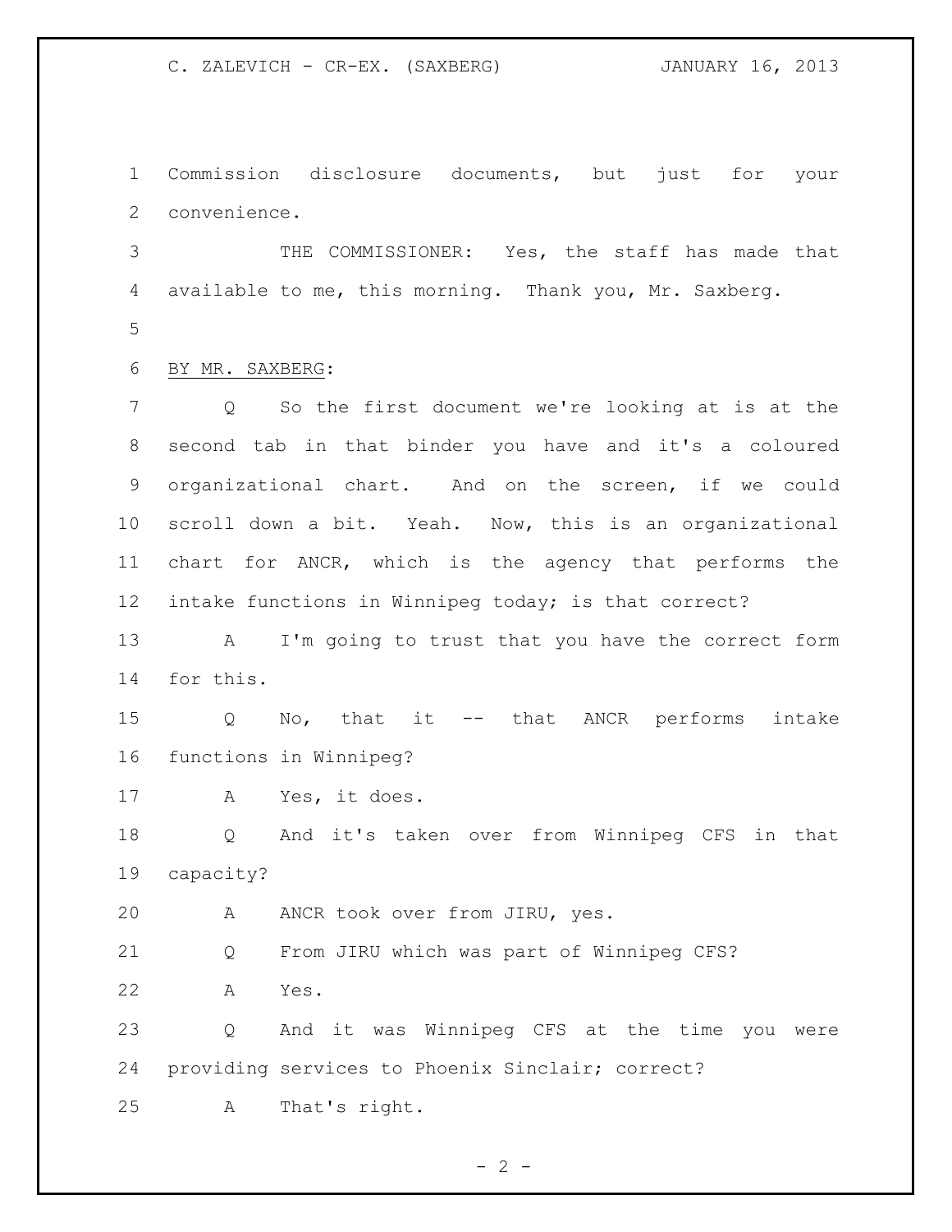Commission disclosure documents, but just for your convenience.

THE COMMISSIONER: Yes, the staff has made that available to me, this morning. Thank you, Mr. Saxberg.

BY MR. SAXBERG:

Q So the first document we're looking at is at the second tab in that binder you have and it's a coloured organizational chart. And on the screen, if we could scroll down a bit. Yeah. Now, this is an organizational chart for ANCR, which is the agency that performs the intake functions in Winnipeg today; is that correct?

A I'm going to trust that you have the correct form for this.

Q No, that it -- that ANCR performs intake functions in Winnipeg?

A Yes, it does.

Q And it's taken over from Winnipeg CFS in that capacity?

A ANCR took over from JIRU, yes.

Q From JIRU which was part of Winnipeg CFS?

A Yes.

Q And it was Winnipeg CFS at the time you were providing services to Phoenix Sinclair; correct?

A That's right.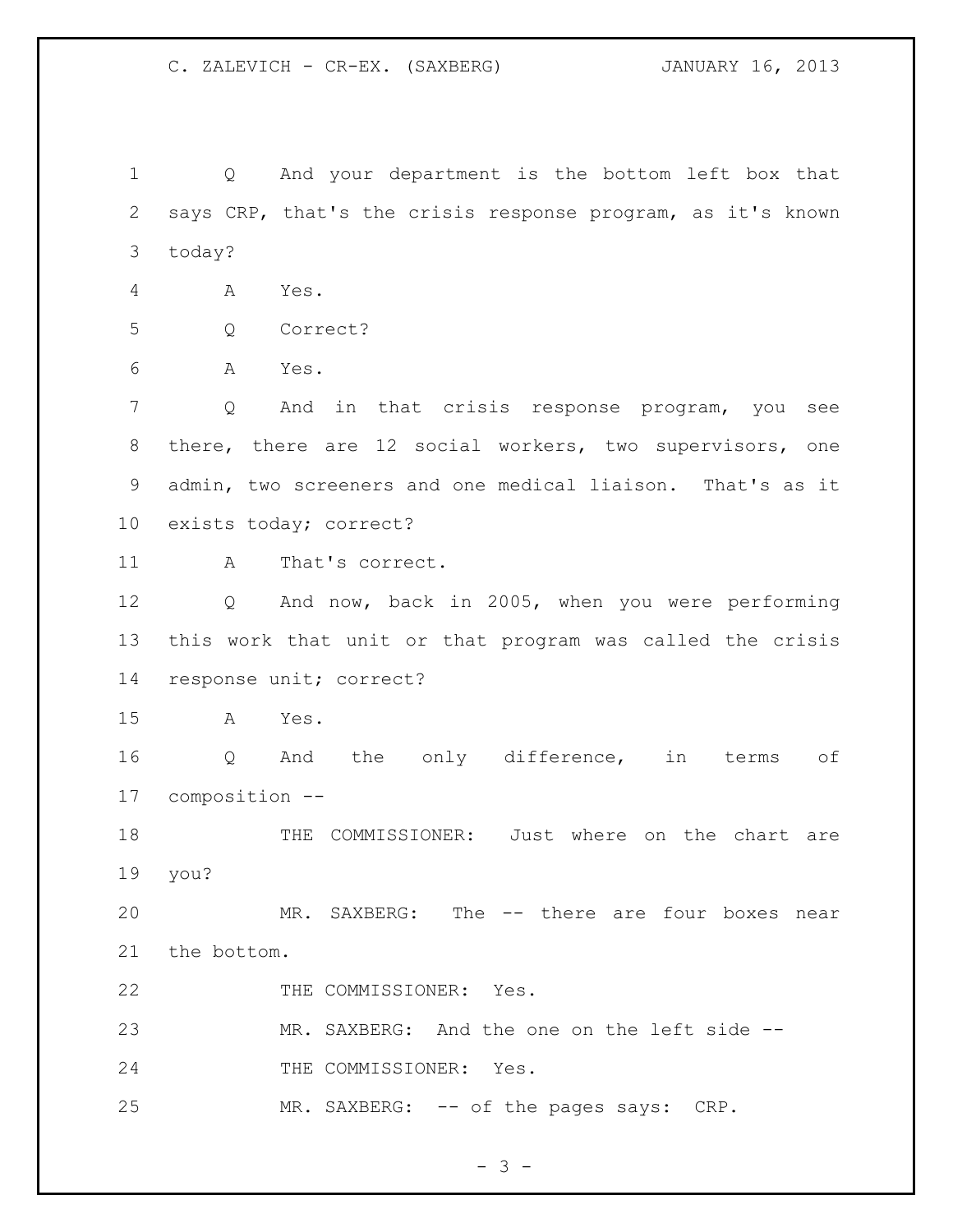Q And your department is the bottom left box that says CRP, that's the crisis response program, as it's known today?

A Yes.

Q Correct?

A Yes.

Q And in that crisis response program, you see there, there are 12 social workers, two supervisors, one admin, two screeners and one medical liaison. That's as it exists today; correct?

A That's correct.

Q And now, back in 2005, when you were performing this work that unit or that program was called the crisis response unit; correct?

A Yes.

Q And the only difference, in terms of composition --

THE COMMISSIONER: Just where on the chart are you?

MR. SAXBERG: The -- there are four boxes near the bottom.

THE COMMISSIONER: Yes.

MR. SAXBERG: And the one on the left side --

THE COMMISSIONER: Yes.

MR. SAXBERG: -- of the pages says: CRP.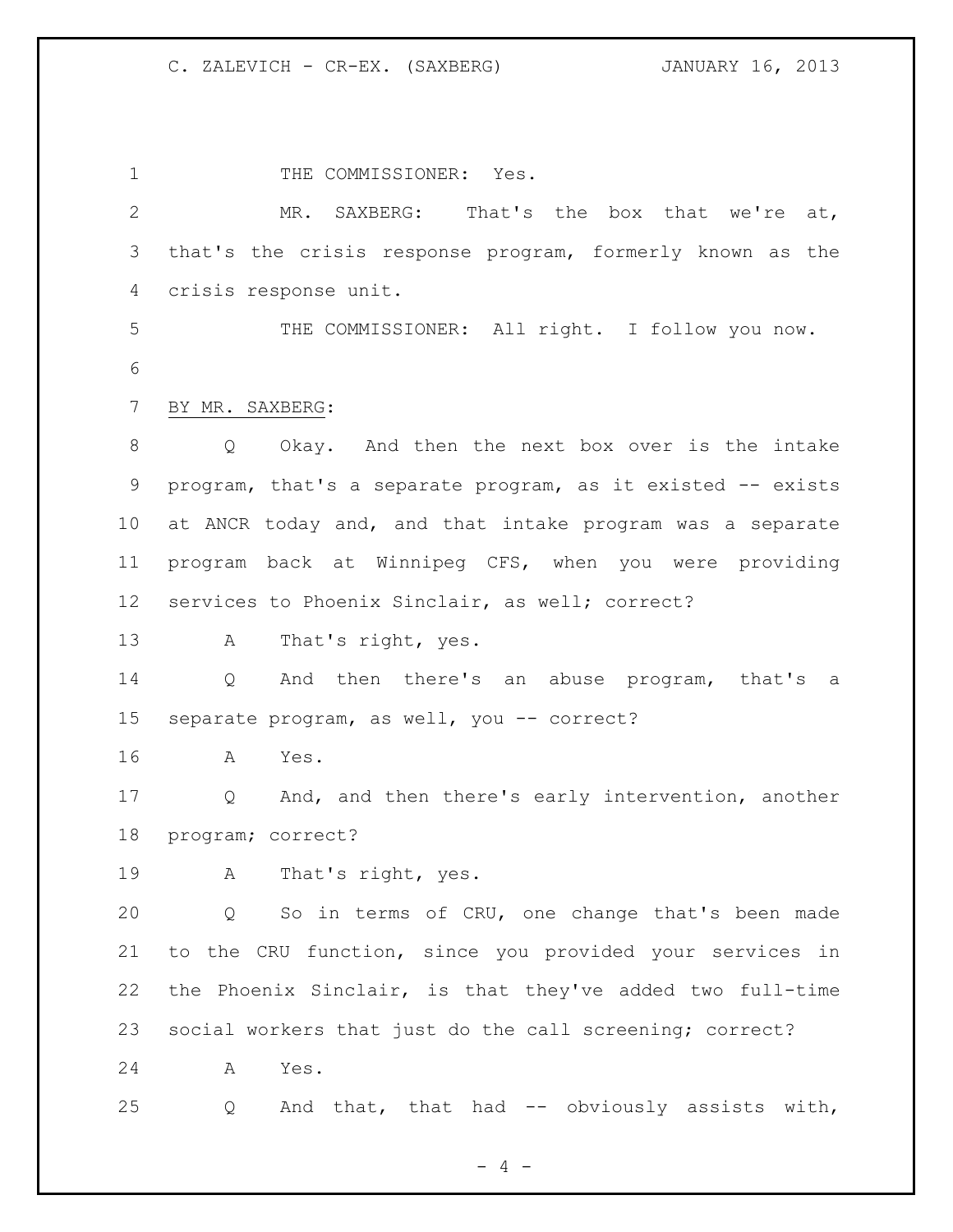THE COMMISSIONER: Yes.

MR. SAXBERG: That's the box that we're at, that's the crisis response program, formerly known as the crisis response unit.

THE COMMISSIONER: All right. I follow you now.

BY MR. SAXBERG:

Q Okay. And then the next box over is the intake program, that's a separate program, as it existed -- exists at ANCR today and, and that intake program was a separate program back at Winnipeg CFS, when you were providing services to Phoenix Sinclair, as well; correct?

A That's right, yes.

Q And then there's an abuse program, that's a separate program, as well, you -- correct?

A Yes.

Q And, and then there's early intervention, another program; correct?

A That's right, yes.

Q So in terms of CRU, one change that's been made to the CRU function, since you provided your services in the Phoenix Sinclair, is that they've added two full-time social workers that just do the call screening; correct?

A Yes.

Q And that, that had -- obviously assists with,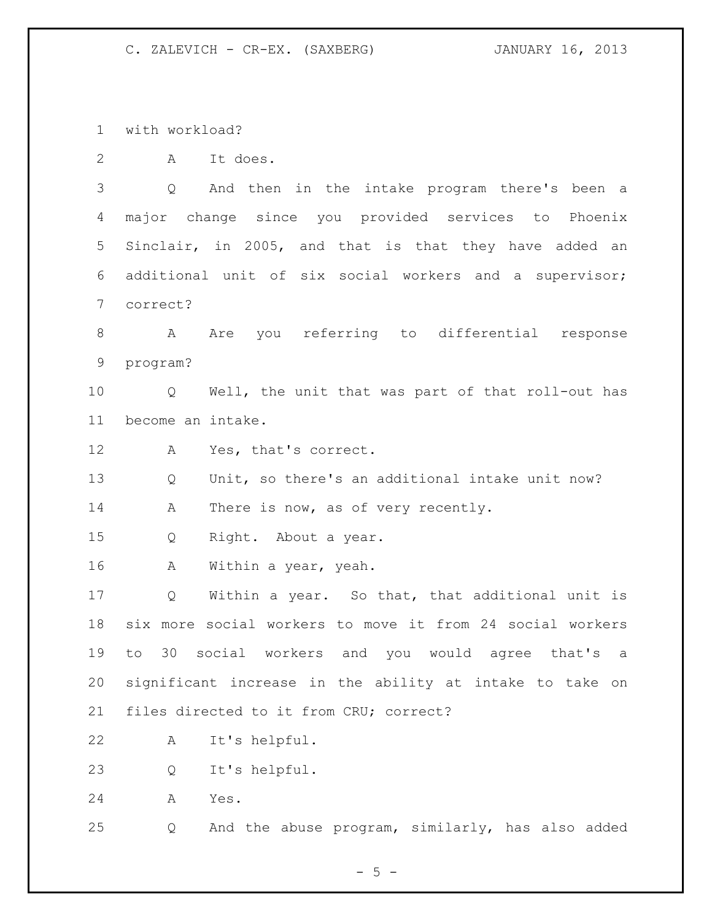with workload?

A It does.

Q And then in the intake program there's been a major change since you provided services to Phoenix Sinclair, in 2005, and that is that they have added an additional unit of six social workers and a supervisor; correct?

A Are you referring to differential response program?

Q Well, the unit that was part of that roll-out has become an intake.

A Yes, that's correct.

Q Unit, so there's an additional intake unit now?

A There is now, as of very recently.

Q Right. About a year.

A Within a year, yeah.

Q Within a year. So that, that additional unit is six more social workers to move it from 24 social workers to 30 social workers and you would agree that's a significant increase in the ability at intake to take on files directed to it from CRU; correct?

A It's helpful.

Q It's helpful.

A Yes.

Q And the abuse program, similarly, has also added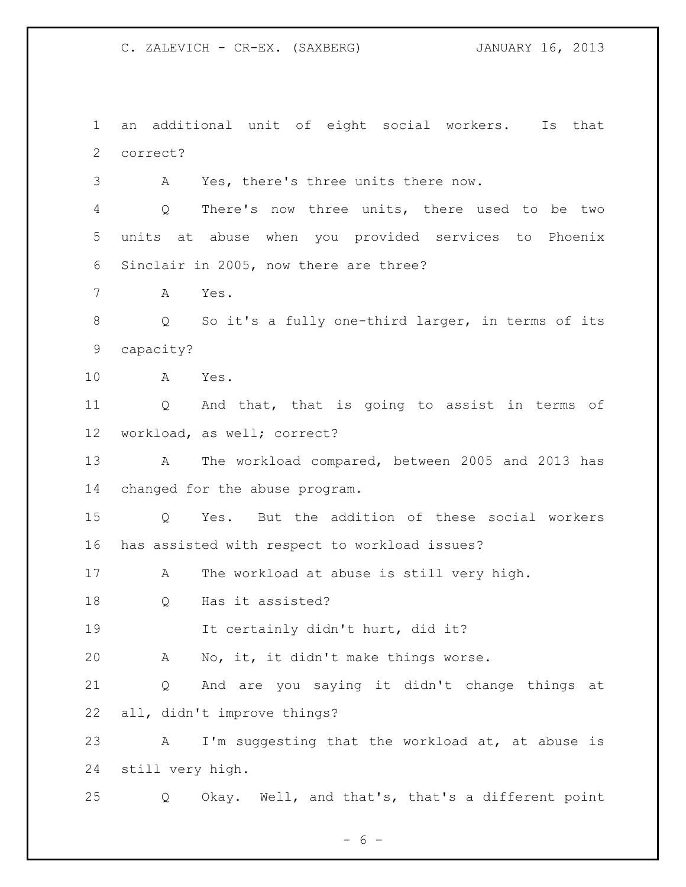an additional unit of eight social workers. Is that correct?

A Yes, there's three units there now.

Q There's now three units, there used to be two units at abuse when you provided services to Phoenix Sinclair in 2005, now there are three?

A Yes.

Q So it's a fully one-third larger, in terms of its capacity?

A Yes.

Q And that, that is going to assist in terms of workload, as well; correct?

A The workload compared, between 2005 and 2013 has changed for the abuse program.

Q Yes. But the addition of these social workers has assisted with respect to workload issues?

A The workload at abuse is still very high.

Q Has it assisted?

It certainly didn't hurt, did it?

A No, it, it didn't make things worse.

Q And are you saying it didn't change things at all, didn't improve things?

A I'm suggesting that the workload at, at abuse is still very high.

Q Okay. Well, and that's, that's a different point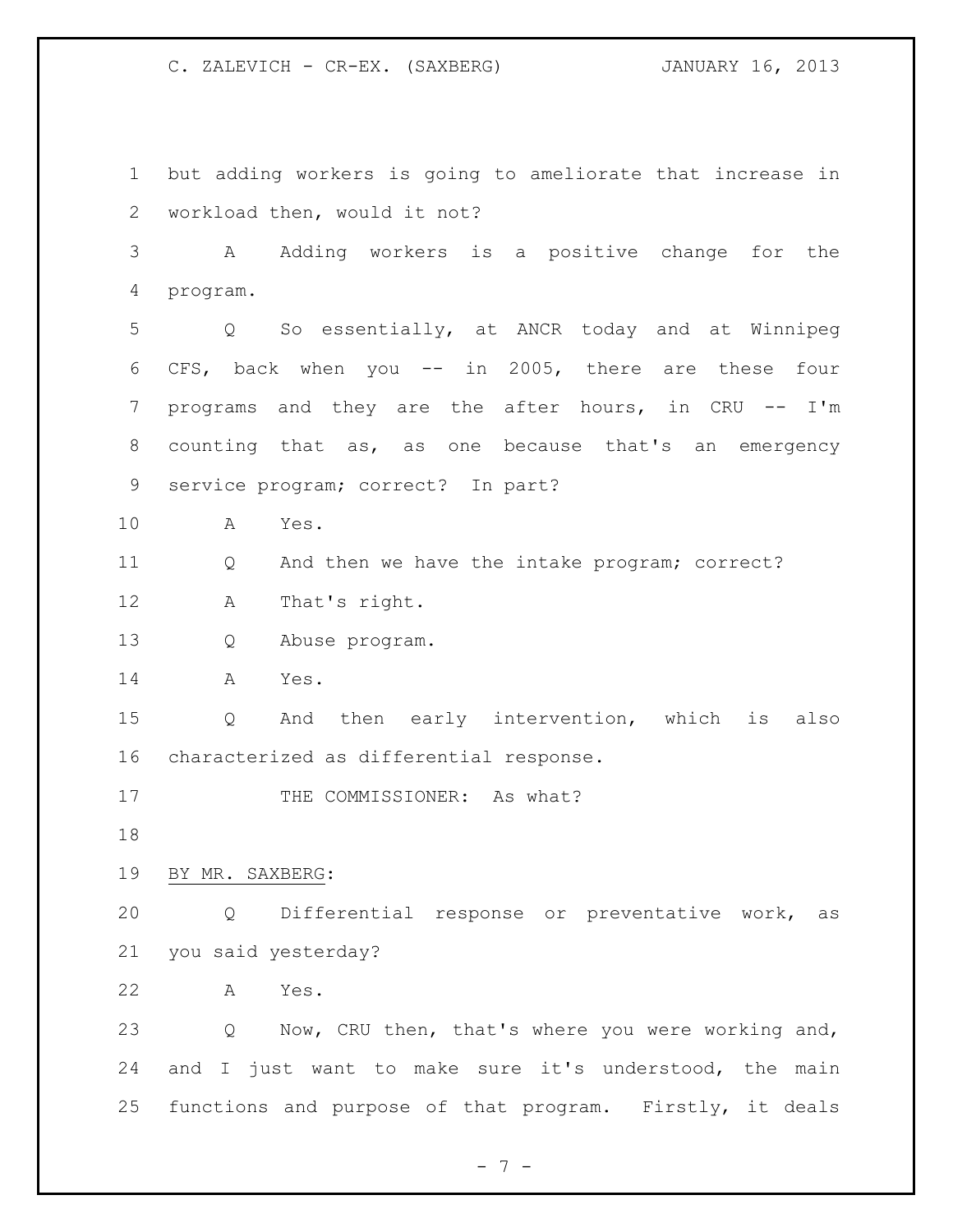but adding workers is going to ameliorate that increase in workload then, would it not?

A Adding workers is a positive change for the program.

Q So essentially, at ANCR today and at Winnipeg CFS, back when you -- in 2005, there are these four programs and they are the after hours, in CRU -- I'm counting that as, as one because that's an emergency service program; correct? In part?

A Yes.

Q And then we have the intake program; correct?

A That's right.

Q Abuse program.

A Yes.

Q And then early intervention, which is also characterized as differential response.

THE COMMISSIONER: As what?

BY MR. SAXBERG:

Q Differential response or preventative work, as you said yesterday?

A Yes.

Q Now, CRU then, that's where you were working and, and I just want to make sure it's understood, the main functions and purpose of that program. Firstly, it deals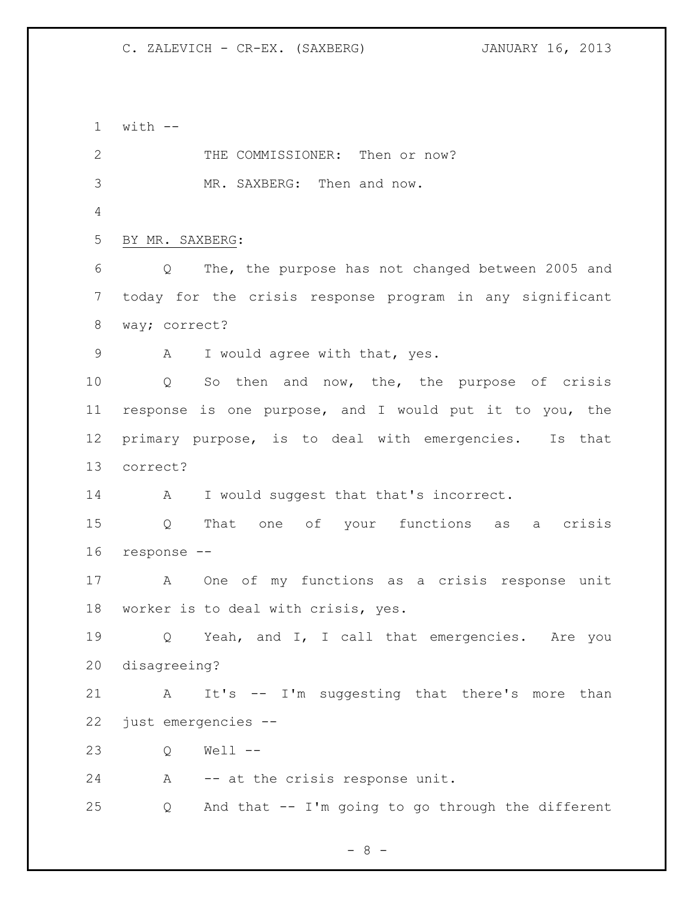with --

THE COMMISSIONER: Then or now?

MR. SAXBERG: Then and now.

BY MR. SAXBERG:

Q The, the purpose has not changed between 2005 and today for the crisis response program in any significant way; correct?

A I would agree with that, yes.

Q So then and now, the, the purpose of crisis response is one purpose, and I would put it to you, the primary purpose, is to deal with emergencies. Is that correct?

A I would suggest that that's incorrect.

Q That one of your functions as a crisis response --

A One of my functions as a crisis response unit worker is to deal with crisis, yes.

Q Yeah, and I, I call that emergencies. Are you disagreeing?

A It's -- I'm suggesting that there's more than just emergencies --

Q Well --

A -- at the crisis response unit.

Q And that -- I'm going to go through the different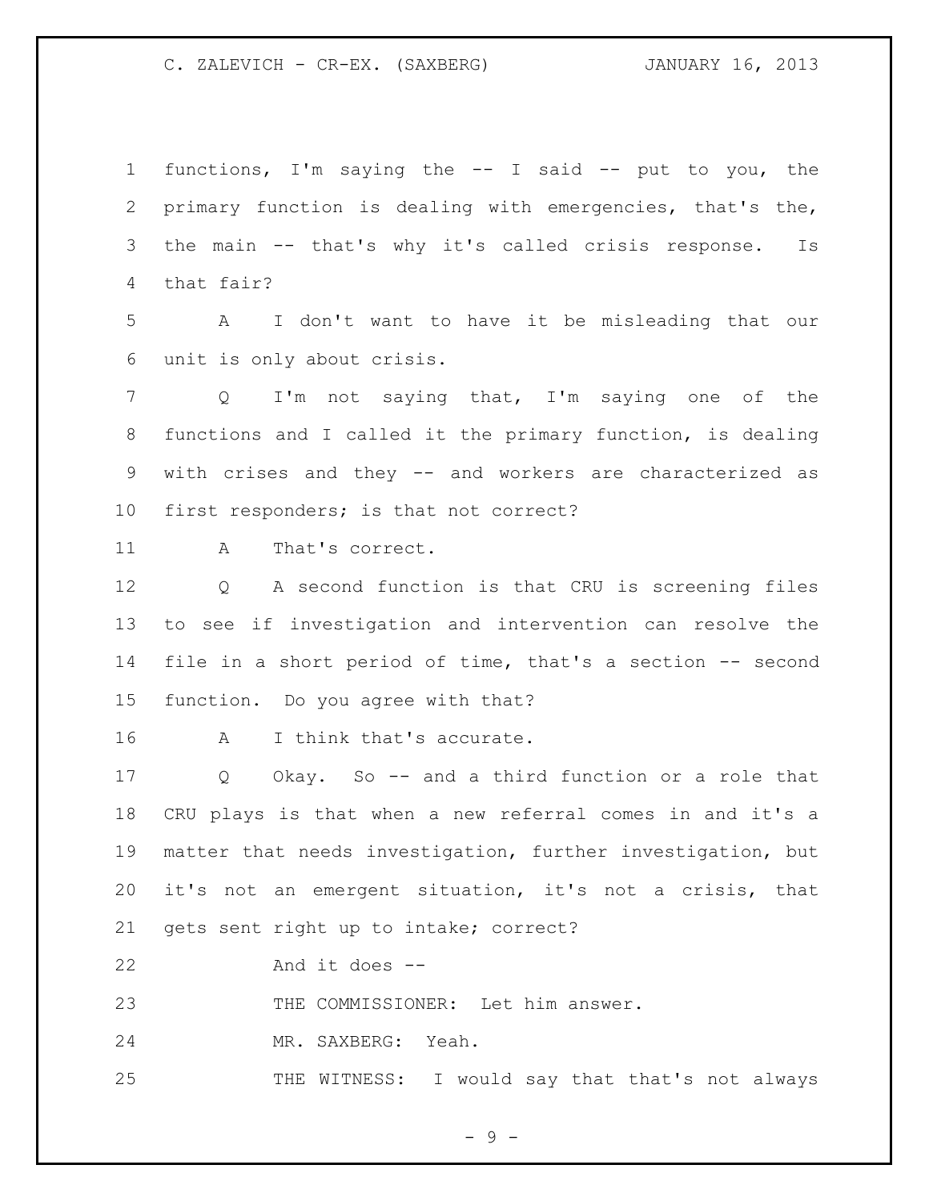functions, I'm saying the -- I said -- put to you, the primary function is dealing with emergencies, that's the, the main -- that's why it's called crisis response. Is that fair?

A I don't want to have it be misleading that our unit is only about crisis.

Q I'm not saying that, I'm saying one of the functions and I called it the primary function, is dealing with crises and they -- and workers are characterized as first responders; is that not correct?

A That's correct.

Q A second function is that CRU is screening files to see if investigation and intervention can resolve the file in a short period of time, that's a section -- second function. Do you agree with that?

A I think that's accurate.

Q Okay. So -- and a third function or a role that CRU plays is that when a new referral comes in and it's a matter that needs investigation, further investigation, but it's not an emergent situation, it's not a crisis, that gets sent right up to intake; correct?

And it does --

THE COMMISSIONER: Let him answer.

MR. SAXBERG: Yeah.

THE WITNESS: I would say that that's not always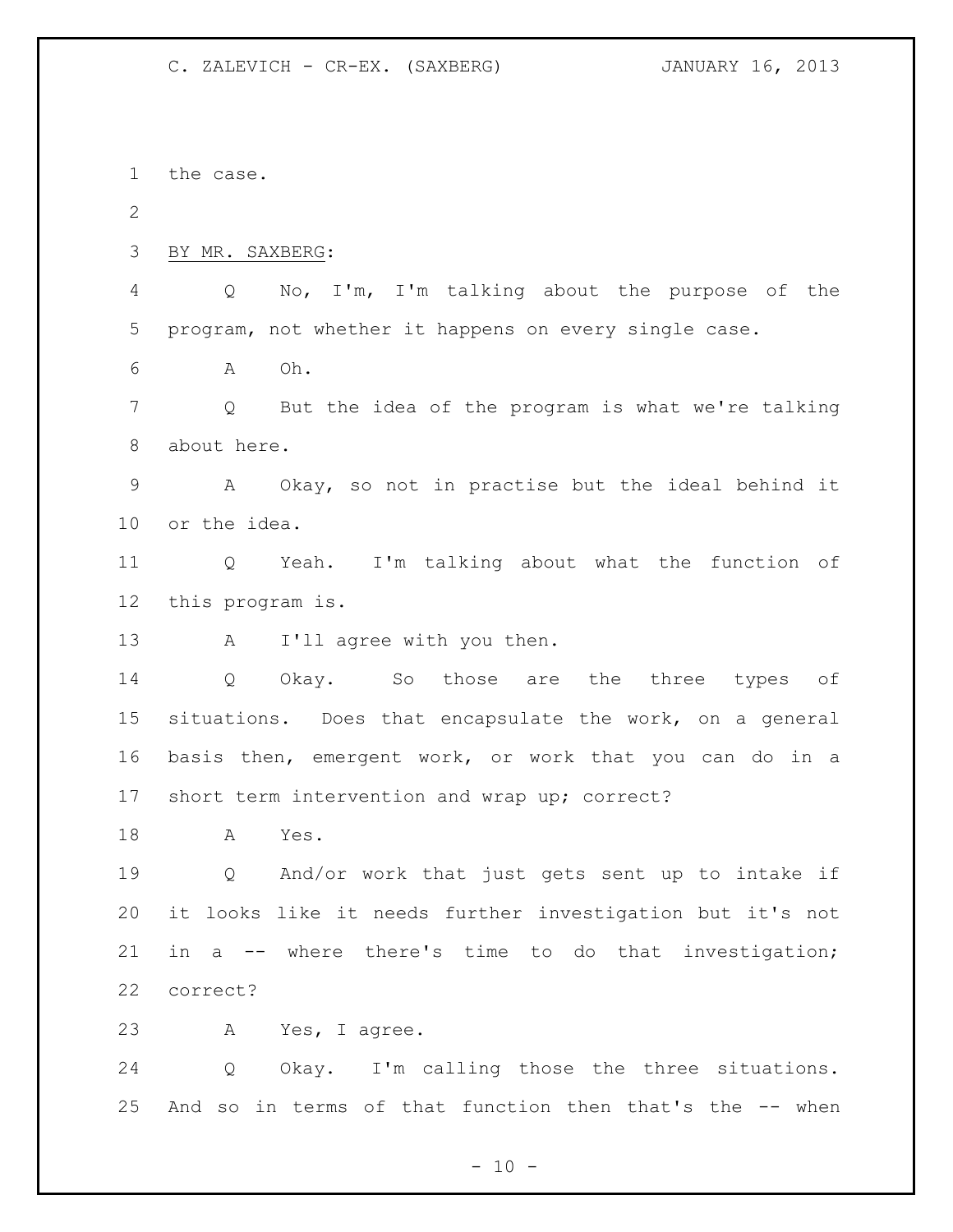the case.

BY MR. SAXBERG:

Q No, I'm, I'm talking about the purpose of the program, not whether it happens on every single case.

A Oh.

Q But the idea of the program is what we're talking about here.

A Okay, so not in practise but the ideal behind it or the idea.

Q Yeah. I'm talking about what the function of this program is.

A I'll agree with you then.

Q Okay. So those are the three types of situations. Does that encapsulate the work, on a general basis then, emergent work, or work that you can do in a short term intervention and wrap up; correct?

A Yes.

Q And/or work that just gets sent up to intake if it looks like it needs further investigation but it's not in a -- where there's time to do that investigation; correct?

A Yes, I agree.

Q Okay. I'm calling those the three situations. And so in terms of that function then that's the -- when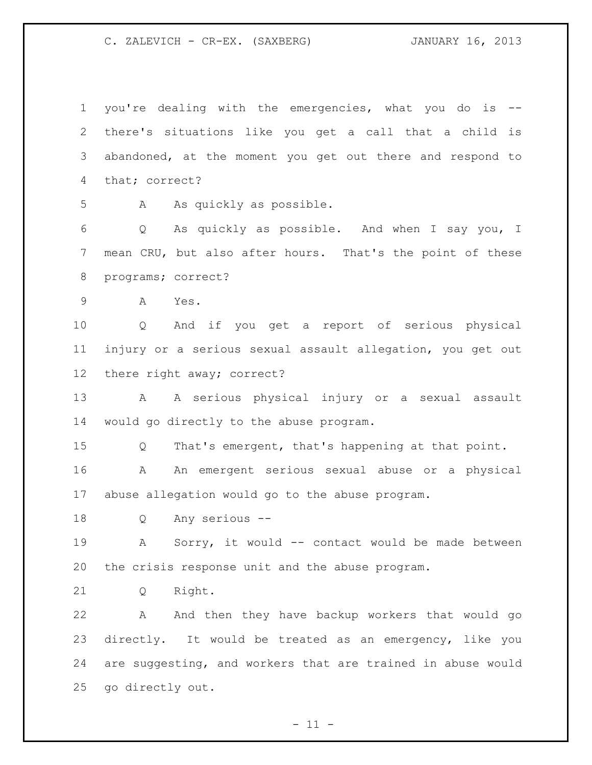you're dealing with the emergencies, what you do is -- there's situations like you get a call that a child is abandoned, at the moment you get out there and respond to that; correct?

A As quickly as possible.

Q As quickly as possible. And when I say you, I mean CRU, but also after hours. That's the point of these programs; correct?

A Yes.

Q And if you get a report of serious physical injury or a serious sexual assault allegation, you get out there right away; correct?

A A serious physical injury or a sexual assault would go directly to the abuse program.

Q That's emergent, that's happening at that point.

A An emergent serious sexual abuse or a physical abuse allegation would go to the abuse program.

Q Any serious --

A Sorry, it would -- contact would be made between the crisis response unit and the abuse program.

Q Right.

A And then they have backup workers that would go directly. It would be treated as an emergency, like you are suggesting, and workers that are trained in abuse would go directly out.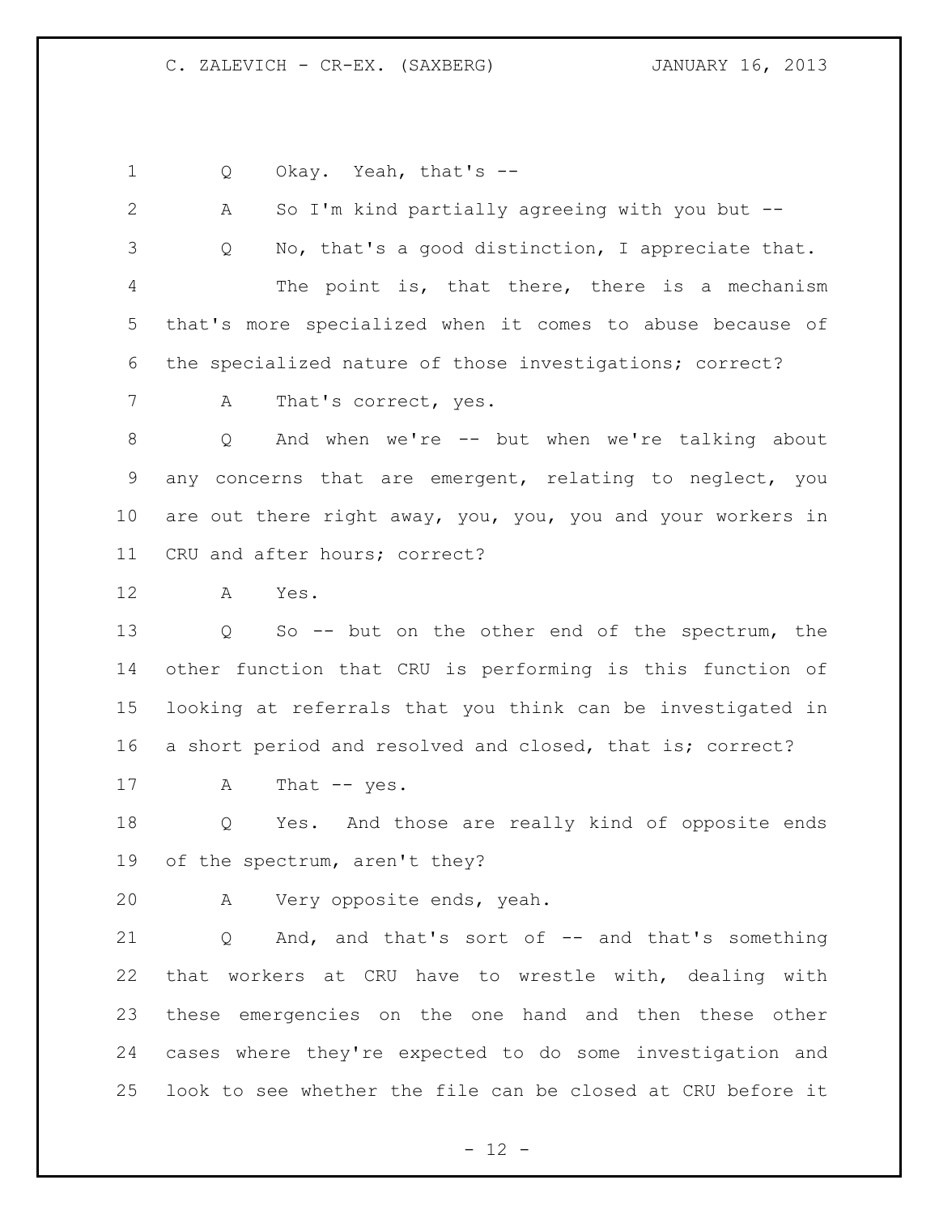Q Okay. Yeah, that's --

A So I'm kind partially agreeing with you but --

Q No, that's a good distinction, I appreciate that.

The point is, that there, there is a mechanism that's more specialized when it comes to abuse because of the specialized nature of those investigations; correct?

A That's correct, yes.

Q And when we're -- but when we're talking about any concerns that are emergent, relating to neglect, you are out there right away, you, you, you and your workers in CRU and after hours; correct?

A Yes.

Q So -- but on the other end of the spectrum, the other function that CRU is performing is this function of looking at referrals that you think can be investigated in a short period and resolved and closed, that is; correct?

A That -- yes.

Q Yes. And those are really kind of opposite ends of the spectrum, aren't they?

A Very opposite ends, yeah.

Q And, and that's sort of -- and that's something that workers at CRU have to wrestle with, dealing with these emergencies on the one hand and then these other cases where they're expected to do some investigation and look to see whether the file can be closed at CRU before it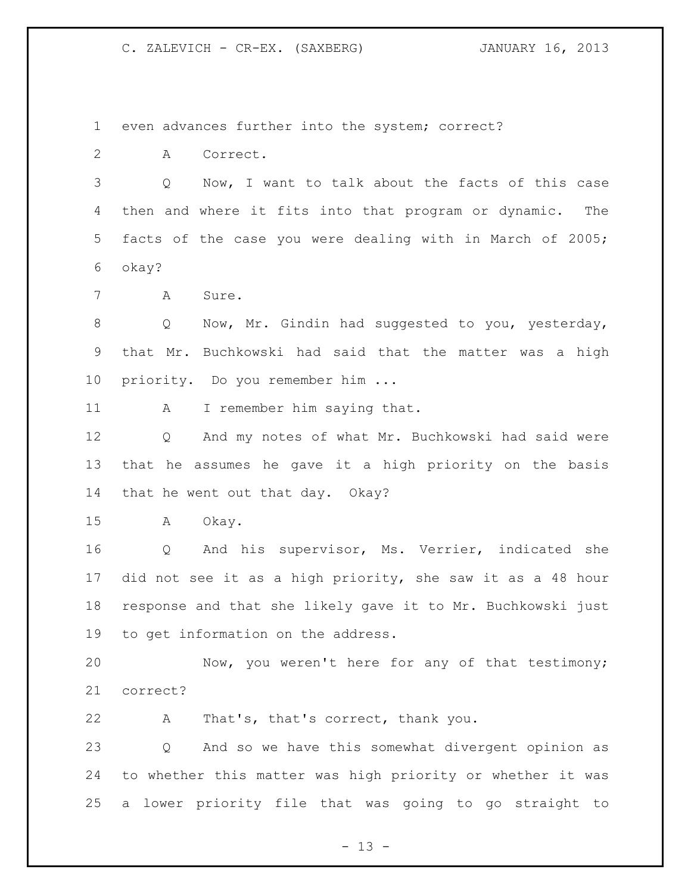even advances further into the system; correct?

A Correct.

Q Now, I want to talk about the facts of this case then and where it fits into that program or dynamic. The facts of the case you were dealing with in March of 2005; okay?

A Sure.

Q Now, Mr. Gindin had suggested to you, yesterday, that Mr. Buchkowski had said that the matter was a high priority. Do you remember him ...

A I remember him saying that.

Q And my notes of what Mr. Buchkowski had said were that he assumes he gave it a high priority on the basis that he went out that day. Okay?

A Okay.

Q And his supervisor, Ms. Verrier, indicated she did not see it as a high priority, she saw it as a 48 hour response and that she likely gave it to Mr. Buchkowski just to get information on the address.

Now, you weren't here for any of that testimony; correct?

A That's, that's correct, thank you.

Q And so we have this somewhat divergent opinion as to whether this matter was high priority or whether it was a lower priority file that was going to go straight to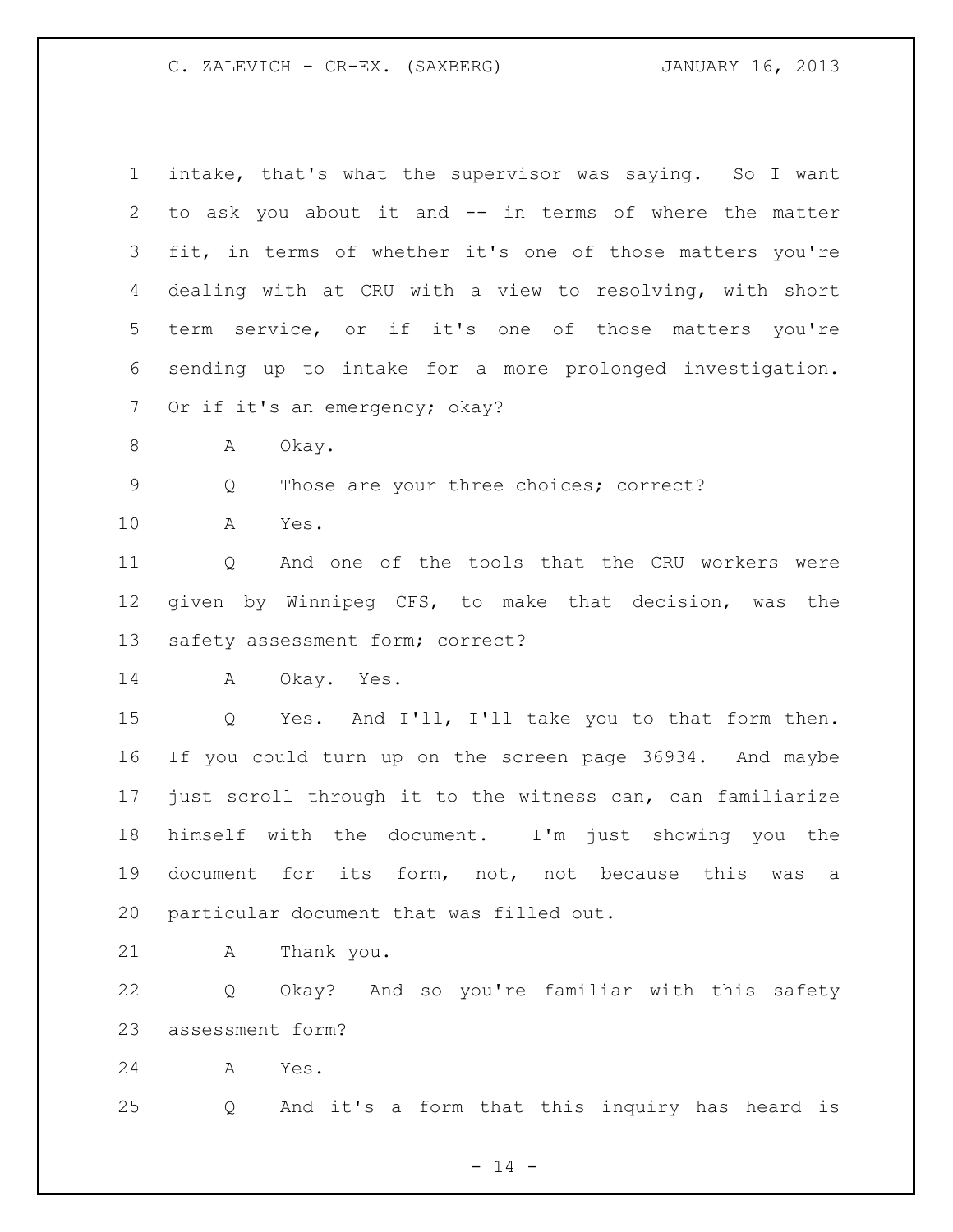intake, that's what the supervisor was saying. So I want to ask you about it and -- in terms of where the matter fit, in terms of whether it's one of those matters you're dealing with at CRU with a view to resolving, with short term service, or if it's one of those matters you're sending up to intake for a more prolonged investigation. Or if it's an emergency; okay?

A Okay.

Q Those are your three choices; correct?

A Yes.

Q And one of the tools that the CRU workers were given by Winnipeg CFS, to make that decision, was the safety assessment form; correct?

A Okay. Yes.

Q Yes. And I'll, I'll take you to that form then. If you could turn up on the screen page 36934. And maybe just scroll through it to the witness can, can familiarize himself with the document. I'm just showing you the document for its form, not, not because this was a particular document that was filled out.

A Thank you.

Q Okay? And so you're familiar with this safety assessment form?

A Yes.

Q And it's a form that this inquiry has heard is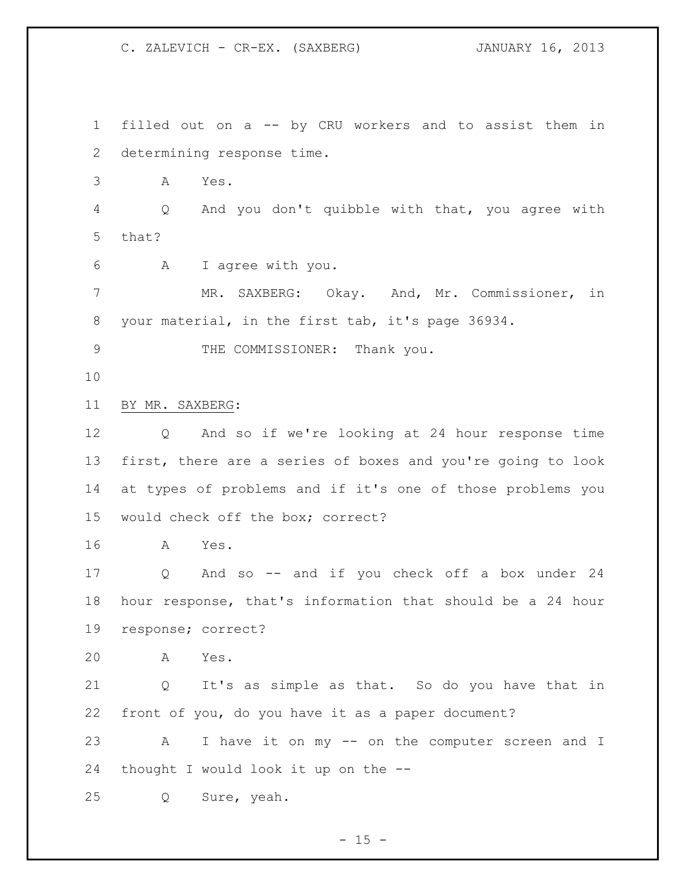filled out on a -- by CRU workers and to assist them in determining response time.

A Yes.

Q And you don't quibble with that, you agree with that?

A I agree with you.

MR. SAXBERG: Okay. And, Mr. Commissioner, in your material, in the first tab, it's page 36934.

THE COMMISSIONER: Thank you.

BY MR. SAXBERG:

Q And so if we're looking at 24 hour response time first, there are a series of boxes and you're going to look at types of problems and if it's one of those problems you would check off the box; correct?

A Yes.

Q And so -- and if you check off a box under 24 hour response, that's information that should be a 24 hour response; correct?

A Yes.

Q It's as simple as that. So do you have that in front of you, do you have it as a paper document?

A I have it on my -- on the computer screen and I thought I would look it up on the --

Q Sure, yeah.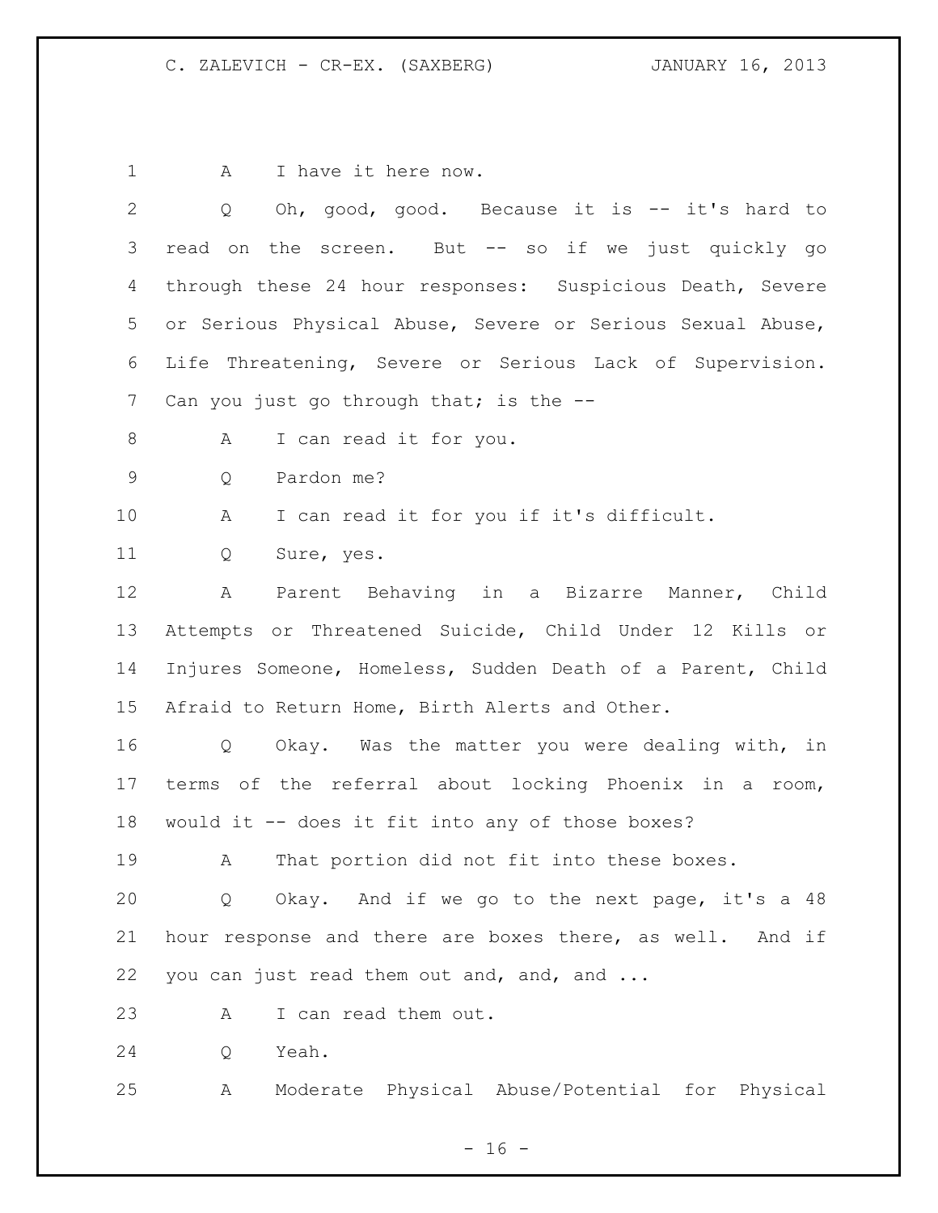A I have it here now.

Q Oh, good, good. Because it is -- it's hard to read on the screen. But -- so if we just quickly go through these 24 hour responses: Suspicious Death, Severe or Serious Physical Abuse, Severe or Serious Sexual Abuse, Life Threatening, Severe or Serious Lack of Supervision. Can you just go through that; is the --

A I can read it for you.

Q Pardon me?

A I can read it for you if it's difficult.

Q Sure, yes.

A Parent Behaving in a Bizarre Manner, Child Attempts or Threatened Suicide, Child Under 12 Kills or Injures Someone, Homeless, Sudden Death of a Parent, Child Afraid to Return Home, Birth Alerts and Other.

Q Okay. Was the matter you were dealing with, in terms of the referral about locking Phoenix in a room, would it -- does it fit into any of those boxes?

A That portion did not fit into these boxes.

Q Okay. And if we go to the next page, it's a 48 hour response and there are boxes there, as well. And if you can just read them out and, and, and ...

A I can read them out.

Q Yeah.

A Moderate Physical Abuse/Potential for Physical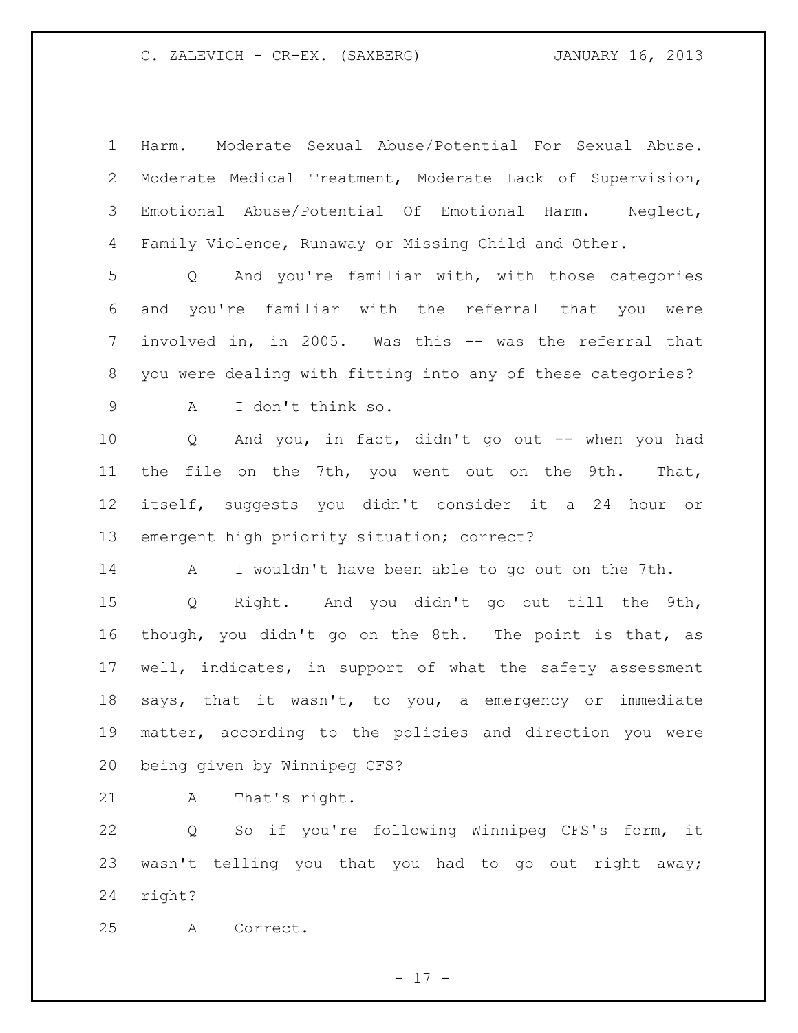Harm. Moderate Sexual Abuse/Potential For Sexual Abuse. Moderate Medical Treatment, Moderate Lack of Supervision, Emotional Abuse/Potential Of Emotional Harm. Neglect, Family Violence, Runaway or Missing Child and Other.

Q And you're familiar with, with those categories and you're familiar with the referral that you were involved in, in 2005. Was this -- was the referral that you were dealing with fitting into any of these categories?

A I don't think so.

Q And you, in fact, didn't go out -- when you had the file on the 7th, you went out on the 9th. That, itself, suggests you didn't consider it a 24 hour or emergent high priority situation; correct?

A I wouldn't have been able to go out on the 7th.

Q Right. And you didn't go out till the 9th, though, you didn't go on the 8th. The point is that, as well, indicates, in support of what the safety assessment says, that it wasn't, to you, a emergency or immediate matter, according to the policies and direction you were being given by Winnipeg CFS?

A That's right.

Q So if you're following Winnipeg CFS's form, it wasn't telling you that you had to go out right away; right?

A Correct.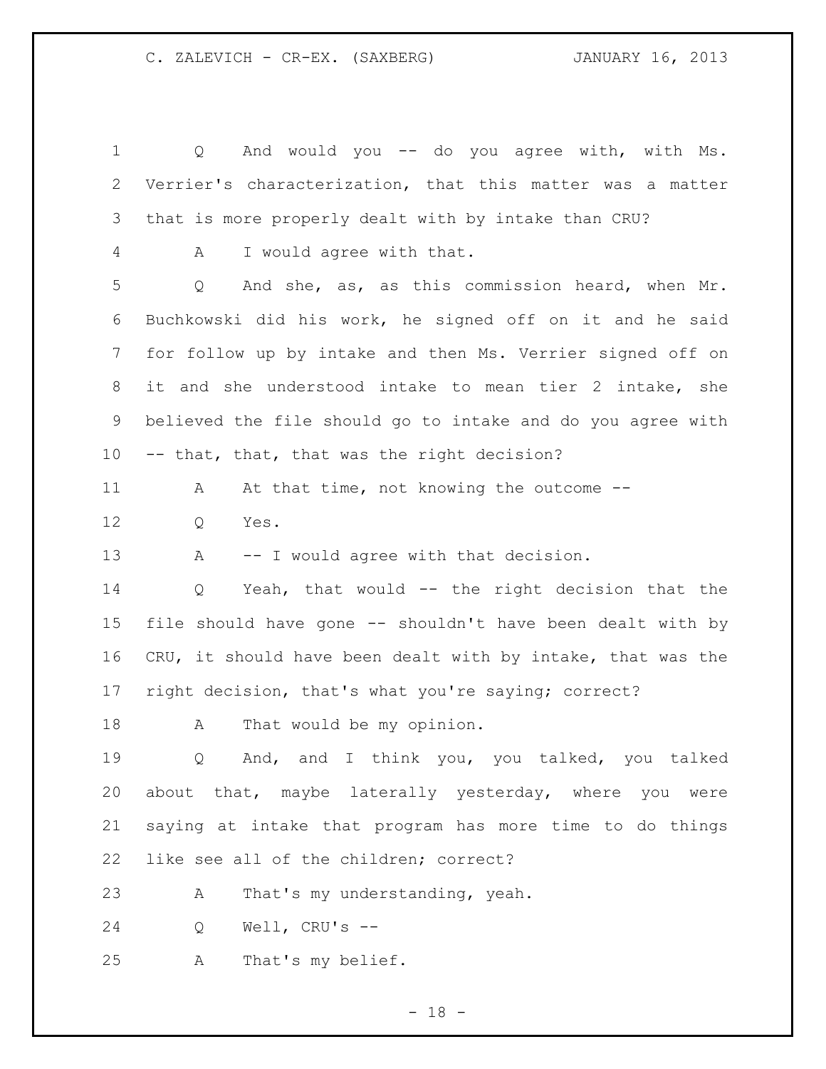Q And would you -- do you agree with, with Ms. Verrier's characterization, that this matter was a matter that is more properly dealt with by intake than CRU?

A I would agree with that.

Q And she, as, as this commission heard, when Mr. Buchkowski did his work, he signed off on it and he said for follow up by intake and then Ms. Verrier signed off on it and she understood intake to mean tier 2 intake, she believed the file should go to intake and do you agree with -- that, that, that was the right decision?

A At that time, not knowing the outcome --

Q Yes.

A -- I would agree with that decision.

Q Yeah, that would -- the right decision that the file should have gone -- shouldn't have been dealt with by CRU, it should have been dealt with by intake, that was the right decision, that's what you're saying; correct?

A That would be my opinion.

Q And, and I think you, you talked, you talked about that, maybe laterally yesterday, where you were saying at intake that program has more time to do things like see all of the children; correct?

A That's my understanding, yeah.

Q Well, CRU's --

A That's my belief.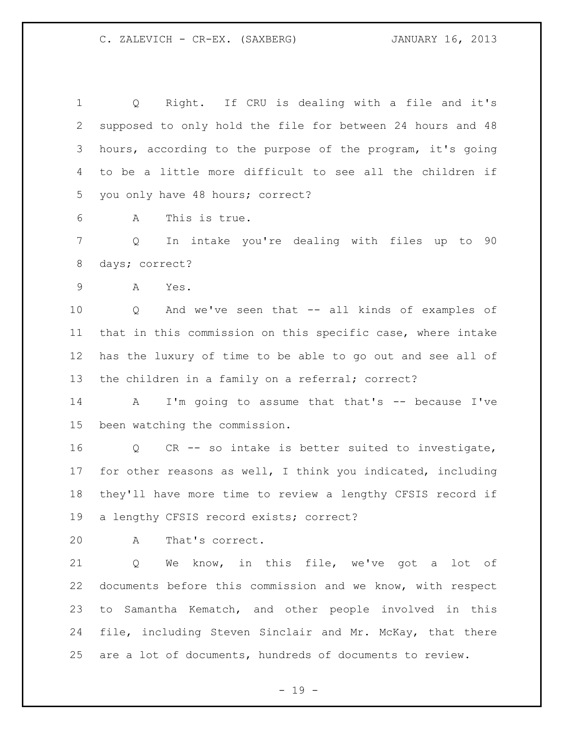Q Right. If CRU is dealing with a file and it's supposed to only hold the file for between 24 hours and 48 hours, according to the purpose of the program, it's going to be a little more difficult to see all the children if you only have 48 hours; correct?

A This is true.

Q In intake you're dealing with files up to 90 days; correct?

A Yes.

Q And we've seen that -- all kinds of examples of that in this commission on this specific case, where intake has the luxury of time to be able to go out and see all of the children in a family on a referral; correct?

A I'm going to assume that that's -- because I've been watching the commission.

Q CR -- so intake is better suited to investigate, for other reasons as well, I think you indicated, including they'll have more time to review a lengthy CFSIS record if a lengthy CFSIS record exists; correct?

A That's correct.

Q We know, in this file, we've got a lot of documents before this commission and we know, with respect to Samantha Kematch, and other people involved in this file, including Steven Sinclair and Mr. McKay, that there are a lot of documents, hundreds of documents to review.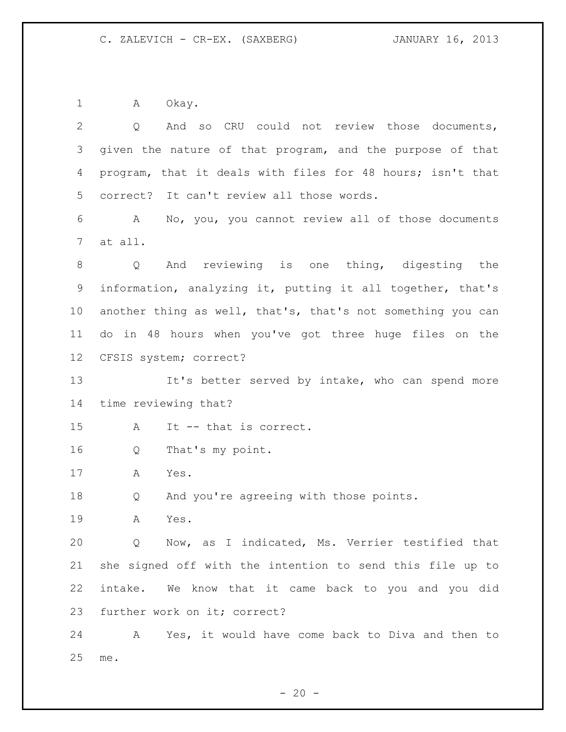A Okay.

Q And so CRU could not review those documents, given the nature of that program, and the purpose of that program, that it deals with files for 48 hours; isn't that correct? It can't review all those words.

A No, you, you cannot review all of those documents at all.

Q And reviewing is one thing, digesting the information, analyzing it, putting it all together, that's another thing as well, that's, that's not something you can do in 48 hours when you've got three huge files on the CFSIS system; correct?

It's better served by intake, who can spend more time reviewing that?

A It -- that is correct.

Q That's my point.

A Yes.

Q And you're agreeing with those points.

A Yes.

Q Now, as I indicated, Ms. Verrier testified that she signed off with the intention to send this file up to intake. We know that it came back to you and you did further work on it; correct?

A Yes, it would have come back to Diva and then to me.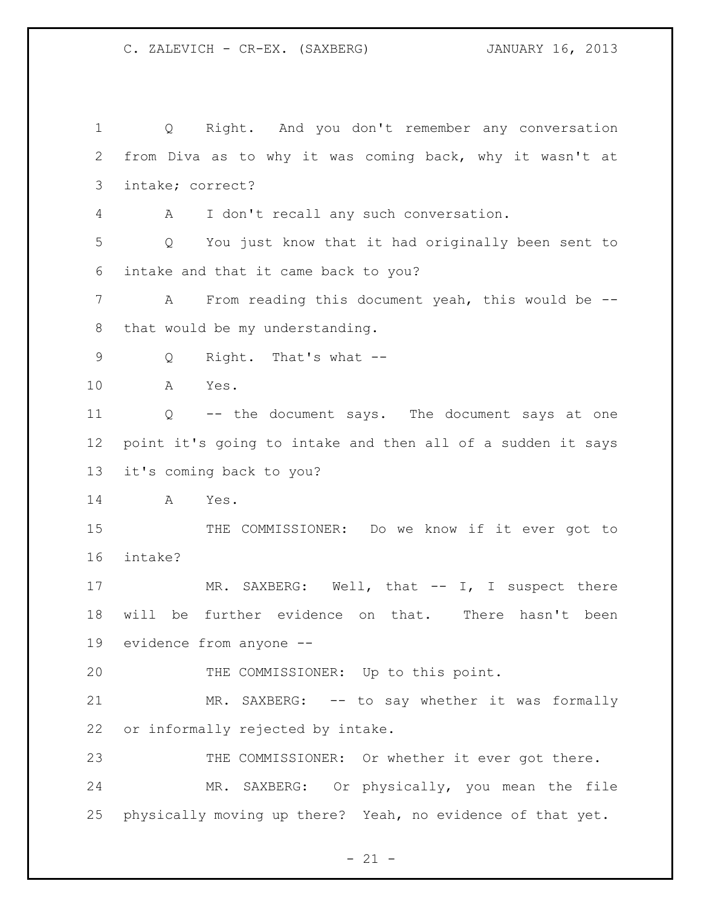Q Right. And you don't remember any conversation from Diva as to why it was coming back, why it wasn't at intake; correct?

A I don't recall any such conversation.

Q You just know that it had originally been sent to intake and that it came back to you?

A From reading this document yeah, this would be -- that would be my understanding.

Q Right. That's what --

A Yes.

Q -- the document says. The document says at one point it's going to intake and then all of a sudden it says it's coming back to you?

A Yes.

THE COMMISSIONER: Do we know if it ever got to intake?

MR. SAXBERG: Well, that -- I, I suspect there will be further evidence on that. There hasn't been evidence from anyone --

THE COMMISSIONER: Up to this point.

MR. SAXBERG: -- to say whether it was formally or informally rejected by intake.

THE COMMISSIONER: Or whether it ever got there.

MR. SAXBERG: Or physically, you mean the file physically moving up there? Yeah, no evidence of that yet.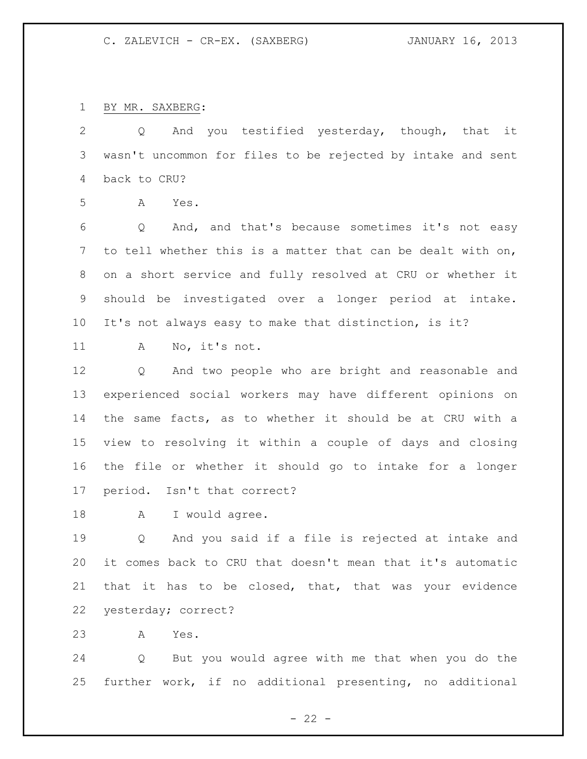BY MR. SAXBERG:

Q And you testified yesterday, though, that it wasn't uncommon for files to be rejected by intake and sent back to CRU?

A Yes.

Q And, and that's because sometimes it's not easy to tell whether this is a matter that can be dealt with on, on a short service and fully resolved at CRU or whether it should be investigated over a longer period at intake. It's not always easy to make that distinction, is it?

A No, it's not.

Q And two people who are bright and reasonable and experienced social workers may have different opinions on the same facts, as to whether it should be at CRU with a view to resolving it within a couple of days and closing the file or whether it should go to intake for a longer period. Isn't that correct?

A I would agree.

Q And you said if a file is rejected at intake and it comes back to CRU that doesn't mean that it's automatic that it has to be closed, that, that was your evidence yesterday; correct?

A Yes.

Q But you would agree with me that when you do the further work, if no additional presenting, no additional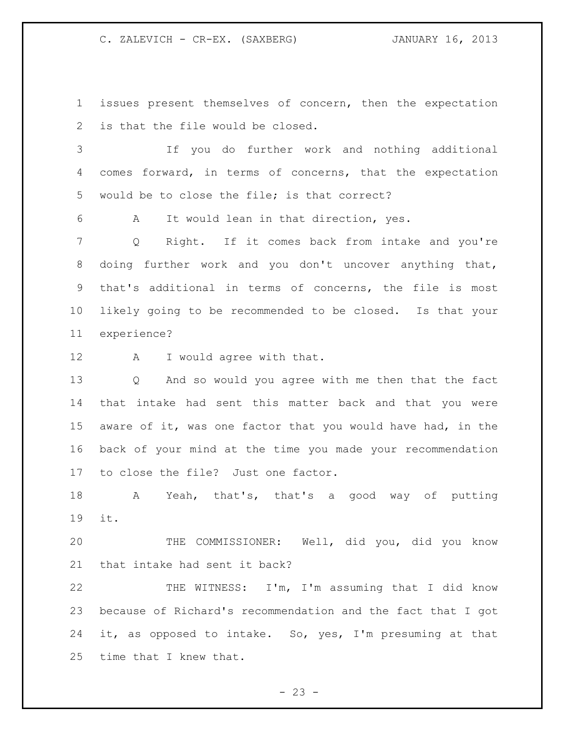issues present themselves of concern, then the expectation is that the file would be closed.

If you do further work and nothing additional comes forward, in terms of concerns, that the expectation would be to close the file; is that correct?

A It would lean in that direction, yes.

Q Right. If it comes back from intake and you're doing further work and you don't uncover anything that, that's additional in terms of concerns, the file is most likely going to be recommended to be closed. Is that your experience?

A I would agree with that.

Q And so would you agree with me then that the fact that intake had sent this matter back and that you were aware of it, was one factor that you would have had, in the back of your mind at the time you made your recommendation to close the file? Just one factor.

A Yeah, that's, that's a good way of putting it.

THE COMMISSIONER: Well, did you, did you know that intake had sent it back?

THE WITNESS: I'm, I'm assuming that I did know because of Richard's recommendation and the fact that I got it, as opposed to intake. So, yes, I'm presuming at that time that I knew that.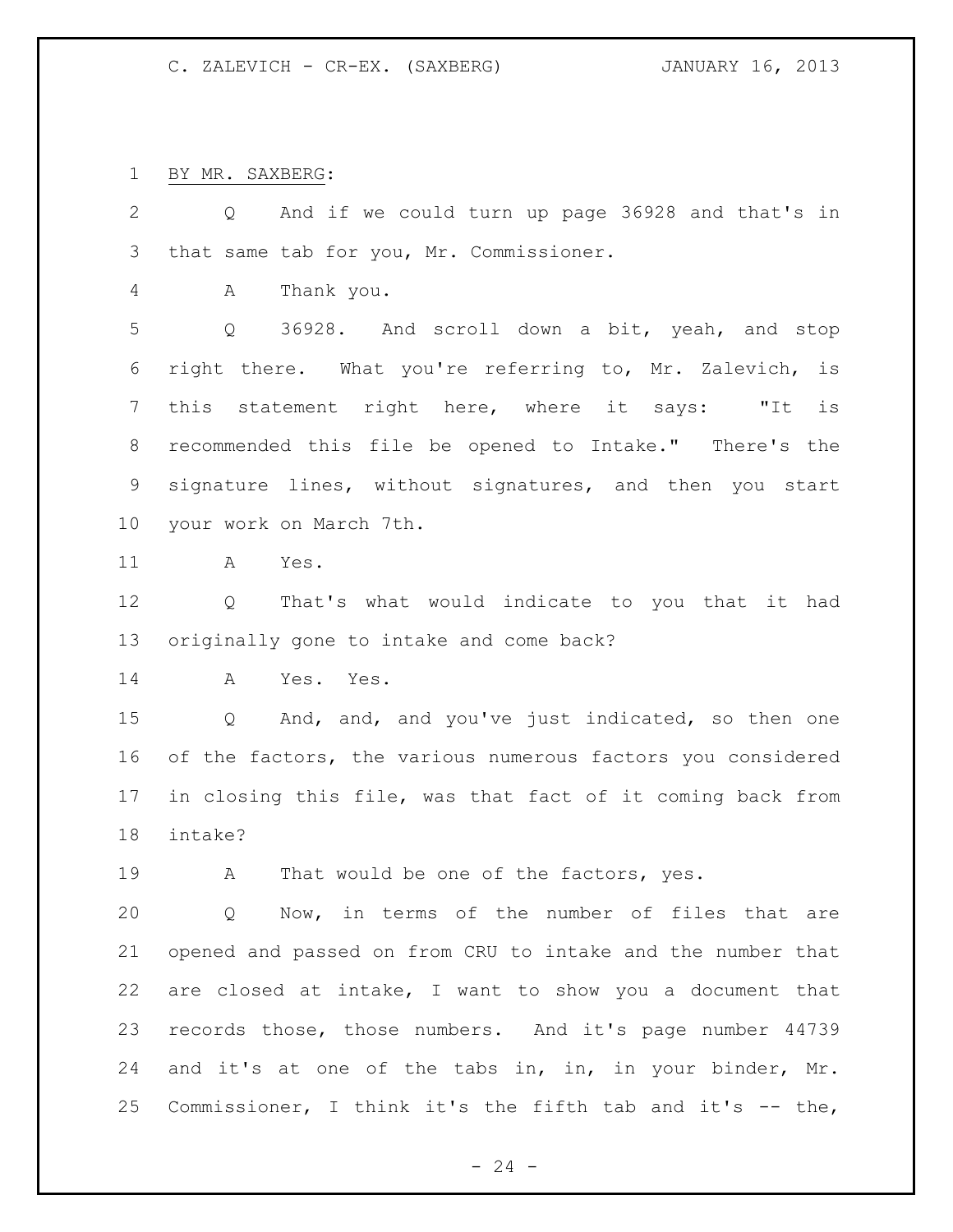BY MR. SAXBERG:

Q And if we could turn up page 36928 and that's in that same tab for you, Mr. Commissioner.

A Thank you.

Q 36928. And scroll down a bit, yeah, and stop right there. What you're referring to, Mr. Zalevich, is this statement right here, where it says: "It is recommended this file be opened to Intake." There's the signature lines, without signatures, and then you start your work on March 7th.

A Yes.

Q That's what would indicate to you that it had originally gone to intake and come back?

A Yes. Yes.

Q And, and, and you've just indicated, so then one of the factors, the various numerous factors you considered in closing this file, was that fact of it coming back from intake?

A That would be one of the factors, yes.

Q Now, in terms of the number of files that are opened and passed on from CRU to intake and the number that are closed at intake, I want to show you a document that records those, those numbers. And it's page number 44739 and it's at one of the tabs in, in, in your binder, Mr. Commissioner, I think it's the fifth tab and it's -- the,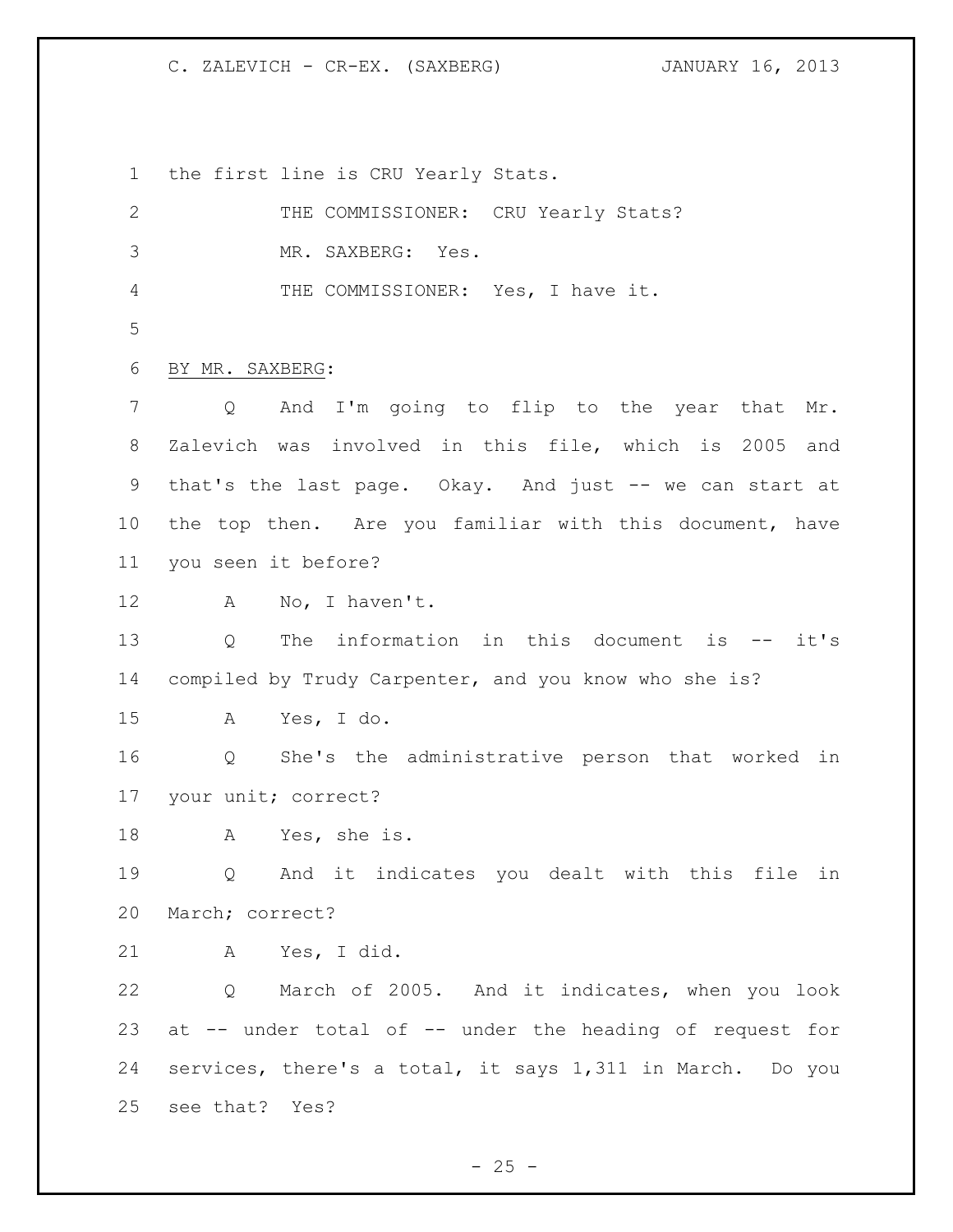the first line is CRU Yearly Stats.

THE COMMISSIONER: CRU Yearly Stats?

MR. SAXBERG: Yes.

THE COMMISSIONER: Yes, I have it.

BY MR. SAXBERG:

Q And I'm going to flip to the year that Mr. Zalevich was involved in this file, which is 2005 and that's the last page. Okay. And just -- we can start at the top then. Are you familiar with this document, have you seen it before?

A No, I haven't.

Q The information in this document is -- it's compiled by Trudy Carpenter, and you know who she is?

A Yes, I do.

Q She's the administrative person that worked in your unit; correct?

A Yes, she is.

Q And it indicates you dealt with this file in March; correct?

A Yes, I did.

Q March of 2005. And it indicates, when you look at -- under total of -- under the heading of request for services, there's a total, it says 1,311 in March. Do you see that? Yes?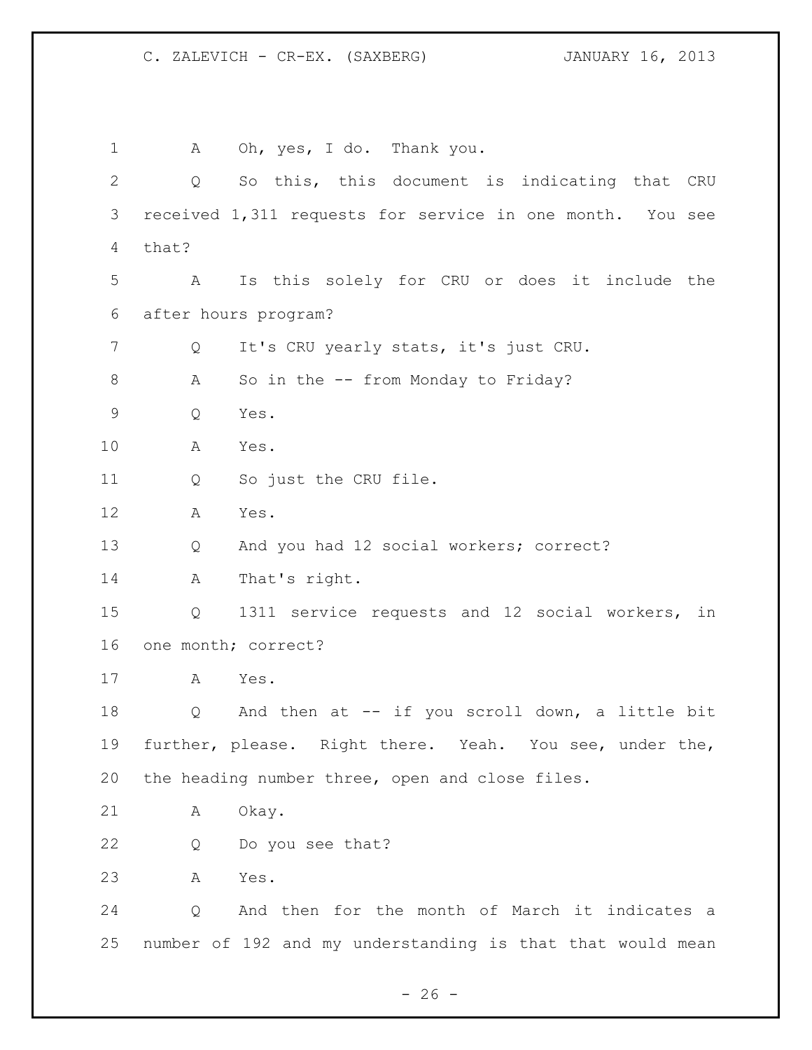1 A Oh, yes, I do. Thank you.

2 Q So this, this document is indicating that CRU

3 received 1,311 requests for service in one month. You see

4 that?

5 A Is this solely for CRU or does it include the

6 after hours program?

7 Q It's CRU yearly stats, it's just CRU.

8 A So in the -- from Monday to Friday?

9 Q Yes.

10 A Yes.

11 Q So just the CRU file.

12 A Yes.

13 Q And you had 12 social workers; correct?

14 A That's right.

15 Q 1311 service requests and 12 social workers, in

16 one month; correct?

17 A Yes.

18 Q And then at -- if you scroll down, a little bit

19 further, please. Right there. Yeah. You see, under the,

20 the heading number three, open and close files.

21 A Okay.

22 Q Do you see that?

23 A Yes.

24 Q And then for the month of March it indicates a

25 number of 192 and my understanding is that that would mean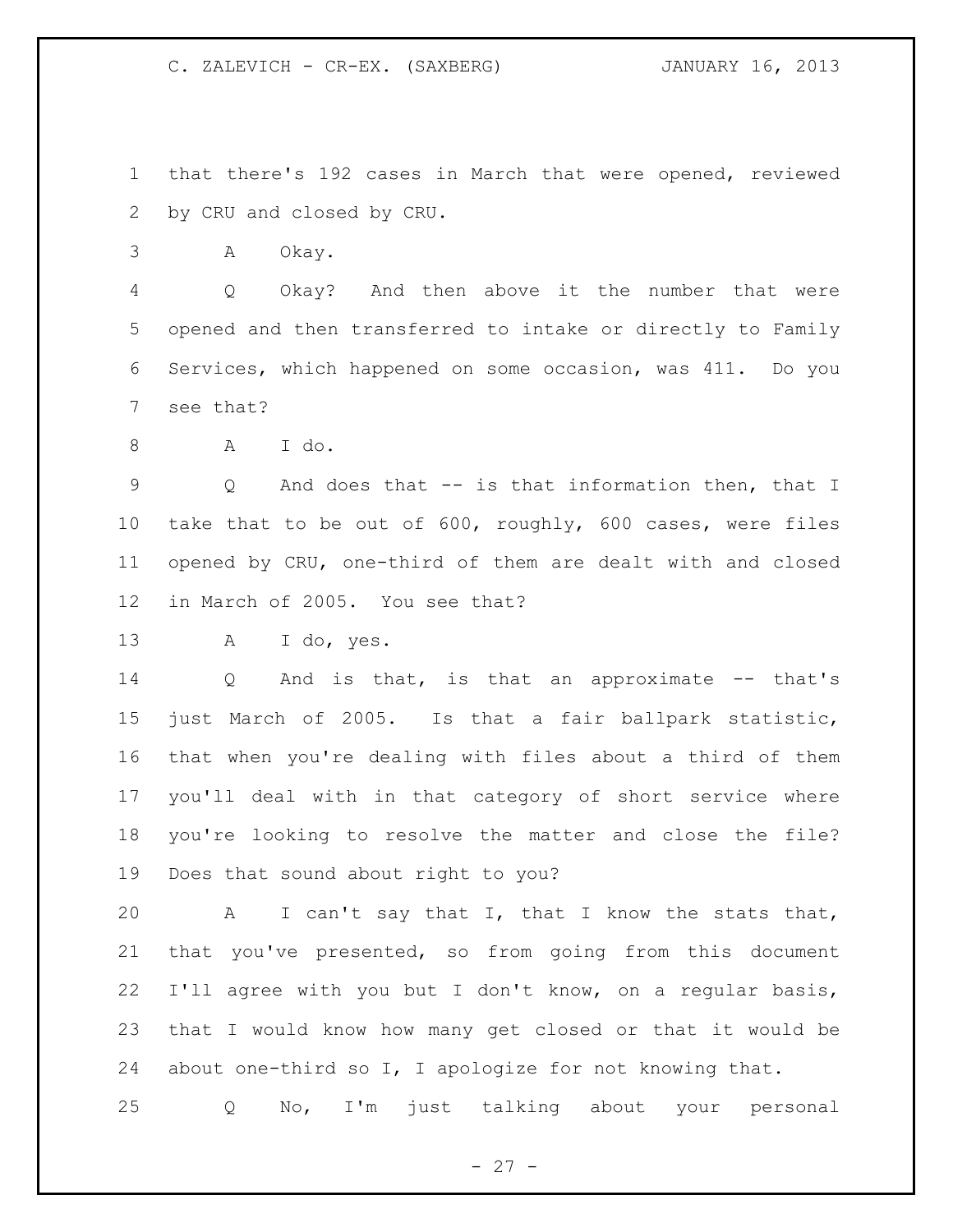that there's 192 cases in March that were opened, reviewed by CRU and closed by CRU.

A Okay.

Q Okay? And then above it the number that were opened and then transferred to intake or directly to Family Services, which happened on some occasion, was 411. Do you see that?

A I do.

Q And does that -- is that information then, that I take that to be out of 600, roughly, 600 cases, were files opened by CRU, one-third of them are dealt with and closed in March of 2005. You see that?

A I do, yes.

Q And is that, is that an approximate -- that's just March of 2005. Is that a fair ballpark statistic, that when you're dealing with files about a third of them you'll deal with in that category of short service where you're looking to resolve the matter and close the file? Does that sound about right to you?

A I can't say that I, that I know the stats that, that you've presented, so from going from this document I'll agree with you but I don't know, on a regular basis, that I would know how many get closed or that it would be about one-third so I, I apologize for not knowing that.

Q No, I'm just talking about your personal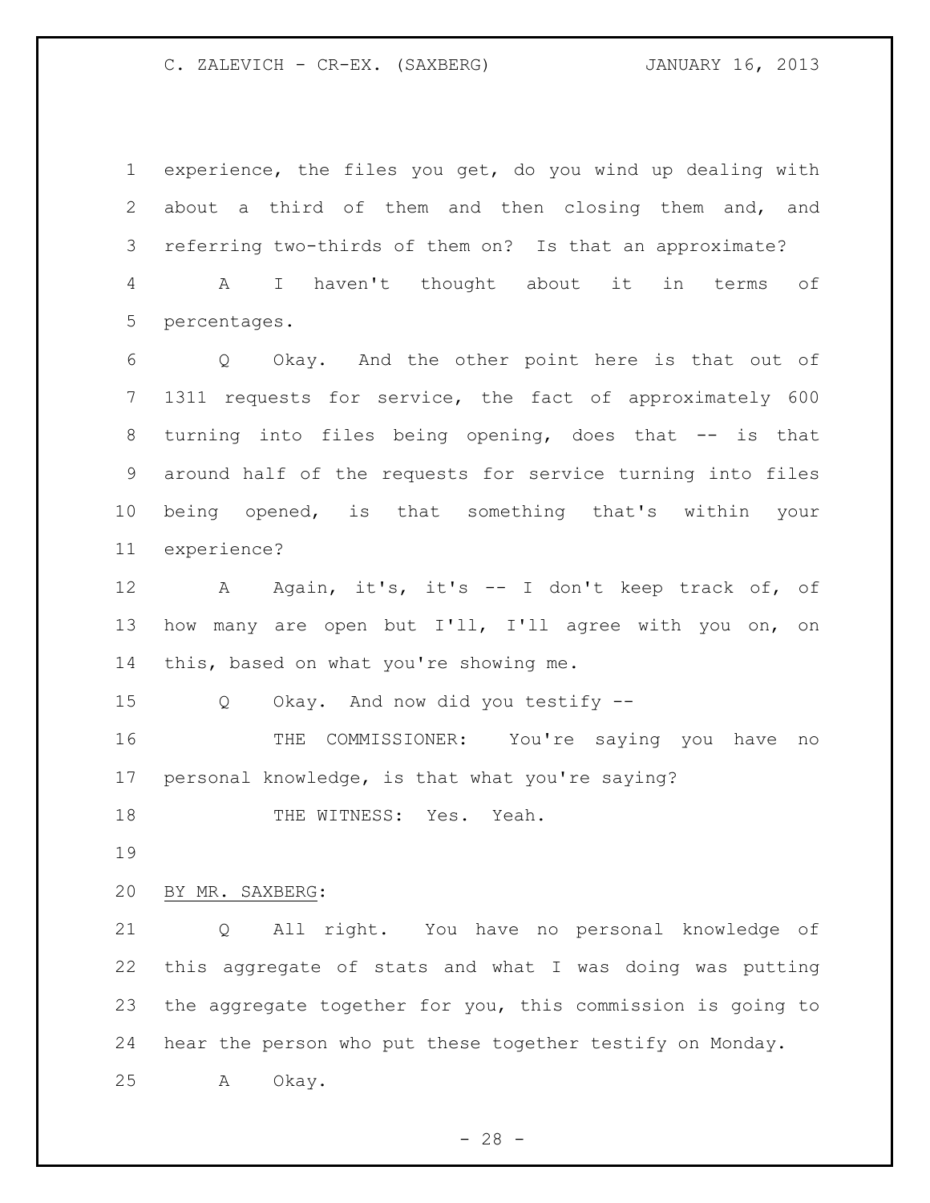experience, the files you get, do you wind up dealing with about a third of them and then closing them and, and referring two-thirds of them on? Is that an approximate?

A I haven't thought about it in terms of percentages.

Q Okay. And the other point here is that out of 1311 requests for service, the fact of approximately 600 turning into files being opening, does that -- is that around half of the requests for service turning into files being opened, is that something that's within your experience?

A Again, it's, it's -- I don't keep track of, of how many are open but I'll, I'll agree with you on, on this, based on what you're showing me.

Q Okay. And now did you testify --

THE COMMISSIONER: You're saying you have no personal knowledge, is that what you're saying?

THE WITNESS: Yes. Yeah.

BY MR. SAXBERG:

Q All right. You have no personal knowledge of this aggregate of stats and what I was doing was putting the aggregate together for you, this commission is going to hear the person who put these together testify on Monday.

A Okay.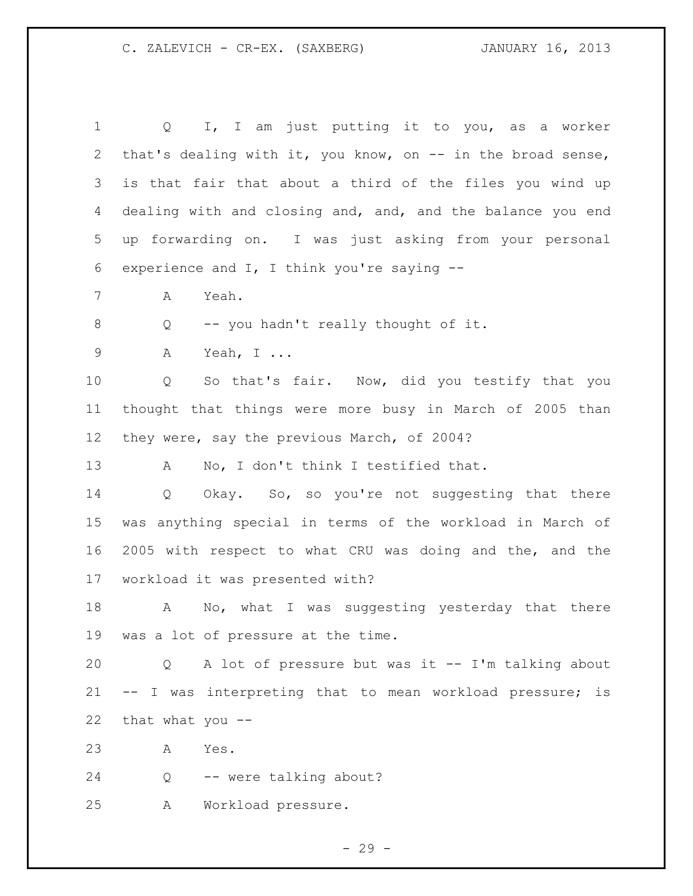Q I, I am just putting it to you, as a worker that's dealing with it, you know, on -- in the broad sense, is that fair that about a third of the files you wind up dealing with and closing and, and, and the balance you end up forwarding on. I was just asking from your personal experience and I, I think you're saying --

A Yeah.

Q -- you hadn't really thought of it.

A Yeah, I ...

Q So that's fair. Now, did you testify that you thought that things were more busy in March of 2005 than they were, say the previous March, of 2004?

A No, I don't think I testified that.

Q Okay. So, so you're not suggesting that there was anything special in terms of the workload in March of 2005 with respect to what CRU was doing and the, and the workload it was presented with?

A No, what I was suggesting yesterday that there was a lot of pressure at the time.

Q A lot of pressure but was it -- I'm talking about -- I was interpreting that to mean workload pressure; is that what you --

A Yes.

Q -- were talking about?

A Workload pressure.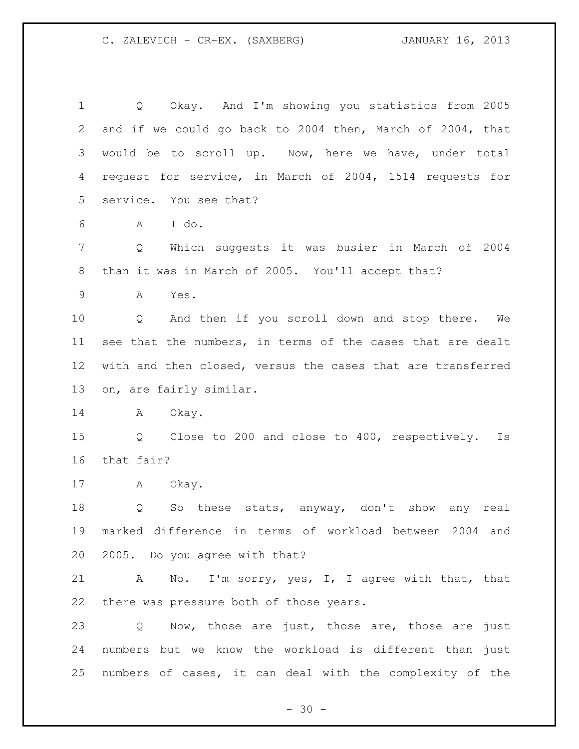Q Okay. And I'm showing you statistics from 2005 and if we could go back to 2004 then, March of 2004, that would be to scroll up. Now, here we have, under total request for service, in March of 2004, 1514 requests for service. You see that?

A I do.

Q Which suggests it was busier in March of 2004 than it was in March of 2005. You'll accept that?

A Yes.

Q And then if you scroll down and stop there. We see that the numbers, in terms of the cases that are dealt with and then closed, versus the cases that are transferred on, are fairly similar.

A Okay.

Q Close to 200 and close to 400, respectively. Is that fair?

A Okay.

Q So these stats, anyway, don't show any real marked difference in terms of workload between 2004 and 2005. Do you agree with that?

A No. I'm sorry, yes, I, I agree with that, that there was pressure both of those years.

Q Now, those are just, those are, those are just numbers but we know the workload is different than just numbers of cases, it can deal with the complexity of the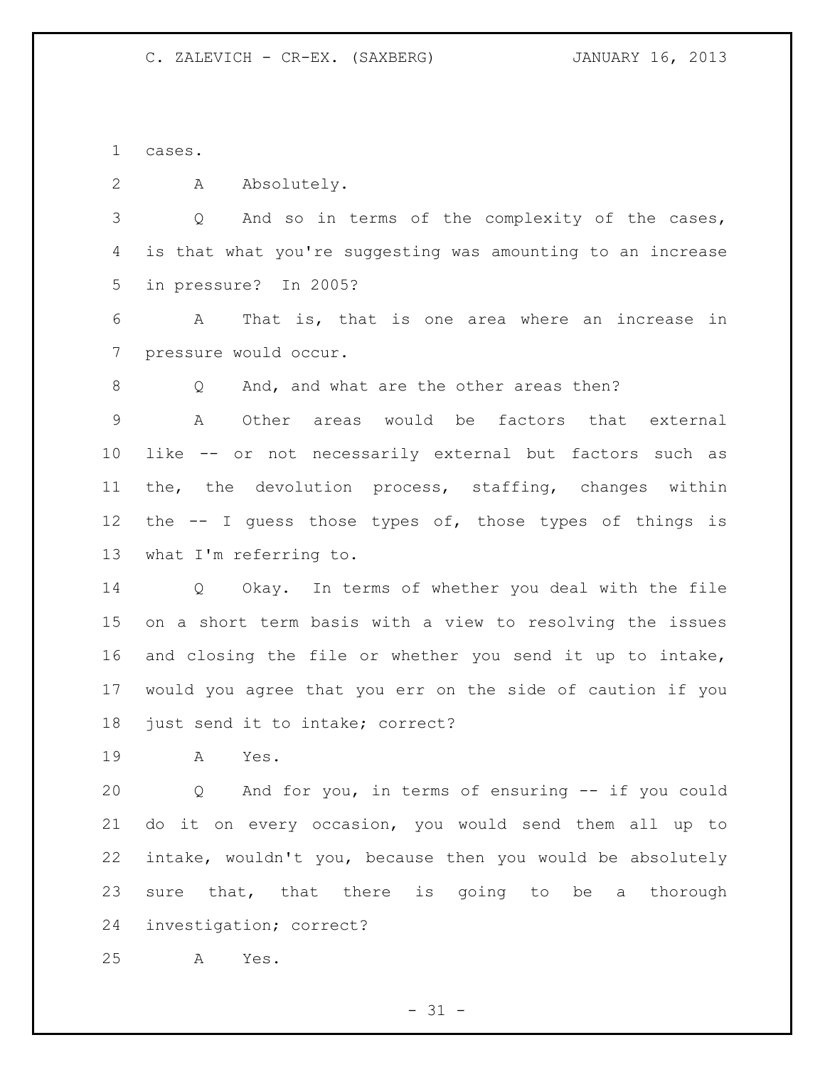cases.

A Absolutely.

Q And so in terms of the complexity of the cases, is that what you're suggesting was amounting to an increase in pressure? In 2005?

A That is, that is one area where an increase in pressure would occur.

Q And, and what are the other areas then?

A Other areas would be factors that external like -- or not necessarily external but factors such as the, the devolution process, staffing, changes within the -- I guess those types of, those types of things is what I'm referring to.

Q Okay. In terms of whether you deal with the file on a short term basis with a view to resolving the issues and closing the file or whether you send it up to intake, would you agree that you err on the side of caution if you just send it to intake; correct?

A Yes.

Q And for you, in terms of ensuring -- if you could do it on every occasion, you would send them all up to intake, wouldn't you, because then you would be absolutely sure that, that there is going to be a thorough investigation; correct?

A Yes.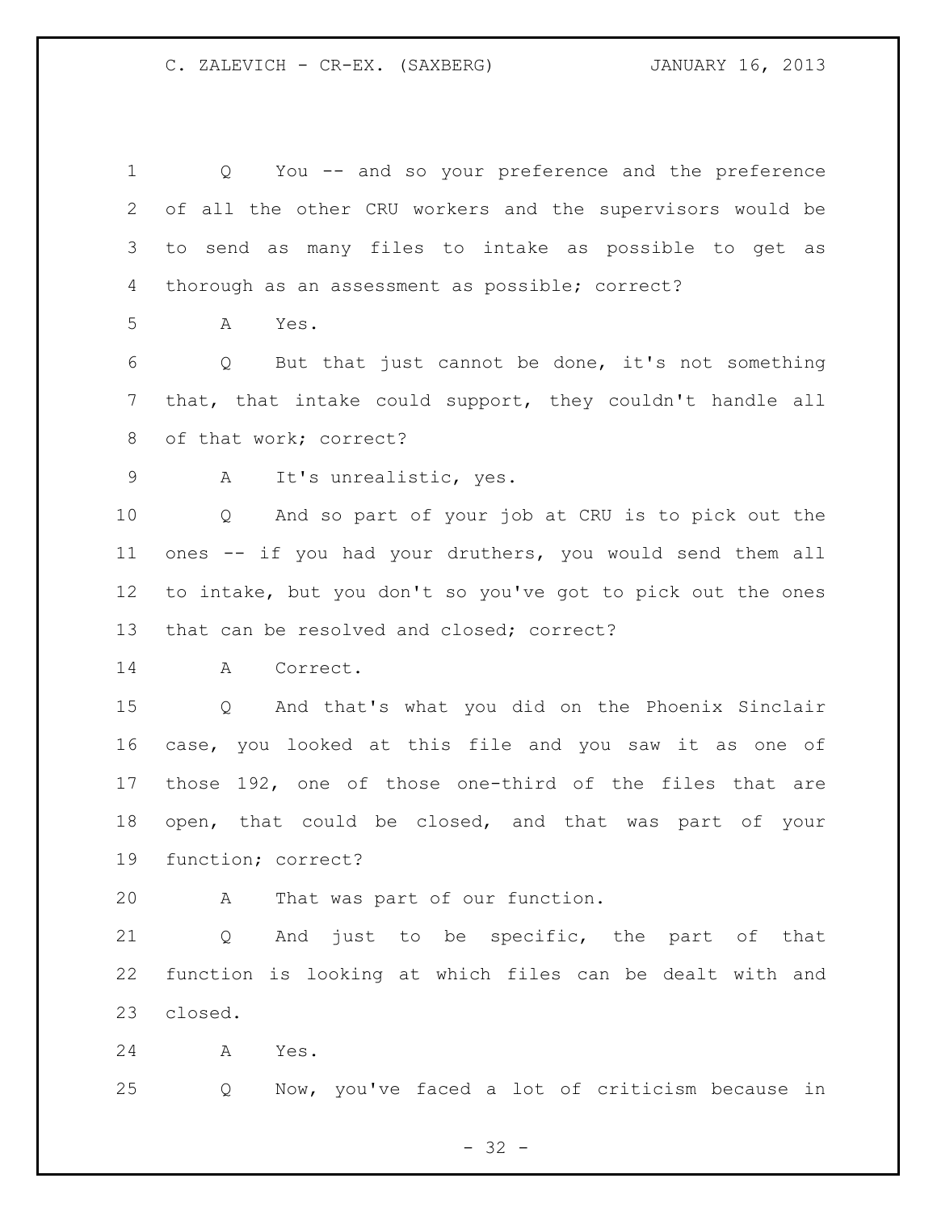Q You -- and so your preference and the preference of all the other CRU workers and the supervisors would be to send as many files to intake as possible to get as thorough as an assessment as possible; correct?

A Yes.

Q But that just cannot be done, it's not something that, that intake could support, they couldn't handle all of that work; correct?

A It's unrealistic, yes.

Q And so part of your job at CRU is to pick out the ones -- if you had your druthers, you would send them all to intake, but you don't so you've got to pick out the ones that can be resolved and closed; correct?

A Correct.

Q And that's what you did on the Phoenix Sinclair case, you looked at this file and you saw it as one of those 192, one of those one-third of the files that are open, that could be closed, and that was part of your function; correct?

A That was part of our function.

Q And just to be specific, the part of that function is looking at which files can be dealt with and closed.

A Yes.

Q Now, you've faced a lot of criticism because in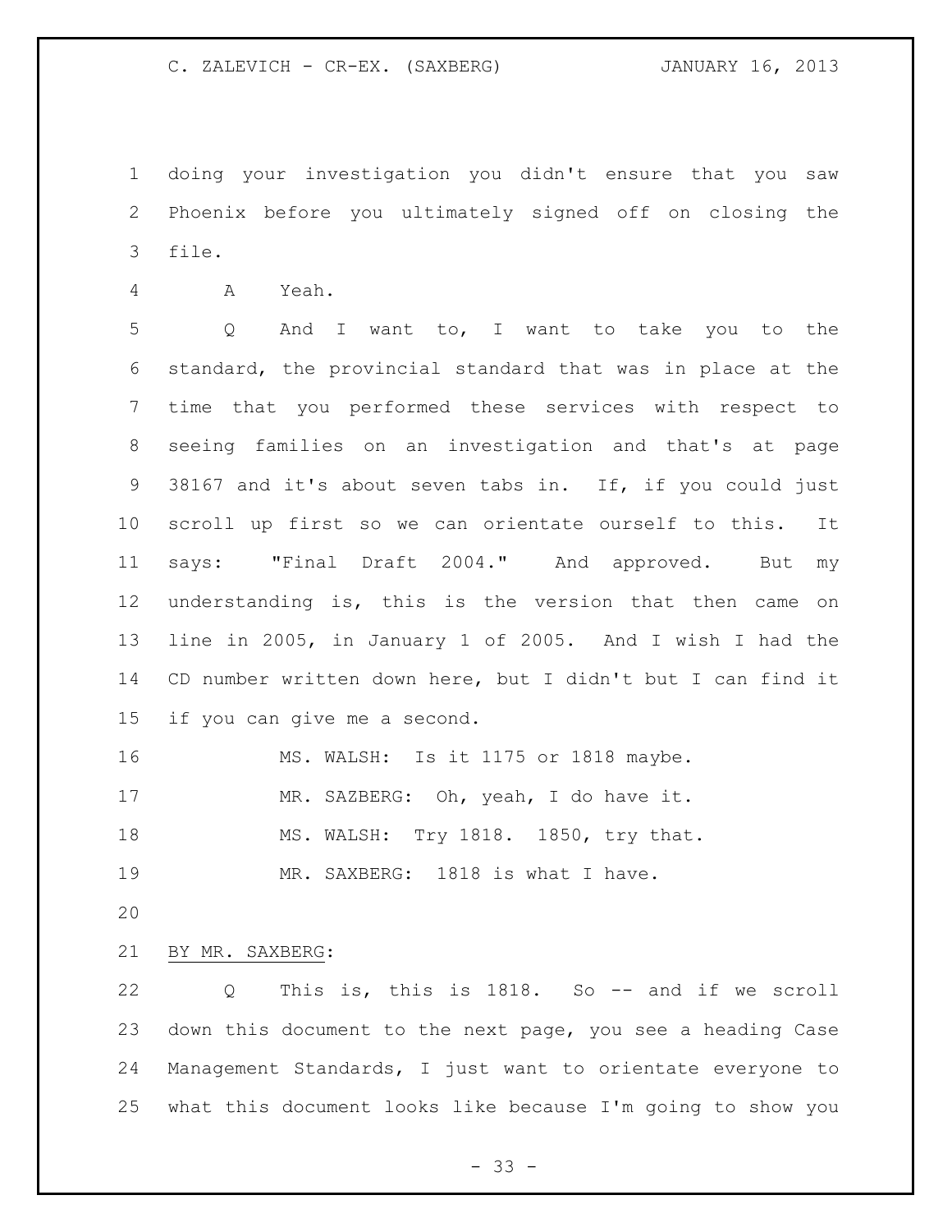doing your investigation you didn't ensure that you saw Phoenix before you ultimately signed off on closing the file.

A Yeah.

Q And I want to, I want to take you to the standard, the provincial standard that was in place at the time that you performed these services with respect to seeing families on an investigation and that's at page 38167 and it's about seven tabs in. If, if you could just scroll up first so we can orientate ourself to this. It says: "Final Draft 2004." And approved. But my understanding is, this is the version that then came on line in 2005, in January 1 of 2005. And I wish I had the CD number written down here, but I didn't but I can find it if you can give me a second.

MS. WALSH: Is it 1175 or 1818 maybe.

MR. SAZBERG: Oh, yeah, I do have it.

MS. WALSH: Try 1818. 1850, try that.

MR. SAXBERG: 1818 is what I have.

BY MR. SAXBERG:

Q This is, this is 1818. So -- and if we scroll down this document to the next page, you see a heading Case Management Standards, I just want to orientate everyone to what this document looks like because I'm going to show you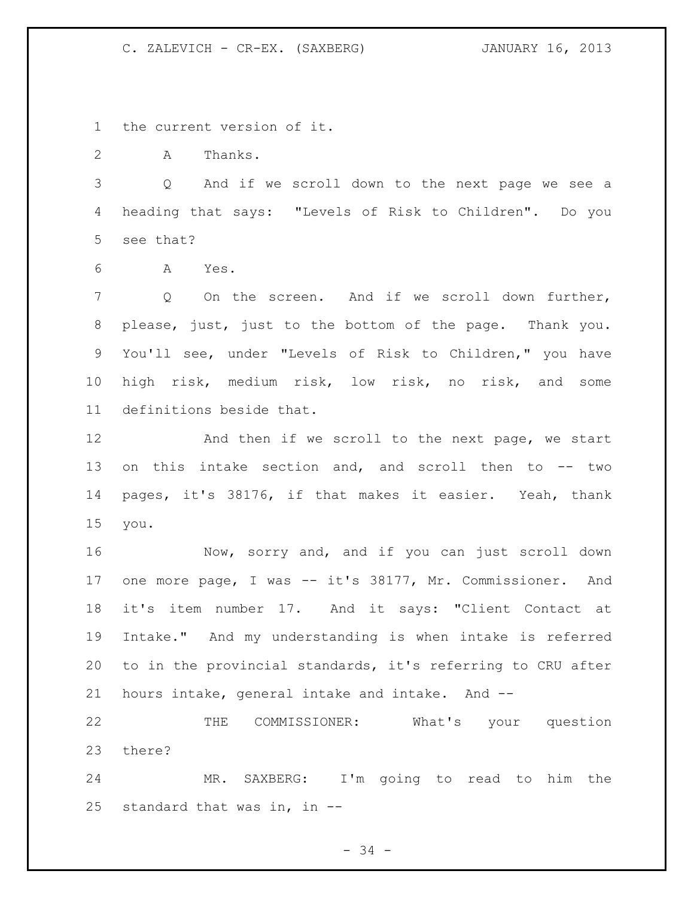the current version of it.

A Thanks.

Q And if we scroll down to the next page we see a heading that says: "Levels of Risk to Children". Do you see that?

A Yes.

Q On the screen. And if we scroll down further, please, just, just to the bottom of the page. Thank you. You'll see, under "Levels of Risk to Children," you have high risk, medium risk, low risk, no risk, and some definitions beside that.

And then if we scroll to the next page, we start on this intake section and, and scroll then to -- two pages, it's 38176, if that makes it easier. Yeah, thank you.

Now, sorry and, and if you can just scroll down one more page, I was -- it's 38177, Mr. Commissioner. And it's item number 17. And it says: "Client Contact at Intake." And my understanding is when intake is referred to in the provincial standards, it's referring to CRU after hours intake, general intake and intake. And --

THE COMMISSIONER: What's your question there?

MR. SAXBERG: I'm going to read to him the standard that was in, in --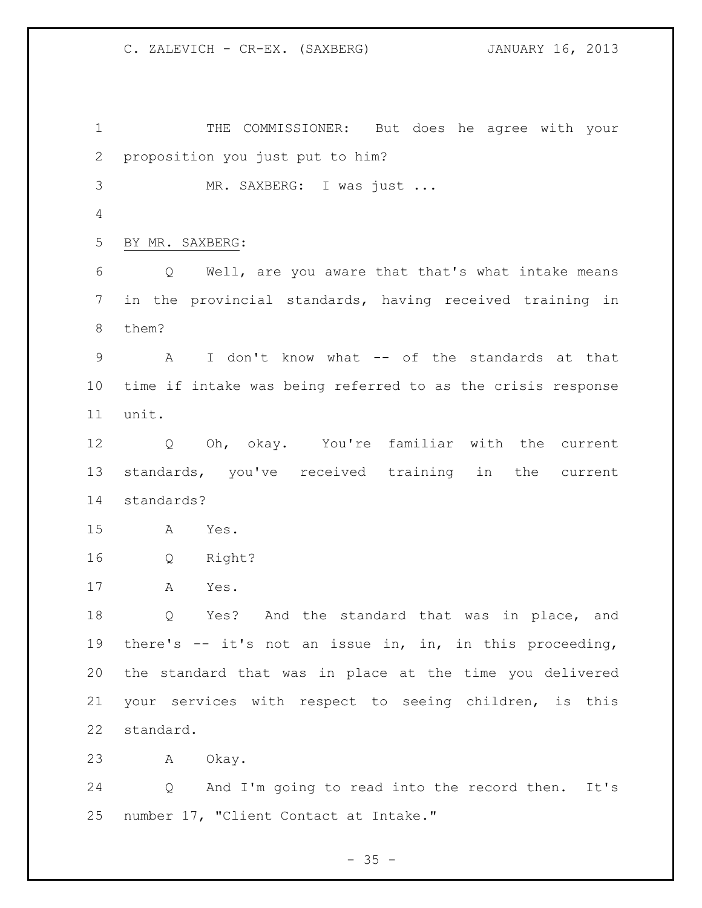THE COMMISSIONER: But does he agree with your proposition you just put to him?

MR. SAXBERG: I was just ...

BY MR. SAXBERG:

Q Well, are you aware that that's what intake means in the provincial standards, having received training in them?

A I don't know what -- of the standards at that time if intake was being referred to as the crisis response unit.

Q Oh, okay. You're familiar with the current standards, you've received training in the current standards?

A Yes.

Q Right?

A Yes.

Q Yes? And the standard that was in place, and there's -- it's not an issue in, in, in this proceeding, the standard that was in place at the time you delivered your services with respect to seeing children, is this standard.

A Okay.

Q And I'm going to read into the record then. It's number 17, "Client Contact at Intake."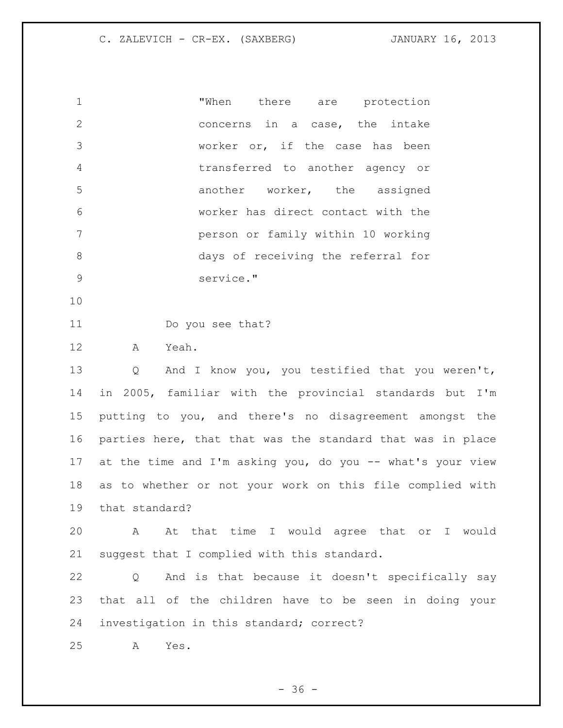"When there are protection concerns in a case, the intake worker or, if the case has been transferred to another agency or another worker, the assigned worker has direct contact with the person or family within 10 working days of receiving the referral for service."

Do you see that?

A Yeah.

Q And I know you, you testified that you weren't, in 2005, familiar with the provincial standards but I'm putting to you, and there's no disagreement amongst the parties here, that that was the standard that was in place at the time and I'm asking you, do you -- what's your view as to whether or not your work on this file complied with that standard?

A At that time I would agree that or I would suggest that I complied with this standard.

Q And is that because it doesn't specifically say that all of the children have to be seen in doing your investigation in this standard; correct?

A Yes.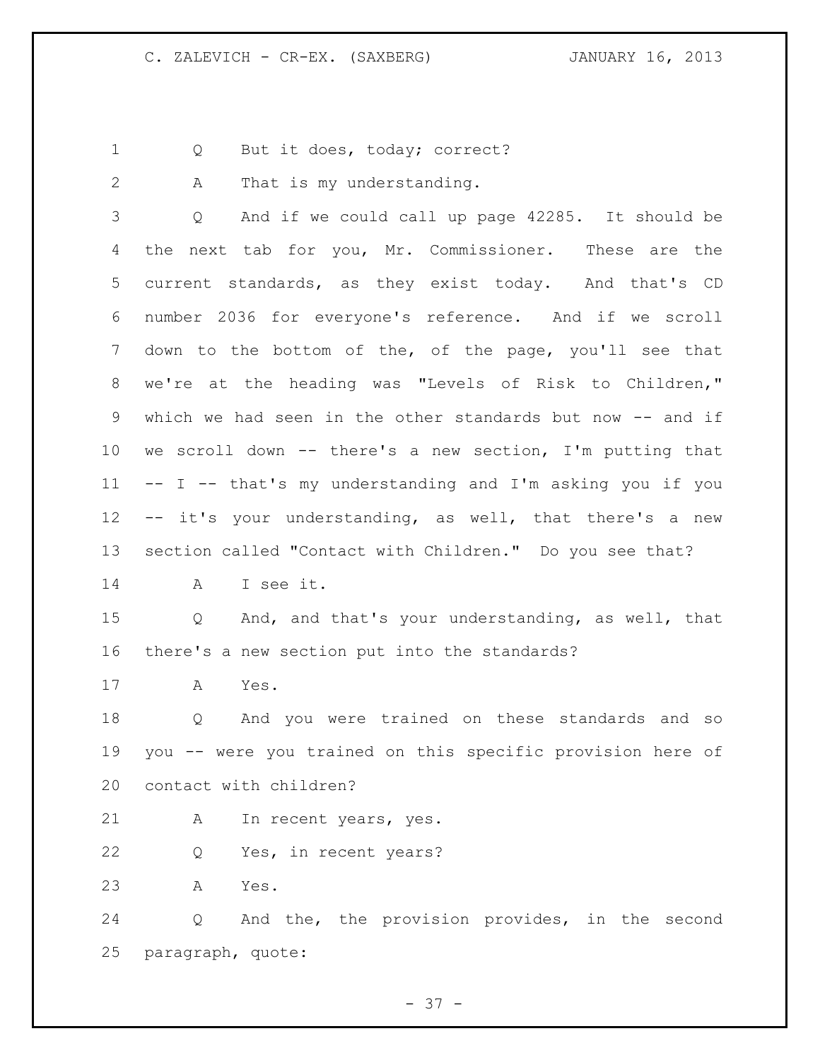Q But it does, today; correct?

A That is my understanding.

Q And if we could call up page 42285. It should be the next tab for you, Mr. Commissioner. These are the current standards, as they exist today. And that's CD number 2036 for everyone's reference. And if we scroll down to the bottom of the, of the page, you'll see that we're at the heading was "Levels of Risk to Children," which we had seen in the other standards but now -- and if we scroll down -- there's a new section, I'm putting that -- I -- that's my understanding and I'm asking you if you -- it's your understanding, as well, that there's a new section called "Contact with Children." Do you see that?

A I see it.

Q And, and that's your understanding, as well, that there's a new section put into the standards?

A Yes.

Q And you were trained on these standards and so you -- were you trained on this specific provision here of contact with children?

A In recent years, yes.

Q Yes, in recent years?

A Yes.

Q And the, the provision provides, in the second paragraph, quote: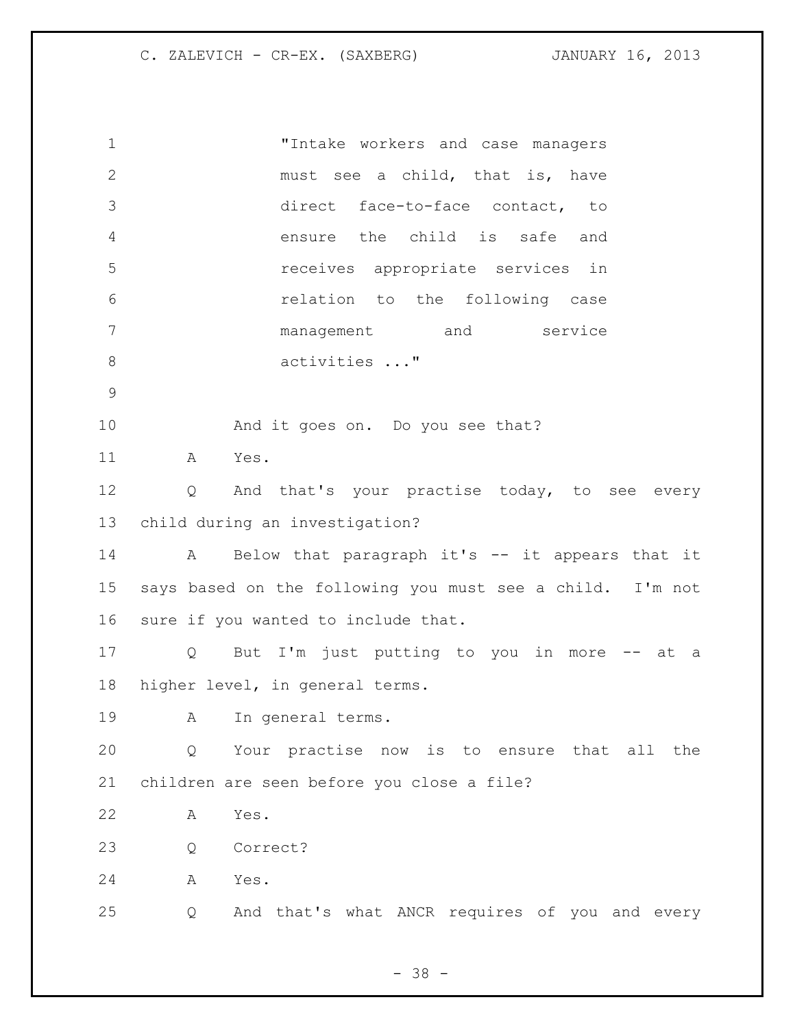"Intake workers and case managers must see a child, that is, have direct face-to-face contact, to ensure the child is safe and receives appropriate services in relation to the following case management and service activities ..."

And it goes on. Do you see that?

A Yes.

Q And that's your practise today, to see every child during an investigation?

A Below that paragraph it's -- it appears that it says based on the following you must see a child. I'm not sure if you wanted to include that.

Q But I'm just putting to you in more -- at a higher level, in general terms.

A In general terms.

Q Your practise now is to ensure that all the children are seen before you close a file?

A Yes.

Q Correct?

A Yes.

Q And that's what ANCR requires of you and every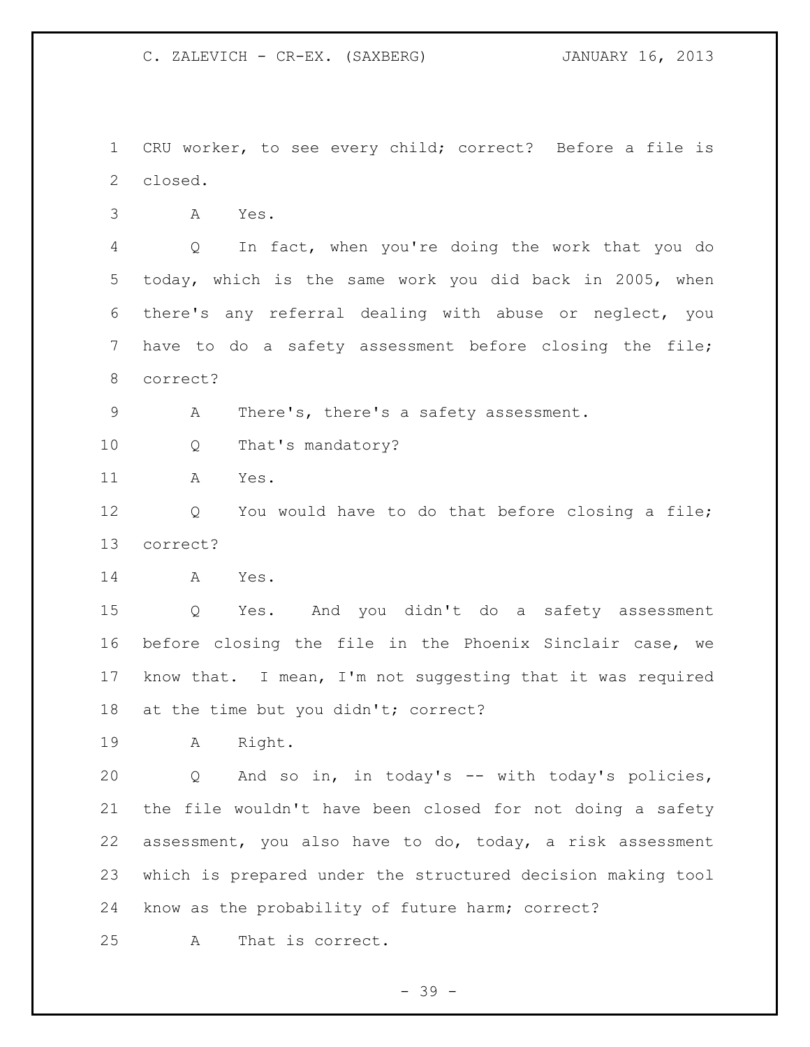CRU worker, to see every child; correct? Before a file is closed.

A Yes.

Q In fact, when you're doing the work that you do today, which is the same work you did back in 2005, when there's any referral dealing with abuse or neglect, you have to do a safety assessment before closing the file; correct?

A There's, there's a safety assessment.

Q That's mandatory?

A Yes.

Q You would have to do that before closing a file; correct?

A Yes.

Q Yes. And you didn't do a safety assessment before closing the file in the Phoenix Sinclair case, we know that. I mean, I'm not suggesting that it was required at the time but you didn't; correct?

A Right.

Q And so in, in today's -- with today's policies, the file wouldn't have been closed for not doing a safety assessment, you also have to do, today, a risk assessment which is prepared under the structured decision making tool know as the probability of future harm; correct?

A That is correct.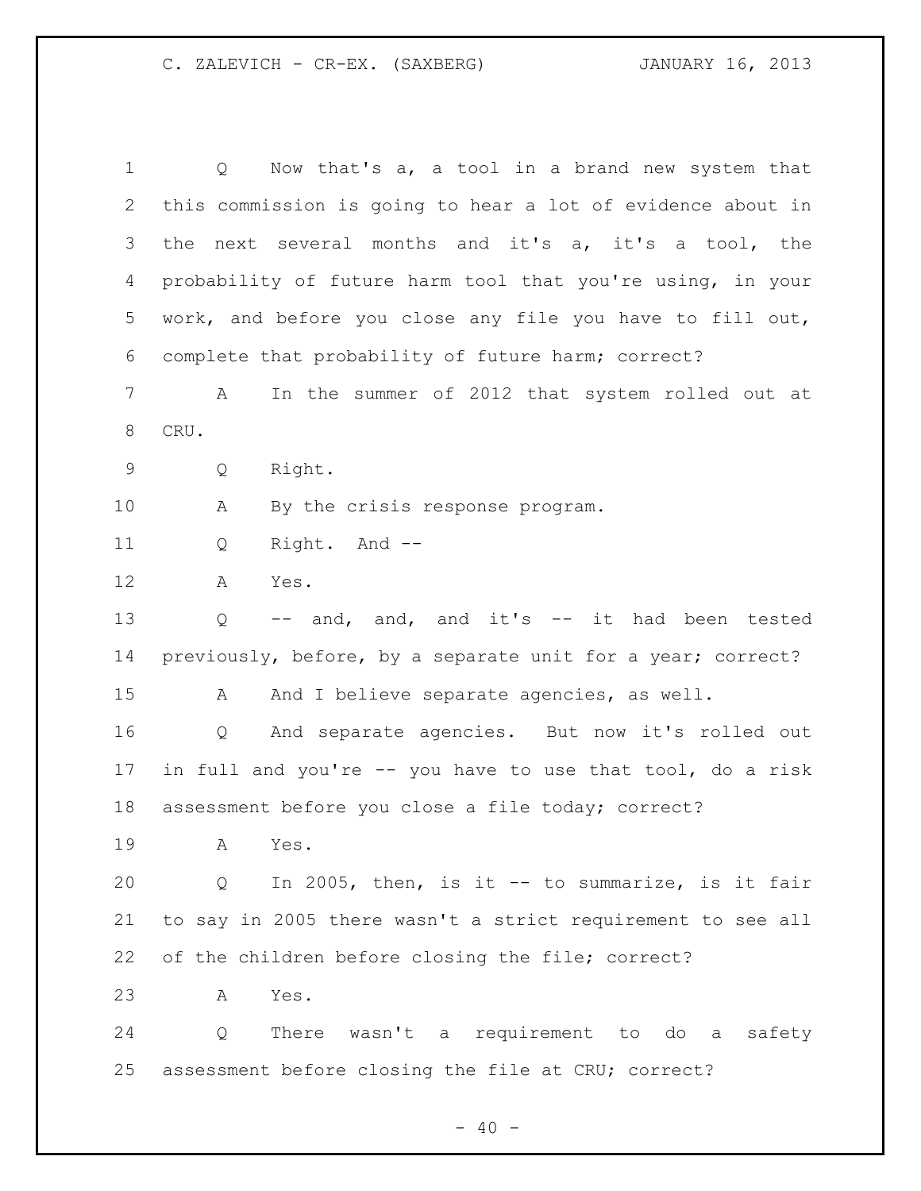Q Now that's a, a tool in a brand new system that this commission is going to hear a lot of evidence about in the next several months and it's a, it's a tool, the probability of future harm tool that you're using, in your work, and before you close any file you have to fill out, complete that probability of future harm; correct?

A In the summer of 2012 that system rolled out at CRU.

Q Right.

A By the crisis response program.

Q Right. And --

A Yes.

Q -- and, and, and it's -- it had been tested previously, before, by a separate unit for a year; correct?

A And I believe separate agencies, as well.

Q And separate agencies. But now it's rolled out in full and you're -- you have to use that tool, do a risk assessment before you close a file today; correct?

A Yes.

Q In 2005, then, is it -- to summarize, is it fair to say in 2005 there wasn't a strict requirement to see all of the children before closing the file; correct?

A Yes.

Q There wasn't a requirement to do a safety assessment before closing the file at CRU; correct?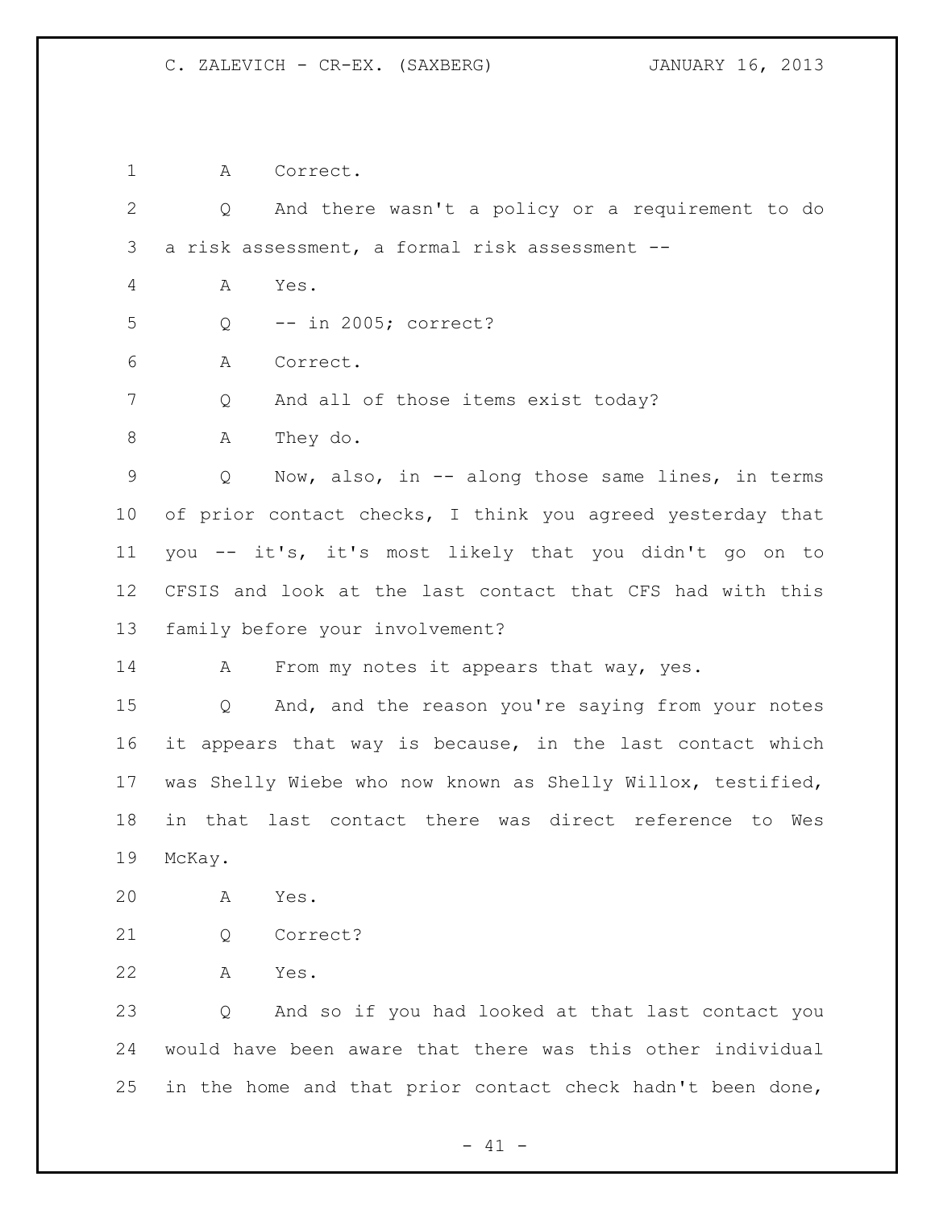A Correct.

Q And there wasn't a policy or a requirement to do a risk assessment, a formal risk assessment --

A Yes.

Q -- in 2005; correct?

A Correct.

Q And all of those items exist today?

A They do.

Q Now, also, in -- along those same lines, in terms of prior contact checks, I think you agreed yesterday that you -- it's, it's most likely that you didn't go on to CFSIS and look at the last contact that CFS had with this family before your involvement?

A From my notes it appears that way, yes.

Q And, and the reason you're saying from your notes it appears that way is because, in the last contact which was Shelly Wiebe who now known as Shelly Willox, testified, in that last contact there was direct reference to Wes McKay.

A Yes.

Q Correct?

A Yes.

Q And so if you had looked at that last contact you would have been aware that there was this other individual in the home and that prior contact check hadn't been done,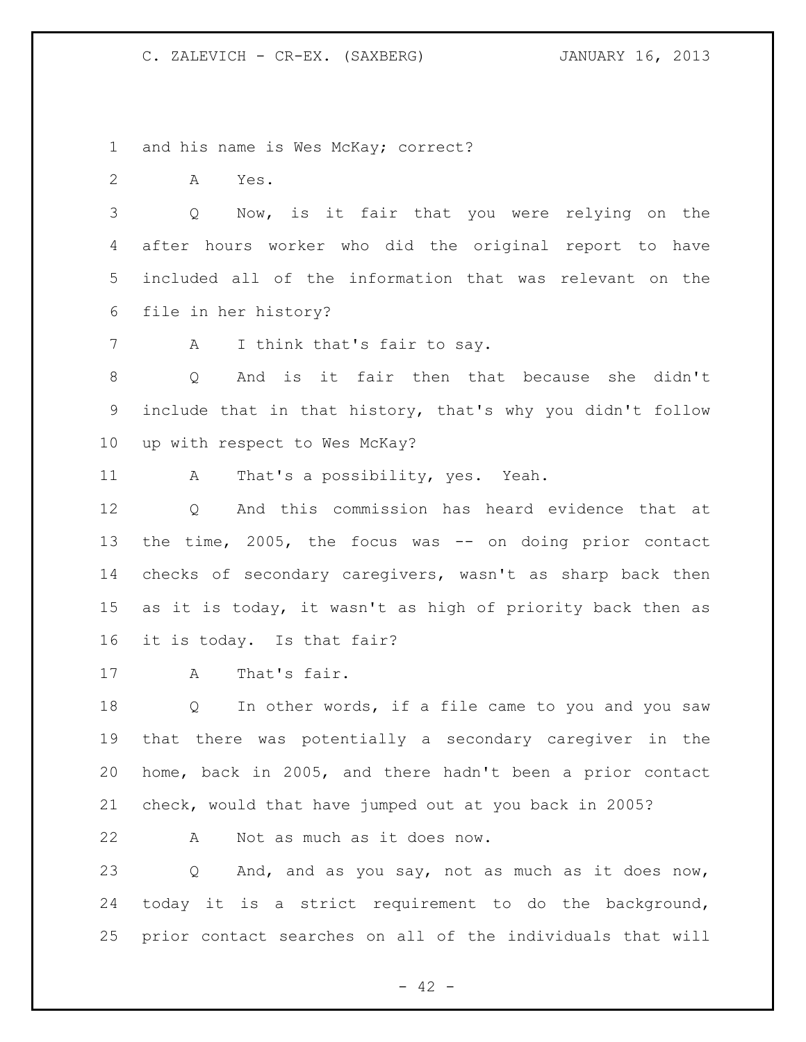and his name is Wes McKay; correct?

A Yes.

Q Now, is it fair that you were relying on the after hours worker who did the original report to have included all of the information that was relevant on the file in her history?

A I think that's fair to say.

Q And is it fair then that because she didn't include that in that history, that's why you didn't follow up with respect to Wes McKay?

A That's a possibility, yes. Yeah.

Q And this commission has heard evidence that at the time, 2005, the focus was -- on doing prior contact checks of secondary caregivers, wasn't as sharp back then as it is today, it wasn't as high of priority back then as it is today. Is that fair?

A That's fair.

Q In other words, if a file came to you and you saw that there was potentially a secondary caregiver in the home, back in 2005, and there hadn't been a prior contact check, would that have jumped out at you back in 2005?

A Not as much as it does now.

Q And, and as you say, not as much as it does now, today it is a strict requirement to do the background, prior contact searches on all of the individuals that will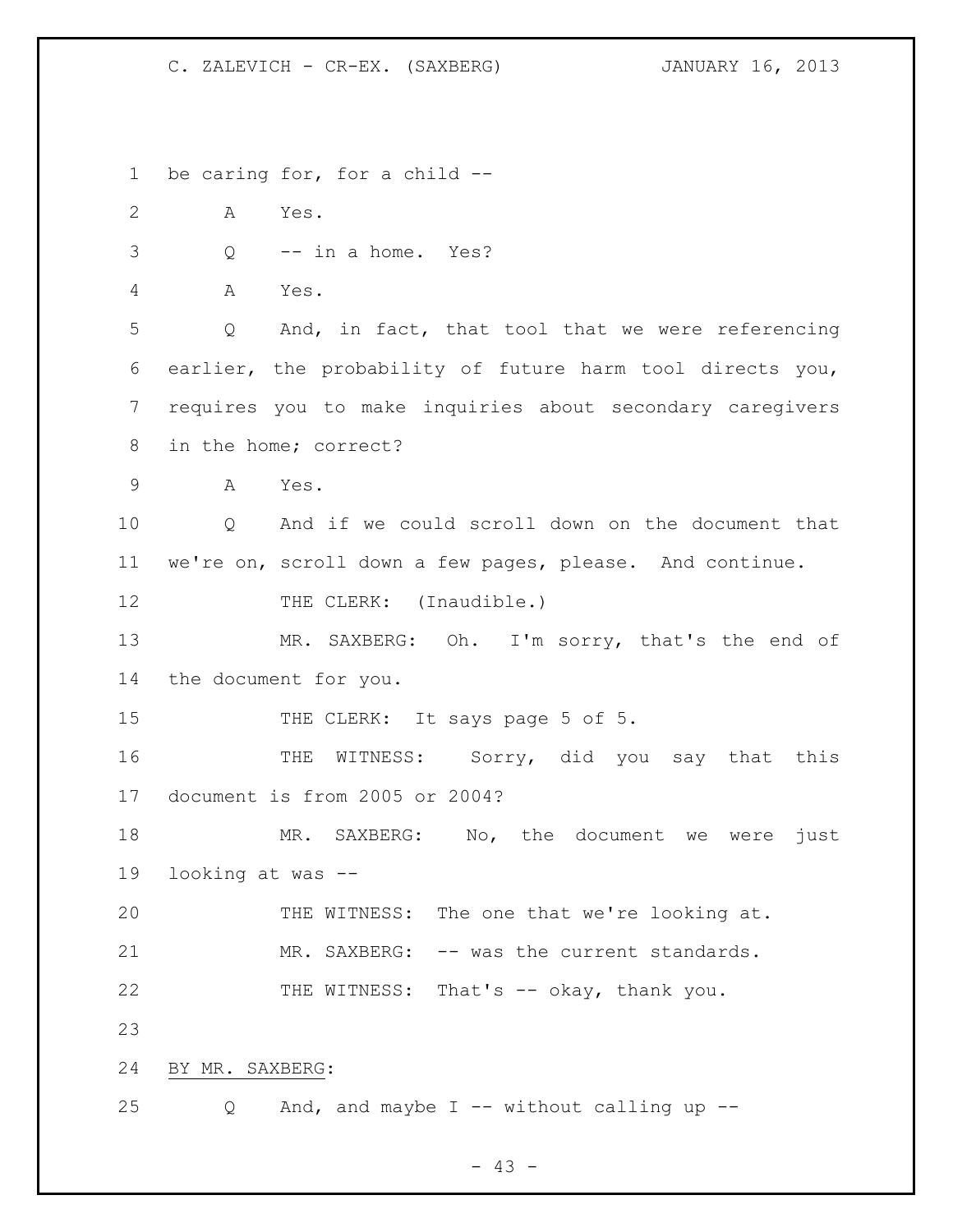be caring for, for a child --

A Yes.

Q -- in a home. Yes?

A Yes.

Q And, in fact, that tool that we were referencing earlier, the probability of future harm tool directs you, requires you to make inquiries about secondary caregivers in the home; correct?

A Yes.

Q And if we could scroll down on the document that we're on, scroll down a few pages, please. And continue.

THE CLERK: (Inaudible.)

MR. SAXBERG: Oh. I'm sorry, that's the end of the document for you.

THE CLERK: It says page 5 of 5.

THE WITNESS: Sorry, did you say that this document is from 2005 or 2004?

MR. SAXBERG: No, the document we were just looking at was --

THE WITNESS: The one that we're looking at.

MR. SAXBERG: -- was the current standards.

THE WITNESS: That's -- okay, thank you.

BY MR. SAXBERG:

Q And, and maybe I -- without calling up --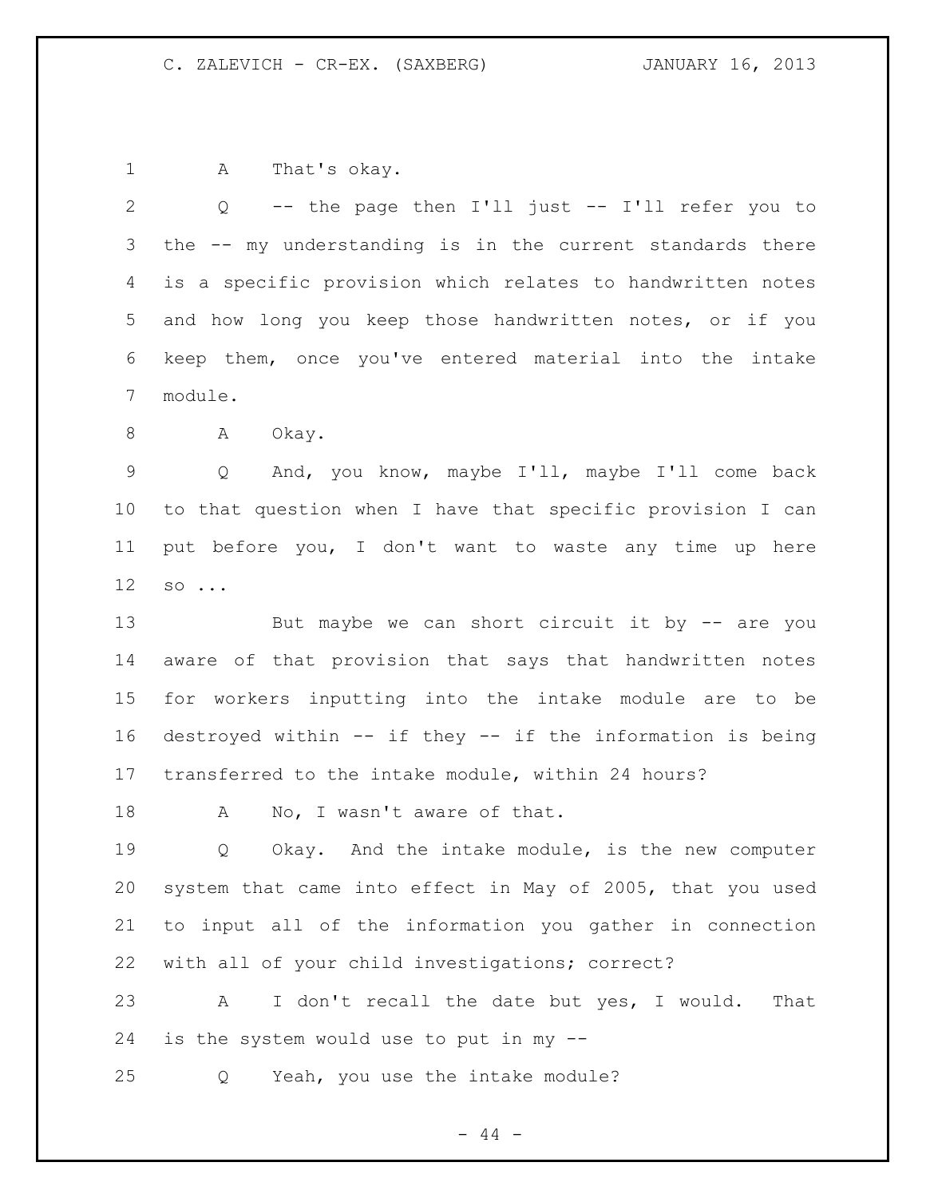A That's okay.

Q -- the page then I'll just -- I'll refer you to the -- my understanding is in the current standards there is a specific provision which relates to handwritten notes and how long you keep those handwritten notes, or if you keep them, once you've entered material into the intake module.

A Okay.

Q And, you know, maybe I'll, maybe I'll come back to that question when I have that specific provision I can put before you, I don't want to waste any time up here so ...

But maybe we can short circuit it by -- are you aware of that provision that says that handwritten notes for workers inputting into the intake module are to be destroyed within -- if they -- if the information is being transferred to the intake module, within 24 hours?

A No, I wasn't aware of that.

Q Okay. And the intake module, is the new computer system that came into effect in May of 2005, that you used to input all of the information you gather in connection with all of your child investigations; correct?

A I don't recall the date but yes, I would. That is the system would use to put in my --

Q Yeah, you use the intake module?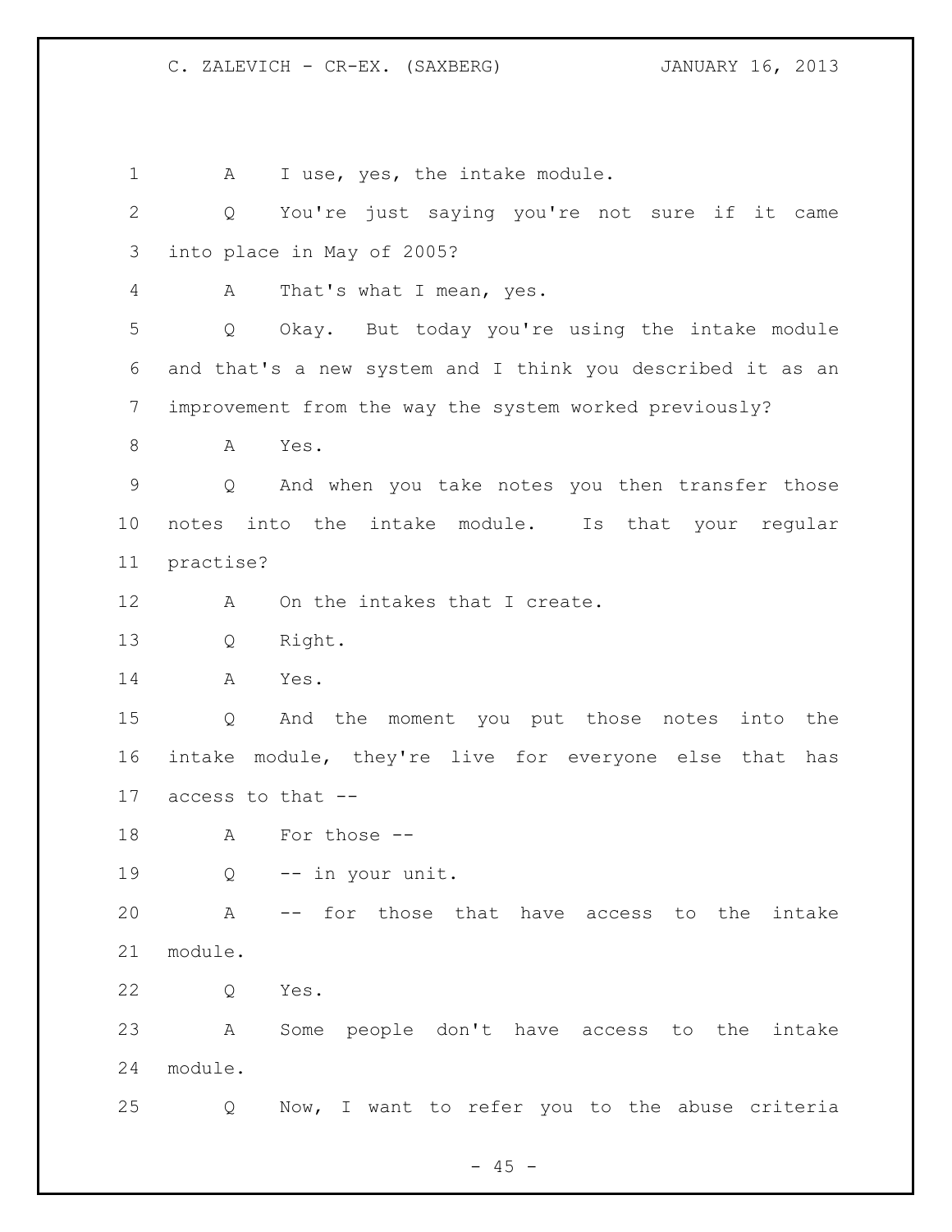A I use, yes, the intake module.

Q You're just saying you're not sure if it came into place in May of 2005?

A That's what I mean, yes.

Q Okay. But today you're using the intake module and that's a new system and I think you described it as an improvement from the way the system worked previously?

A Yes.

Q And when you take notes you then transfer those notes into the intake module. Is that your regular practise?

A On the intakes that I create.

Q Right.

A Yes.

Q And the moment you put those notes into the intake module, they're live for everyone else that has access to that --

A For those --

Q -- in your unit.

A -- for those that have access to the intake module.

Q Yes.

A Some people don't have access to the intake module.

Q Now, I want to refer you to the abuse criteria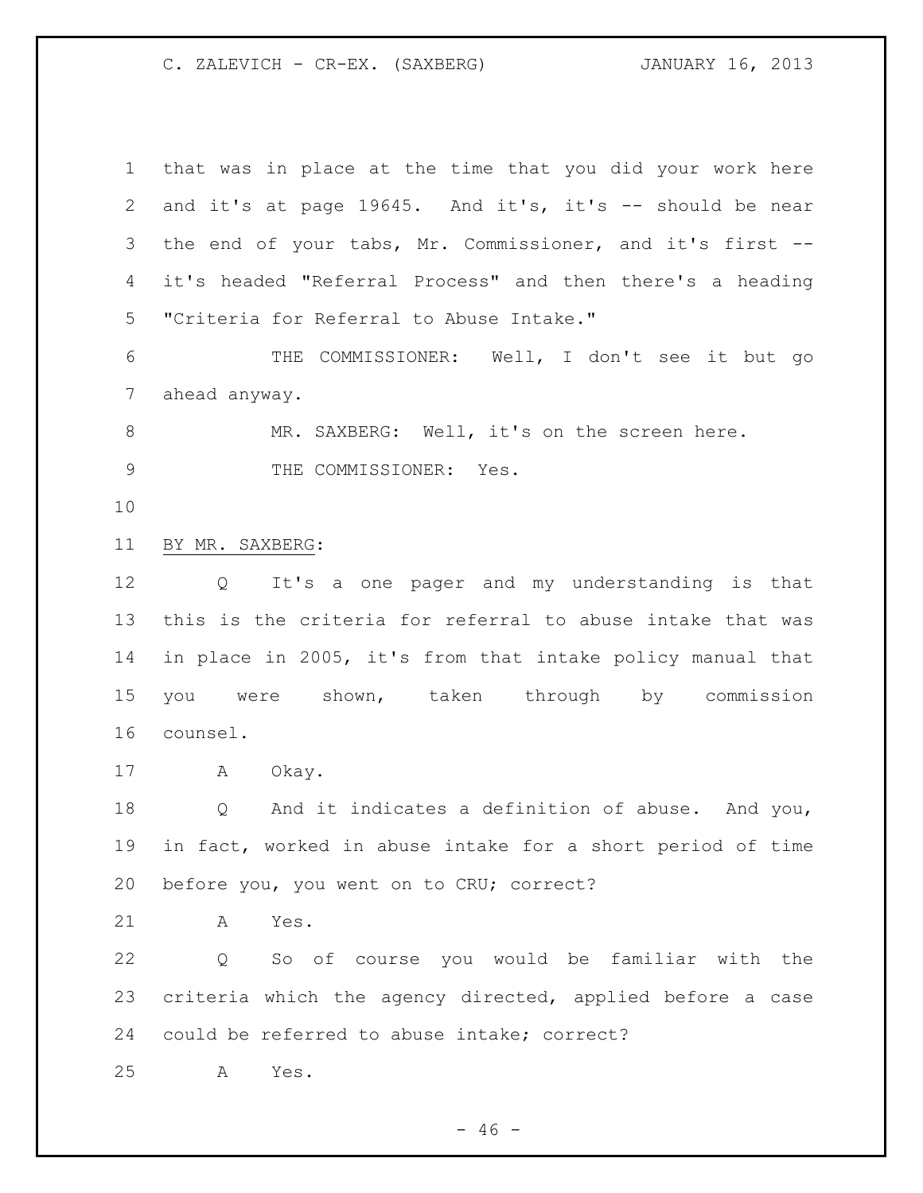that was in place at the time that you did your work here and it's at page 19645. And it's, it's -- should be near the end of your tabs, Mr. Commissioner, and it's first -- it's headed "Referral Process" and then there's a heading "Criteria for Referral to Abuse Intake."

THE COMMISSIONER: Well, I don't see it but go ahead anyway.

MR. SAXBERG: Well, it's on the screen here.

THE COMMISSIONER: Yes.

BY MR. SAXBERG:

Q It's a one pager and my understanding is that this is the criteria for referral to abuse intake that was in place in 2005, it's from that intake policy manual that you were shown, taken through by commission counsel.

A Okay.

Q And it indicates a definition of abuse. And you, in fact, worked in abuse intake for a short period of time before you, you went on to CRU; correct?

A Yes.

Q So of course you would be familiar with the criteria which the agency directed, applied before a case could be referred to abuse intake; correct?

A Yes.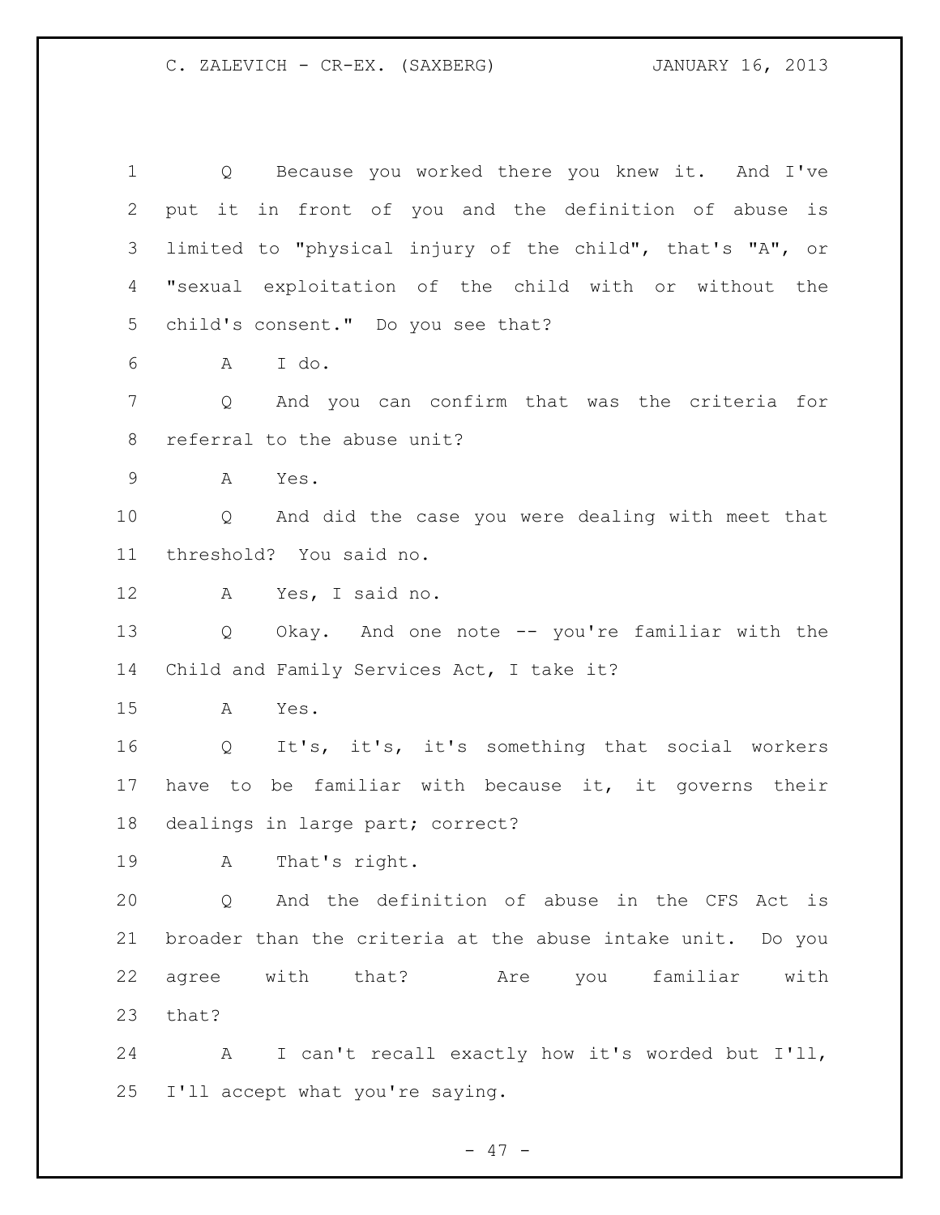Q Because you worked there you knew it. And I've put it in front of you and the definition of abuse is limited to "physical injury of the child", that's "A", or "sexual exploitation of the child with or without the child's consent." Do you see that?

A I do.

Q And you can confirm that was the criteria for referral to the abuse unit?

A Yes.

Q And did the case you were dealing with meet that threshold? You said no.

A Yes, I said no.

Q Okay. And one note -- you're familiar with the Child and Family Services Act, I take it?

A Yes.

Q It's, it's, it's something that social workers have to be familiar with because it, it governs their dealings in large part; correct?

A That's right.

Q And the definition of abuse in the CFS Act is broader than the criteria at the abuse intake unit. Do you agree with that? Are you familiar with that?

A I can't recall exactly how it's worded but I'll, I'll accept what you're saying.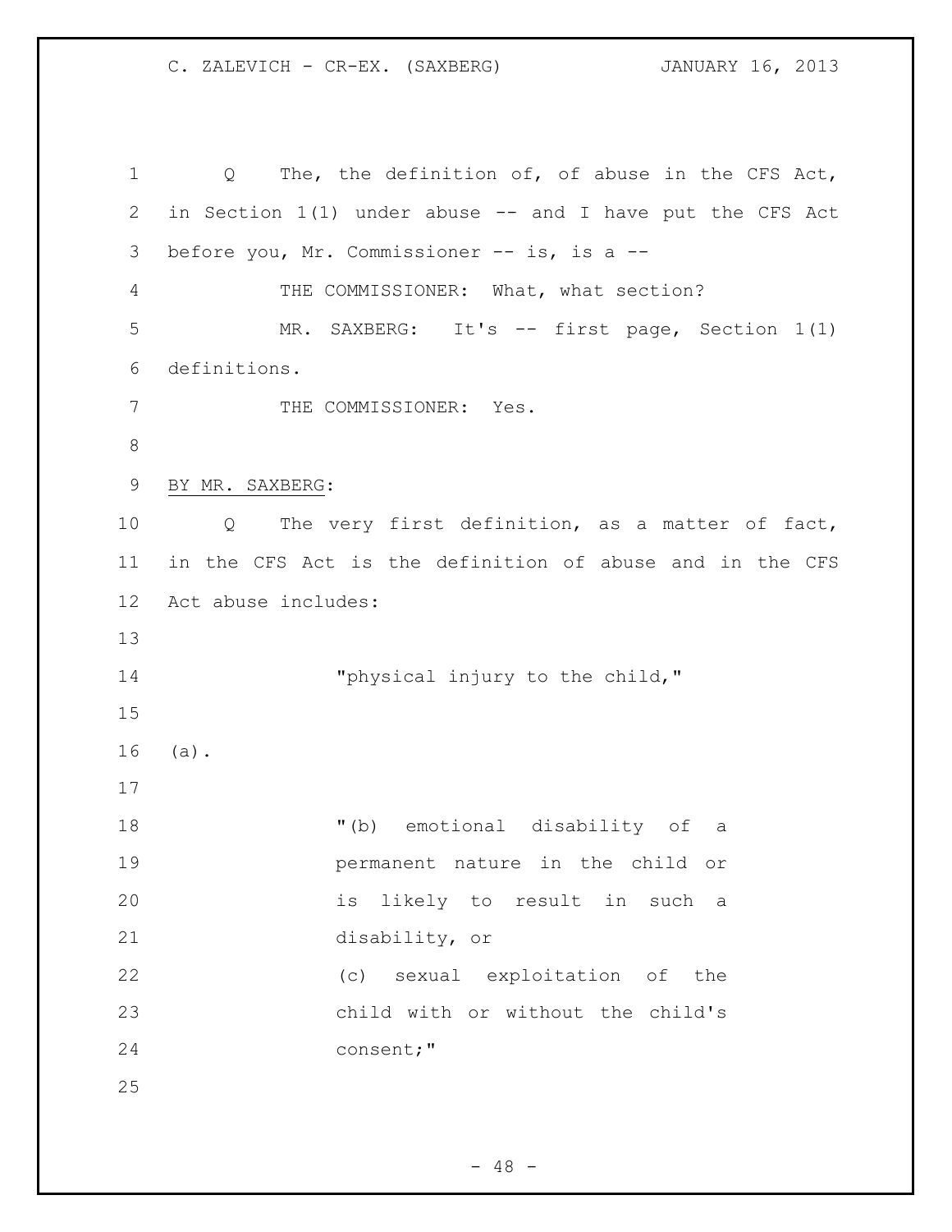Q The, the definition of, of abuse in the CFS Act, in Section 1(1) under abuse -- and I have put the CFS Act before you, Mr. Commissioner -- is, is a --

THE COMMISSIONER: What, what section?

MR. SAXBERG: It's -- first page, Section 1(1) definitions.

THE COMMISSIONER: Yes.

BY MR. SAXBERG:

Q The very first definition, as a matter of fact, in the CFS Act is the definition of abuse and in the CFS Act abuse includes:

> "physical injury to the child,"

(a).

> "(b) emotional disability of a permanent nature in the child or is likely to result in such a disability, or
>
> (c) sexual exploitation of the child with or without the child's consent;"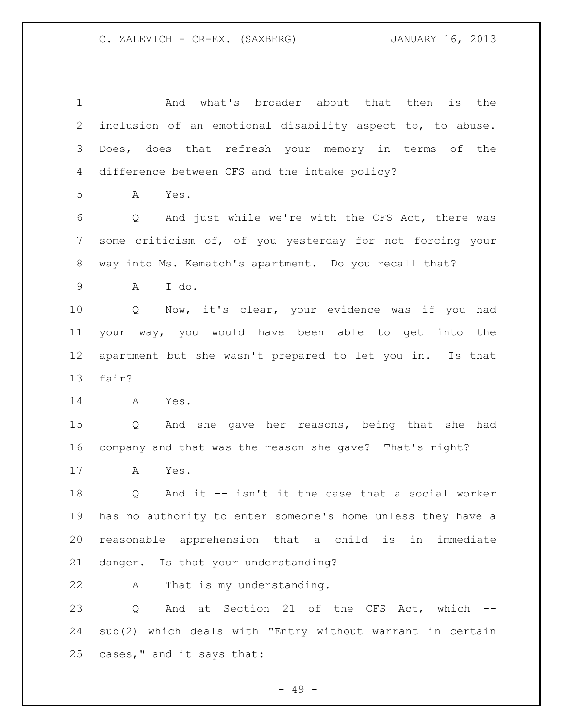And what's broader about that then is the inclusion of an emotional disability aspect to, to abuse. Does, does that refresh your memory in terms of the difference between CFS and the intake policy?

A Yes.

Q And just while we're with the CFS Act, there was some criticism of, of you yesterday for not forcing your way into Ms. Kematch's apartment. Do you recall that?

A I do.

Q Now, it's clear, your evidence was if you had your way, you would have been able to get into the apartment but she wasn't prepared to let you in. Is that fair?

A Yes.

Q And she gave her reasons, being that she had company and that was the reason she gave? That's right?

A Yes.

Q And it -- isn't it the case that a social worker has no authority to enter someone's home unless they have a reasonable apprehension that a child is in immediate danger. Is that your understanding?

A That is my understanding.

Q And at Section 21 of the CFS Act, which -- sub(2) which deals with "Entry without warrant in certain cases," and it says that: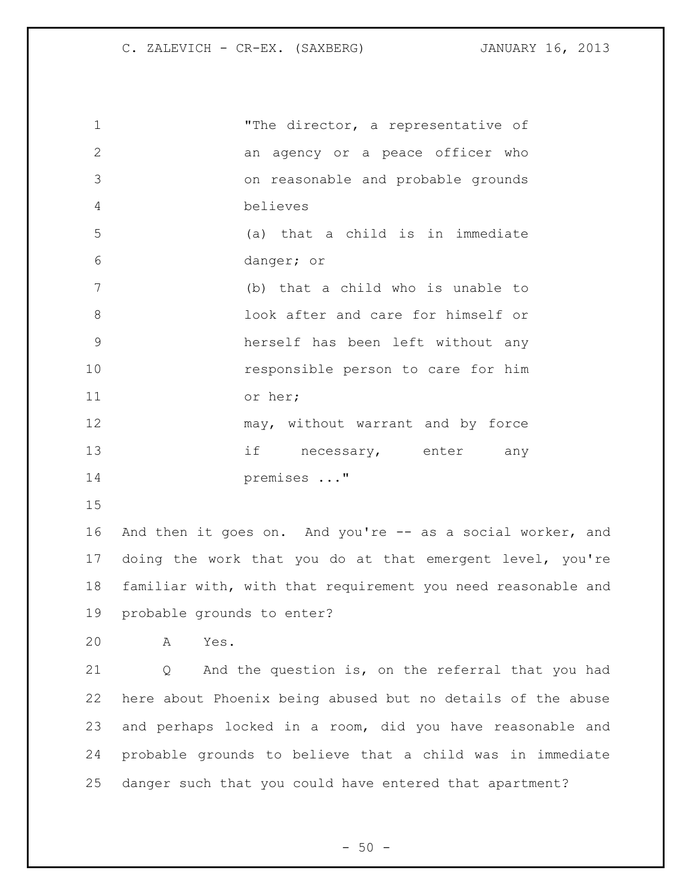"The director, a representative of an agency or a peace officer who on reasonable and probable grounds believes

(a) that a child is in immediate danger; or

(b) that a child who is unable to look after and care for himself or herself has been left without any responsible person to care for him or her;

may, without warrant and by force if necessary, enter any premises ..."

And then it goes on. And you're -- as a social worker, and doing the work that you do at that emergent level, you're familiar with, with that requirement you need reasonable and probable grounds to enter?

A Yes.

Q And the question is, on the referral that you had here about Phoenix being abused but no details of the abuse and perhaps locked in a room, did you have reasonable and probable grounds to believe that a child was in immediate danger such that you could have entered that apartment?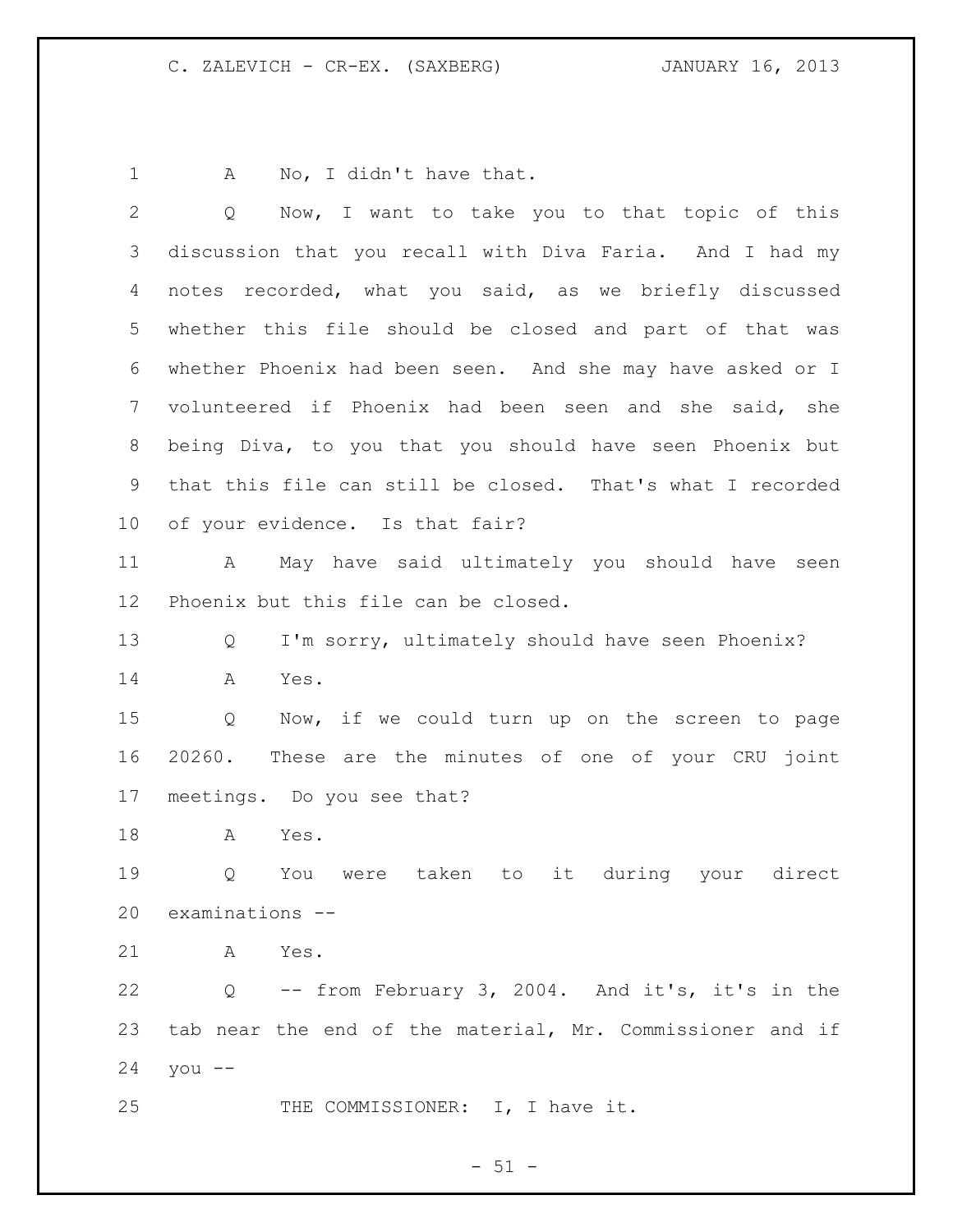A No, I didn't have that.

Q Now, I want to take you to that topic of this discussion that you recall with Diva Faria. And I had my notes recorded, what you said, as we briefly discussed whether this file should be closed and part of that was whether Phoenix had been seen. And she may have asked or I volunteered if Phoenix had been seen and she said, she being Diva, to you that you should have seen Phoenix but that this file can still be closed. That's what I recorded of your evidence. Is that fair?

A May have said ultimately you should have seen Phoenix but this file can be closed.

Q I'm sorry, ultimately should have seen Phoenix?

A Yes.

Q Now, if we could turn up on the screen to page 20260. These are the minutes of one of your CRU joint meetings. Do you see that?

A Yes.

Q You were taken to it during your direct examinations --

A Yes.

Q -- from February 3, 2004. And it's, it's in the tab near the end of the material, Mr. Commissioner and if you --

THE COMMISSIONER: I, I have it.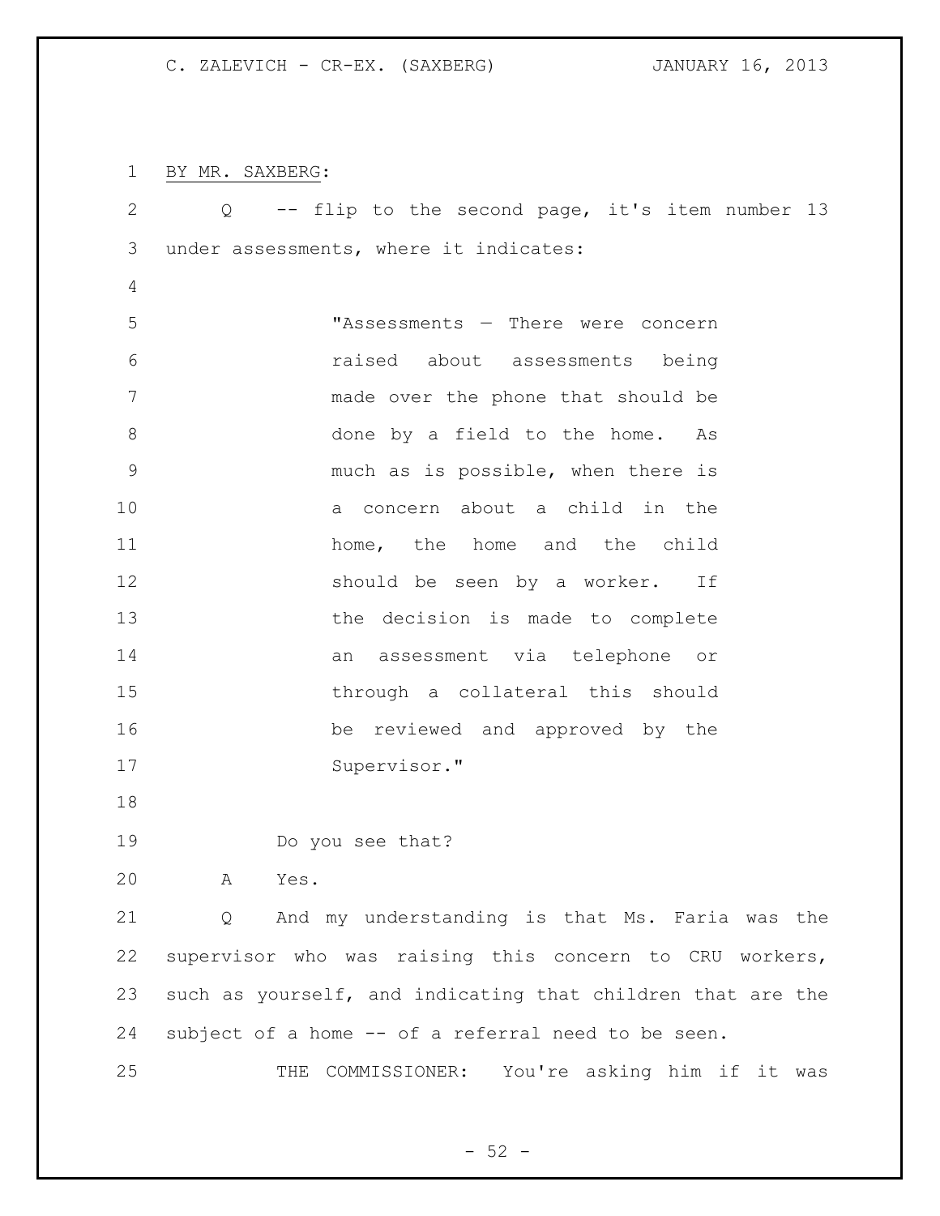BY MR. SAXBERG:

Q -- flip to the second page, it's item number 13 under assessments, where it indicates:

> "Assessments — There were concern raised about assessments being made over the phone that should be done by a field to the home. As much as is possible, when there is a concern about a child in the home, the home and the child should be seen by a worker. If the decision is made to complete an assessment via telephone or through a collateral this should be reviewed and approved by the Supervisor."

Do you see that?

A Yes.

Q And my understanding is that Ms. Faria was the supervisor who was raising this concern to CRU workers, such as yourself, and indicating that children that are the subject of a home -- of a referral need to be seen.

THE COMMISSIONER: You're asking him if it was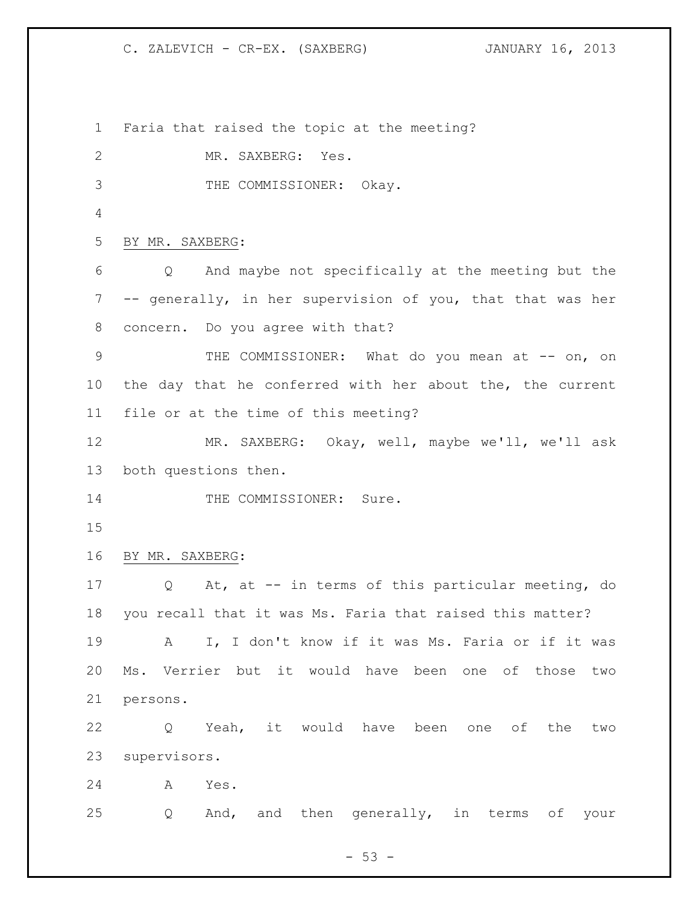Faria that raised the topic at the meeting?

MR. SAXBERG: Yes.

THE COMMISSIONER: Okay.

BY MR. SAXBERG:

Q And maybe not specifically at the meeting but the -- generally, in her supervision of you, that that was her concern. Do you agree with that?

THE COMMISSIONER: What do you mean at -- on, on the day that he conferred with her about the, the current file or at the time of this meeting?

MR. SAXBERG: Okay, well, maybe we'll, we'll ask both questions then.

THE COMMISSIONER: Sure.

BY MR. SAXBERG:

Q At, at -- in terms of this particular meeting, do you recall that it was Ms. Faria that raised this matter?

A I, I don't know if it was Ms. Faria or if it was Ms. Verrier but it would have been one of those two persons.

Q Yeah, it would have been one of the two supervisors.

A Yes.

Q And, and then generally, in terms of your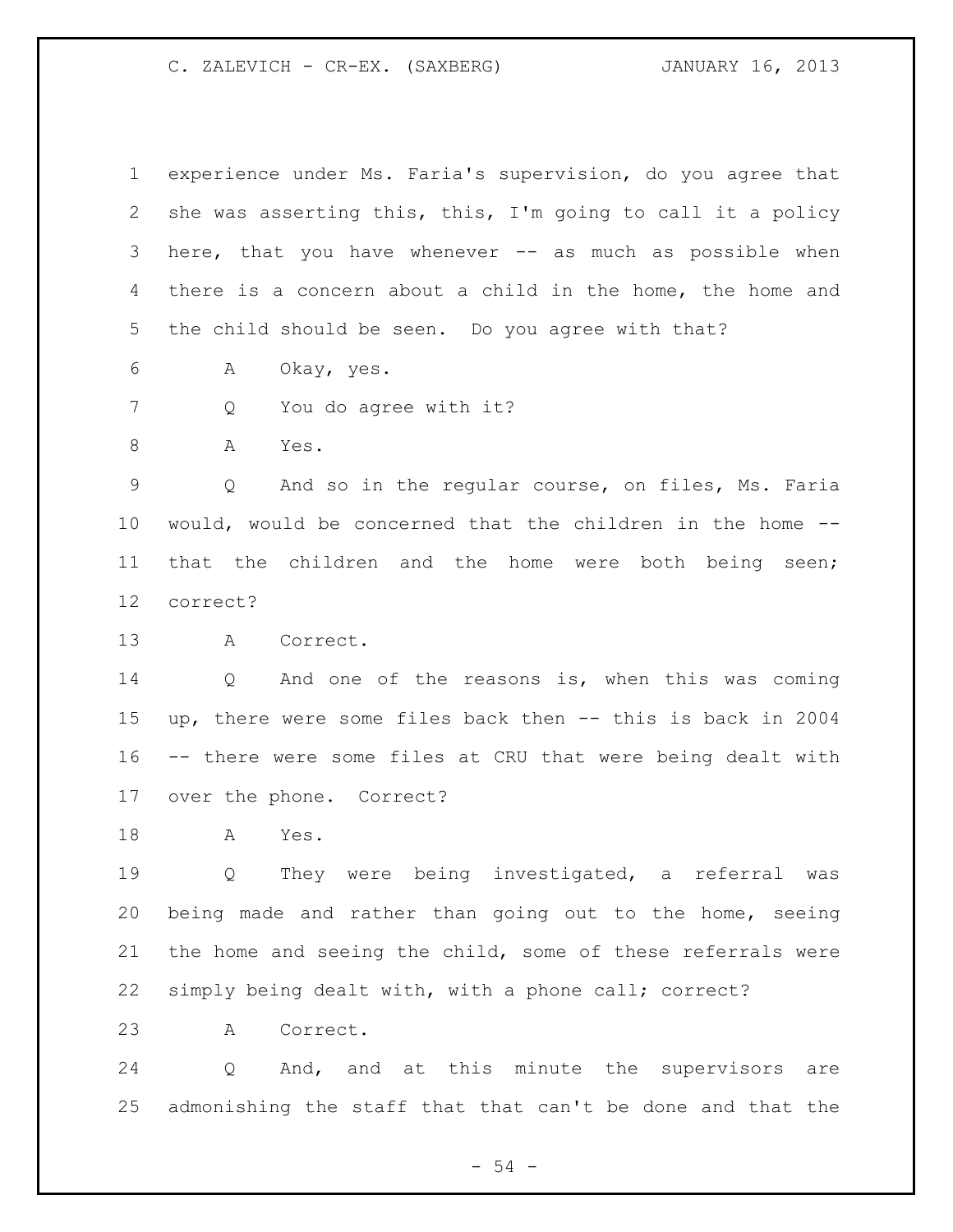experience under Ms. Faria's supervision, do you agree that she was asserting this, this, I'm going to call it a policy here, that you have whenever -- as much as possible when there is a concern about a child in the home, the home and the child should be seen. Do you agree with that?

A Okay, yes.

Q You do agree with it?

A Yes.

Q And so in the regular course, on files, Ms. Faria would, would be concerned that the children in the home -- that the children and the home were both being seen; correct?

A Correct.

Q And one of the reasons is, when this was coming up, there were some files back then -- this is back in 2004 -- there were some files at CRU that were being dealt with over the phone. Correct?

A Yes.

Q They were being investigated, a referral was being made and rather than going out to the home, seeing the home and seeing the child, some of these referrals were simply being dealt with, with a phone call; correct?

A Correct.

Q And, and at this minute the supervisors are admonishing the staff that that can't be done and that the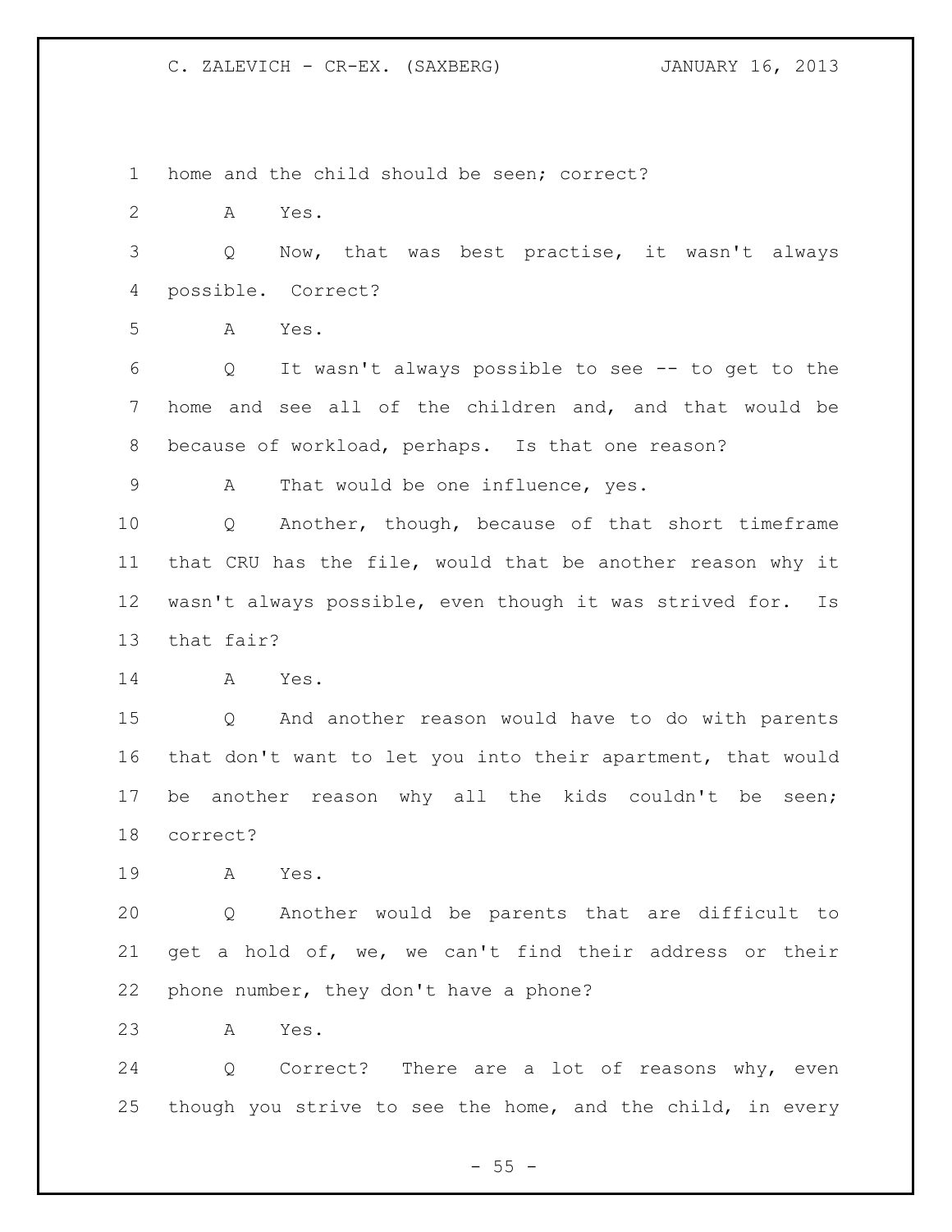home and the child should be seen; correct?

A Yes.

Q Now, that was best practise, it wasn't always possible. Correct?

A Yes.

Q It wasn't always possible to see -- to get to the home and see all of the children and, and that would be because of workload, perhaps. Is that one reason?

A That would be one influence, yes.

Q Another, though, because of that short timeframe that CRU has the file, would that be another reason why it wasn't always possible, even though it was strived for. Is that fair?

A Yes.

Q And another reason would have to do with parents that don't want to let you into their apartment, that would be another reason why all the kids couldn't be seen; correct?

A Yes.

Q Another would be parents that are difficult to get a hold of, we, we can't find their address or their phone number, they don't have a phone?

A Yes.

Q Correct? There are a lot of reasons why, even though you strive to see the home, and the child, in every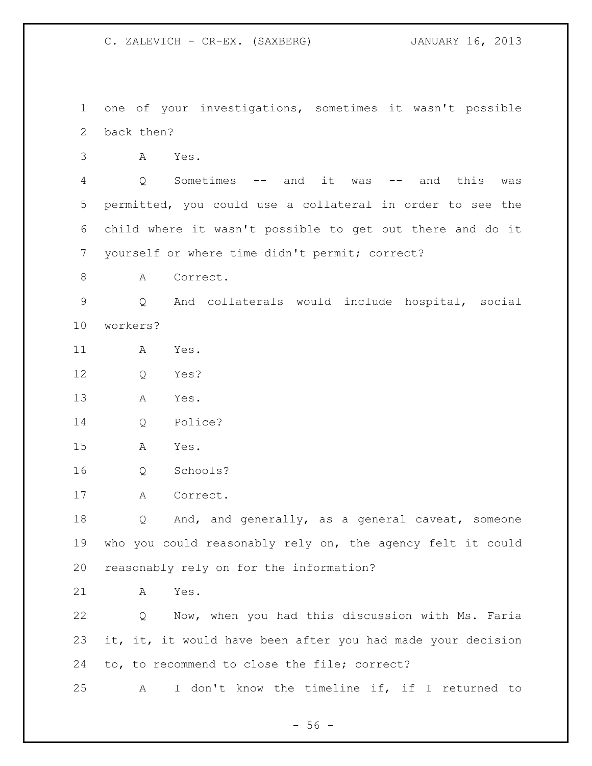one of your investigations, sometimes it wasn't possible back then?

A Yes.

Q Sometimes -- and it was -- and this was permitted, you could use a collateral in order to see the child where it wasn't possible to get out there and do it yourself or where time didn't permit; correct?

A Correct.

Q And collaterals would include hospital, social workers?

A Yes.

Q Yes?

A Yes.

Q Police?

A Yes.

Q Schools?

A Correct.

Q And, and generally, as a general caveat, someone who you could reasonably rely on, the agency felt it could reasonably rely on for the information?

A Yes.

Q Now, when you had this discussion with Ms. Faria it, it, it would have been after you had made your decision to, to recommend to close the file; correct?

A I don't know the timeline if, if I returned to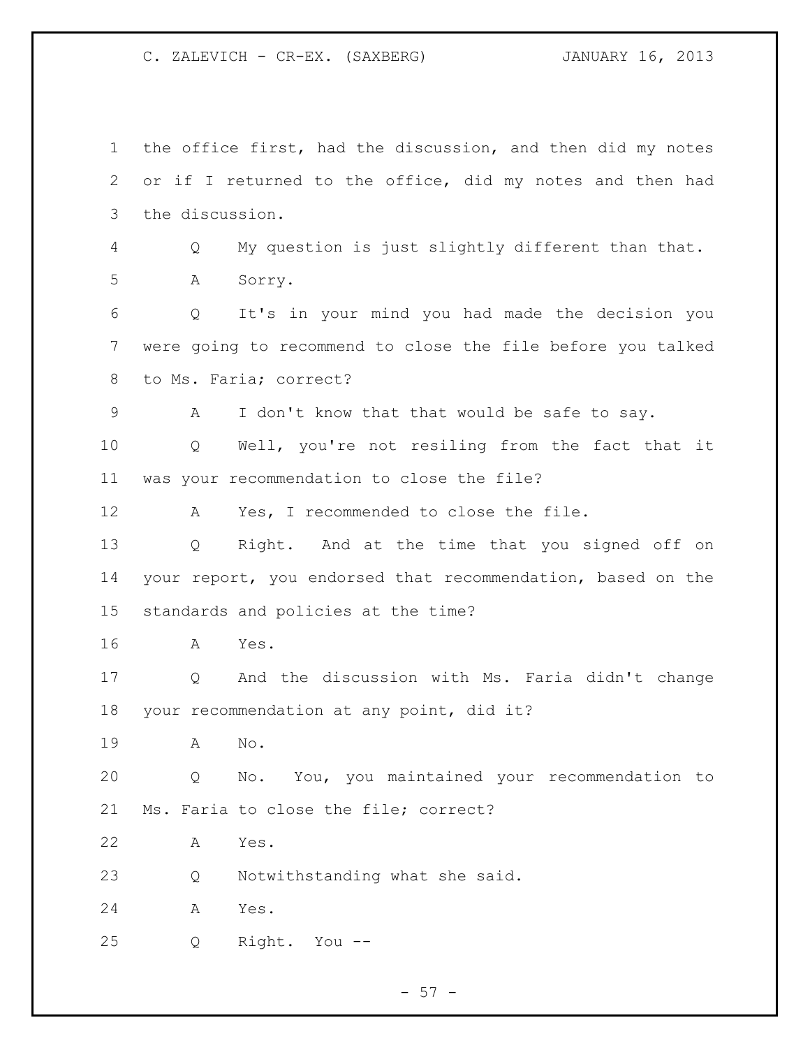the office first, had the discussion, and then did my notes or if I returned to the office, did my notes and then had the discussion.

Q My question is just slightly different than that.

A Sorry.

Q It's in your mind you had made the decision you were going to recommend to close the file before you talked to Ms. Faria; correct?

A I don't know that that would be safe to say.

Q Well, you're not resiling from the fact that it was your recommendation to close the file?

A Yes, I recommended to close the file.

Q Right. And at the time that you signed off on your report, you endorsed that recommendation, based on the standards and policies at the time?

A Yes.

Q And the discussion with Ms. Faria didn't change your recommendation at any point, did it?

A No.

Q No. You, you maintained your recommendation to Ms. Faria to close the file; correct?

A Yes.

Q Notwithstanding what she said.

A Yes.

Q Right. You --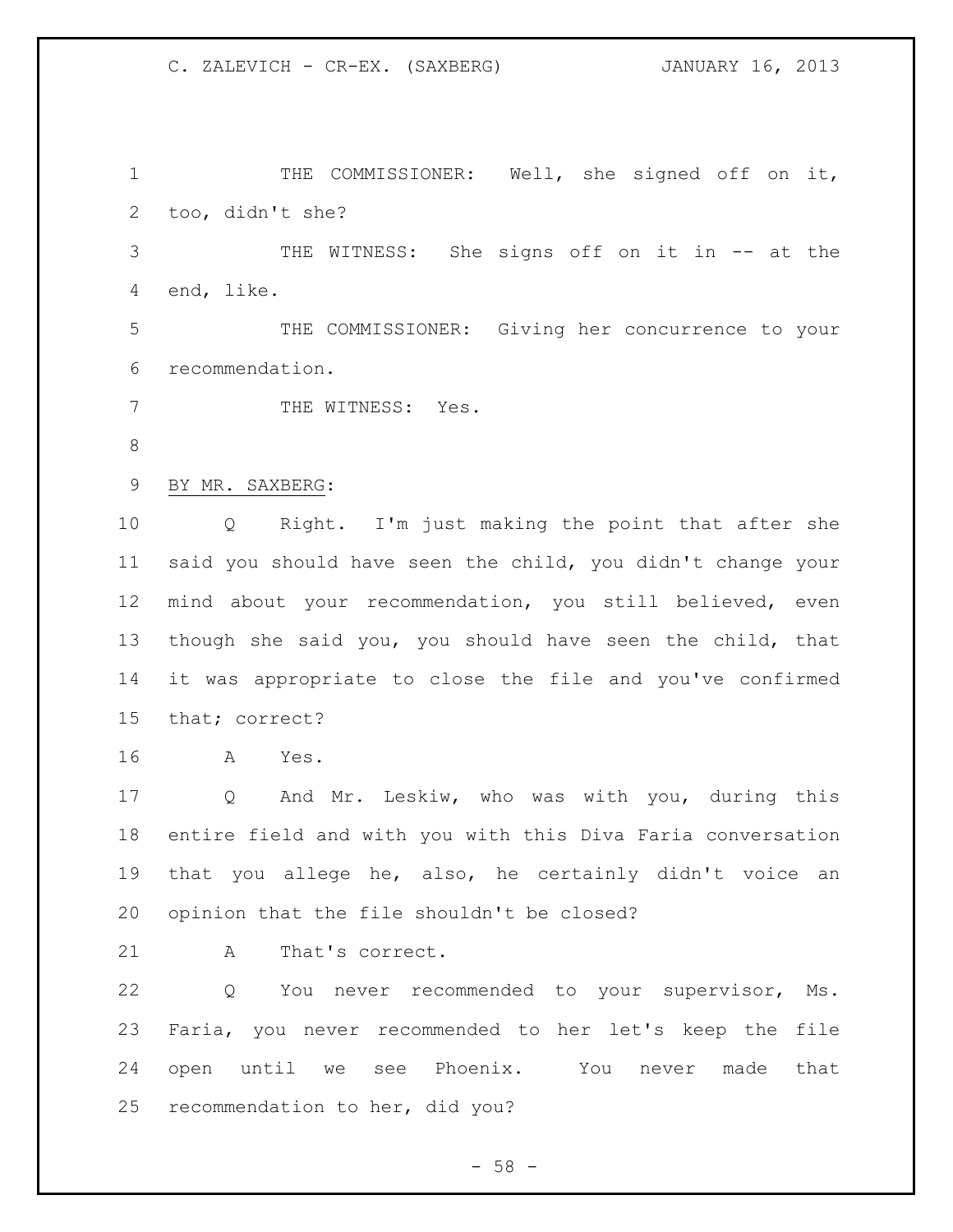THE COMMISSIONER: Well, she signed off on it, too, didn't she?

THE WITNESS: She signs off on it in -- at the end, like.

THE COMMISSIONER: Giving her concurrence to your recommendation.

THE WITNESS: Yes.

BY MR. SAXBERG:

Q Right. I'm just making the point that after she said you should have seen the child, you didn't change your mind about your recommendation, you still believed, even though she said you, you should have seen the child, that it was appropriate to close the file and you've confirmed that; correct?

A Yes.

Q And Mr. Leskiw, who was with you, during this entire field and with you with this Diva Faria conversation that you allege he, also, he certainly didn't voice an opinion that the file shouldn't be closed?

A That's correct.

Q You never recommended to your supervisor, Ms. Faria, you never recommended to her let's keep the file open until we see Phoenix. You never made that recommendation to her, did you?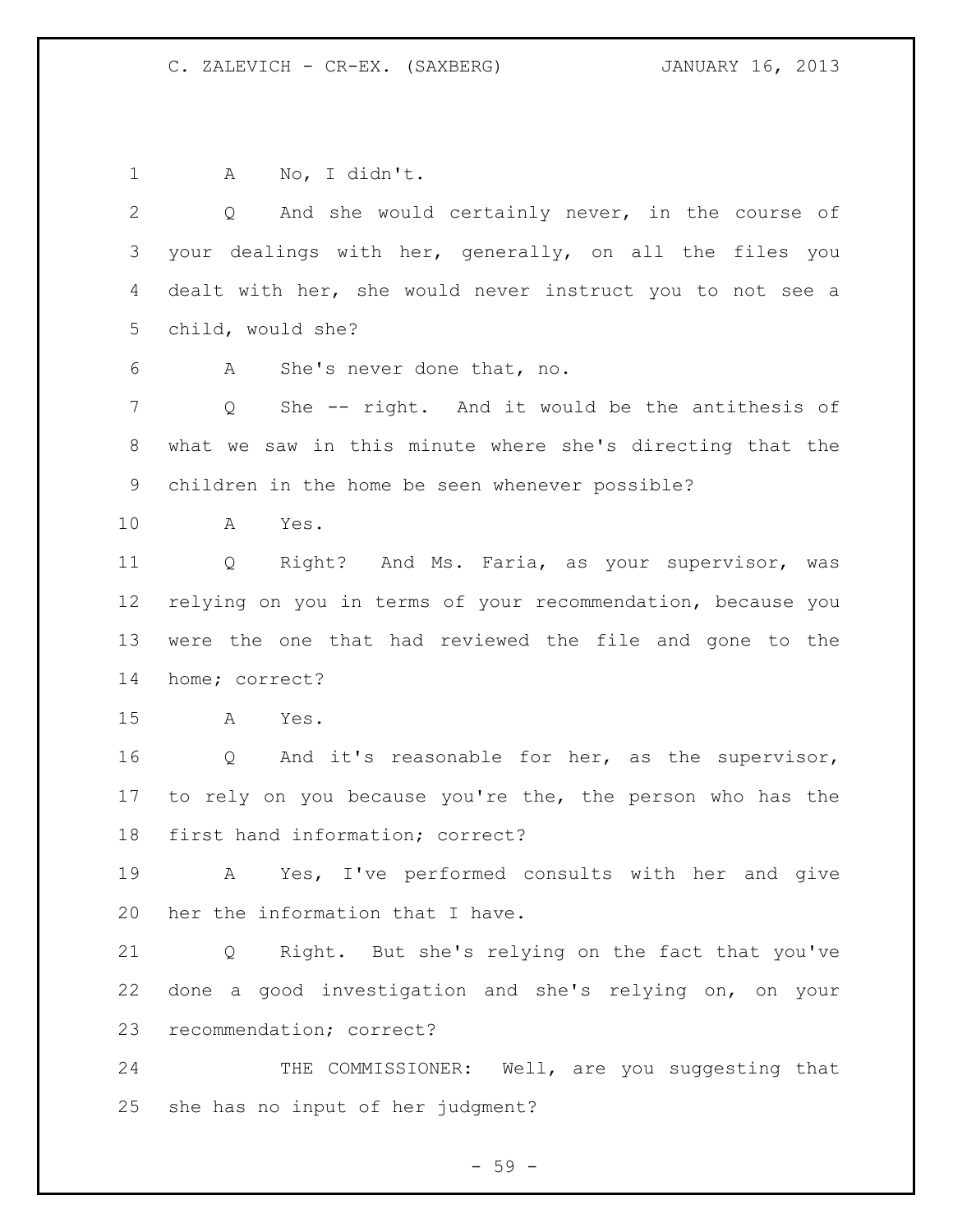A No, I didn't.

Q And she would certainly never, in the course of your dealings with her, generally, on all the files you dealt with her, she would never instruct you to not see a child, would she?

A She's never done that, no.

Q She -- right. And it would be the antithesis of what we saw in this minute where she's directing that the children in the home be seen whenever possible?

A Yes.

Q Right? And Ms. Faria, as your supervisor, was relying on you in terms of your recommendation, because you were the one that had reviewed the file and gone to the home; correct?

A Yes.

Q And it's reasonable for her, as the supervisor, to rely on you because you're the, the person who has the first hand information; correct?

A Yes, I've performed consults with her and give her the information that I have.

Q Right. But she's relying on the fact that you've done a good investigation and she's relying on, on your recommendation; correct?

THE COMMISSIONER: Well, are you suggesting that she has no input of her judgment?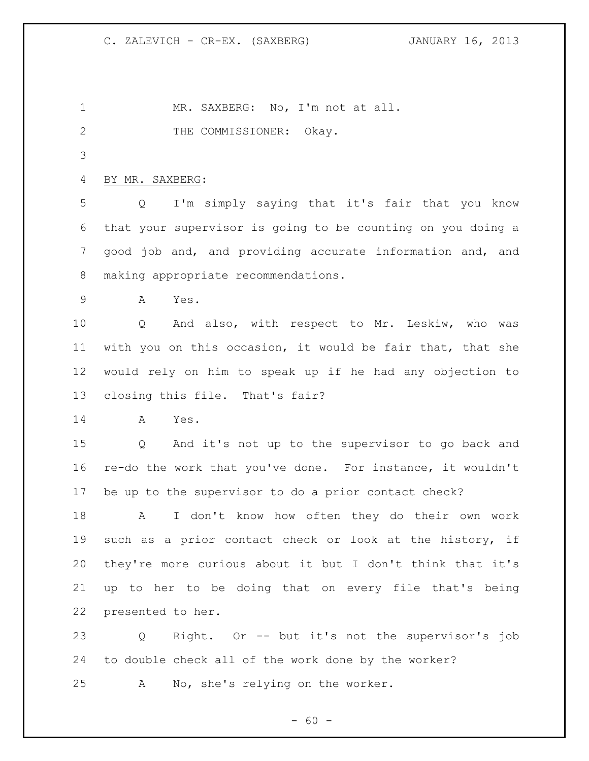MR. SAXBERG: No, I'm not at all.

THE COMMISSIONER: Okay.

BY MR. SAXBERG:

Q I'm simply saying that it's fair that you know that your supervisor is going to be counting on you doing a good job and, and providing accurate information and, and making appropriate recommendations.

A Yes.

Q And also, with respect to Mr. Leskiw, who was with you on this occasion, it would be fair that, that she would rely on him to speak up if he had any objection to closing this file. That's fair?

A Yes.

Q And it's not up to the supervisor to go back and re-do the work that you've done. For instance, it wouldn't be up to the supervisor to do a prior contact check?

A I don't know how often they do their own work such as a prior contact check or look at the history, if they're more curious about it but I don't think that it's up to her to be doing that on every file that's being presented to her.

Q Right. Or -- but it's not the supervisor's job to double check all of the work done by the worker?

A No, she's relying on the worker.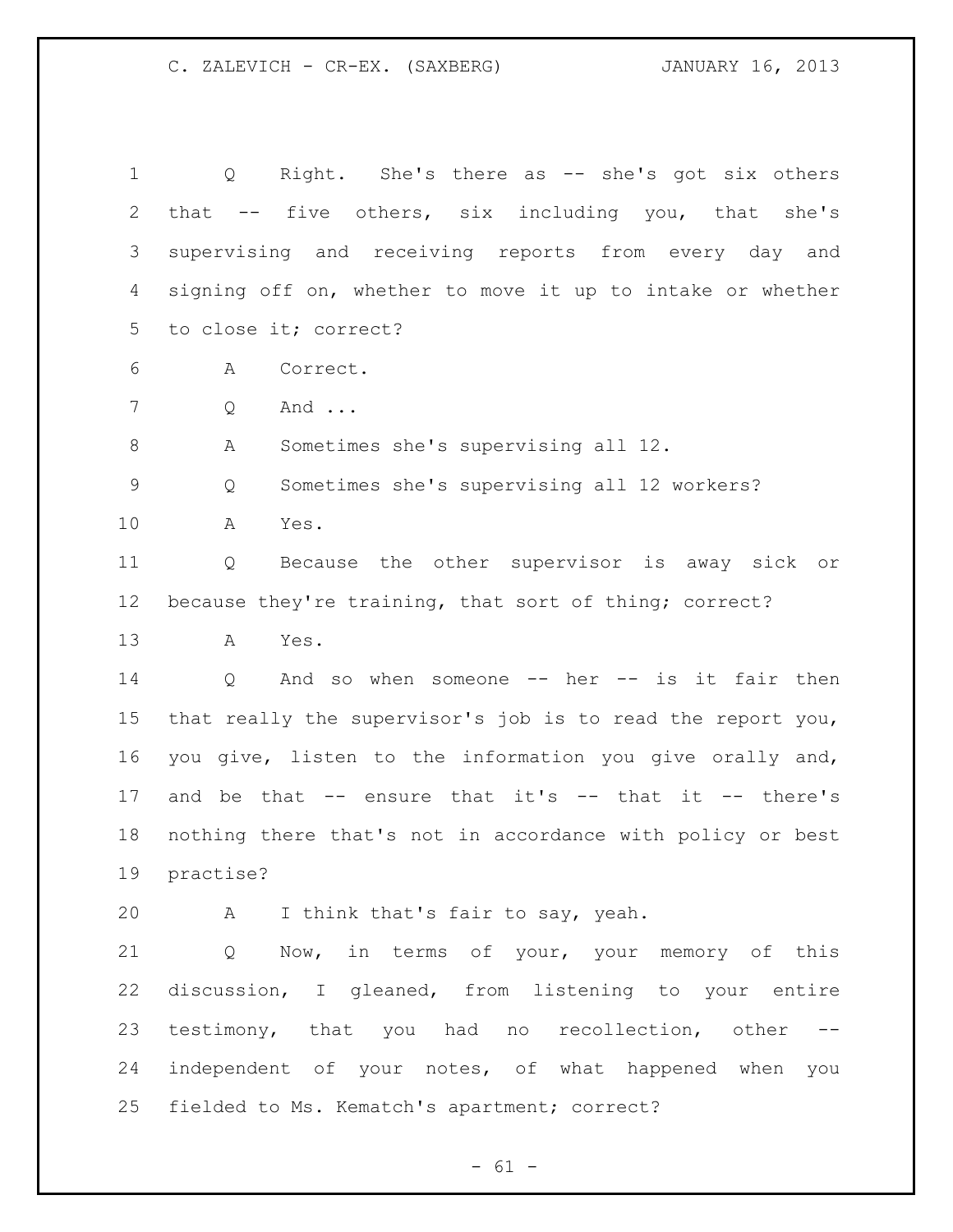Q Right. She's there as -- she's got six others that -- five others, six including you, that she's supervising and receiving reports from every day and signing off on, whether to move it up to intake or whether to close it; correct?

A Correct.

Q And ...

A Sometimes she's supervising all 12.

Q Sometimes she's supervising all 12 workers?

A Yes.

Q Because the other supervisor is away sick or because they're training, that sort of thing; correct?

A Yes.

Q And so when someone -- her -- is it fair then that really the supervisor's job is to read the report you, you give, listen to the information you give orally and, and be that -- ensure that it's -- that it -- there's nothing there that's not in accordance with policy or best practise?

A I think that's fair to say, yeah.

Q Now, in terms of your, your memory of this discussion, I gleaned, from listening to your entire testimony, that you had no recollection, other -- independent of your notes, of what happened when you fielded to Ms. Kematch's apartment; correct?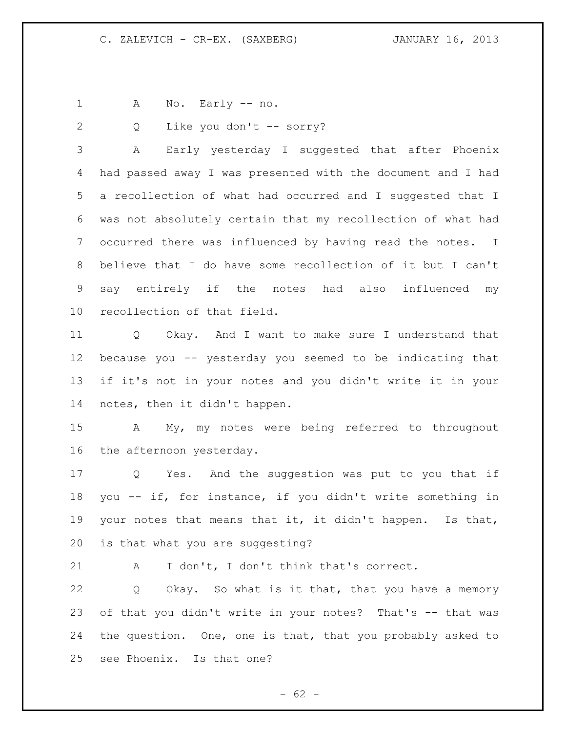A No. Early -- no.

Q Like you don't -- sorry?

A Early yesterday I suggested that after Phoenix had passed away I was presented with the document and I had a recollection of what had occurred and I suggested that I was not absolutely certain that my recollection of what had occurred there was influenced by having read the notes. I believe that I do have some recollection of it but I can't say entirely if the notes had also influenced my recollection of that field.

Q Okay. And I want to make sure I understand that because you -- yesterday you seemed to be indicating that if it's not in your notes and you didn't write it in your notes, then it didn't happen.

A My, my notes were being referred to throughout the afternoon yesterday.

Q Yes. And the suggestion was put to you that if you -- if, for instance, if you didn't write something in your notes that means that it, it didn't happen. Is that, is that what you are suggesting?

A I don't, I don't think that's correct.

Q Okay. So what is it that, that you have a memory of that you didn't write in your notes? That's -- that was the question. One, one is that, that you probably asked to see Phoenix. Is that one?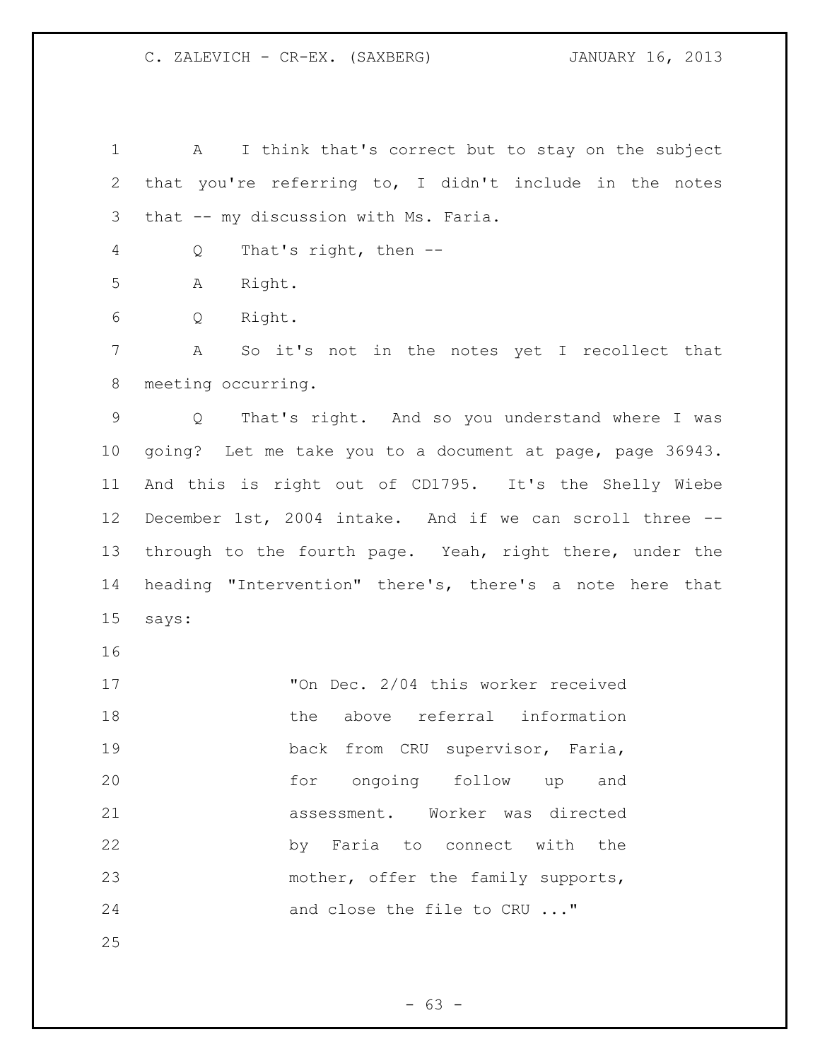A I think that's correct but to stay on the subject that you're referring to, I didn't include in the notes that -- my discussion with Ms. Faria.

Q That's right, then --

A Right.

Q Right.

A So it's not in the notes yet I recollect that meeting occurring.

Q That's right. And so you understand where I was going? Let me take you to a document at page, page 36943. And this is right out of CD1795. It's the Shelly Wiebe December 1st, 2004 intake. And if we can scroll three -- through to the fourth page. Yeah, right there, under the heading "Intervention" there's, there's a note here that says:

> "On Dec. 2/04 this worker received the above referral information back from CRU supervisor, Faria, for ongoing follow up and assessment. Worker was directed by Faria to connect with the mother, offer the family supports, and close the file to CRU ..."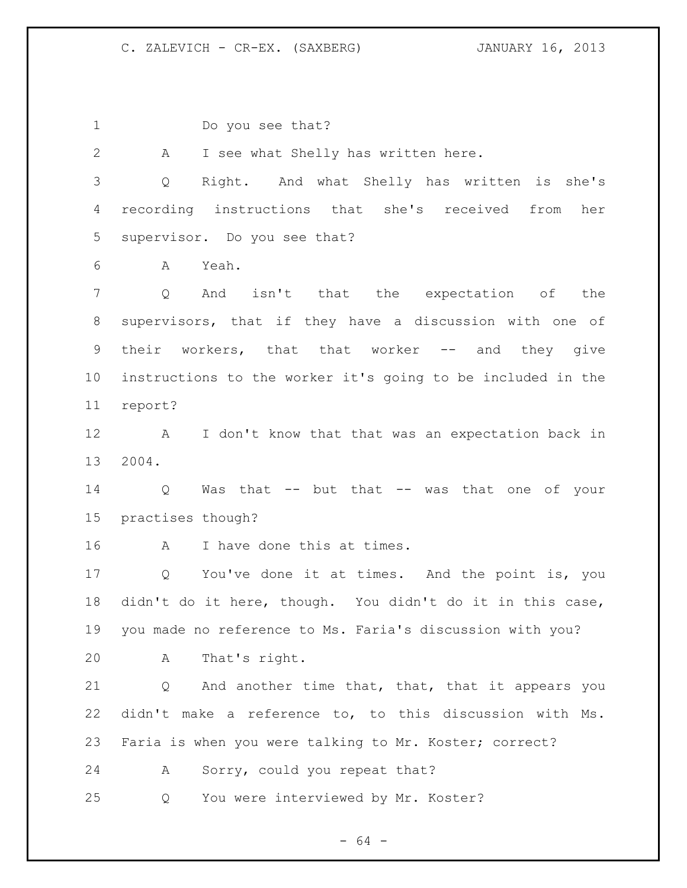Do you see that?

A I see what Shelly has written here.

Q Right. And what Shelly has written is she's recording instructions that she's received from her supervisor. Do you see that?

A Yeah.

Q And isn't that the expectation of the supervisors, that if they have a discussion with one of their workers, that that worker -- and they give instructions to the worker it's going to be included in the report?

A I don't know that that was an expectation back in 2004.

Q Was that -- but that -- was that one of your practises though?

A I have done this at times.

Q You've done it at times. And the point is, you didn't do it here, though. You didn't do it in this case, you made no reference to Ms. Faria's discussion with you?

A That's right.

Q And another time that, that, that it appears you didn't make a reference to, to this discussion with Ms. Faria is when you were talking to Mr. Koster; correct?

A Sorry, could you repeat that?

Q You were interviewed by Mr. Koster?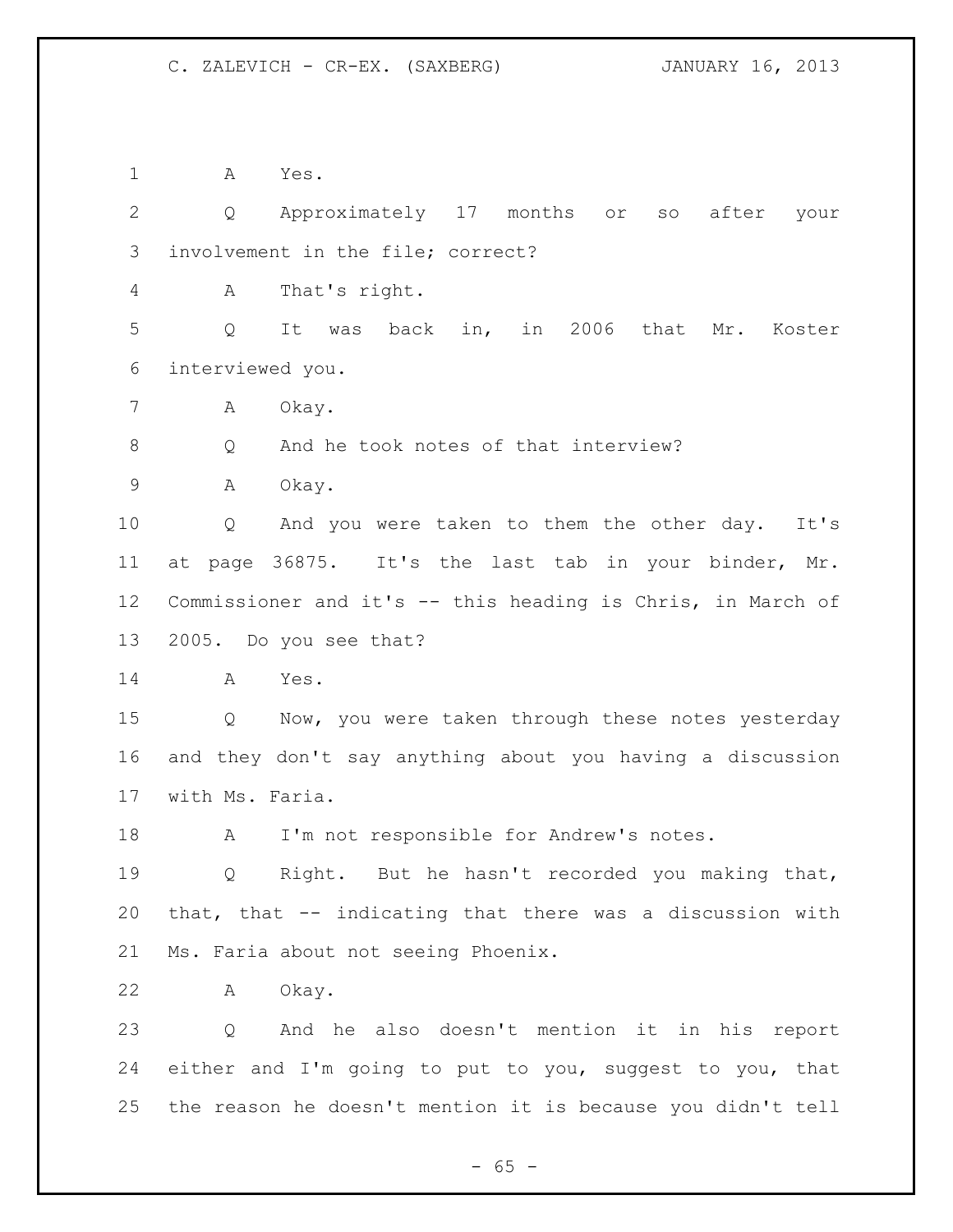1 A Yes.

2 Q Approximately 17 months or so after your
3 involvement in the file; correct?

4 A That's right.

5 Q It was back in, in 2006 that Mr. Koster
6 interviewed you.

7 A Okay.

8 Q And he took notes of that interview?

9 A Okay.

10 Q And you were taken to them the other day. It's
11 at page 36875. It's the last tab in your binder, Mr.
12 Commissioner and it's -- this heading is Chris, in March of
13 2005. Do you see that?

14 A Yes.

15 Q Now, you were taken through these notes yesterday
16 and they don't say anything about you having a discussion
17 with Ms. Faria.

18 A I'm not responsible for Andrew's notes.

19 Q Right. But he hasn't recorded you making that,
20 that, that -- indicating that there was a discussion with
21 Ms. Faria about not seeing Phoenix.

22 A Okay.

23 Q And he also doesn't mention it in his report
24 either and I'm going to put to you, suggest to you, that
25 the reason he doesn't mention it is because you didn't tell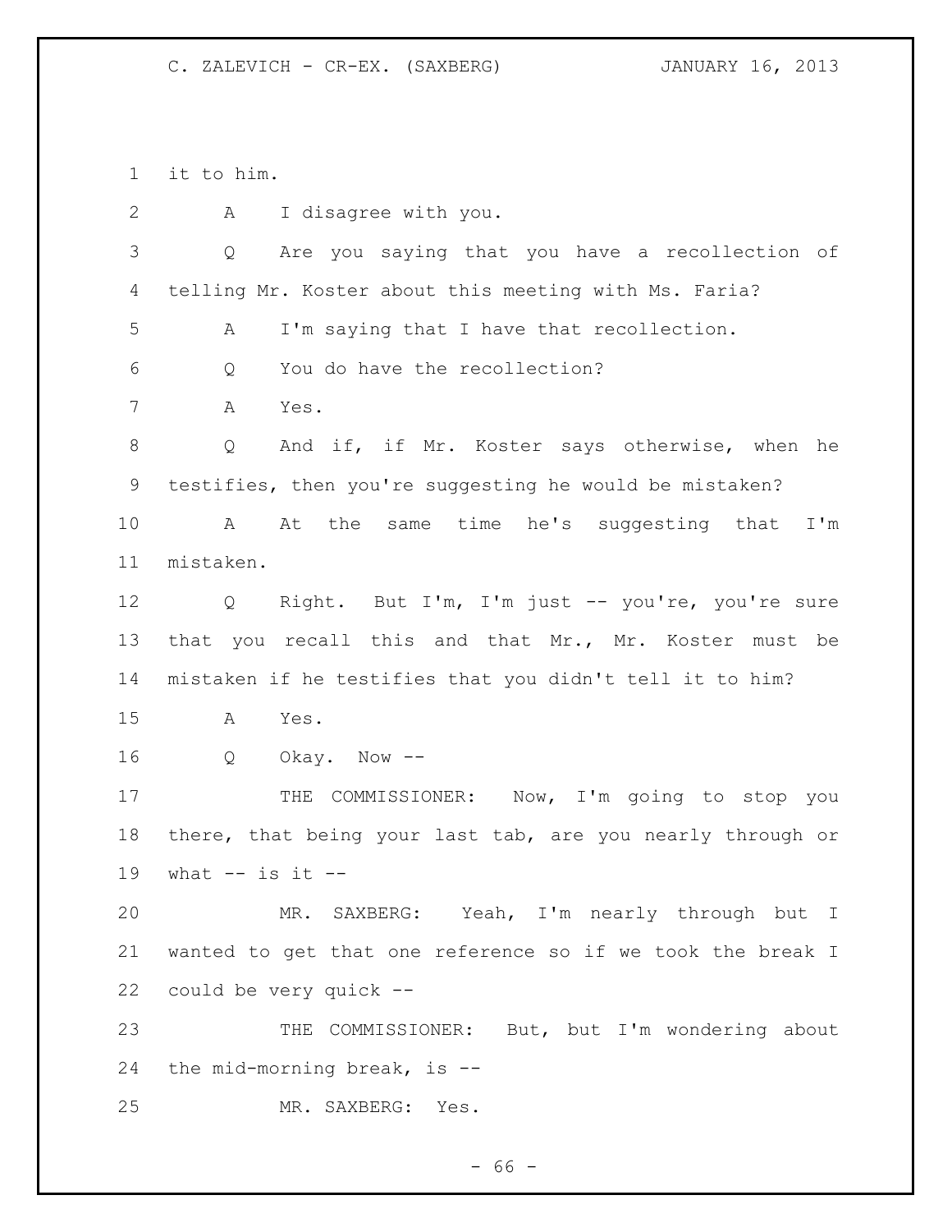it to him.

A I disagree with you.

Q Are you saying that you have a recollection of telling Mr. Koster about this meeting with Ms. Faria?

A I'm saying that I have that recollection.

Q You do have the recollection?

A Yes.

Q And if, if Mr. Koster says otherwise, when he testifies, then you're suggesting he would be mistaken?

A At the same time he's suggesting that I'm mistaken.

Q Right. But I'm, I'm just -- you're, you're sure that you recall this and that Mr., Mr. Koster must be mistaken if he testifies that you didn't tell it to him?

A Yes.

Q Okay. Now --

THE COMMISSIONER: Now, I'm going to stop you there, that being your last tab, are you nearly through or what -- is it --

MR. SAXBERG: Yeah, I'm nearly through but I wanted to get that one reference so if we took the break I could be very quick --

THE COMMISSIONER: But, but I'm wondering about the mid-morning break, is --

MR. SAXBERG: Yes.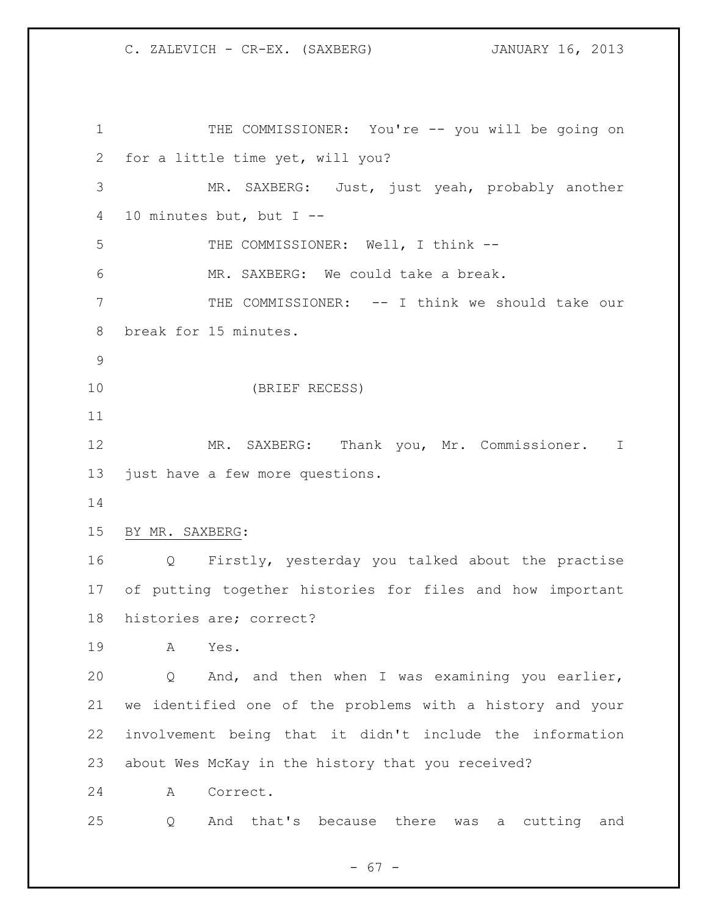THE COMMISSIONER: You're -- you will be going on for a little time yet, will you?

MR. SAXBERG: Just, just yeah, probably another 10 minutes but, but I --

THE COMMISSIONER: Well, I think --

MR. SAXBERG: We could take a break.

THE COMMISSIONER: -- I think we should take our break for 15 minutes.

(BRIEF RECESS)

MR. SAXBERG: Thank you, Mr. Commissioner. I just have a few more questions.

BY MR. SAXBERG:

Q Firstly, yesterday you talked about the practise of putting together histories for files and how important histories are; correct?

A Yes.

Q And, and then when I was examining you earlier, we identified one of the problems with a history and your involvement being that it didn't include the information about Wes McKay in the history that you received?

A Correct.

Q And that's because there was a cutting and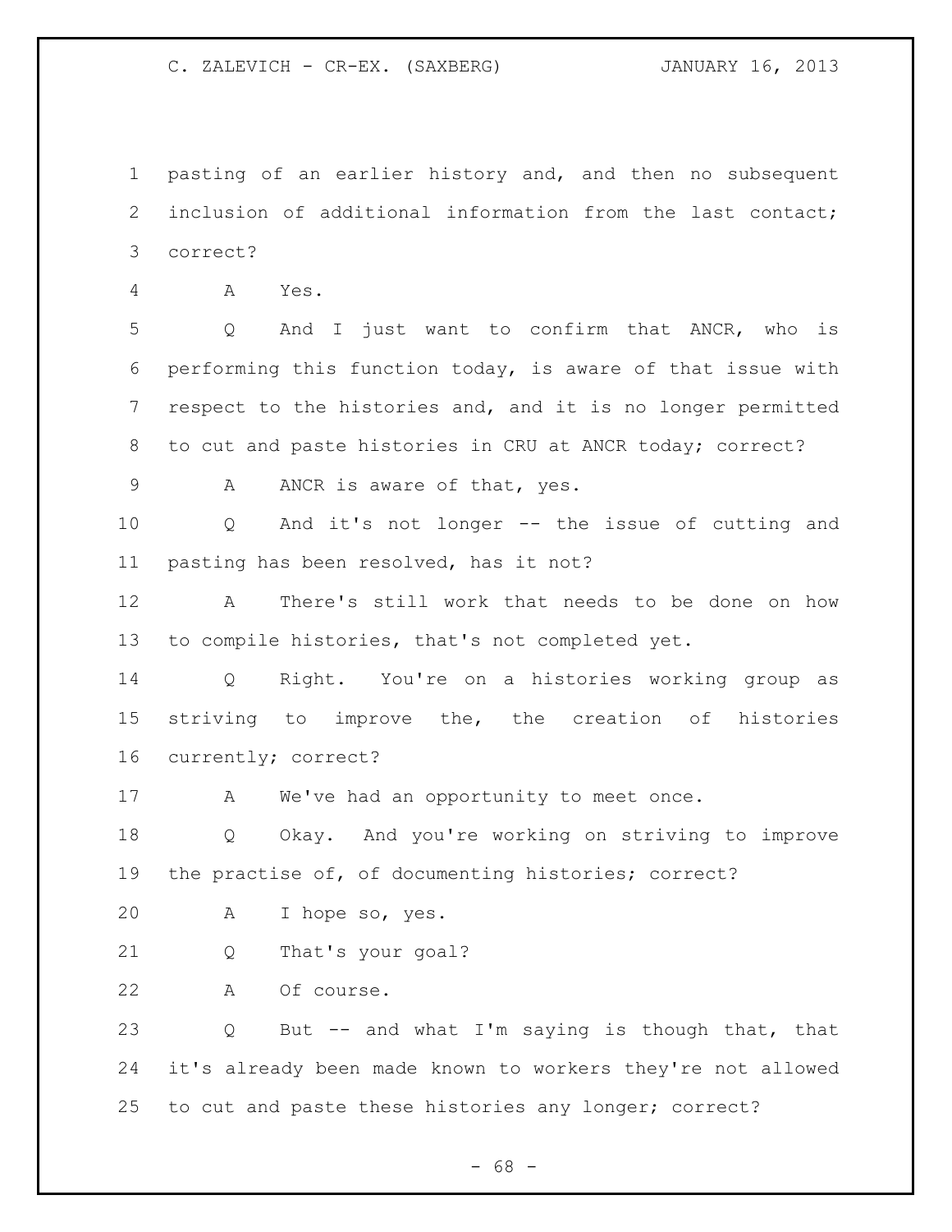1 pasting of an earlier history and, and then no subsequent
2 inclusion of additional information from the last contact;
3 correct?

4 A Yes.

5 Q And I just want to confirm that ANCR, who is
6 performing this function today, is aware of that issue with
7 respect to the histories and, and it is no longer permitted
8 to cut and paste histories in CRU at ANCR today; correct?

9 A ANCR is aware of that, yes.

10 Q And it's not longer -- the issue of cutting and
11 pasting has been resolved, has it not?

12 A There's still work that needs to be done on how
13 to compile histories, that's not completed yet.

14 Q Right. You're on a histories working group as
15 striving to improve the, the creation of histories
16 currently; correct?

17 A We've had an opportunity to meet once.

18 Q Okay. And you're working on striving to improve
19 the practise of, of documenting histories; correct?

20 A I hope so, yes.

21 Q That's your goal?

22 A Of course.

23 Q But -- and what I'm saying is though that, that
24 it's already been made known to workers they're not allowed
25 to cut and paste these histories any longer; correct?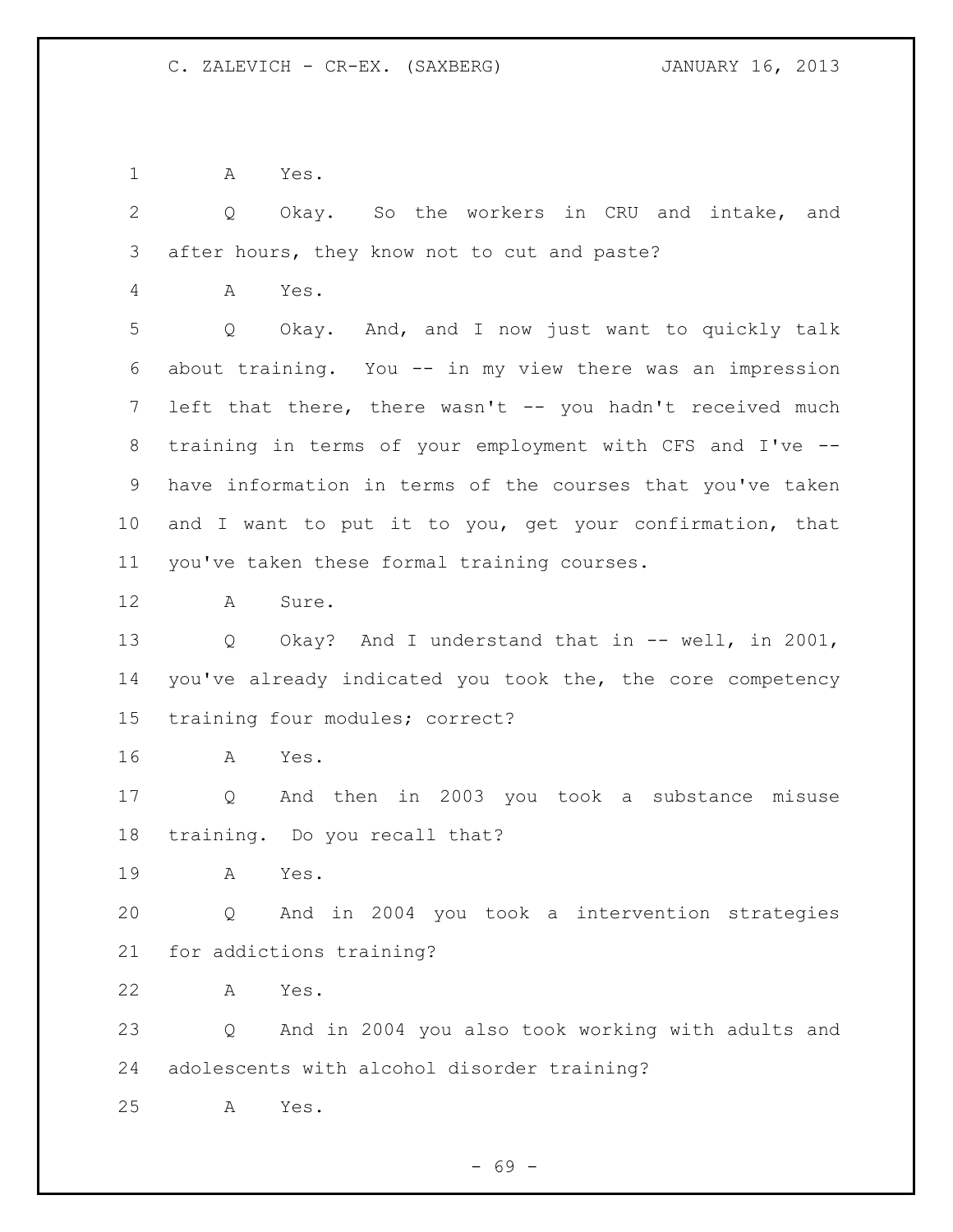A Yes.

Q Okay. So the workers in CRU and intake, and after hours, they know not to cut and paste?

A Yes.

Q Okay. And, and I now just want to quickly talk about training. You -- in my view there was an impression left that there, there wasn't -- you hadn't received much training in terms of your employment with CFS and I've -- have information in terms of the courses that you've taken and I want to put it to you, get your confirmation, that you've taken these formal training courses.

A Sure.

Q Okay? And I understand that in -- well, in 2001, you've already indicated you took the, the core competency training four modules; correct?

A Yes.

Q And then in 2003 you took a substance misuse training. Do you recall that?

A Yes.

Q And in 2004 you took a intervention strategies for addictions training?

A Yes.

Q And in 2004 you also took working with adults and adolescents with alcohol disorder training?

A Yes.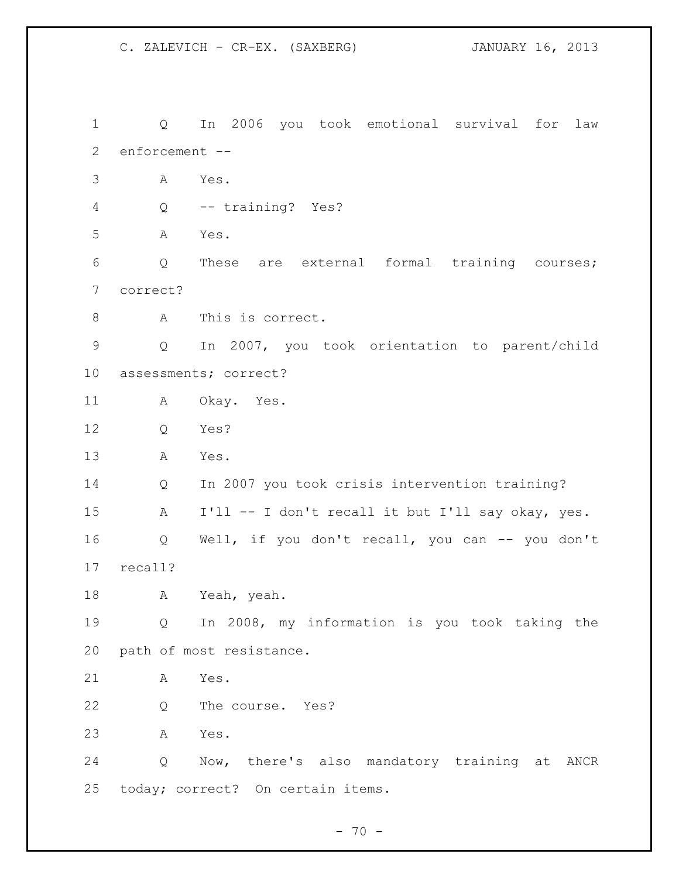Q In 2006 you took emotional survival for law enforcement --

A Yes.

Q -- training? Yes?

A Yes.

Q These are external formal training courses; correct?

A This is correct.

Q In 2007, you took orientation to parent/child assessments; correct?

A Okay. Yes.

Q Yes?

A Yes.

Q In 2007 you took crisis intervention training?

A I'll -- I don't recall it but I'll say okay, yes.

Q Well, if you don't recall, you can -- you don't recall?

A Yeah, yeah.

Q In 2008, my information is you took taking the path of most resistance.

A Yes.

Q The course. Yes?

A Yes.

Q Now, there's also mandatory training at ANCR today; correct? On certain items.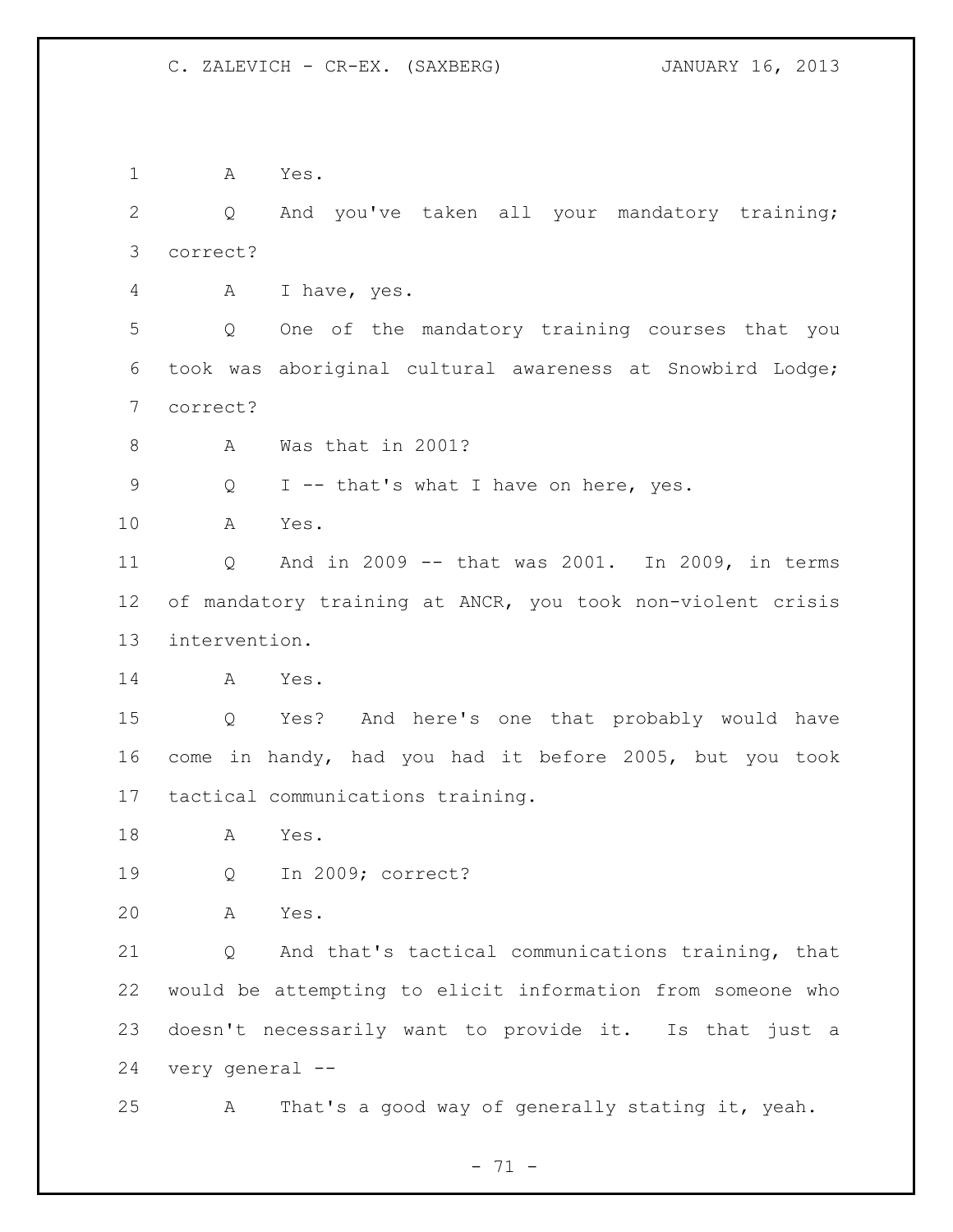A Yes.

Q And you've taken all your mandatory training; correct?

A I have, yes.

Q One of the mandatory training courses that you took was aboriginal cultural awareness at Snowbird Lodge; correct?

A Was that in 2001?

Q I -- that's what I have on here, yes.

A Yes.

Q And in 2009 -- that was 2001. In 2009, in terms of mandatory training at ANCR, you took non-violent crisis intervention.

A Yes.

Q Yes? And here's one that probably would have come in handy, had you had it before 2005, but you took tactical communications training.

A Yes.

Q In 2009; correct?

A Yes.

Q And that's tactical communications training, that would be attempting to elicit information from someone who doesn't necessarily want to provide it. Is that just a very general --

A That's a good way of generally stating it, yeah.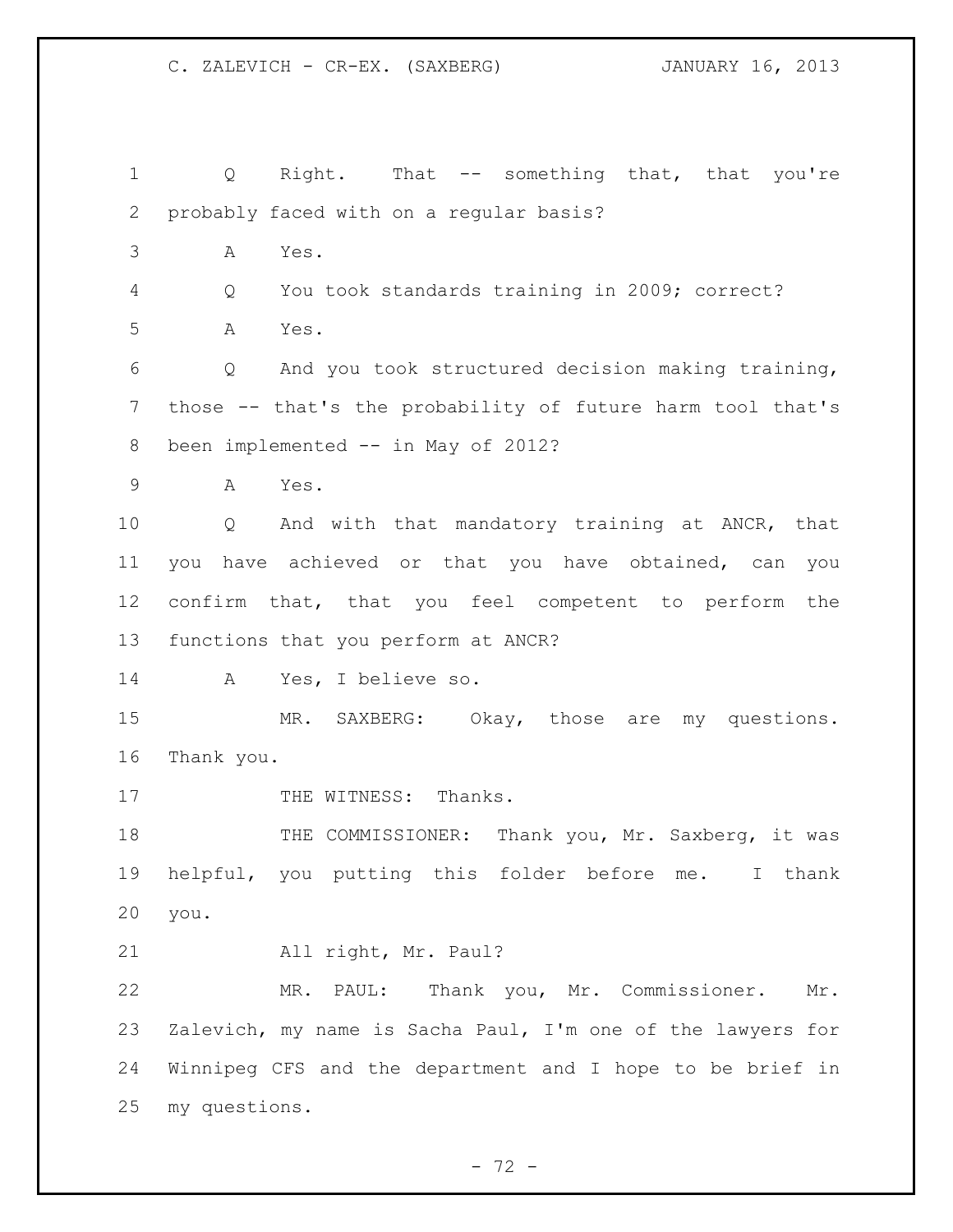Q Right. That -- something that, that you're probably faced with on a regular basis?

A Yes.

Q You took standards training in 2009; correct?

A Yes.

Q And you took structured decision making training, those -- that's the probability of future harm tool that's been implemented -- in May of 2012?

A Yes.

Q And with that mandatory training at ANCR, that you have achieved or that you have obtained, can you confirm that, that you feel competent to perform the functions that you perform at ANCR?

A Yes, I believe so.

MR. SAXBERG: Okay, those are my questions. Thank you.

THE WITNESS: Thanks.

THE COMMISSIONER: Thank you, Mr. Saxberg, it was helpful, you putting this folder before me. I thank you.

All right, Mr. Paul?

MR. PAUL: Thank you, Mr. Commissioner. Mr. Zalevich, my name is Sacha Paul, I'm one of the lawyers for Winnipeg CFS and the department and I hope to be brief in my questions.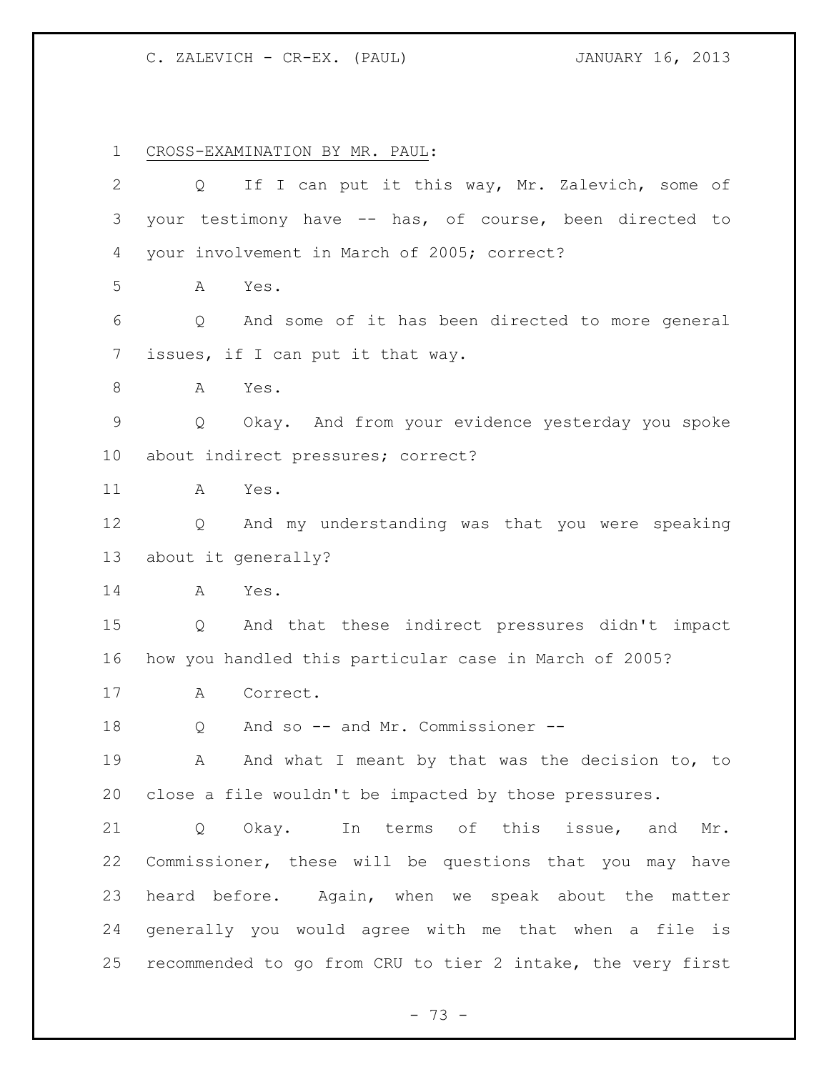CROSS-EXAMINATION BY MR. PAUL:

Q If I can put it this way, Mr. Zalevich, some of your testimony have -- has, of course, been directed to your involvement in March of 2005; correct?

A Yes.

Q And some of it has been directed to more general issues, if I can put it that way.

A Yes.

Q Okay. And from your evidence yesterday you spoke about indirect pressures; correct?

A Yes.

Q And my understanding was that you were speaking about it generally?

A Yes.

Q And that these indirect pressures didn't impact how you handled this particular case in March of 2005?

A Correct.

Q And so -- and Mr. Commissioner --

A And what I meant by that was the decision to, to close a file wouldn't be impacted by those pressures.

Q Okay. In terms of this issue, and Mr. Commissioner, these will be questions that you may have heard before. Again, when we speak about the matter generally you would agree with me that when a file is recommended to go from CRU to tier 2 intake, the very first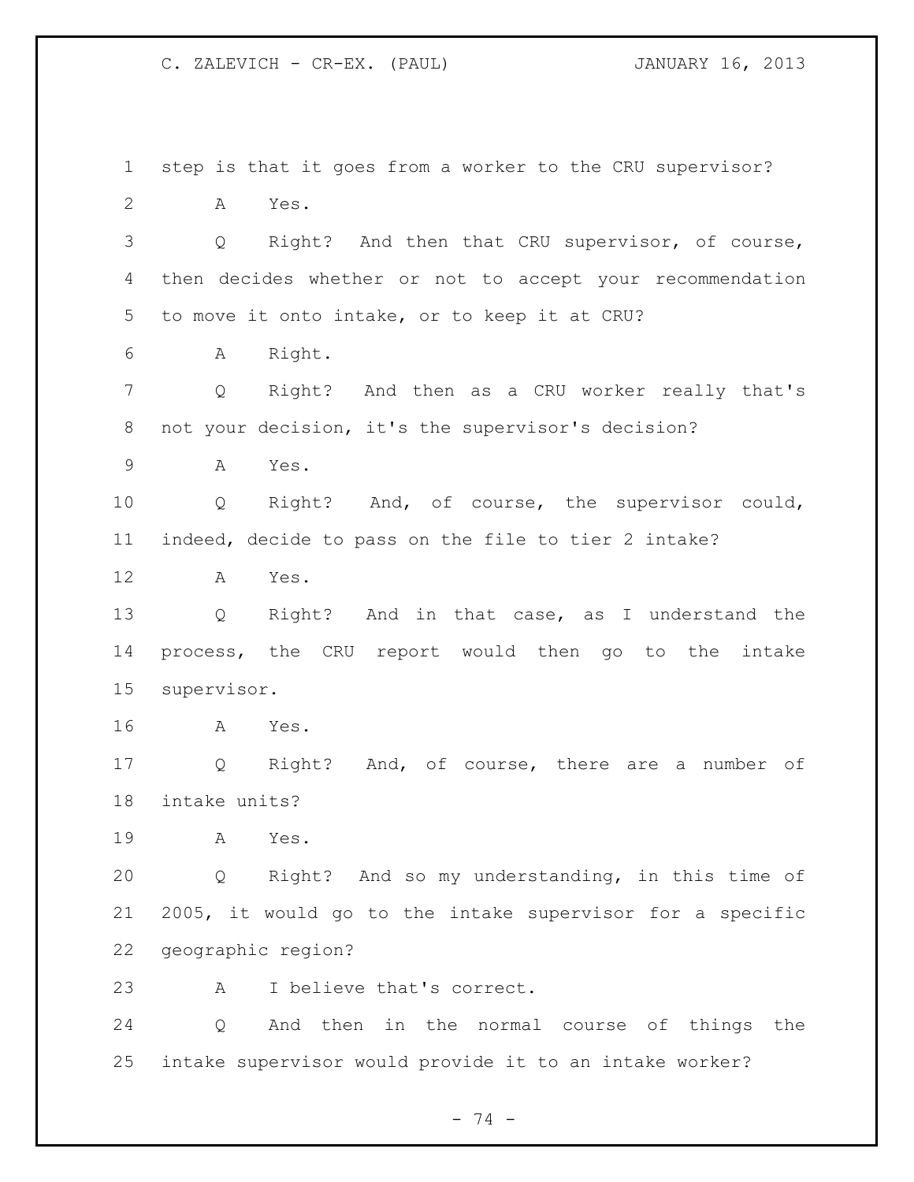step is that it goes from a worker to the CRU supervisor?

A Yes.

Q Right? And then that CRU supervisor, of course, then decides whether or not to accept your recommendation to move it onto intake, or to keep it at CRU?

A Right.

Q Right? And then as a CRU worker really that's not your decision, it's the supervisor's decision?

A Yes.

Q Right? And, of course, the supervisor could, indeed, decide to pass on the file to tier 2 intake?

A Yes.

Q Right? And in that case, as I understand the process, the CRU report would then go to the intake supervisor.

A Yes.

Q Right? And, of course, there are a number of intake units?

A Yes.

Q Right? And so my understanding, in this time of 2005, it would go to the intake supervisor for a specific geographic region?

A I believe that's correct.

Q And then in the normal course of things the intake supervisor would provide it to an intake worker?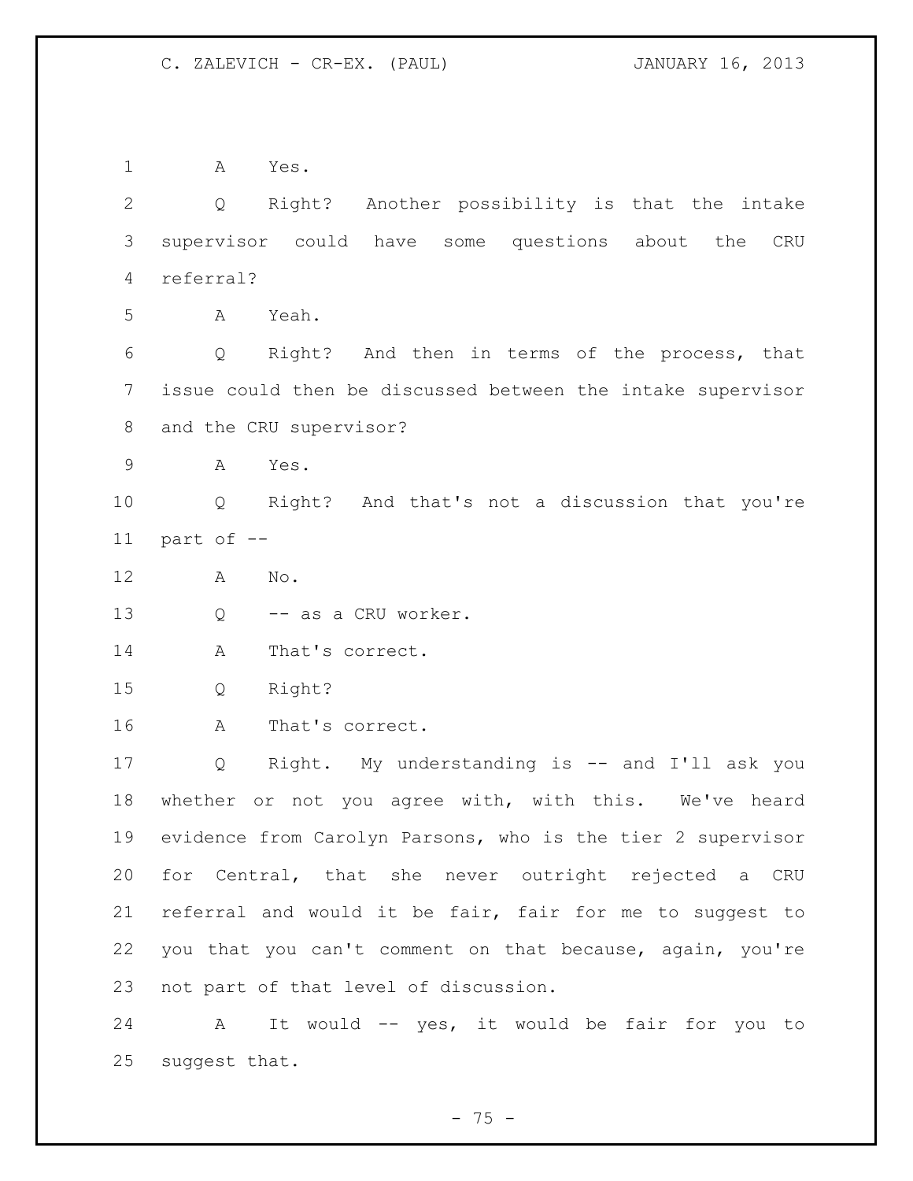A Yes.

Q Right? Another possibility is that the intake supervisor could have some questions about the CRU referral?

A Yeah.

Q Right? And then in terms of the process, that issue could then be discussed between the intake supervisor and the CRU supervisor?

A Yes.

Q Right? And that's not a discussion that you're part of --

A No.

Q -- as a CRU worker.

A That's correct.

Q Right?

A That's correct.

Q Right. My understanding is -- and I'll ask you whether or not you agree with, with this. We've heard evidence from Carolyn Parsons, who is the tier 2 supervisor for Central, that she never outright rejected a CRU referral and would it be fair, fair for me to suggest to you that you can't comment on that because, again, you're not part of that level of discussion.

A It would -- yes, it would be fair for you to suggest that.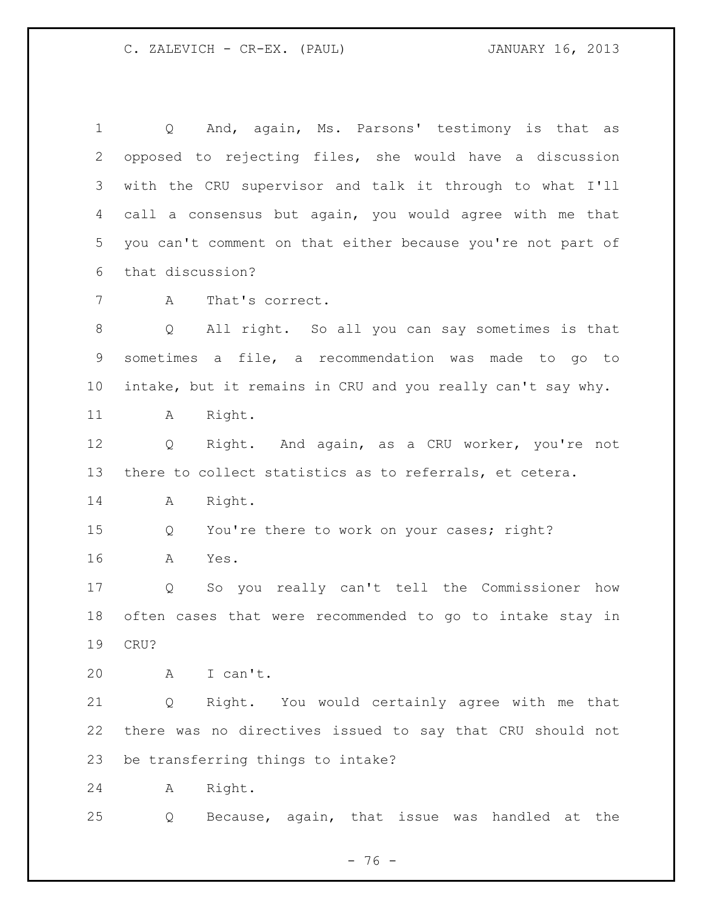Q And, again, Ms. Parsons' testimony is that as opposed to rejecting files, she would have a discussion with the CRU supervisor and talk it through to what I'll call a consensus but again, you would agree with me that you can't comment on that either because you're not part of that discussion?

A That's correct.

Q All right. So all you can say sometimes is that sometimes a file, a recommendation was made to go to intake, but it remains in CRU and you really can't say why.

A Right.

Q Right. And again, as a CRU worker, you're not there to collect statistics as to referrals, et cetera.

A Right.

Q You're there to work on your cases; right?

A Yes.

Q So you really can't tell the Commissioner how often cases that were recommended to go to intake stay in CRU?

A I can't.

Q Right. You would certainly agree with me that there was no directives issued to say that CRU should not be transferring things to intake?

A Right.

Q Because, again, that issue was handled at the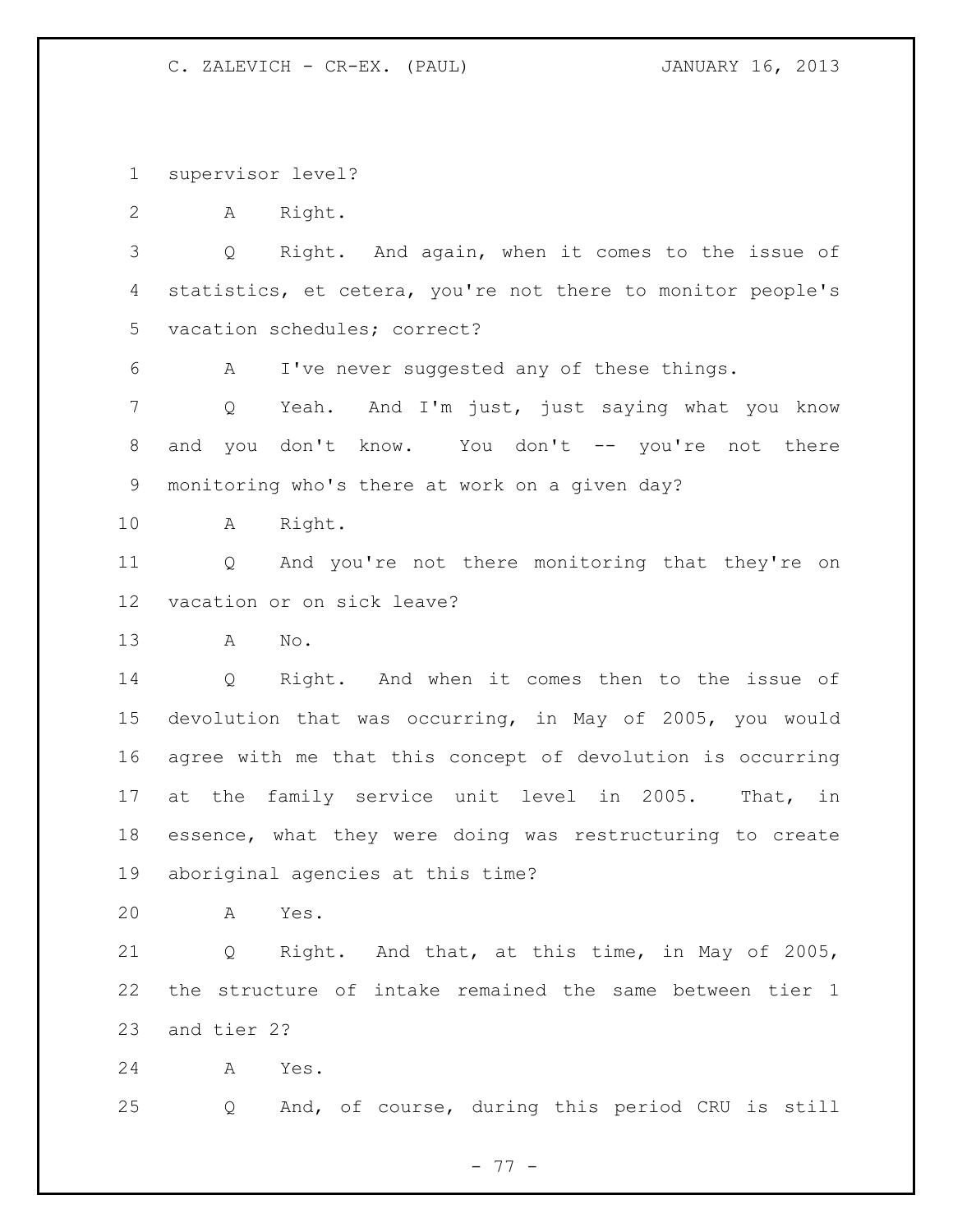supervisor level?

A Right.

Q Right. And again, when it comes to the issue of statistics, et cetera, you're not there to monitor people's vacation schedules; correct?

A I've never suggested any of these things.

Q Yeah. And I'm just, just saying what you know and you don't know. You don't -- you're not there monitoring who's there at work on a given day?

A Right.

Q And you're not there monitoring that they're on vacation or on sick leave?

A No.

Q Right. And when it comes then to the issue of devolution that was occurring, in May of 2005, you would agree with me that this concept of devolution is occurring at the family service unit level in 2005. That, in essence, what they were doing was restructuring to create aboriginal agencies at this time?

A Yes.

Q Right. And that, at this time, in May of 2005, the structure of intake remained the same between tier 1 and tier 2?

A Yes.

Q And, of course, during this period CRU is still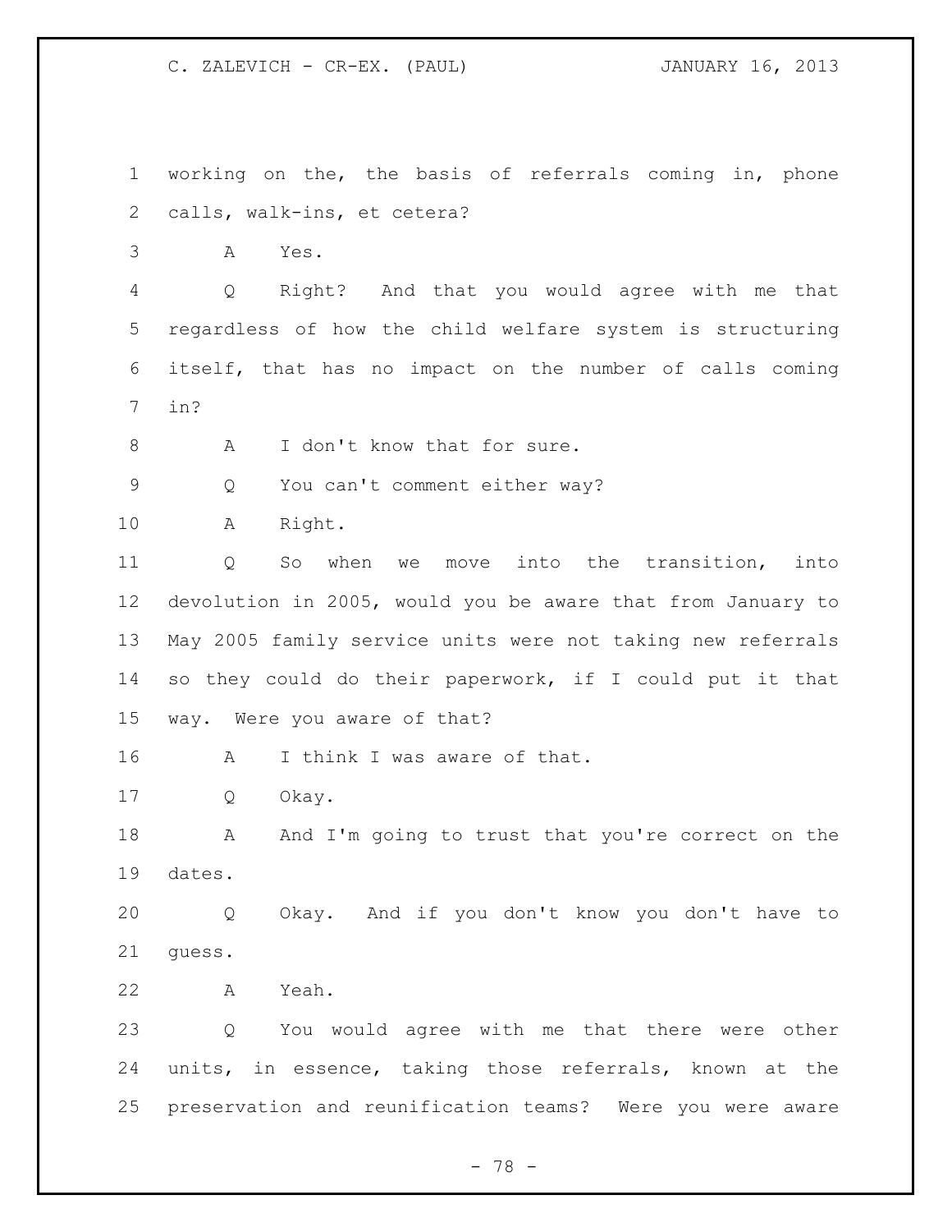working on the, the basis of referrals coming in, phone calls, walk-ins, et cetera?

A Yes.

Q Right? And that you would agree with me that regardless of how the child welfare system is structuring itself, that has no impact on the number of calls coming in?

A I don't know that for sure.

Q You can't comment either way?

A Right.

Q So when we move into the transition, into devolution in 2005, would you be aware that from January to May 2005 family service units were not taking new referrals so they could do their paperwork, if I could put it that way. Were you aware of that?

A I think I was aware of that.

Q Okay.

A And I'm going to trust that you're correct on the dates.

Q Okay. And if you don't know you don't have to guess.

A Yeah.

Q You would agree with me that there were other units, in essence, taking those referrals, known at the preservation and reunification teams? Were you were aware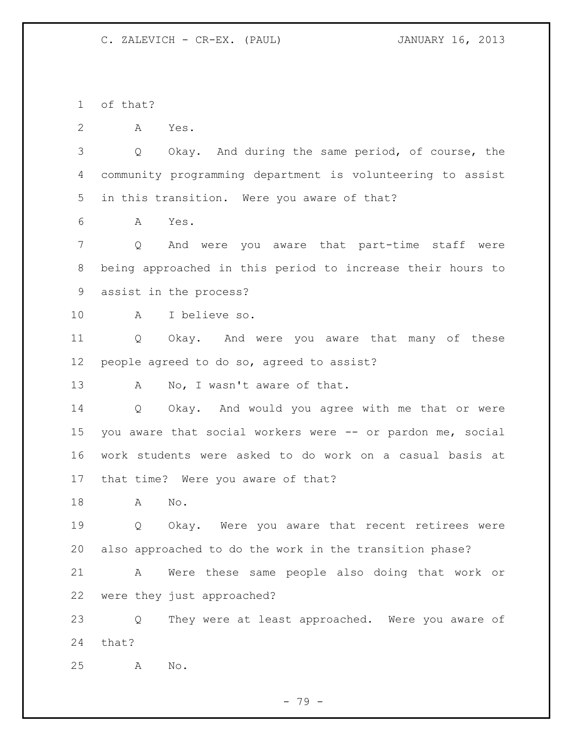of that?

A Yes.

Q Okay. And during the same period, of course, the community programming department is volunteering to assist in this transition. Were you aware of that?

A Yes.

Q And were you aware that part-time staff were being approached in this period to increase their hours to assist in the process?

A I believe so.

Q Okay. And were you aware that many of these people agreed to do so, agreed to assist?

A No, I wasn't aware of that.

Q Okay. And would you agree with me that or were you aware that social workers were -- or pardon me, social work students were asked to do work on a casual basis at that time? Were you aware of that?

A No.

Q Okay. Were you aware that recent retirees were also approached to do the work in the transition phase?

A Were these same people also doing that work or were they just approached?

Q They were at least approached. Were you aware of that?

A No.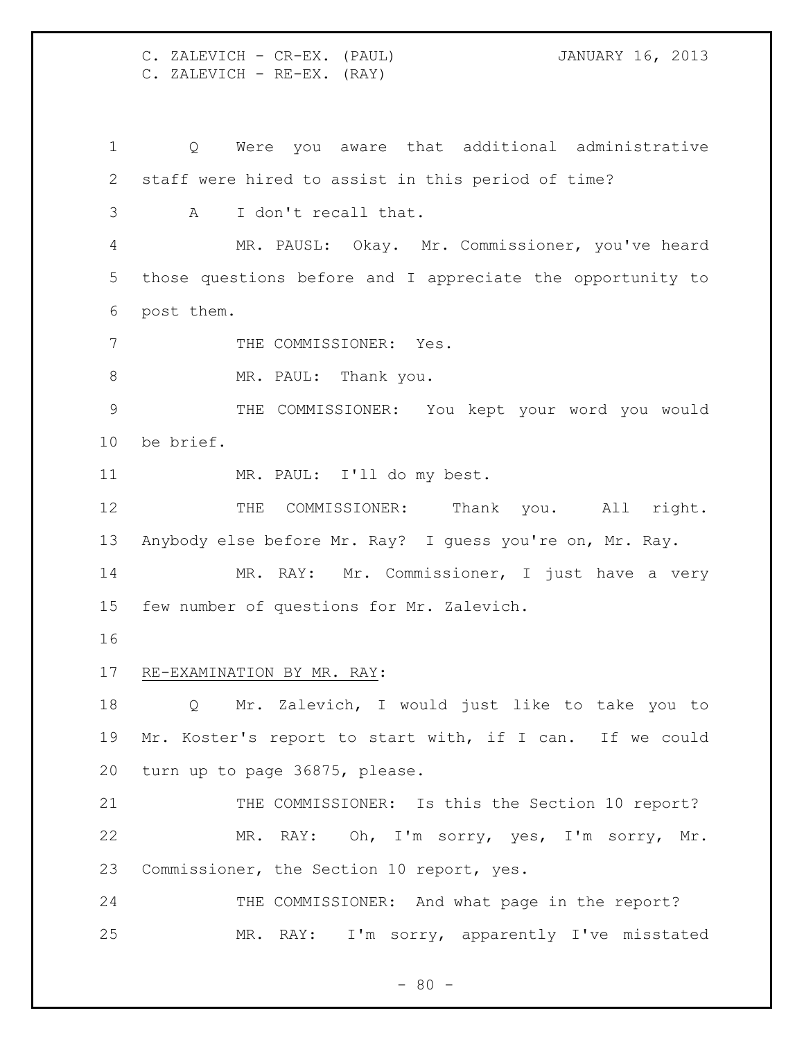Q Were you aware that additional administrative staff were hired to assist in this period of time?

A I don't recall that.

MR. PAUSL: Okay. Mr. Commissioner, you've heard those questions before and I appreciate the opportunity to post them.

THE COMMISSIONER: Yes.

MR. PAUL: Thank you.

THE COMMISSIONER: You kept your word you would be brief.

MR. PAUL: I'll do my best.

THE COMMISSIONER: Thank you. All right. Anybody else before Mr. Ray? I guess you're on, Mr. Ray.

MR. RAY: Mr. Commissioner, I just have a very few number of questions for Mr. Zalevich.

## RE-EXAMINATION BY MR. RAY:

Q Mr. Zalevich, I would just like to take you to Mr. Koster's report to start with, if I can. If we could turn up to page 36875, please.

THE COMMISSIONER: Is this the Section 10 report?

MR. RAY: Oh, I'm sorry, yes, I'm sorry, Mr. Commissioner, the Section 10 report, yes.

THE COMMISSIONER: And what page in the report?

MR. RAY: I'm sorry, apparently I've misstated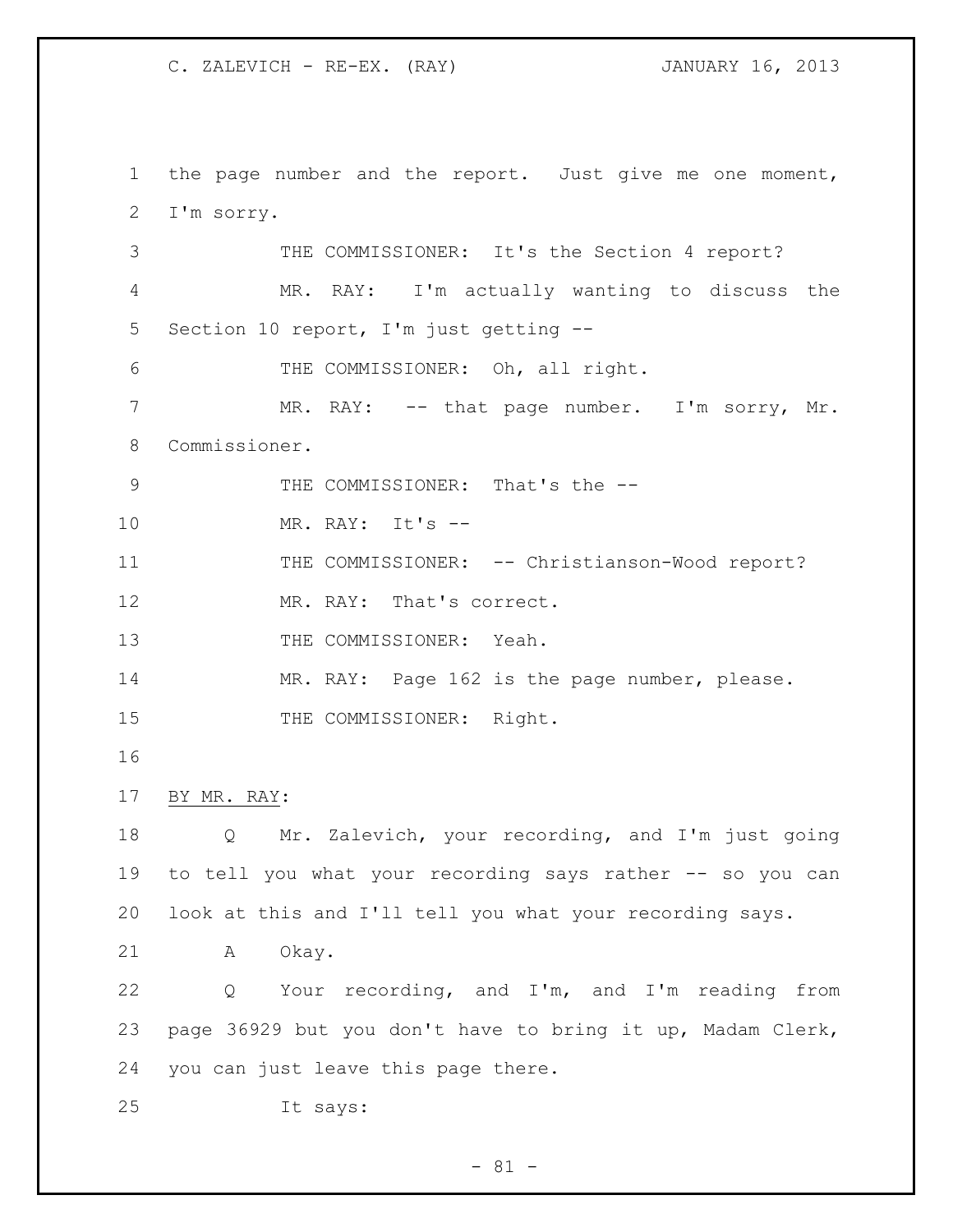the page number and the report. Just give me one moment, I'm sorry.

THE COMMISSIONER: It's the Section 4 report?

MR. RAY: I'm actually wanting to discuss the Section 10 report, I'm just getting --

THE COMMISSIONER: Oh, all right.

MR. RAY: -- that page number. I'm sorry, Mr. Commissioner.

THE COMMISSIONER: That's the --

MR. RAY: It's --

THE COMMISSIONER: -- Christianson-Wood report?

MR. RAY: That's correct.

THE COMMISSIONER: Yeah.

MR. RAY: Page 162 is the page number, please.

THE COMMISSIONER: Right.

BY MR. RAY:

Q Mr. Zalevich, your recording, and I'm just going to tell you what your recording says rather -- so you can look at this and I'll tell you what your recording says.

A Okay.

Q Your recording, and I'm, and I'm reading from page 36929 but you don't have to bring it up, Madam Clerk, you can just leave this page there.

It says: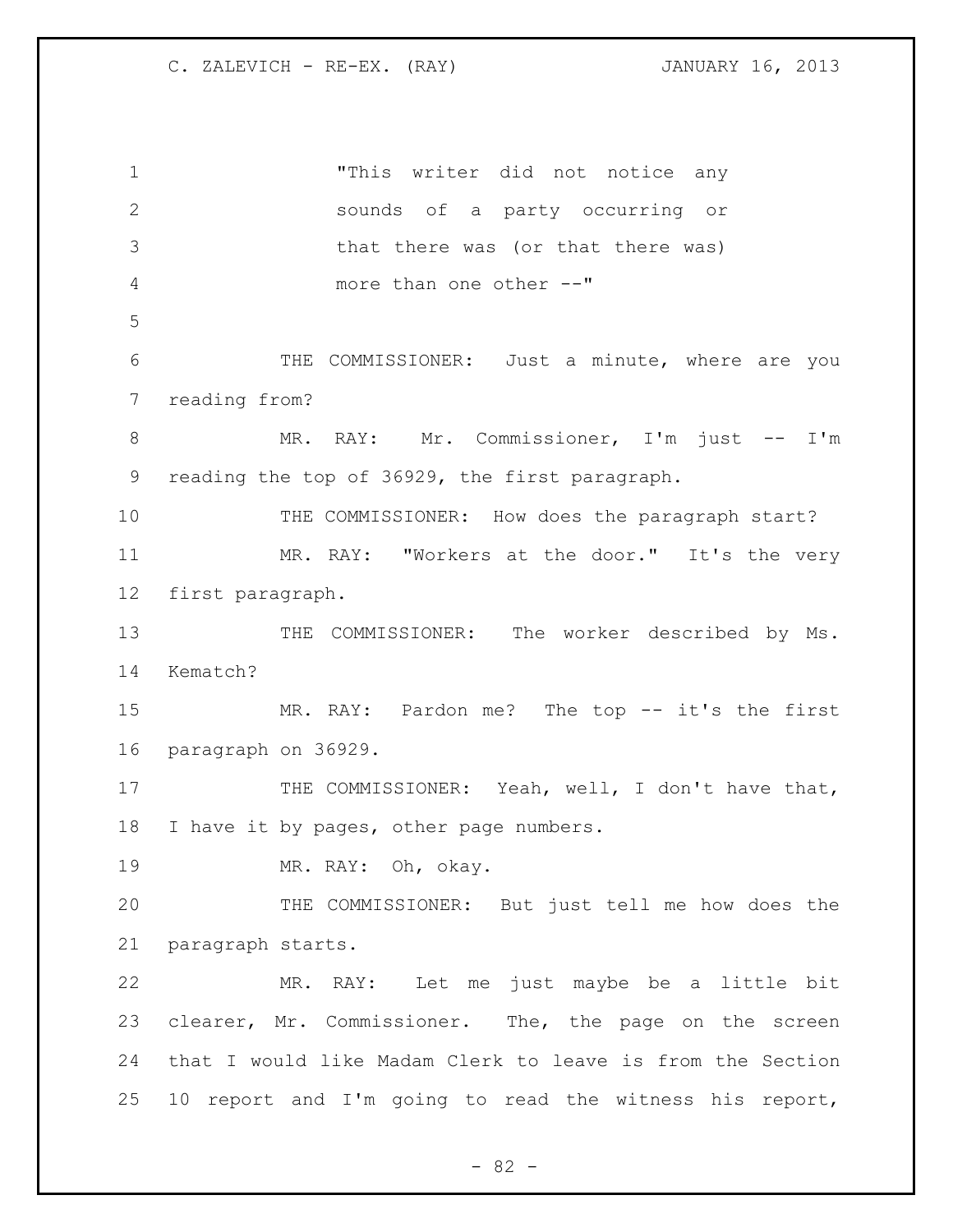"This writer did not notice any sounds of a party occurring or that there was (or that there was) more than one other --"

THE COMMISSIONER: Just a minute, where are you reading from?

MR. RAY: Mr. Commissioner, I'm just -- I'm reading the top of 36929, the first paragraph.

THE COMMISSIONER: How does the paragraph start?

MR. RAY: "Workers at the door." It's the very first paragraph.

THE COMMISSIONER: The worker described by Ms. Kematch?

MR. RAY: Pardon me? The top -- it's the first paragraph on 36929.

THE COMMISSIONER: Yeah, well, I don't have that, I have it by pages, other page numbers.

MR. RAY: Oh, okay.

THE COMMISSIONER: But just tell me how does the paragraph starts.

MR. RAY: Let me just maybe be a little bit clearer, Mr. Commissioner. The, the page on the screen that I would like Madam Clerk to leave is from the Section 10 report and I'm going to read the witness his report,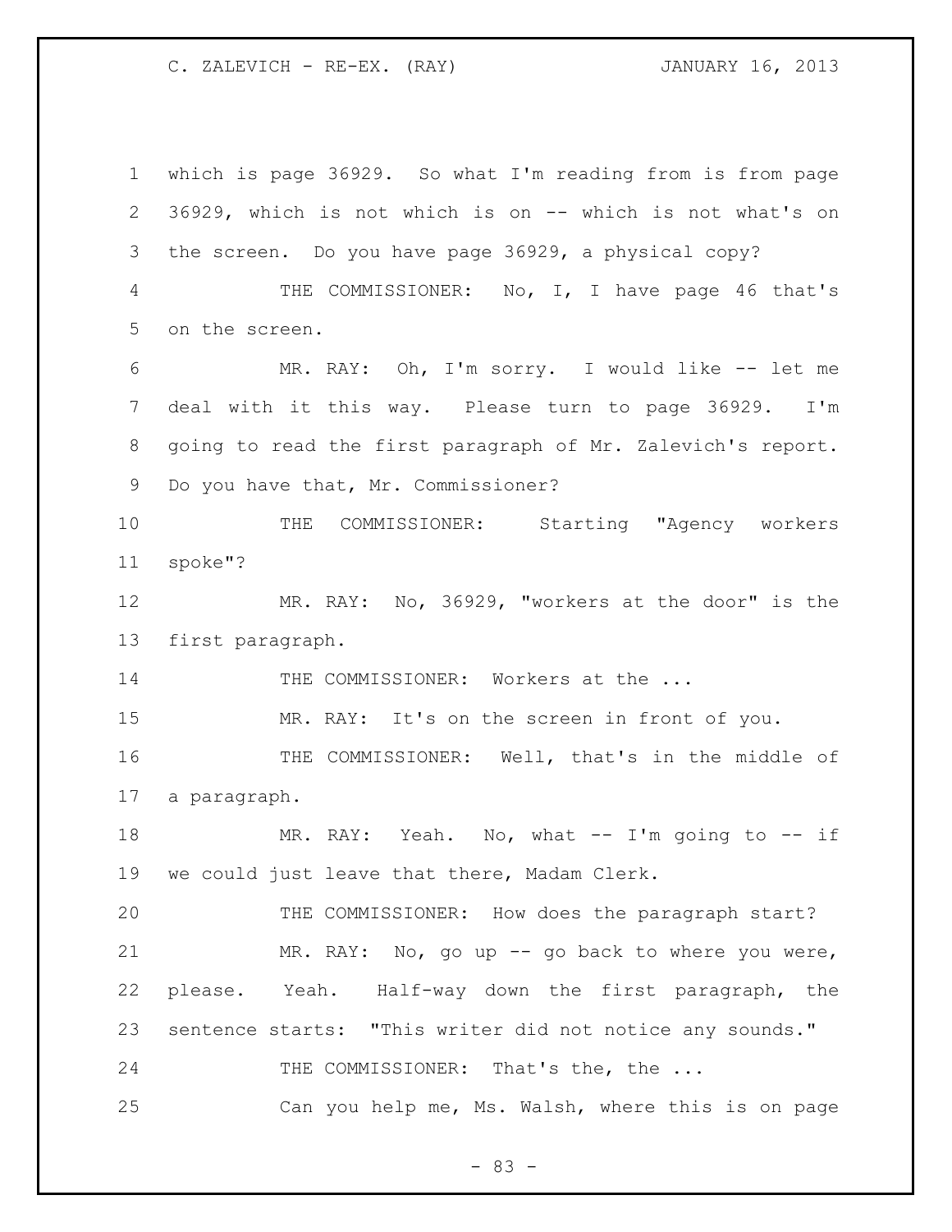which is page 36929. So what I'm reading from is from page 36929, which is not which is on -- which is not what's on the screen. Do you have page 36929, a physical copy?

THE COMMISSIONER: No, I, I have page 46 that's on the screen.

MR. RAY: Oh, I'm sorry. I would like -- let me deal with it this way. Please turn to page 36929. I'm going to read the first paragraph of Mr. Zalevich's report. Do you have that, Mr. Commissioner?

THE COMMISSIONER: Starting "Agency workers spoke"?

MR. RAY: No, 36929, "workers at the door" is the first paragraph.

THE COMMISSIONER: Workers at the ...

MR. RAY: It's on the screen in front of you.

THE COMMISSIONER: Well, that's in the middle of a paragraph.

MR. RAY: Yeah. No, what -- I'm going to -- if we could just leave that there, Madam Clerk.

THE COMMISSIONER: How does the paragraph start?

MR. RAY: No, go up -- go back to where you were, please. Yeah. Half-way down the first paragraph, the sentence starts: "This writer did not notice any sounds."

THE COMMISSIONER: That's the, the ...

Can you help me, Ms. Walsh, where this is on page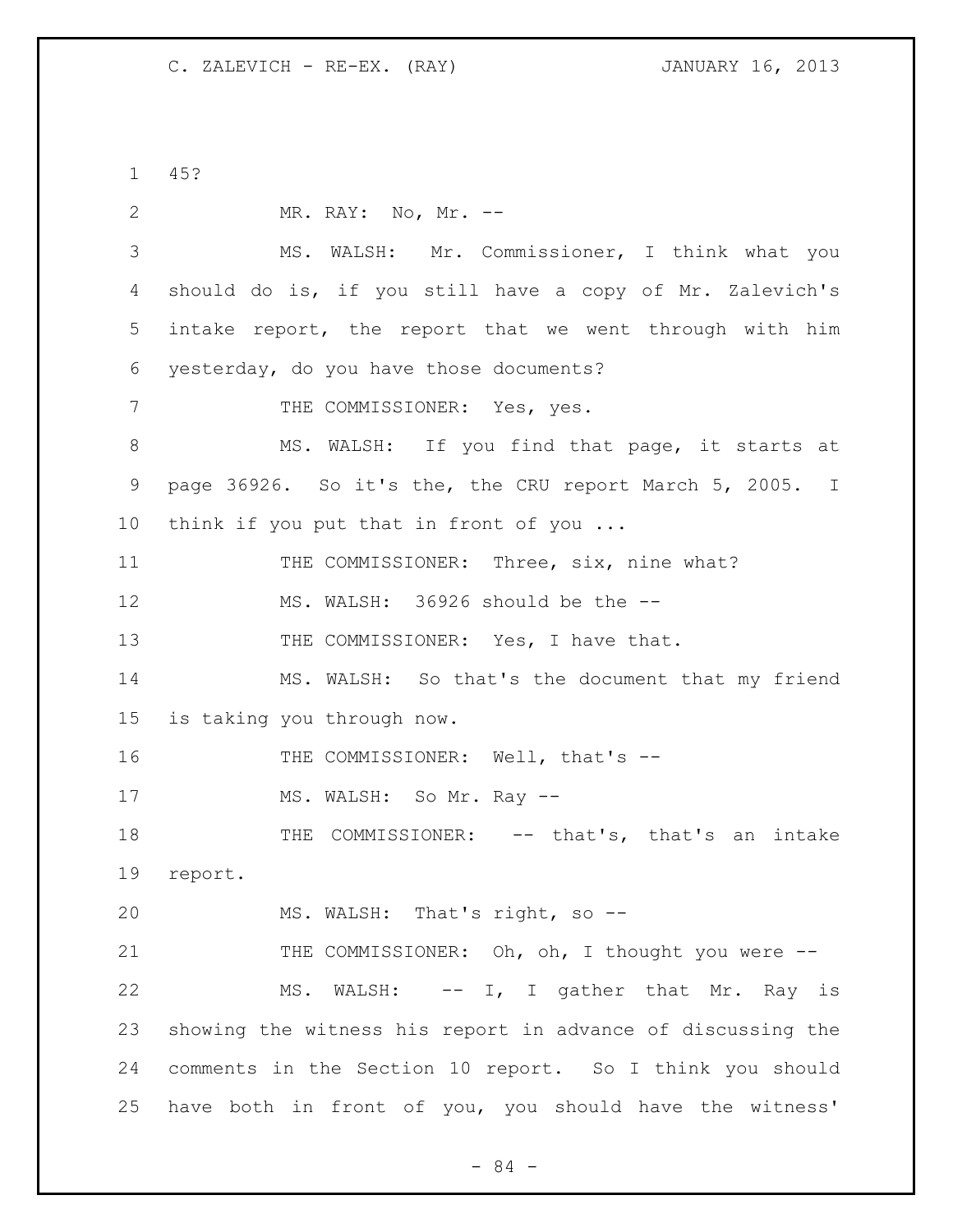45?

MR. RAY: No, Mr. --

MS. WALSH: Mr. Commissioner, I think what you should do is, if you still have a copy of Mr. Zalevich's intake report, the report that we went through with him yesterday, do you have those documents?

THE COMMISSIONER: Yes, yes.

MS. WALSH: If you find that page, it starts at page 36926. So it's the, the CRU report March 5, 2005. I think if you put that in front of you ...

THE COMMISSIONER: Three, six, nine what?

MS. WALSH: 36926 should be the --

THE COMMISSIONER: Yes, I have that.

MS. WALSH: So that's the document that my friend is taking you through now.

THE COMMISSIONER: Well, that's --

MS. WALSH: So Mr. Ray --

THE COMMISSIONER: -- that's, that's an intake report.

MS. WALSH: That's right, so --

THE COMMISSIONER: Oh, oh, I thought you were --

MS. WALSH: -- I, I gather that Mr. Ray is showing the witness his report in advance of discussing the comments in the Section 10 report. So I think you should have both in front of you, you should have the witness'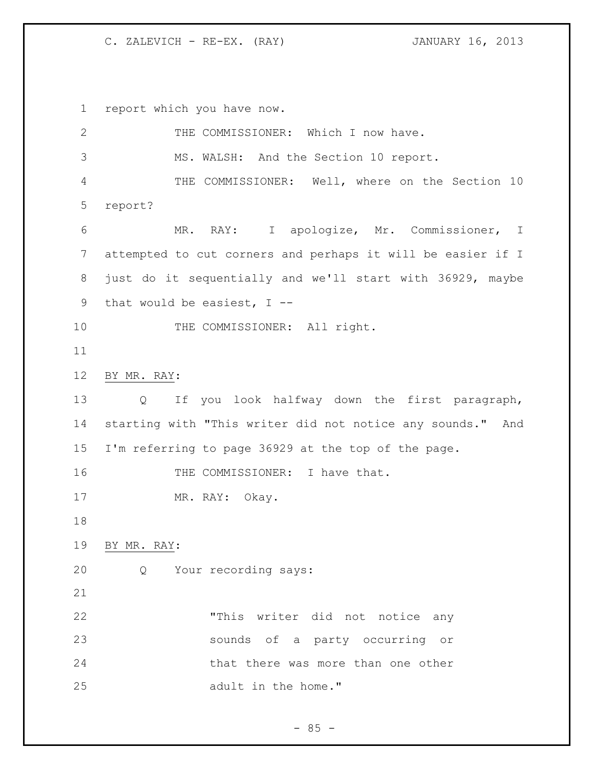report which you have now.

THE COMMISSIONER: Which I now have.

MS. WALSH: And the Section 10 report.

THE COMMISSIONER: Well, where on the Section 10 report?

MR. RAY: I apologize, Mr. Commissioner, I attempted to cut corners and perhaps it will be easier if I just do it sequentially and we'll start with 36929, maybe that would be easiest, I --

THE COMMISSIONER: All right.

BY MR. RAY:

Q If you look halfway down the first paragraph, starting with "This writer did not notice any sounds." And I'm referring to page 36929 at the top of the page.

THE COMMISSIONER: I have that.

MR. RAY: Okay.

BY MR. RAY:

Q Your recording says:

> "This writer did not notice any sounds of a party occurring or that there was more than one other adult in the home."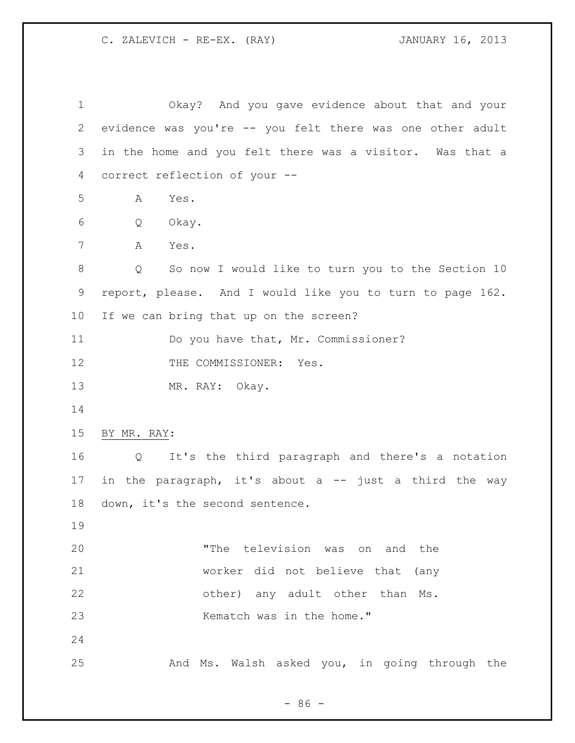Okay? And you gave evidence about that and your evidence was you're -- you felt there was one other adult in the home and you felt there was a visitor. Was that a correct reflection of your --

A Yes.

Q Okay.

A Yes.

Q So now I would like to turn you to the Section 10 report, please. And I would like you to turn to page 162. If we can bring that up on the screen?

Do you have that, Mr. Commissioner?

THE COMMISSIONER: Yes.

MR. RAY: Okay.

BY MR. RAY:

Q It's the third paragraph and there's a notation in the paragraph, it's about a -- just a third the way down, it's the second sentence.

> "The television was on and the worker did not believe that (any other) any adult other than Ms. Kematch was in the home."

And Ms. Walsh asked you, in going through the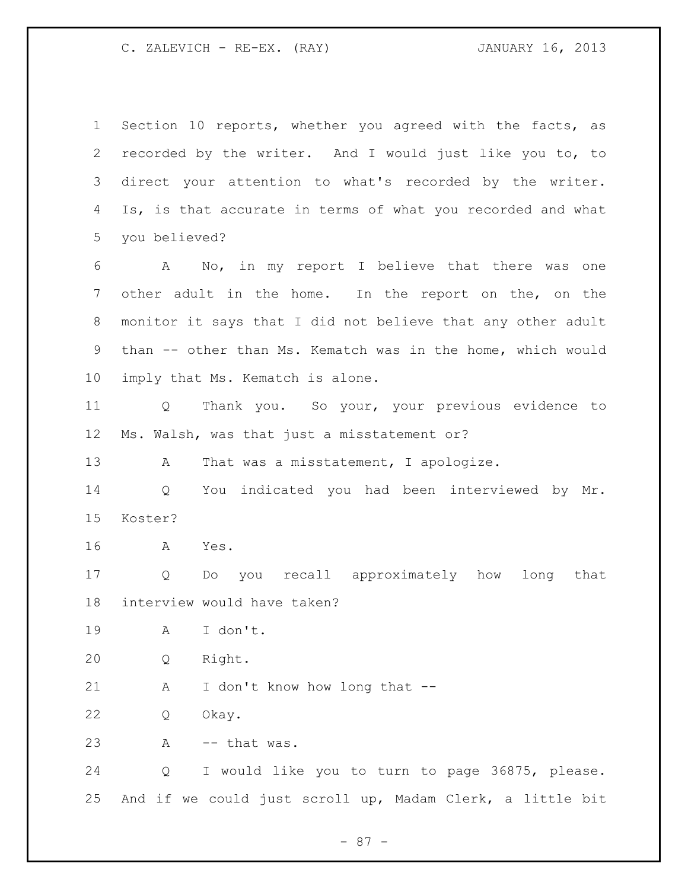Section 10 reports, whether you agreed with the facts, as recorded by the writer. And I would just like you to, to direct your attention to what's recorded by the writer. Is, is that accurate in terms of what you recorded and what you believed?

A No, in my report I believe that there was one other adult in the home. In the report on the, on the monitor it says that I did not believe that any other adult than -- other than Ms. Kematch was in the home, which would imply that Ms. Kematch is alone.

Q Thank you. So your, your previous evidence to Ms. Walsh, was that just a misstatement or?

A That was a misstatement, I apologize.

Q You indicated you had been interviewed by Mr. Koster?

A Yes.

Q Do you recall approximately how long that interview would have taken?

A I don't.

Q Right.

A I don't know how long that --

Q Okay.

A -- that was.

Q I would like you to turn to page 36875, please. And if we could just scroll up, Madam Clerk, a little bit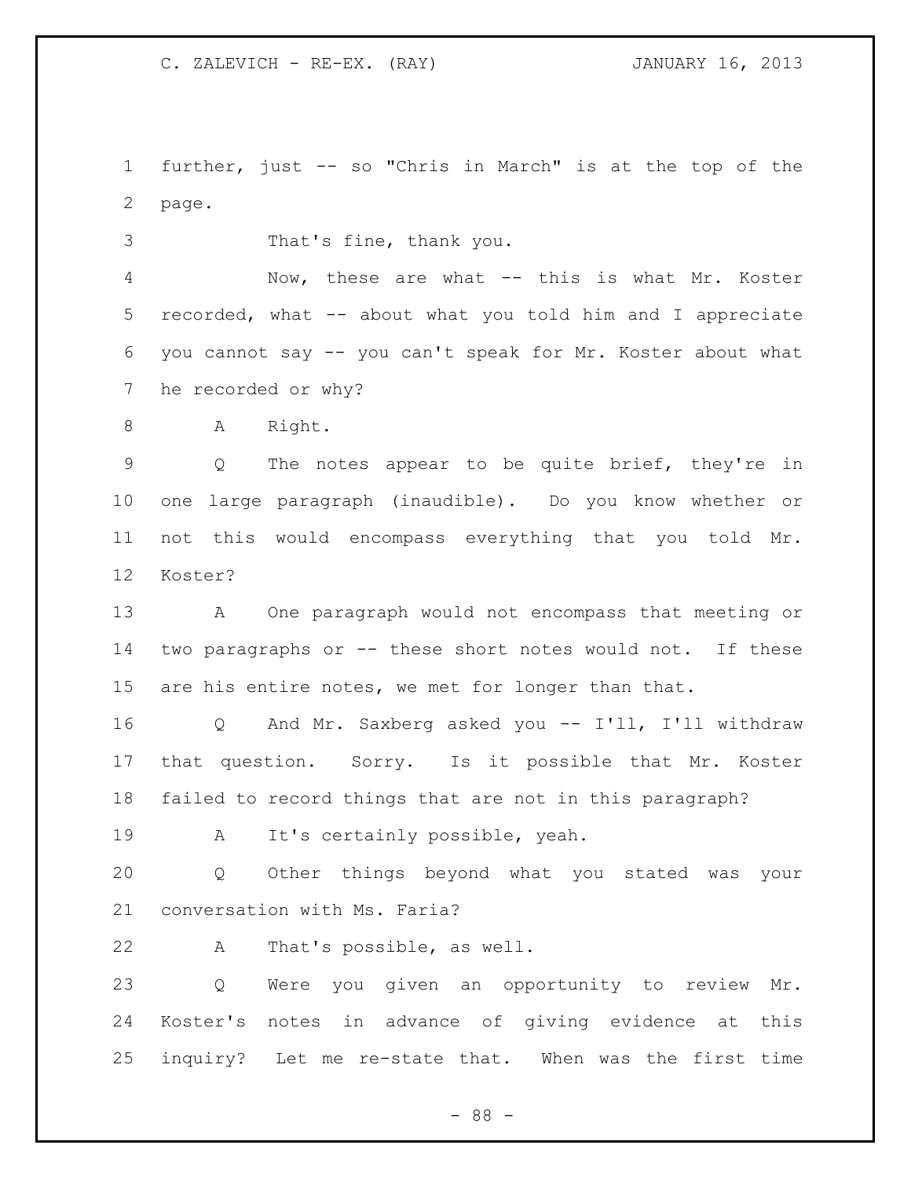further, just -- so "Chris in March" is at the top of the page.

That's fine, thank you.

Now, these are what -- this is what Mr. Koster recorded, what -- about what you told him and I appreciate you cannot say -- you can't speak for Mr. Koster about what he recorded or why?

A Right.

Q The notes appear to be quite brief, they're in one large paragraph (inaudible). Do you know whether or not this would encompass everything that you told Mr. Koster?

A One paragraph would not encompass that meeting or two paragraphs or -- these short notes would not. If these are his entire notes, we met for longer than that.

Q And Mr. Saxberg asked you -- I'll, I'll withdraw that question. Sorry. Is it possible that Mr. Koster failed to record things that are not in this paragraph?

A It's certainly possible, yeah.

Q Other things beyond what you stated was your conversation with Ms. Faria?

A That's possible, as well.

Q Were you given an opportunity to review Mr. Koster's notes in advance of giving evidence at this inquiry? Let me re-state that. When was the first time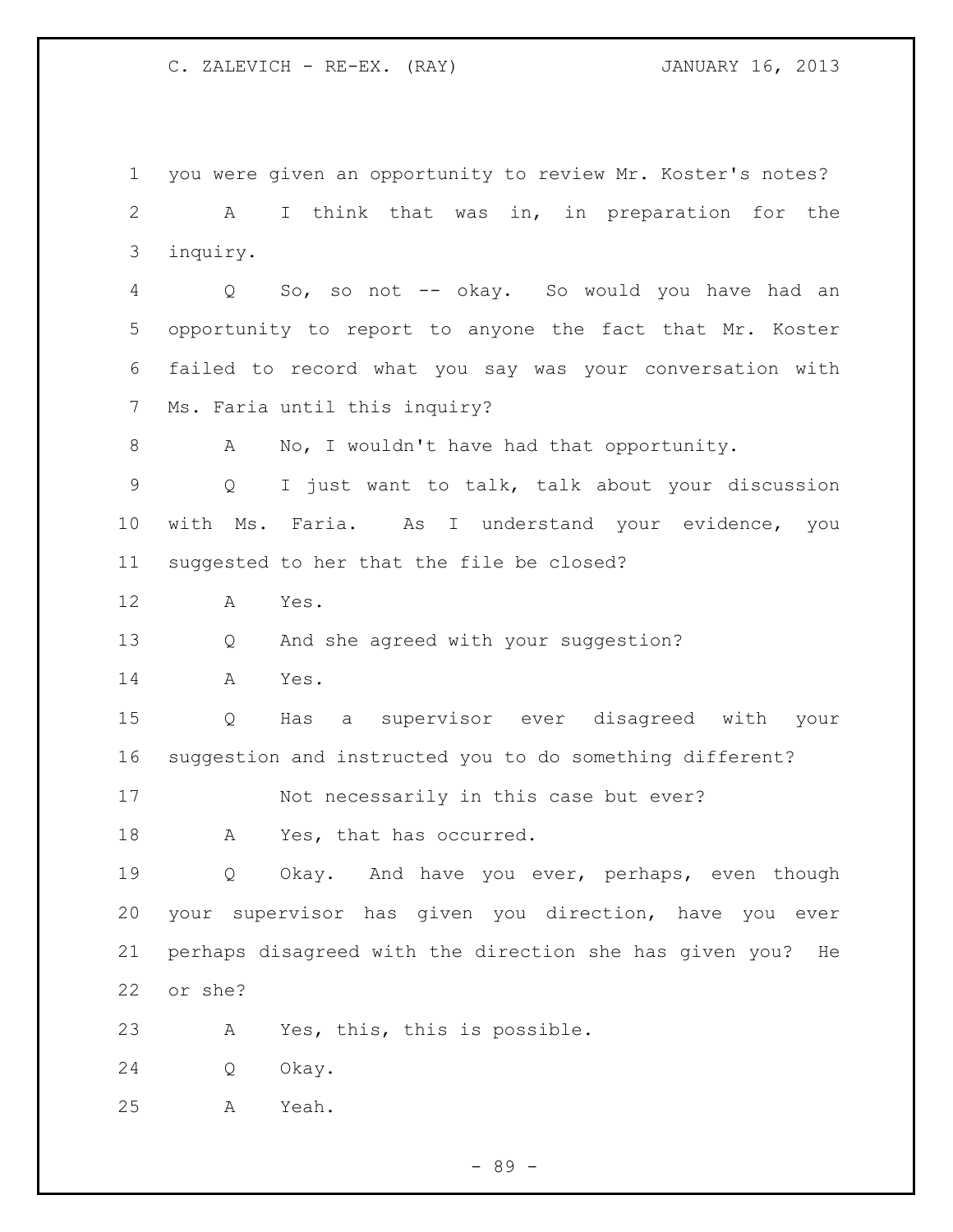you were given an opportunity to review Mr. Koster's notes?

A I think that was in, in preparation for the inquiry.

Q So, so not -- okay. So would you have had an opportunity to report to anyone the fact that Mr. Koster failed to record what you say was your conversation with Ms. Faria until this inquiry?

A No, I wouldn't have had that opportunity.

Q I just want to talk, talk about your discussion with Ms. Faria. As I understand your evidence, you suggested to her that the file be closed?

A Yes.

Q And she agreed with your suggestion?

A Yes.

Q Has a supervisor ever disagreed with your suggestion and instructed you to do something different?

Not necessarily in this case but ever?

A Yes, that has occurred.

Q Okay. And have you ever, perhaps, even though your supervisor has given you direction, have you ever perhaps disagreed with the direction she has given you? He or she?

A Yes, this, this is possible.

Q Okay.

A Yeah.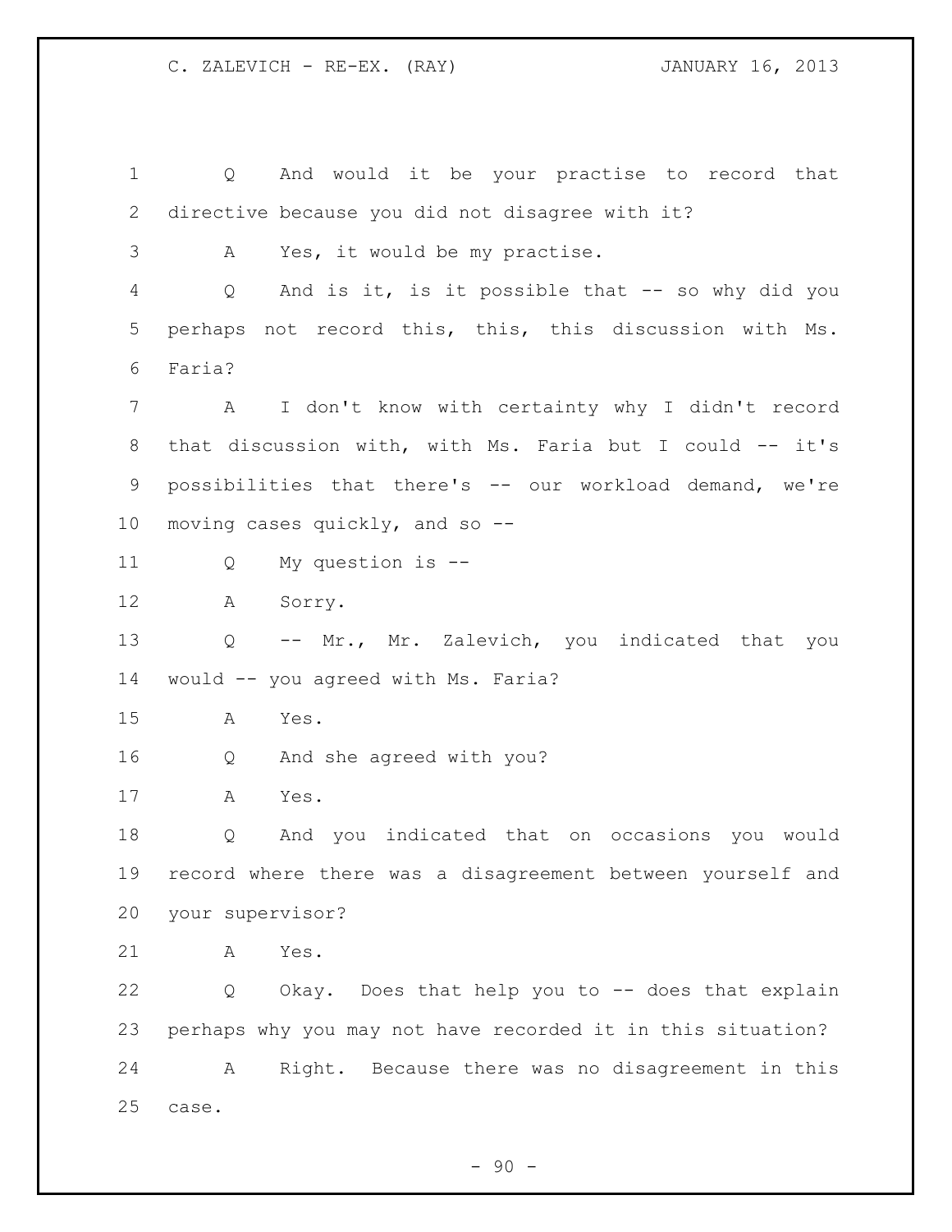Q And would it be your practise to record that directive because you did not disagree with it?

A Yes, it would be my practise.

Q And is it, is it possible that -- so why did you perhaps not record this, this, this discussion with Ms. Faria?

A I don't know with certainty why I didn't record that discussion with, with Ms. Faria but I could -- it's possibilities that there's -- our workload demand, we're moving cases quickly, and so --

Q My question is --

A Sorry.

Q -- Mr., Mr. Zalevich, you indicated that you would -- you agreed with Ms. Faria?

A Yes.

Q And she agreed with you?

A Yes.

Q And you indicated that on occasions you would record where there was a disagreement between yourself and your supervisor?

A Yes.

Q Okay. Does that help you to -- does that explain perhaps why you may not have recorded it in this situation?

A Right. Because there was no disagreement in this case.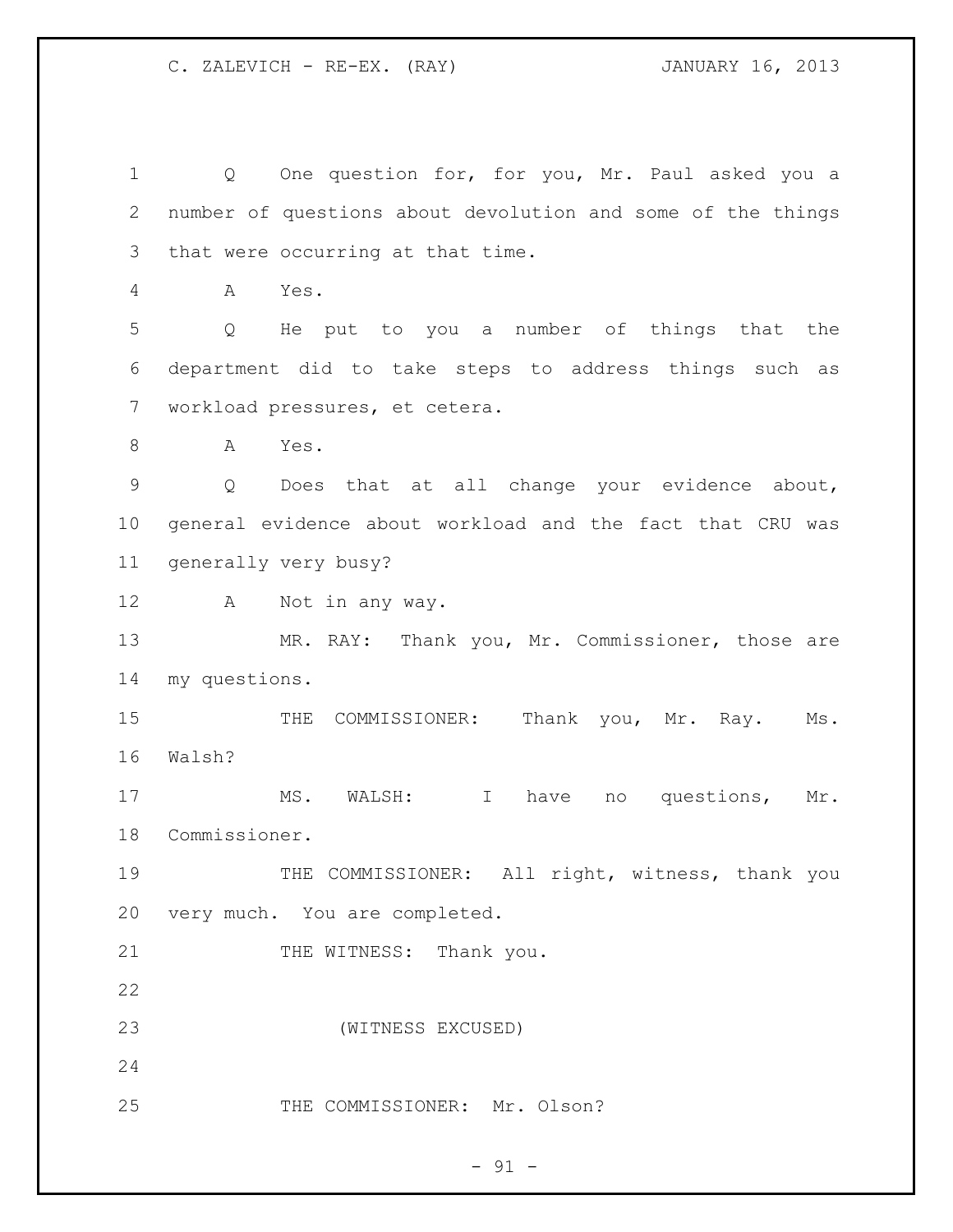Q One question for, for you, Mr. Paul asked you a number of questions about devolution and some of the things that were occurring at that time.

A Yes.

Q He put to you a number of things that the department did to take steps to address things such as workload pressures, et cetera.

A Yes.

Q Does that at all change your evidence about, general evidence about workload and the fact that CRU was generally very busy?

A Not in any way.

MR. RAY: Thank you, Mr. Commissioner, those are my questions.

THE COMMISSIONER: Thank you, Mr. Ray. Ms. Walsh?

MS. WALSH: I have no questions, Mr. Commissioner.

THE COMMISSIONER: All right, witness, thank you very much. You are completed.

THE WITNESS: Thank you.

(WITNESS EXCUSED)

THE COMMISSIONER: Mr. Olson?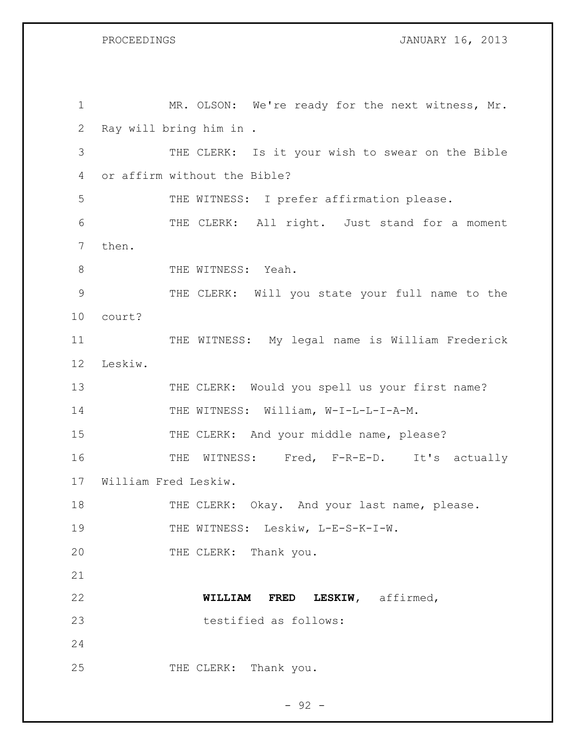MR. OLSON: We're ready for the next witness, Mr. Ray will bring him in .

THE CLERK: Is it your wish to swear on the Bible or affirm without the Bible?

THE WITNESS: I prefer affirmation please.

THE CLERK: All right. Just stand for a moment then.

THE WITNESS: Yeah.

THE CLERK: Will you state your full name to the court?

THE WITNESS: My legal name is William Frederick Leskiw.

THE CLERK: Would you spell us your first name?

THE WITNESS: William, W-I-L-L-I-A-M.

THE CLERK: And your middle name, please?

THE WITNESS: Fred, F-R-E-D. It's actually William Fred Leskiw.

THE CLERK: Okay. And your last name, please.

THE WITNESS: Leskiw, L-E-S-K-I-W.

THE CLERK: Thank you.

**WILLIAM FRED LESKIW**, affirmed, testified as follows:

THE CLERK: Thank you.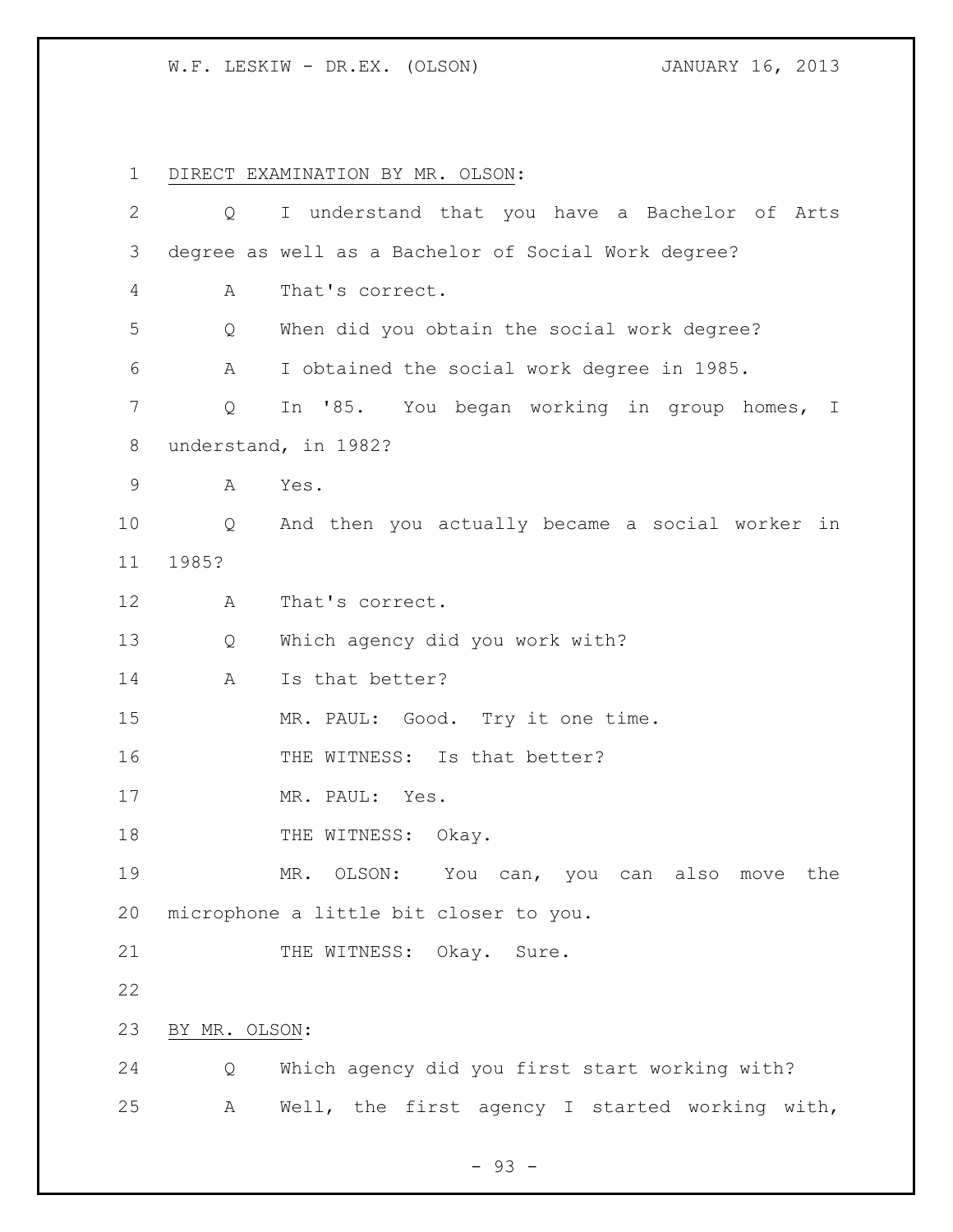DIRECT EXAMINATION BY MR. OLSON:

Q I understand that you have a Bachelor of Arts degree as well as a Bachelor of Social Work degree?

A That's correct.

Q When did you obtain the social work degree?

A I obtained the social work degree in 1985.

Q In '85. You began working in group homes, I understand, in 1982?

A Yes.

Q And then you actually became a social worker in 1985?

A That's correct.

Q Which agency did you work with?

A Is that better?

MR. PAUL: Good. Try it one time.

THE WITNESS: Is that better?

MR. PAUL: Yes.

THE WITNESS: Okay.

MR. OLSON: You can, you can also move the microphone a little bit closer to you.

THE WITNESS: Okay. Sure.

BY MR. OLSON:

Q Which agency did you first start working with?

A Well, the first agency I started working with,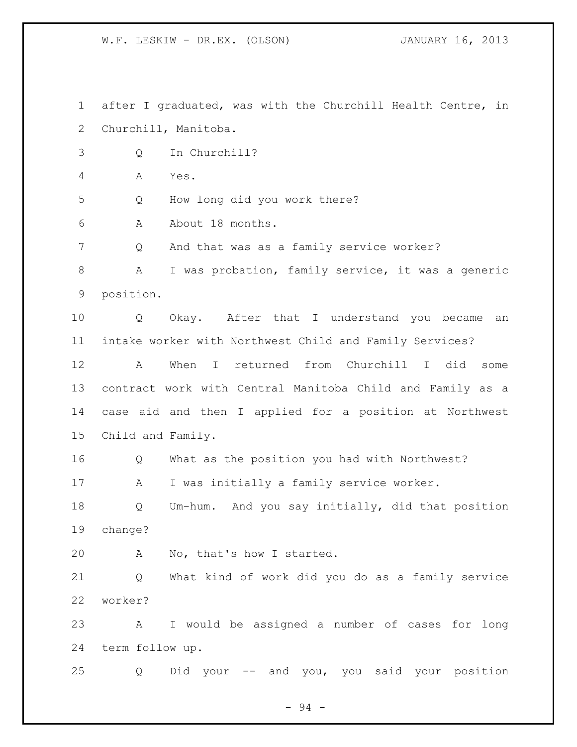after I graduated, was with the Churchill Health Centre, in Churchill, Manitoba.

Q In Churchill?

A Yes.

Q How long did you work there?

A About 18 months.

Q And that was as a family service worker?

A I was probation, family service, it was a generic position.

Q Okay. After that I understand you became an intake worker with Northwest Child and Family Services?

A When I returned from Churchill I did some contract work with Central Manitoba Child and Family as a case aid and then I applied for a position at Northwest Child and Family.

Q What as the position you had with Northwest?

A I was initially a family service worker.

Q Um-hum. And you say initially, did that position change?

A No, that's how I started.

Q What kind of work did you do as a family service worker?

A I would be assigned a number of cases for long term follow up.

Q Did your -- and you, you said your position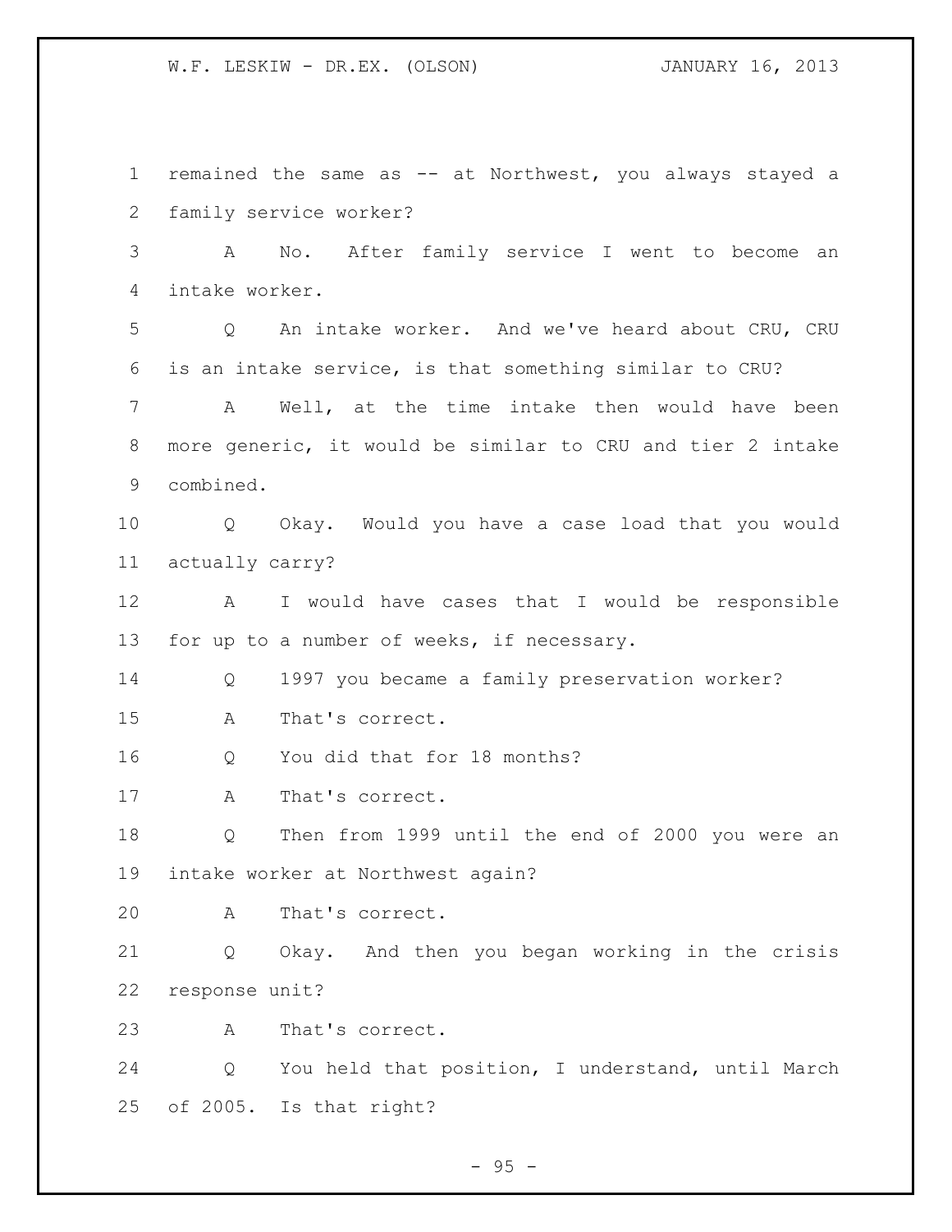remained the same as -- at Northwest, you always stayed a family service worker?

A No. After family service I went to become an intake worker.

Q An intake worker. And we've heard about CRU, CRU is an intake service, is that something similar to CRU?

A Well, at the time intake then would have been more generic, it would be similar to CRU and tier 2 intake combined.

Q Okay. Would you have a case load that you would actually carry?

A I would have cases that I would be responsible for up to a number of weeks, if necessary.

Q 1997 you became a family preservation worker?

A That's correct.

Q You did that for 18 months?

A That's correct.

Q Then from 1999 until the end of 2000 you were an intake worker at Northwest again?

A That's correct.

Q Okay. And then you began working in the crisis response unit?

A That's correct.

Q You held that position, I understand, until March of 2005. Is that right?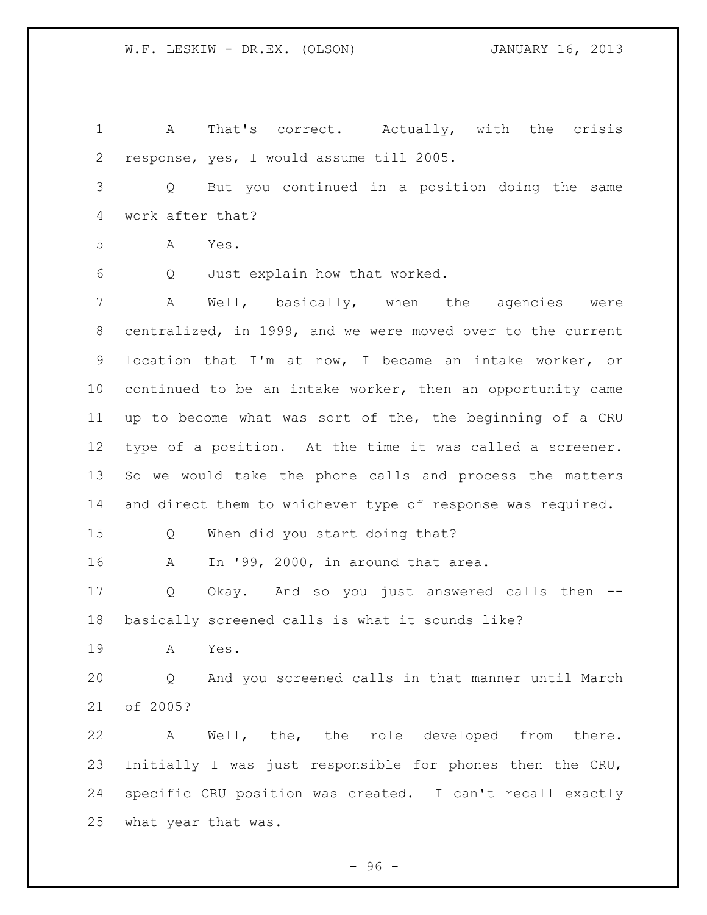A That's correct. Actually, with the crisis response, yes, I would assume till 2005.

Q But you continued in a position doing the same work after that?

A Yes.

Q Just explain how that worked.

A Well, basically, when the agencies were centralized, in 1999, and we were moved over to the current location that I'm at now, I became an intake worker, or continued to be an intake worker, then an opportunity came up to become what was sort of the, the beginning of a CRU type of a position. At the time it was called a screener. So we would take the phone calls and process the matters and direct them to whichever type of response was required.

Q When did you start doing that?

A In '99, 2000, in around that area.

Q Okay. And so you just answered calls then -- basically screened calls is what it sounds like?

A Yes.

Q And you screened calls in that manner until March of 2005?

A Well, the, the role developed from there. Initially I was just responsible for phones then the CRU, specific CRU position was created. I can't recall exactly what year that was.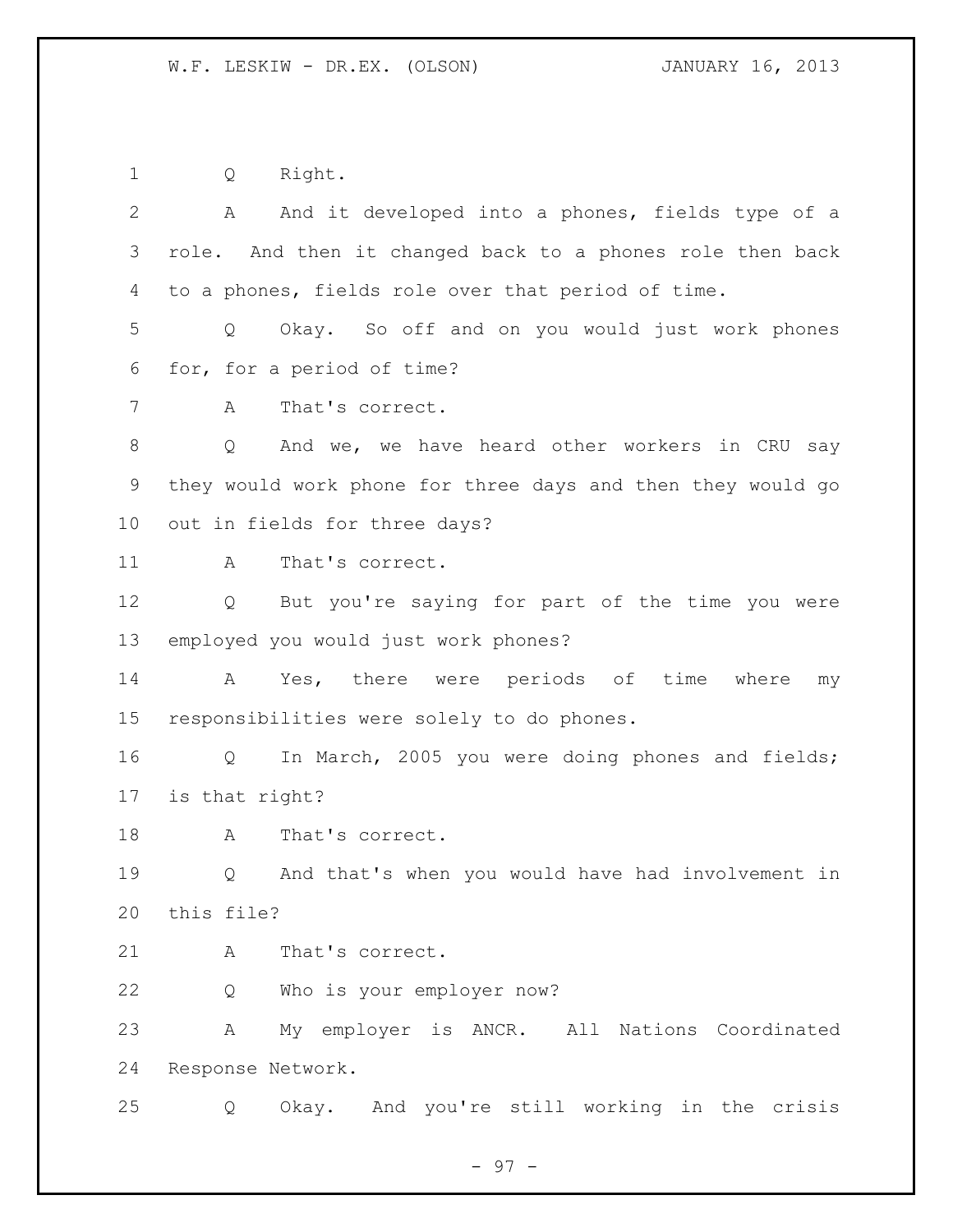1 Q Right.

2 A And it developed into a phones, fields type of a
3 role. And then it changed back to a phones role then back
4 to a phones, fields role over that period of time.

5 Q Okay. So off and on you would just work phones
6 for, for a period of time?

7 A That's correct.

8 Q And we, we have heard other workers in CRU say
9 they would work phone for three days and then they would go
10 out in fields for three days?

11 A That's correct.

12 Q But you're saying for part of the time you were
13 employed you would just work phones?

14 A Yes, there were periods of time where my
15 responsibilities were solely to do phones.

16 Q In March, 2005 you were doing phones and fields;
17 is that right?

18 A That's correct.

19 Q And that's when you would have had involvement in
20 this file?

21 A That's correct.

22 Q Who is your employer now?

23 A My employer is ANCR. All Nations Coordinated
24 Response Network.

25 Q Okay. And you're still working in the crisis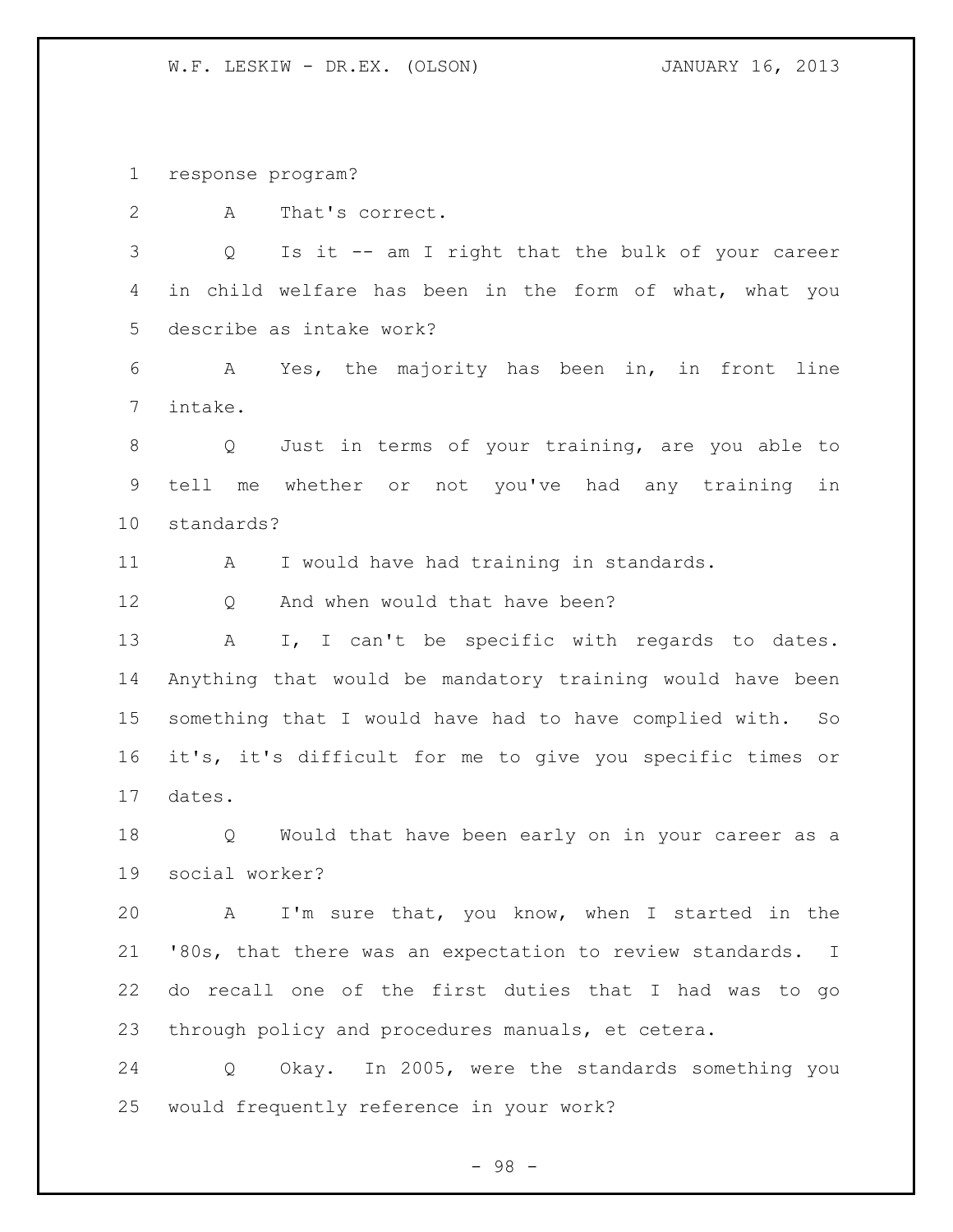response program?

A That's correct.

Q Is it -- am I right that the bulk of your career in child welfare has been in the form of what, what you describe as intake work?

A Yes, the majority has been in, in front line intake.

Q Just in terms of your training, are you able to tell me whether or not you've had any training in standards?

A I would have had training in standards.

Q And when would that have been?

A I, I can't be specific with regards to dates. Anything that would be mandatory training would have been something that I would have had to have complied with. So it's, it's difficult for me to give you specific times or dates.

Q Would that have been early on in your career as a social worker?

A I'm sure that, you know, when I started in the '80s, that there was an expectation to review standards. I do recall one of the first duties that I had was to go through policy and procedures manuals, et cetera.

Q Okay. In 2005, were the standards something you would frequently reference in your work?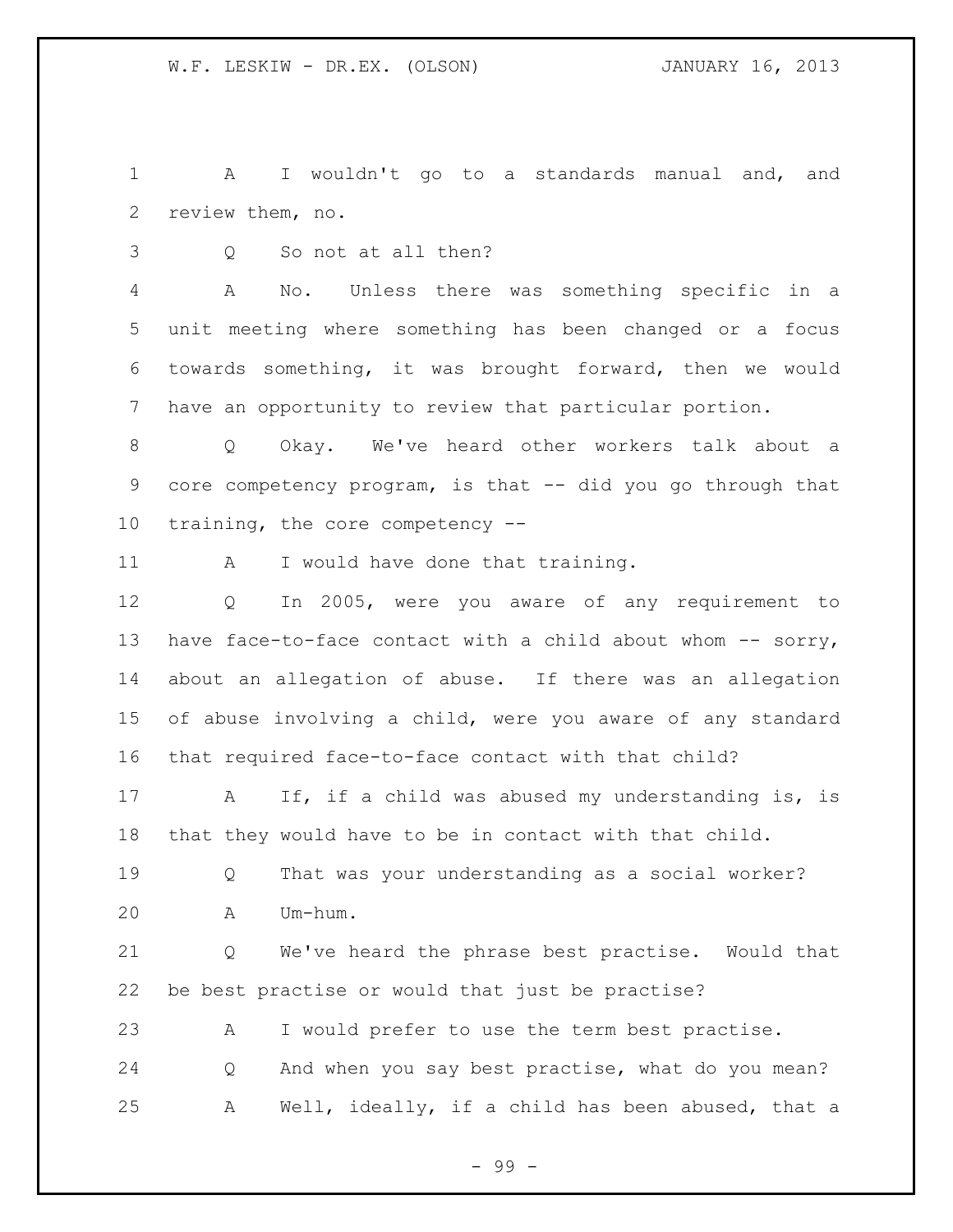A I wouldn't go to a standards manual and, and review them, no.

Q So not at all then?

A No. Unless there was something specific in a unit meeting where something has been changed or a focus towards something, it was brought forward, then we would have an opportunity to review that particular portion.

Q Okay. We've heard other workers talk about a core competency program, is that -- did you go through that training, the core competency --

A I would have done that training.

Q In 2005, were you aware of any requirement to have face-to-face contact with a child about whom -- sorry, about an allegation of abuse. If there was an allegation of abuse involving a child, were you aware of any standard that required face-to-face contact with that child?

A If, if a child was abused my understanding is, is that they would have to be in contact with that child.

Q That was your understanding as a social worker?

A Um-hum.

Q We've heard the phrase best practise. Would that be best practise or would that just be practise?

A I would prefer to use the term best practise.

Q And when you say best practise, what do you mean?

A Well, ideally, if a child has been abused, that a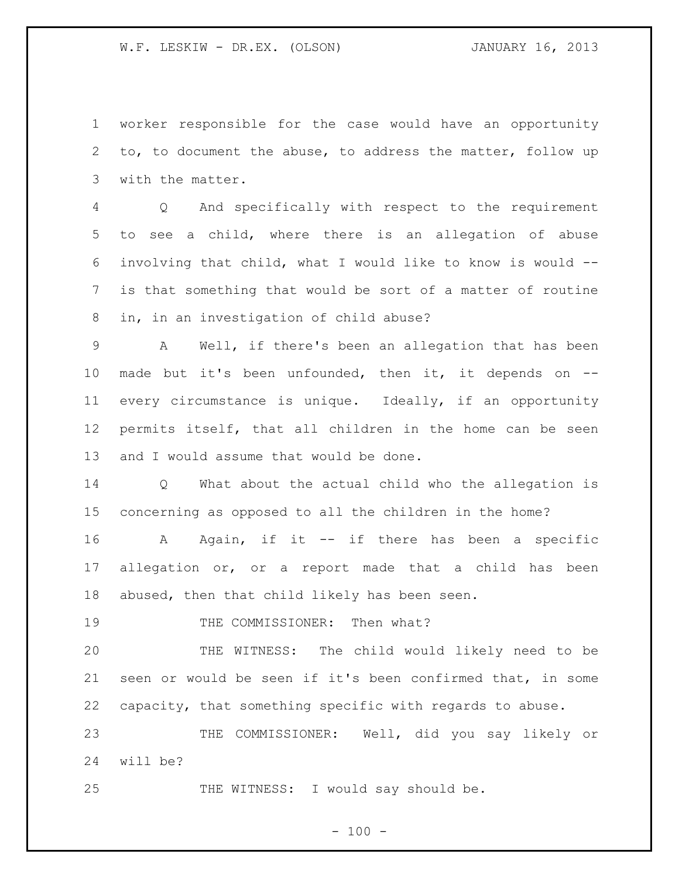worker responsible for the case would have an opportunity to, to document the abuse, to address the matter, follow up with the matter.

Q And specifically with respect to the requirement to see a child, where there is an allegation of abuse involving that child, what I would like to know is would -- is that something that would be sort of a matter of routine in, in an investigation of child abuse?

A Well, if there's been an allegation that has been made but it's been unfounded, then it, it depends on -- every circumstance is unique. Ideally, if an opportunity permits itself, that all children in the home can be seen and I would assume that would be done.

Q What about the actual child who the allegation is concerning as opposed to all the children in the home?

A Again, if it -- if there has been a specific allegation or, or a report made that a child has been abused, then that child likely has been seen.

THE COMMISSIONER: Then what?

THE WITNESS: The child would likely need to be seen or would be seen if it's been confirmed that, in some capacity, that something specific with regards to abuse.

THE COMMISSIONER: Well, did you say likely or will be?

THE WITNESS: I would say should be.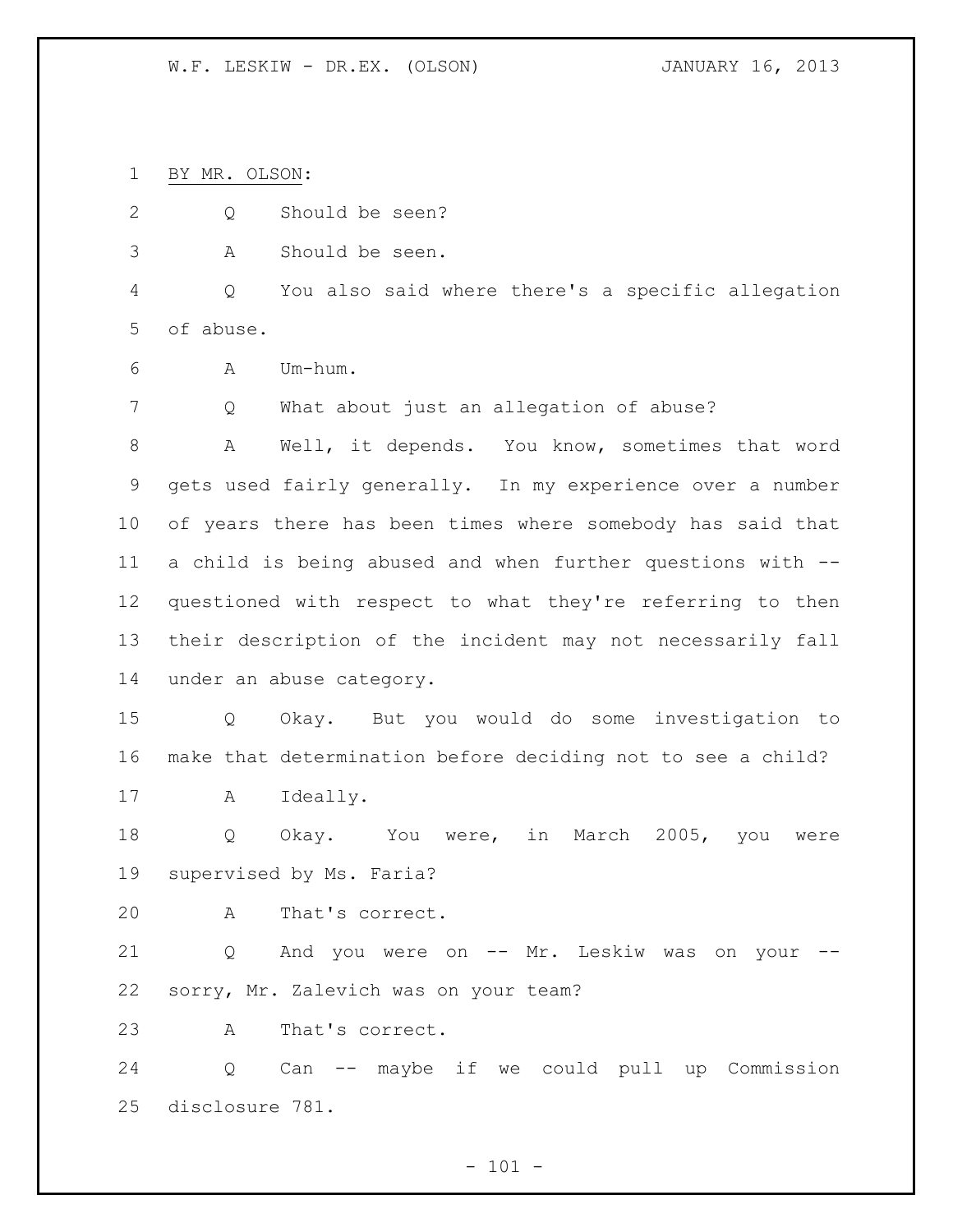BY MR. OLSON:

Q Should be seen?

A Should be seen.

Q You also said where there's a specific allegation of abuse.

A Um-hum.

Q What about just an allegation of abuse?

A Well, it depends. You know, sometimes that word gets used fairly generally. In my experience over a number of years there has been times where somebody has said that a child is being abused and when further questions with -- questioned with respect to what they're referring to then their description of the incident may not necessarily fall under an abuse category.

Q Okay. But you would do some investigation to make that determination before deciding not to see a child?

A Ideally.

Q Okay. You were, in March 2005, you were supervised by Ms. Faria?

A That's correct.

Q And you were on -- Mr. Leskiw was on your -- sorry, Mr. Zalevich was on your team?

A That's correct.

Q Can -- maybe if we could pull up Commission disclosure 781.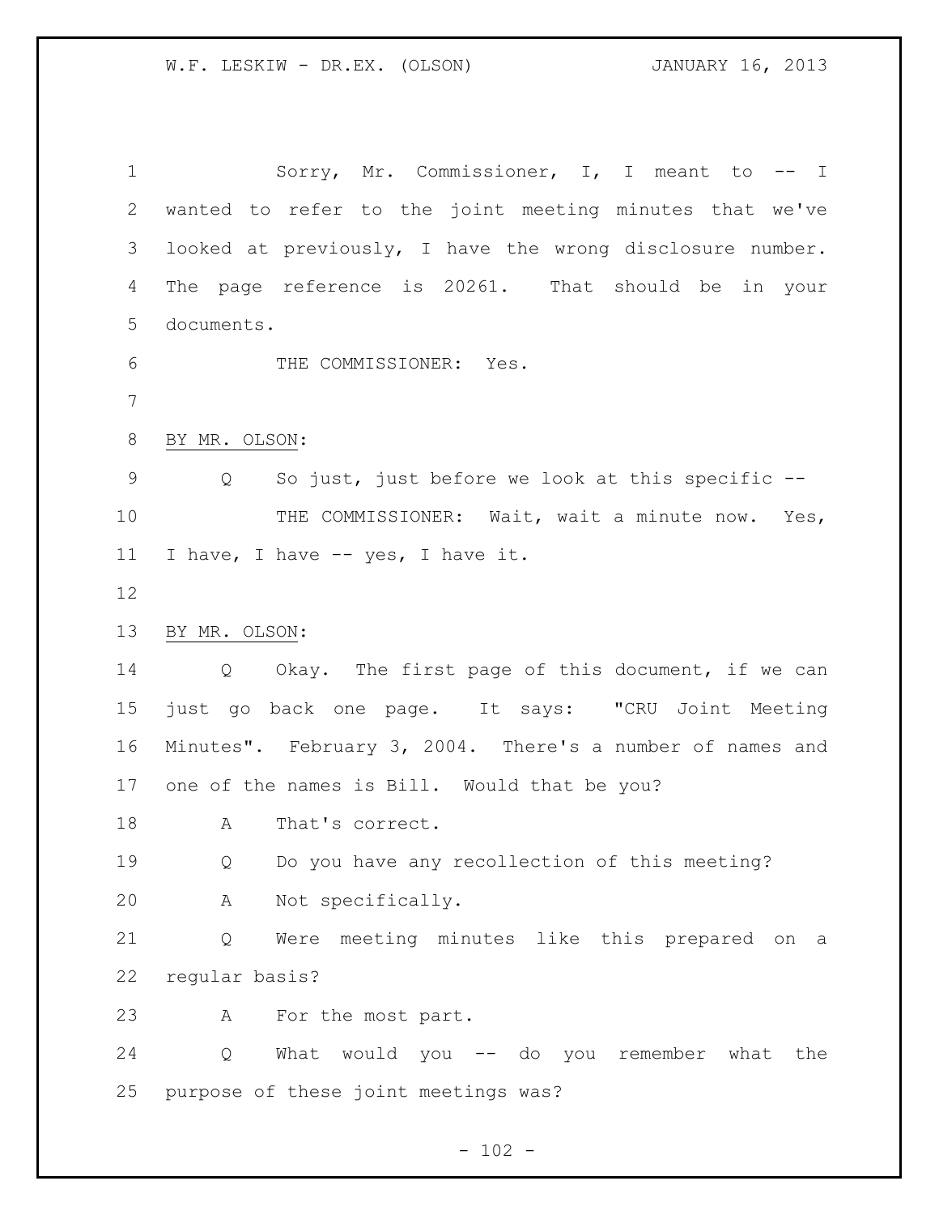Sorry, Mr. Commissioner, I, I meant to -- I wanted to refer to the joint meeting minutes that we've looked at previously, I have the wrong disclosure number. The page reference is 20261. That should be in your documents.

THE COMMISSIONER: Yes.

BY MR. OLSON:

Q So just, just before we look at this specific --

THE COMMISSIONER: Wait, wait a minute now. Yes, I have, I have -- yes, I have it.

BY MR. OLSON:

Q Okay. The first page of this document, if we can just go back one page. It says: "CRU Joint Meeting Minutes". February 3, 2004. There's a number of names and one of the names is Bill. Would that be you?

A That's correct.

Q Do you have any recollection of this meeting?

A Not specifically.

Q Were meeting minutes like this prepared on a regular basis?

A For the most part.

Q What would you -- do you remember what the purpose of these joint meetings was?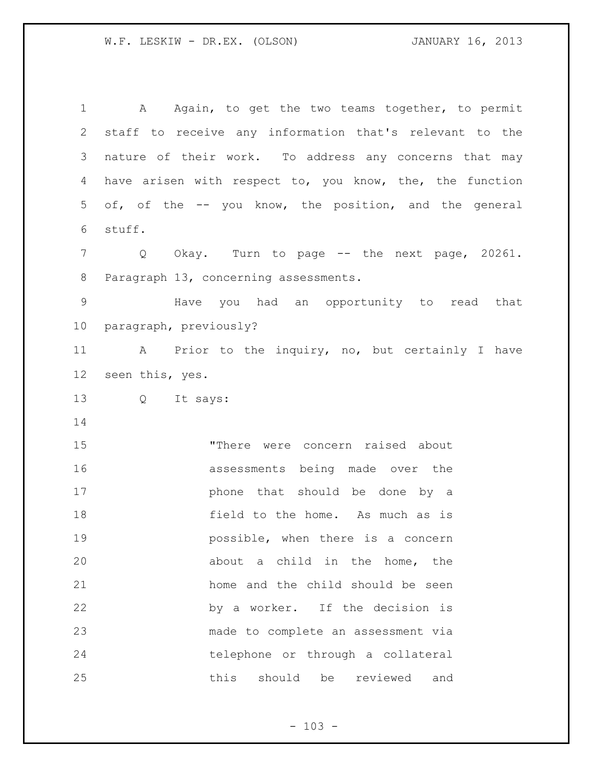A Again, to get the two teams together, to permit staff to receive any information that's relevant to the nature of their work. To address any concerns that may have arisen with respect to, you know, the, the function of, of the -- you know, the position, and the general stuff.

Q Okay. Turn to page -- the next page, 20261. Paragraph 13, concerning assessments.

Have you had an opportunity to read that paragraph, previously?

A Prior to the inquiry, no, but certainly I have seen this, yes.

Q It says:

> "There were concern raised about assessments being made over the phone that should be done by a field to the home. As much as is possible, when there is a concern about a child in the home, the home and the child should be seen by a worker. If the decision is made to complete an assessment via telephone or through a collateral this should be reviewed and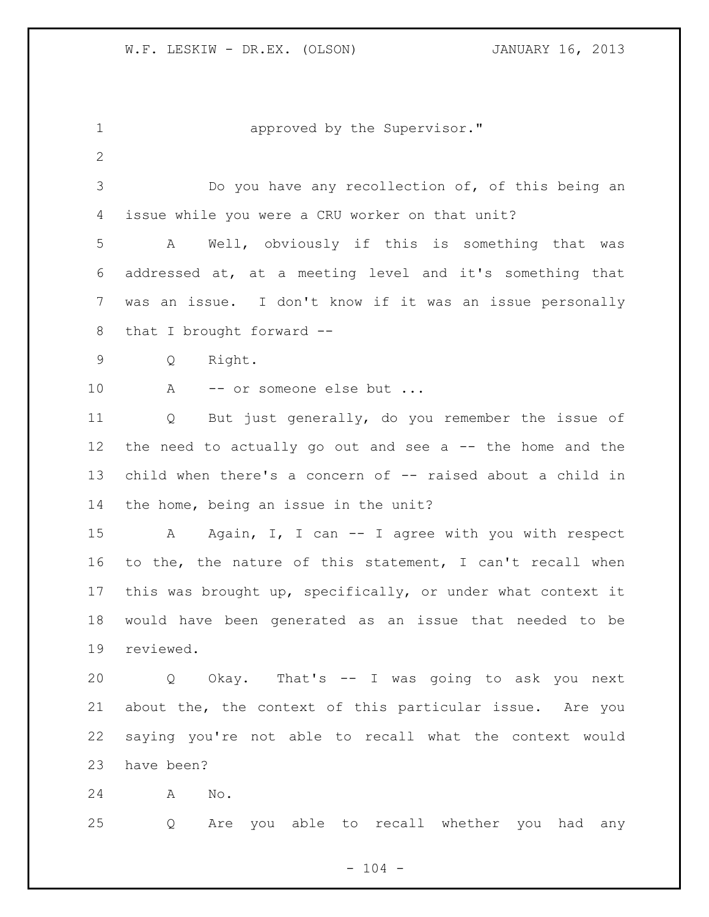approved by the Supervisor."

Do you have any recollection of, of this being an issue while you were a CRU worker on that unit?

A Well, obviously if this is something that was addressed at, at a meeting level and it's something that was an issue. I don't know if it was an issue personally that I brought forward --

Q Right.

A -- or someone else but ...

Q But just generally, do you remember the issue of the need to actually go out and see a -- the home and the child when there's a concern of -- raised about a child in the home, being an issue in the unit?

A Again, I, I can -- I agree with you with respect to the, the nature of this statement, I can't recall when this was brought up, specifically, or under what context it would have been generated as an issue that needed to be reviewed.

Q Okay. That's -- I was going to ask you next about the, the context of this particular issue. Are you saying you're not able to recall what the context would have been?

A No.

Q Are you able to recall whether you had any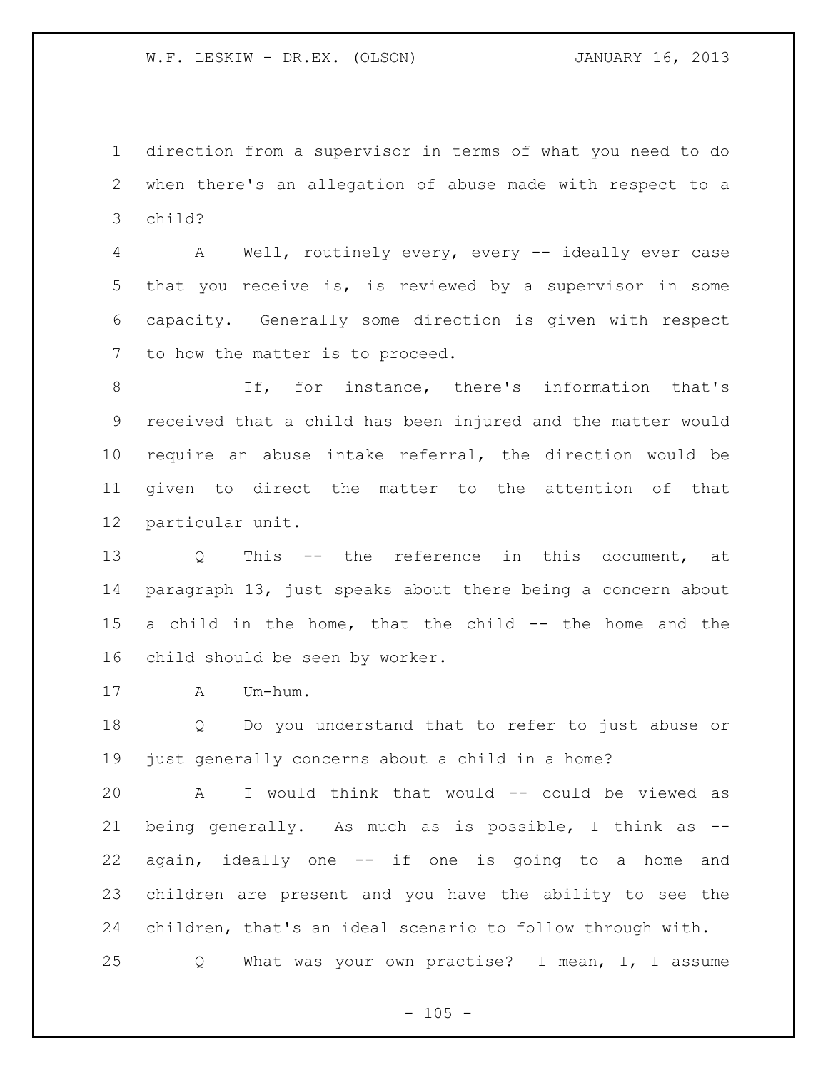direction from a supervisor in terms of what you need to do when there's an allegation of abuse made with respect to a child?

A Well, routinely every, every -- ideally ever case that you receive is, is reviewed by a supervisor in some capacity. Generally some direction is given with respect to how the matter is to proceed.

If, for instance, there's information that's received that a child has been injured and the matter would require an abuse intake referral, the direction would be given to direct the matter to the attention of that particular unit.

Q This -- the reference in this document, at paragraph 13, just speaks about there being a concern about a child in the home, that the child -- the home and the child should be seen by worker.

A Um-hum.

Q Do you understand that to refer to just abuse or just generally concerns about a child in a home?

A I would think that would -- could be viewed as being generally. As much as is possible, I think as -- again, ideally one -- if one is going to a home and children are present and you have the ability to see the children, that's an ideal scenario to follow through with.

Q What was your own practise? I mean, I, I assume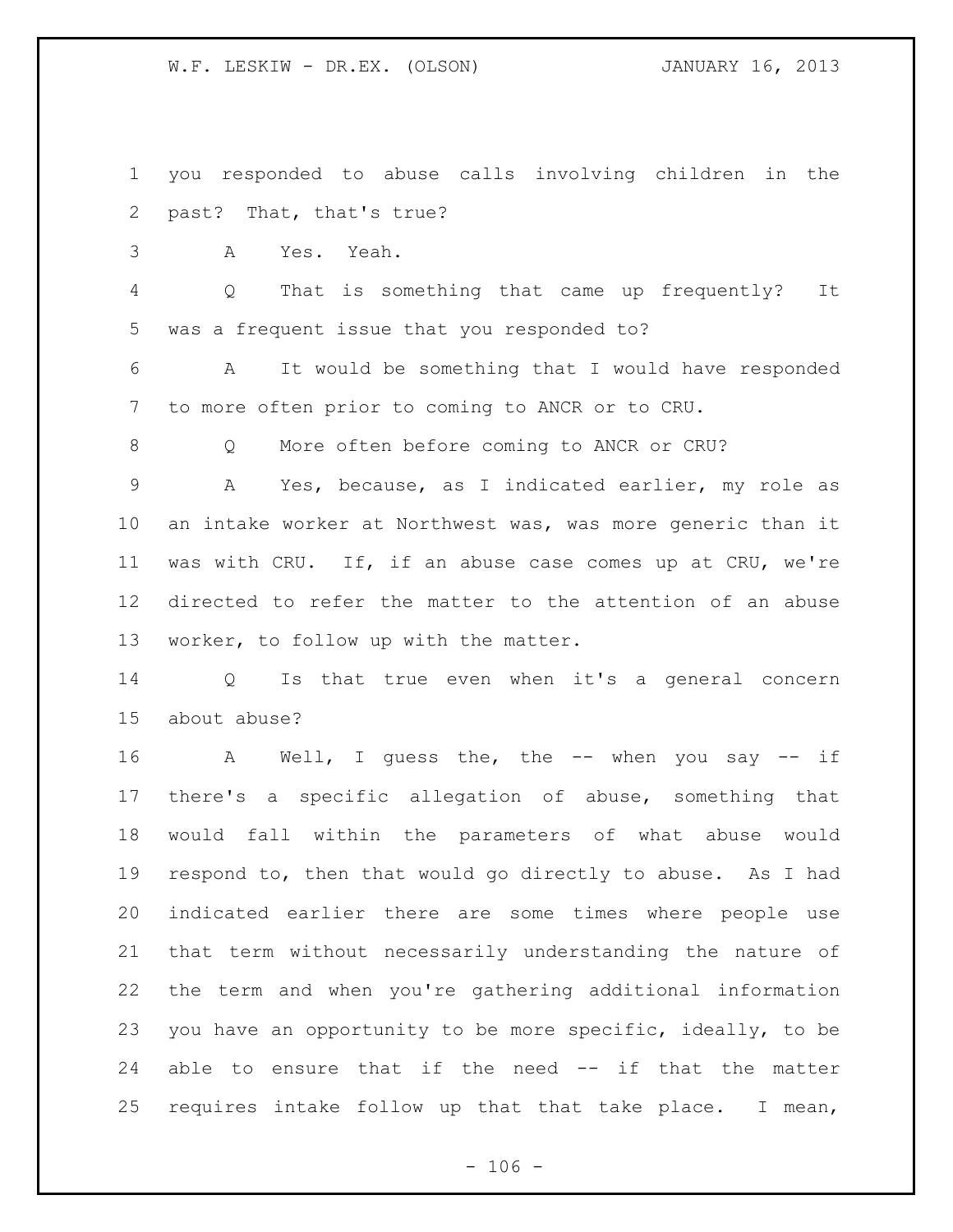you responded to abuse calls involving children in the past? That, that's true?

A Yes. Yeah.

Q That is something that came up frequently? It was a frequent issue that you responded to?

A It would be something that I would have responded to more often prior to coming to ANCR or to CRU.

Q More often before coming to ANCR or CRU?

A Yes, because, as I indicated earlier, my role as an intake worker at Northwest was, was more generic than it was with CRU. If, if an abuse case comes up at CRU, we're directed to refer the matter to the attention of an abuse worker, to follow up with the matter.

Q Is that true even when it's a general concern about abuse?

A Well, I guess the, the -- when you say -- if there's a specific allegation of abuse, something that would fall within the parameters of what abuse would respond to, then that would go directly to abuse. As I had indicated earlier there are some times where people use that term without necessarily understanding the nature of the term and when you're gathering additional information you have an opportunity to be more specific, ideally, to be able to ensure that if the need -- if that the matter requires intake follow up that that take place. I mean,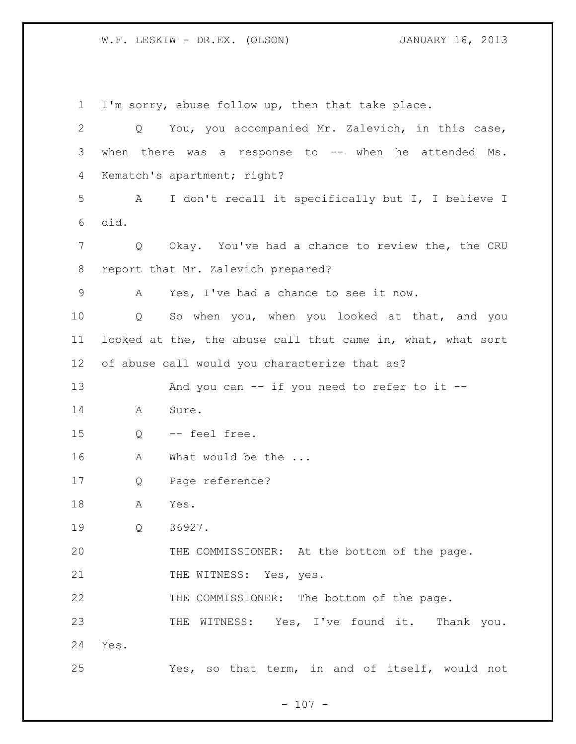I'm sorry, abuse follow up, then that take place.

Q You, you accompanied Mr. Zalevich, in this case, when there was a response to -- when he attended Ms. Kematch's apartment; right?

A I don't recall it specifically but I, I believe I did.

Q Okay. You've had a chance to review the, the CRU report that Mr. Zalevich prepared?

A Yes, I've had a chance to see it now.

Q So when you, when you looked at that, and you looked at the, the abuse call that came in, what, what sort of abuse call would you characterize that as?

And you can -- if you need to refer to it --

A Sure.

Q -- feel free.

A What would be the ...

Q Page reference?

A Yes.

Q 36927.

THE COMMISSIONER: At the bottom of the page.

THE WITNESS: Yes, yes.

THE COMMISSIONER: The bottom of the page.

THE WITNESS: Yes, I've found it. Thank you. Yes.

Yes, so that term, in and of itself, would not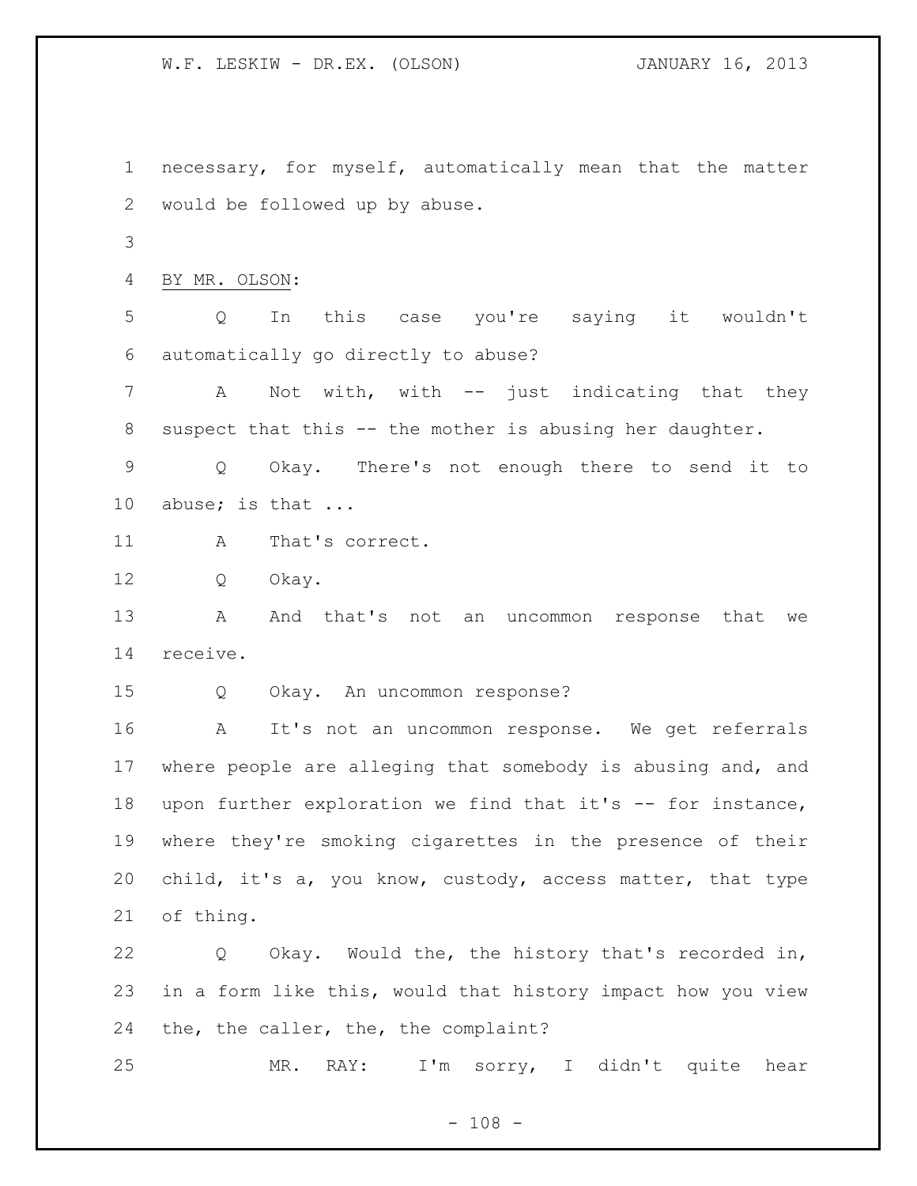necessary, for myself, automatically mean that the matter would be followed up by abuse.

BY MR. OLSON:

Q In this case you're saying it wouldn't automatically go directly to abuse?

A Not with, with -- just indicating that they suspect that this -- the mother is abusing her daughter.

Q Okay. There's not enough there to send it to abuse; is that ...

A That's correct.

Q Okay.

A And that's not an uncommon response that we receive.

Q Okay. An uncommon response?

A It's not an uncommon response. We get referrals where people are alleging that somebody is abusing and, and upon further exploration we find that it's -- for instance, where they're smoking cigarettes in the presence of their child, it's a, you know, custody, access matter, that type of thing.

Q Okay. Would the, the history that's recorded in, in a form like this, would that history impact how you view the, the caller, the, the complaint?

MR. RAY: I'm sorry, I didn't quite hear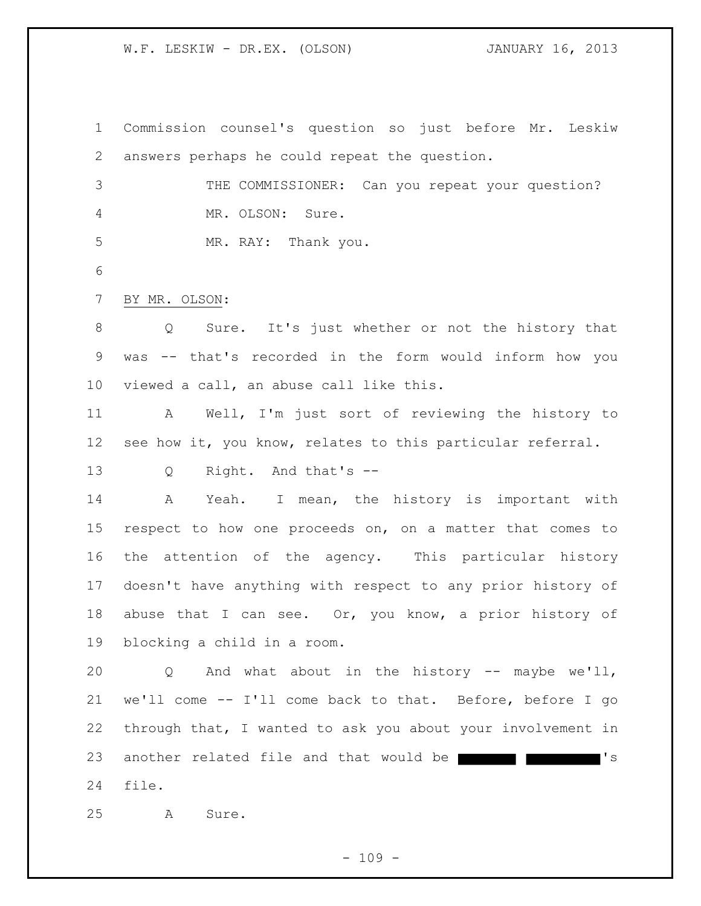Commission counsel's question so just before Mr. Leskiw answers perhaps he could repeat the question.

THE COMMISSIONER: Can you repeat your question?

MR. OLSON: Sure.

MR. RAY: Thank you.

BY MR. OLSON:

Q Sure. It's just whether or not the history that was -- that's recorded in the form would inform how you viewed a call, an abuse call like this.

A Well, I'm just sort of reviewing the history to see how it, you know, relates to this particular referral.

Q Right. And that's --

A Yeah. I mean, the history is important with respect to how one proceeds on, on a matter that comes to the attention of the agency. This particular history doesn't have anything with respect to any prior history of abuse that I can see. Or, you know, a prior history of blocking a child in a room.

Q And what about in the history -- maybe we'll, we'll come -- I'll come back to that. Before, before I go through that, I wanted to ask you about your involvement in another related file and that would be ████ █████'s file.

A Sure.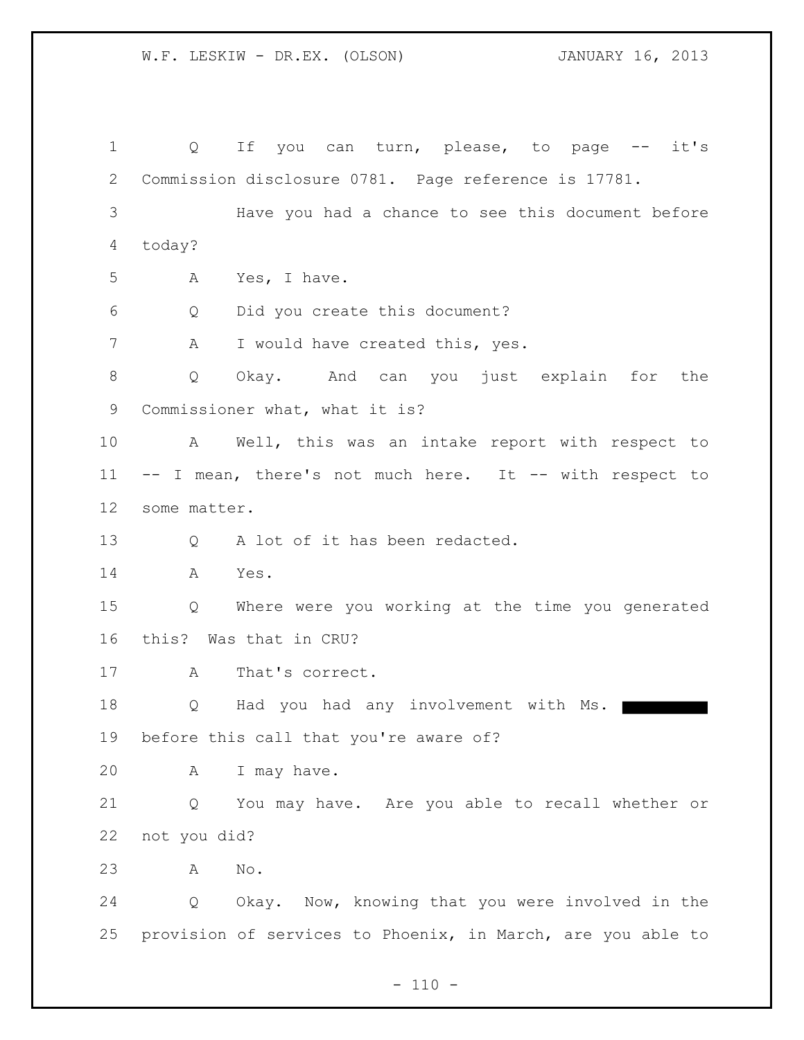Q If you can turn, please, to page -- it's Commission disclosure 0781. Page reference is 17781.

Have you had a chance to see this document before today?

A Yes, I have.

Q Did you create this document?

A I would have created this, yes.

Q Okay. And can you just explain for the Commissioner what, what it is?

A Well, this was an intake report with respect to -- I mean, there's not much here. It -- with respect to some matter.

Q A lot of it has been redacted.

A Yes.

Q Where were you working at the time you generated this? Was that in CRU?

A That's correct.

Q Had you had any involvement with Ms. ██████ before this call that you're aware of?

A I may have.

Q You may have. Are you able to recall whether or not you did?

A No.

Q Okay. Now, knowing that you were involved in the provision of services to Phoenix, in March, are you able to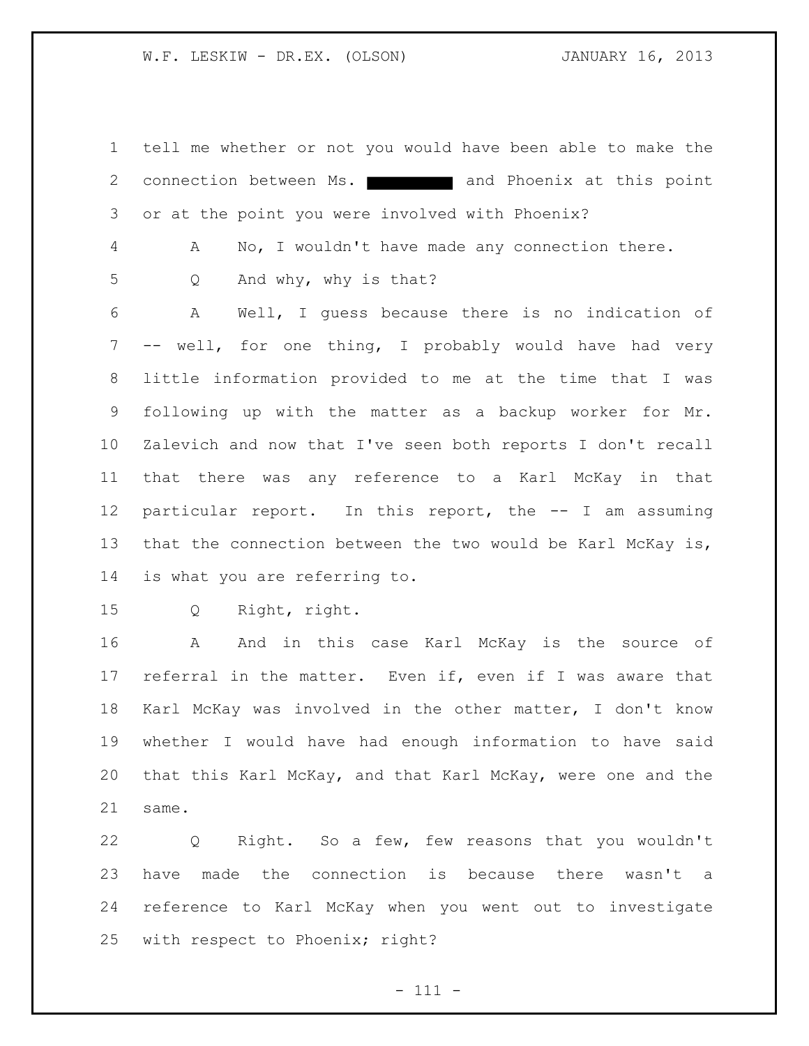tell me whether or not you would have been able to make the connection between Ms. ██████████ and Phoenix at this point or at the point you were involved with Phoenix?

A No, I wouldn't have made any connection there.

Q And why, why is that?

A Well, I guess because there is no indication of -- well, for one thing, I probably would have had very little information provided to me at the time that I was following up with the matter as a backup worker for Mr. Zalevich and now that I've seen both reports I don't recall that there was any reference to a Karl McKay in that particular report. In this report, the -- I am assuming that the connection between the two would be Karl McKay is, is what you are referring to.

Q Right, right.

A And in this case Karl McKay is the source of referral in the matter. Even if, even if I was aware that Karl McKay was involved in the other matter, I don't know whether I would have had enough information to have said that this Karl McKay, and that Karl McKay, were one and the same.

Q Right. So a few, few reasons that you wouldn't have made the connection is because there wasn't a reference to Karl McKay when you went out to investigate with respect to Phoenix; right?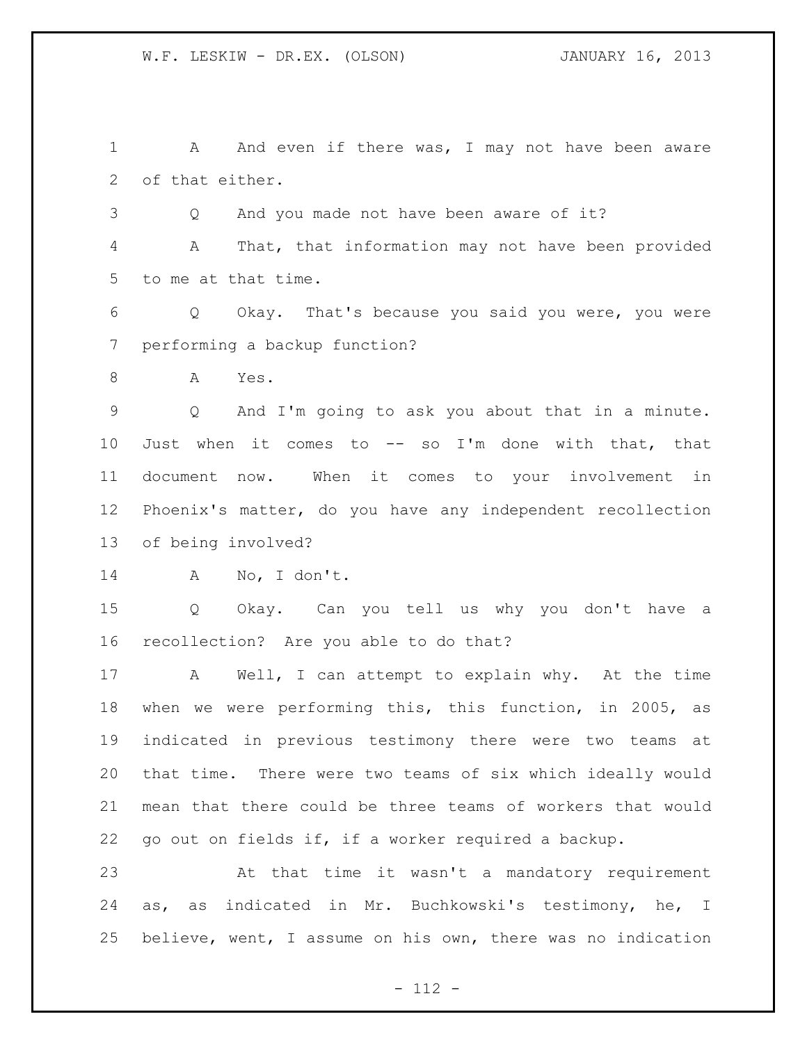A And even if there was, I may not have been aware of that either.

Q And you made not have been aware of it?

A That, that information may not have been provided to me at that time.

Q Okay. That's because you said you were, you were performing a backup function?

A Yes.

Q And I'm going to ask you about that in a minute. Just when it comes to -- so I'm done with that, that document now. When it comes to your involvement in Phoenix's matter, do you have any independent recollection of being involved?

A No, I don't.

Q Okay. Can you tell us why you don't have a recollection? Are you able to do that?

A Well, I can attempt to explain why. At the time when we were performing this, this function, in 2005, as indicated in previous testimony there were two teams at that time. There were two teams of six which ideally would mean that there could be three teams of workers that would go out on fields if, if a worker required a backup.

At that time it wasn't a mandatory requirement as, as indicated in Mr. Buchkowski's testimony, he, I believe, went, I assume on his own, there was no indication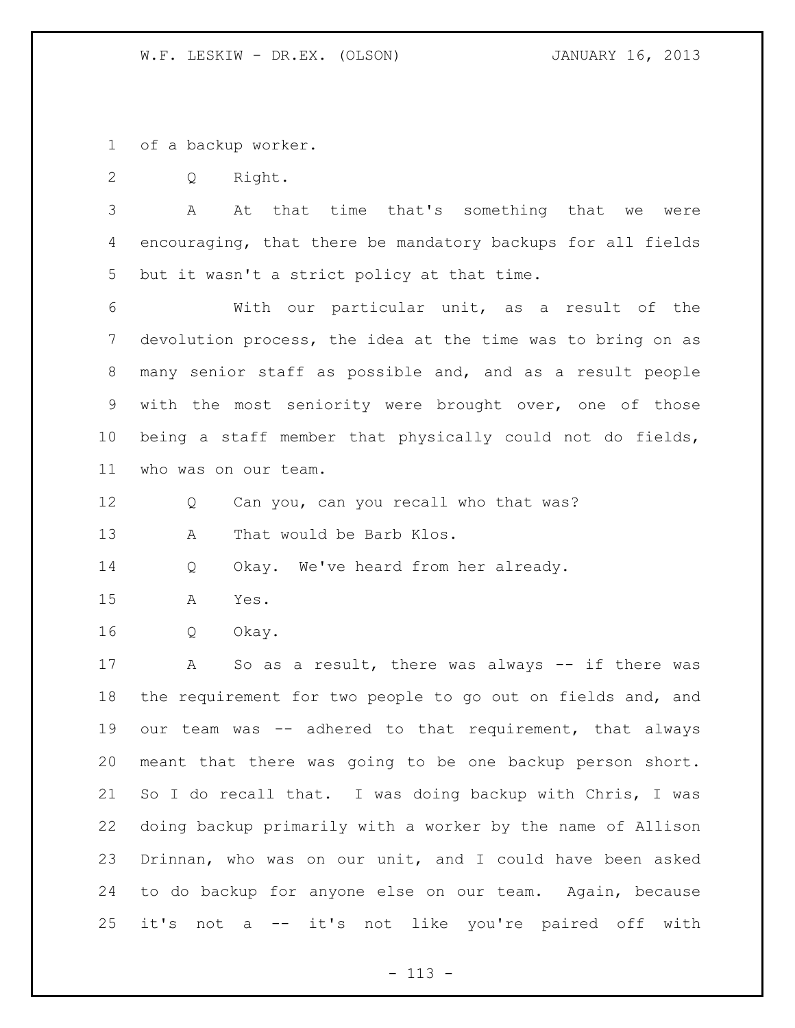of a backup worker.

Q Right.

A At that time that's something that we were encouraging, that there be mandatory backups for all fields but it wasn't a strict policy at that time.

With our particular unit, as a result of the devolution process, the idea at the time was to bring on as many senior staff as possible and, and as a result people with the most seniority were brought over, one of those being a staff member that physically could not do fields, who was on our team.

Q Can you, can you recall who that was?

A That would be Barb Klos.

Q Okay. We've heard from her already.

A Yes.

Q Okay.

A So as a result, there was always -- if there was the requirement for two people to go out on fields and, and our team was -- adhered to that requirement, that always meant that there was going to be one backup person short. So I do recall that. I was doing backup with Chris, I was doing backup primarily with a worker by the name of Allison Drinnan, who was on our unit, and I could have been asked to do backup for anyone else on our team. Again, because it's not a -- it's not like you're paired off with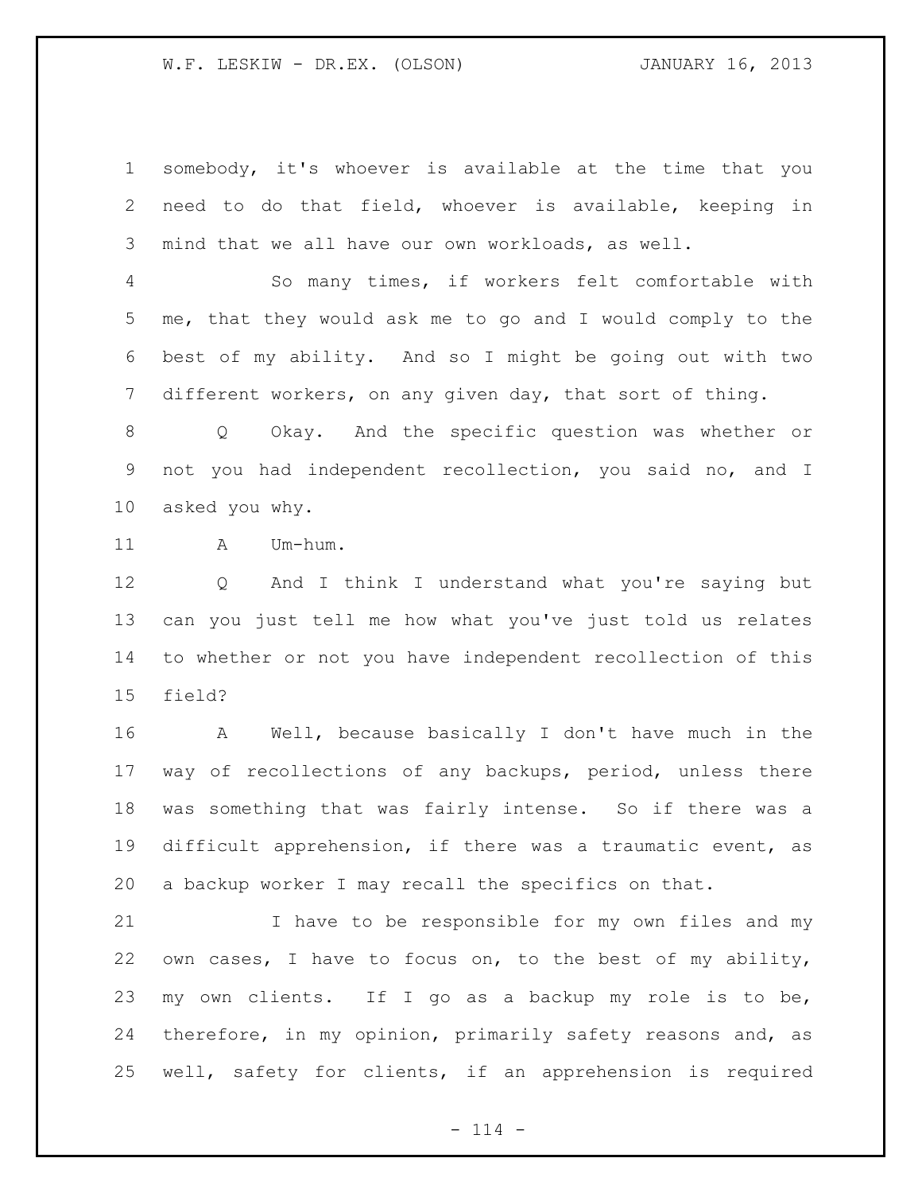somebody, it's whoever is available at the time that you need to do that field, whoever is available, keeping in mind that we all have our own workloads, as well.

So many times, if workers felt comfortable with me, that they would ask me to go and I would comply to the best of my ability. And so I might be going out with two different workers, on any given day, that sort of thing.

Q Okay. And the specific question was whether or not you had independent recollection, you said no, and I asked you why.

A Um-hum.

Q And I think I understand what you're saying but can you just tell me how what you've just told us relates to whether or not you have independent recollection of this field?

A Well, because basically I don't have much in the way of recollections of any backups, period, unless there was something that was fairly intense. So if there was a difficult apprehension, if there was a traumatic event, as a backup worker I may recall the specifics on that.

I have to be responsible for my own files and my own cases, I have to focus on, to the best of my ability, my own clients. If I go as a backup my role is to be, therefore, in my opinion, primarily safety reasons and, as well, safety for clients, if an apprehension is required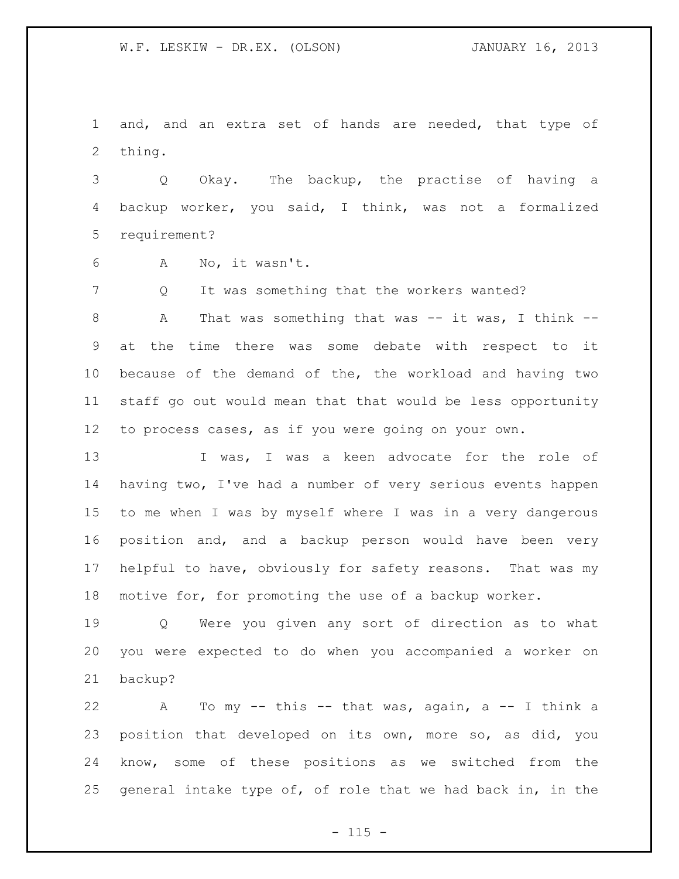and, and an extra set of hands are needed, that type of thing.

Q Okay. The backup, the practise of having a backup worker, you said, I think, was not a formalized requirement?

A No, it wasn't.

Q It was something that the workers wanted?

A That was something that was -- it was, I think -- at the time there was some debate with respect to it because of the demand of the, the workload and having two staff go out would mean that that would be less opportunity to process cases, as if you were going on your own.

I was, I was a keen advocate for the role of having two, I've had a number of very serious events happen to me when I was by myself where I was in a very dangerous position and, and a backup person would have been very helpful to have, obviously for safety reasons. That was my motive for, for promoting the use of a backup worker.

Q Were you given any sort of direction as to what you were expected to do when you accompanied a worker on backup?

A To my -- this -- that was, again, a -- I think a position that developed on its own, more so, as did, you know, some of these positions as we switched from the general intake type of, of role that we had back in, in the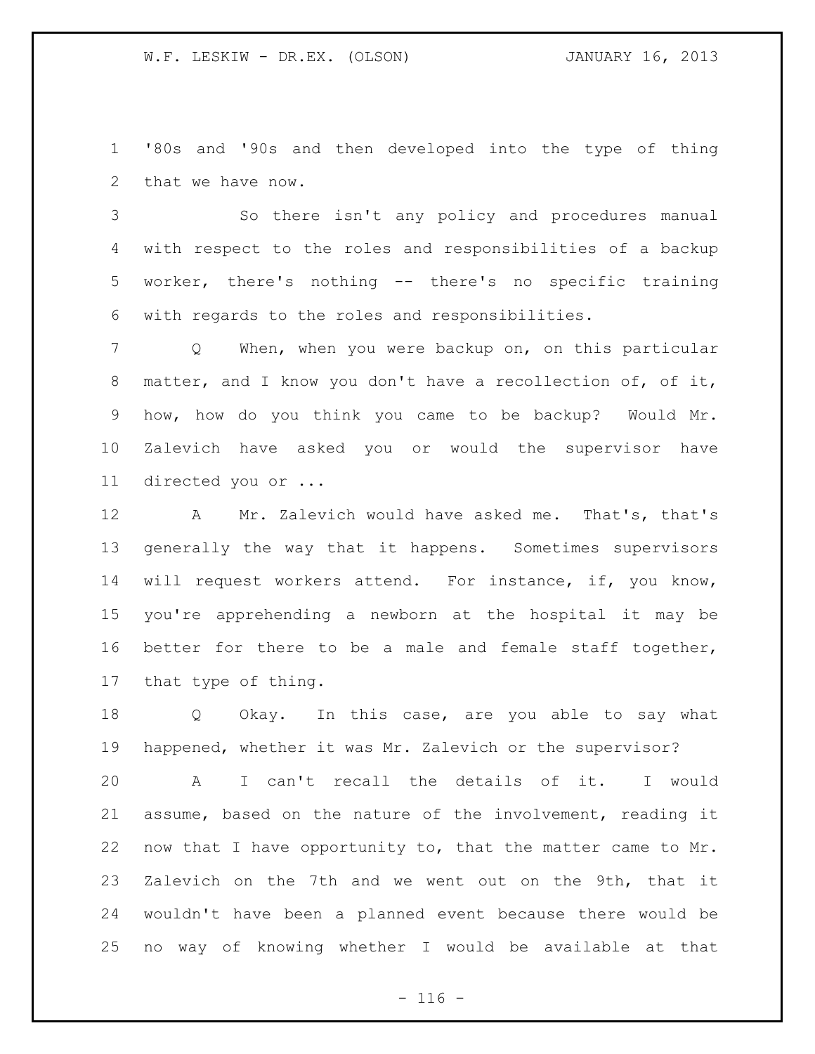'80s and '90s and then developed into the type of thing that we have now.

So there isn't any policy and procedures manual with respect to the roles and responsibilities of a backup worker, there's nothing -- there's no specific training with regards to the roles and responsibilities.

Q When, when you were backup on, on this particular matter, and I know you don't have a recollection of, of it, how, how do you think you came to be backup? Would Mr. Zalevich have asked you or would the supervisor have directed you or ...

A Mr. Zalevich would have asked me. That's, that's generally the way that it happens. Sometimes supervisors will request workers attend. For instance, if, you know, you're apprehending a newborn at the hospital it may be better for there to be a male and female staff together, that type of thing.

Q Okay. In this case, are you able to say what happened, whether it was Mr. Zalevich or the supervisor?

A I can't recall the details of it. I would assume, based on the nature of the involvement, reading it now that I have opportunity to, that the matter came to Mr. Zalevich on the 7th and we went out on the 9th, that it wouldn't have been a planned event because there would be no way of knowing whether I would be available at that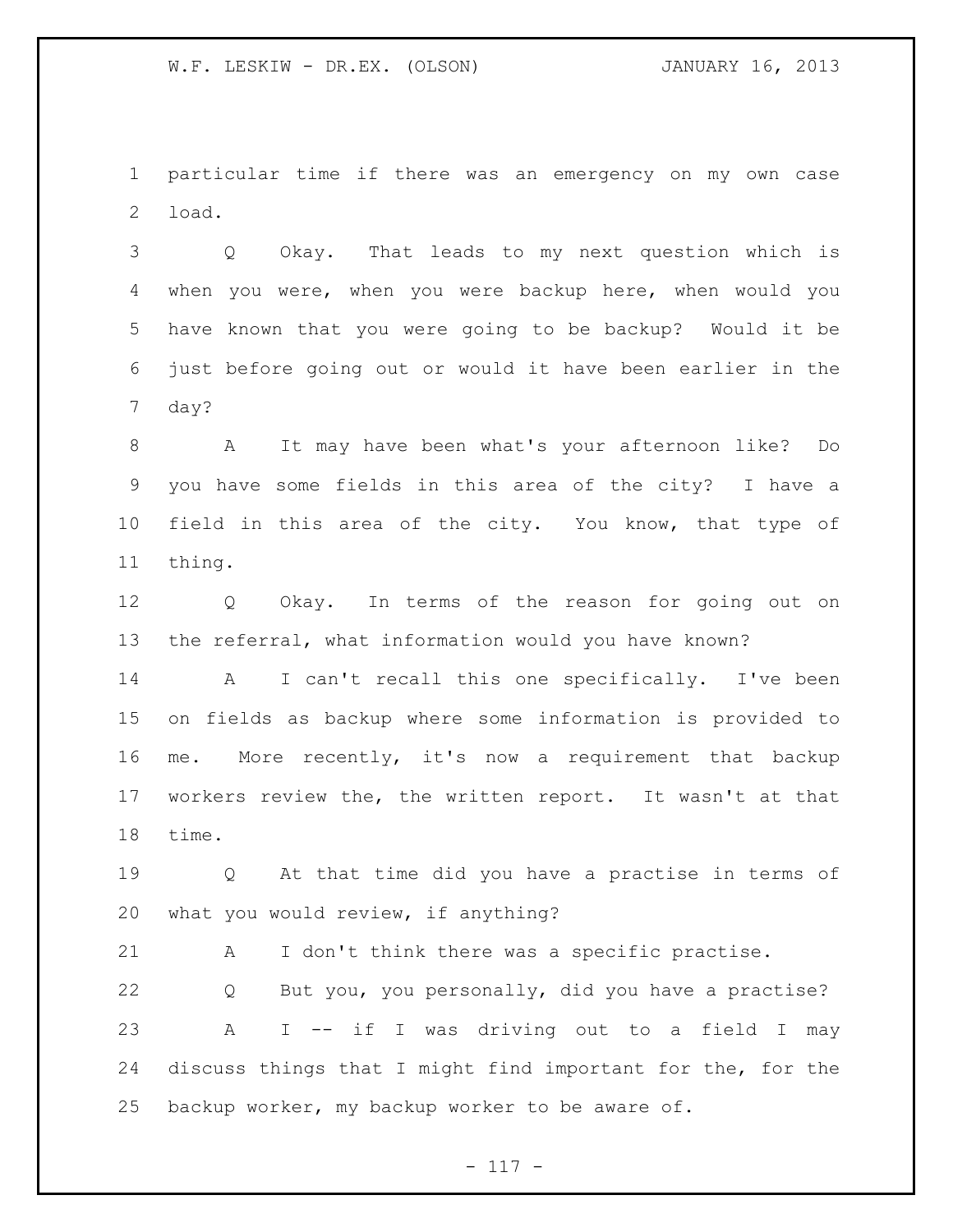particular time if there was an emergency on my own case load.

Q Okay. That leads to my next question which is when you were, when you were backup here, when would you have known that you were going to be backup? Would it be just before going out or would it have been earlier in the day?

A It may have been what's your afternoon like? Do you have some fields in this area of the city? I have a field in this area of the city. You know, that type of thing.

Q Okay. In terms of the reason for going out on the referral, what information would you have known?

A I can't recall this one specifically. I've been on fields as backup where some information is provided to me. More recently, it's now a requirement that backup workers review the, the written report. It wasn't at that time.

Q At that time did you have a practise in terms of what you would review, if anything?

A I don't think there was a specific practise.

Q But you, you personally, did you have a practise?

A I -- if I was driving out to a field I may discuss things that I might find important for the, for the backup worker, my backup worker to be aware of.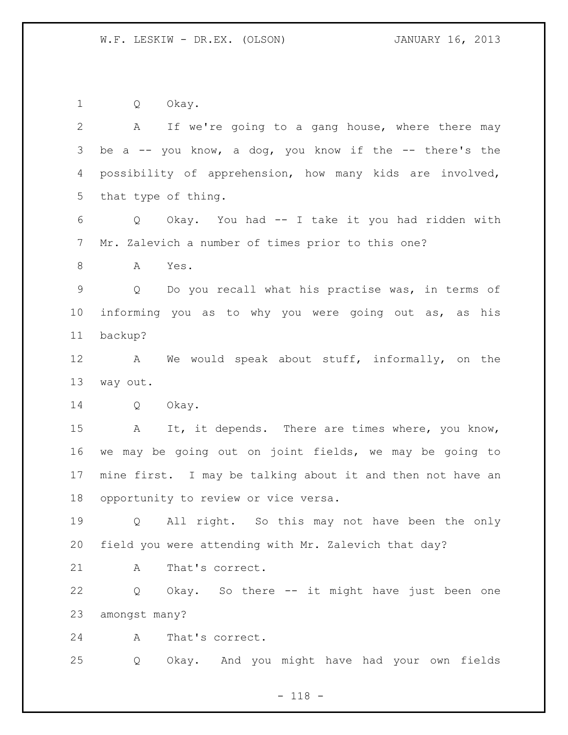Q Okay.

A If we're going to a gang house, where there may be a -- you know, a dog, you know if the -- there's the possibility of apprehension, how many kids are involved, that type of thing.

Q Okay. You had -- I take it you had ridden with Mr. Zalevich a number of times prior to this one?

A Yes.

Q Do you recall what his practise was, in terms of informing you as to why you were going out as, as his backup?

A We would speak about stuff, informally, on the way out.

Q Okay.

A It, it depends. There are times where, you know, we may be going out on joint fields, we may be going to mine first. I may be talking about it and then not have an opportunity to review or vice versa.

Q All right. So this may not have been the only field you were attending with Mr. Zalevich that day?

A That's correct.

Q Okay. So there -- it might have just been one amongst many?

A That's correct.

Q Okay. And you might have had your own fields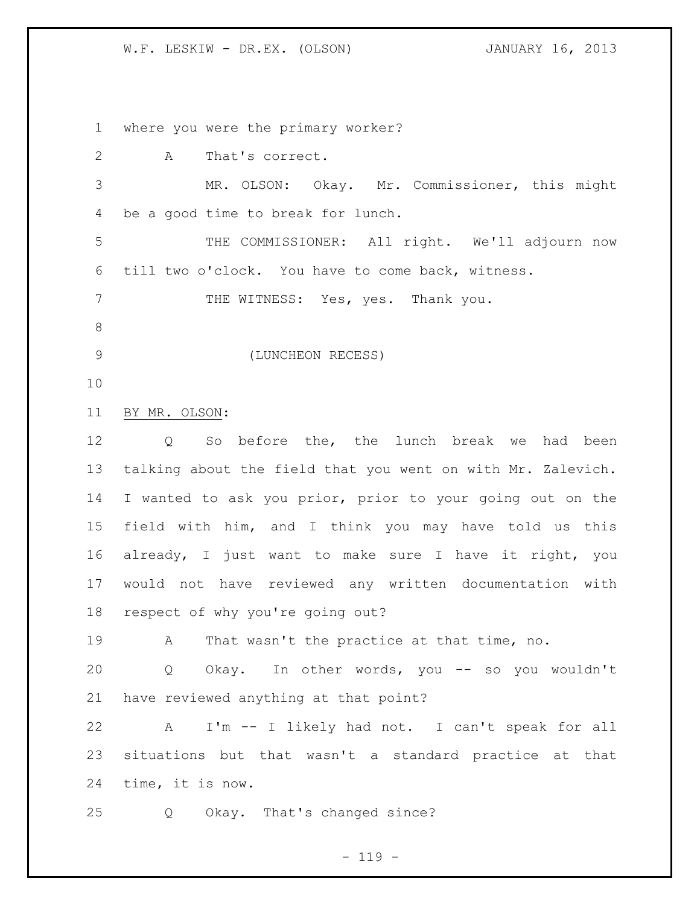where you were the primary worker?

A That's correct.

MR. OLSON: Okay. Mr. Commissioner, this might be a good time to break for lunch.

THE COMMISSIONER: All right. We'll adjourn now till two o'clock. You have to come back, witness.

THE WITNESS: Yes, yes. Thank you.

(LUNCHEON RECESS)

BY MR. OLSON:

Q So before the, the lunch break we had been talking about the field that you went on with Mr. Zalevich. I wanted to ask you prior, prior to your going out on the field with him, and I think you may have told us this already, I just want to make sure I have it right, you would not have reviewed any written documentation with respect of why you're going out?

A That wasn't the practice at that time, no.

Q Okay. In other words, you -- so you wouldn't have reviewed anything at that point?

A I'm -- I likely had not. I can't speak for all situations but that wasn't a standard practice at that time, it is now.

Q Okay. That's changed since?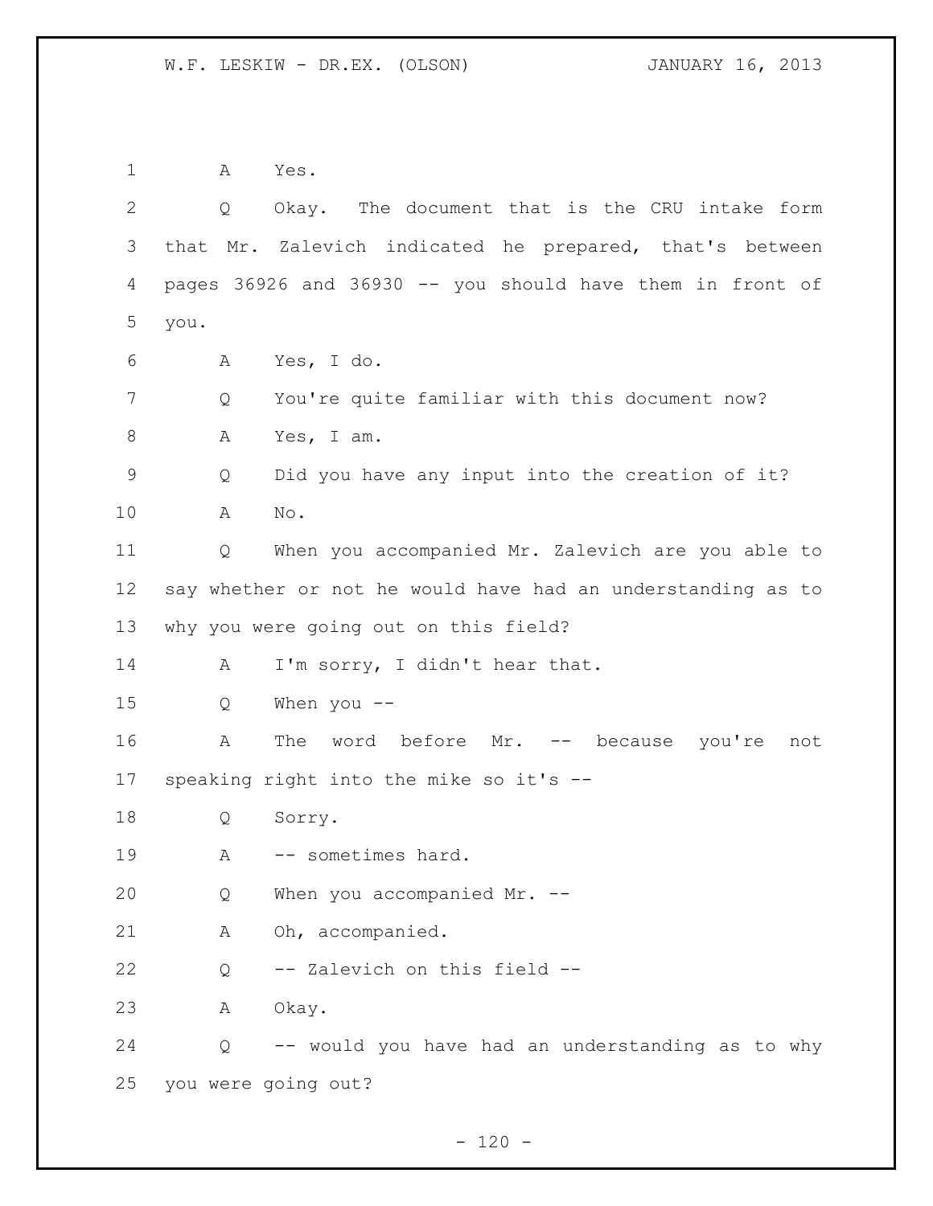A Yes.

Q Okay. The document that is the CRU intake form that Mr. Zalevich indicated he prepared, that's between pages 36926 and 36930 -- you should have them in front of you.

A Yes, I do.

Q You're quite familiar with this document now?

A Yes, I am.

Q Did you have any input into the creation of it?

A No.

Q When you accompanied Mr. Zalevich are you able to say whether or not he would have had an understanding as to why you were going out on this field?

A I'm sorry, I didn't hear that.

Q When you --

A The word before Mr. -- because you're not speaking right into the mike so it's --

Q Sorry.

A -- sometimes hard.

Q When you accompanied Mr. --

A Oh, accompanied.

Q -- Zalevich on this field --

A Okay.

Q -- would you have had an understanding as to why you were going out?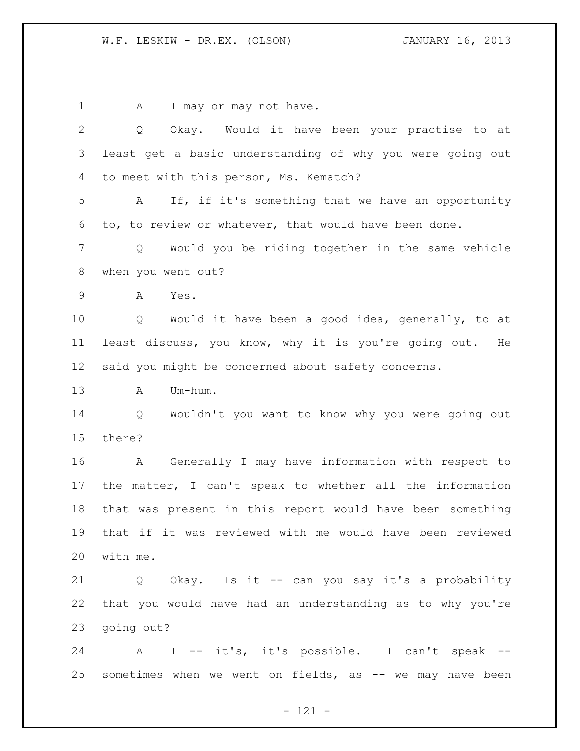A I may or may not have.

Q Okay. Would it have been your practise to at least get a basic understanding of why you were going out to meet with this person, Ms. Kematch?

A If, if it's something that we have an opportunity to, to review or whatever, that would have been done.

Q Would you be riding together in the same vehicle when you went out?

A Yes.

Q Would it have been a good idea, generally, to at least discuss, you know, why it is you're going out. He said you might be concerned about safety concerns.

A Um-hum.

Q Wouldn't you want to know why you were going out there?

A Generally I may have information with respect to the matter, I can't speak to whether all the information that was present in this report would have been something that if it was reviewed with me would have been reviewed with me.

Q Okay. Is it -- can you say it's a probability that you would have had an understanding as to why you're going out?

A I -- it's, it's possible. I can't speak -- sometimes when we went on fields, as -- we may have been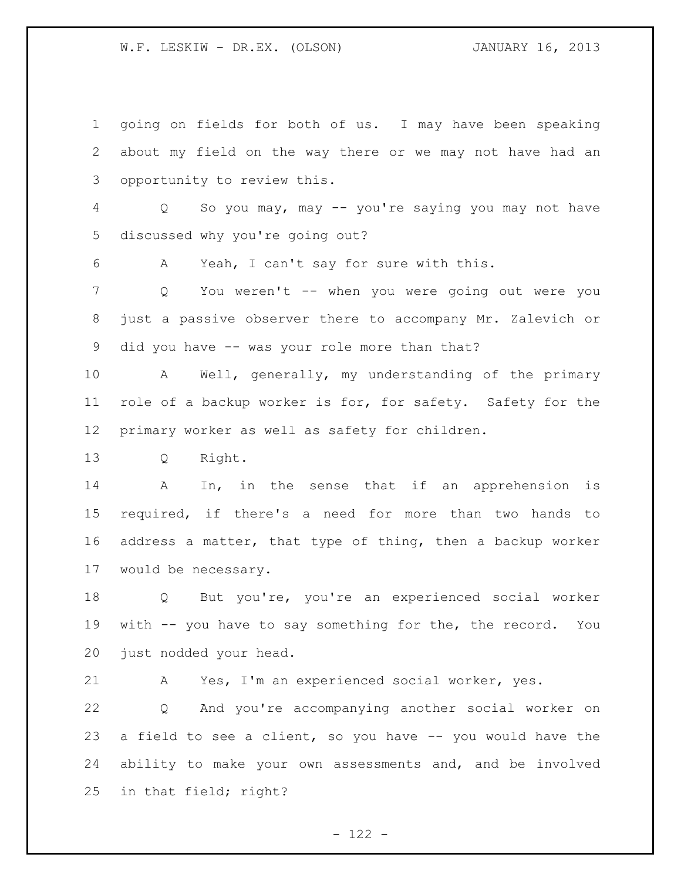going on fields for both of us. I may have been speaking about my field on the way there or we may not have had an opportunity to review this.

Q So you may, may -- you're saying you may not have discussed why you're going out?

A Yeah, I can't say for sure with this.

Q You weren't -- when you were going out were you just a passive observer there to accompany Mr. Zalevich or did you have -- was your role more than that?

A Well, generally, my understanding of the primary role of a backup worker is for, for safety. Safety for the primary worker as well as safety for children.

Q Right.

A In, in the sense that if an apprehension is required, if there's a need for more than two hands to address a matter, that type of thing, then a backup worker would be necessary.

Q But you're, you're an experienced social worker with -- you have to say something for the, the record. You just nodded your head.

A Yes, I'm an experienced social worker, yes.

Q And you're accompanying another social worker on a field to see a client, so you have -- you would have the ability to make your own assessments and, and be involved in that field; right?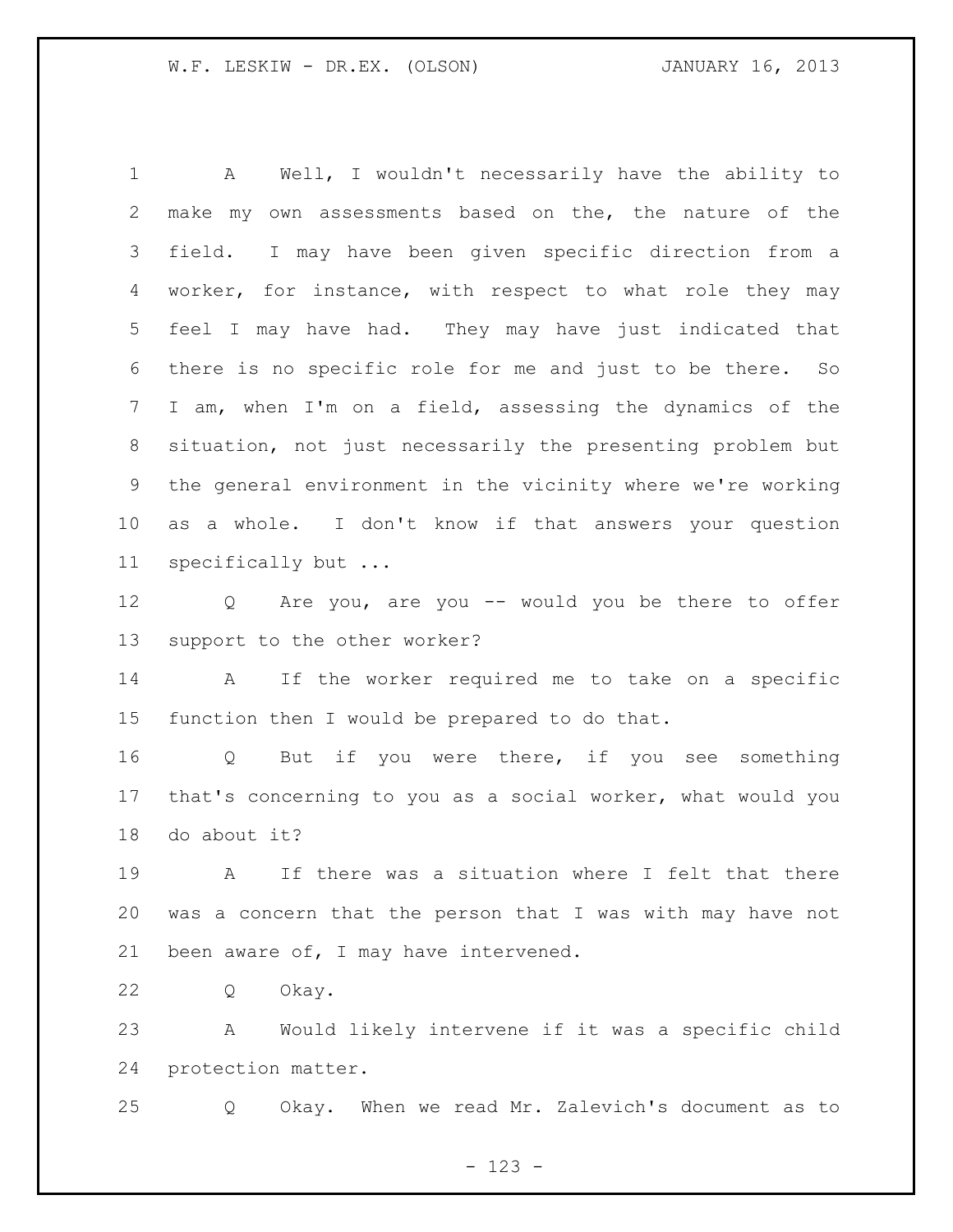A Well, I wouldn't necessarily have the ability to make my own assessments based on the, the nature of the field. I may have been given specific direction from a worker, for instance, with respect to what role they may feel I may have had. They may have just indicated that there is no specific role for me and just to be there. So I am, when I'm on a field, assessing the dynamics of the situation, not just necessarily the presenting problem but the general environment in the vicinity where we're working as a whole. I don't know if that answers your question specifically but ...

Q Are you, are you -- would you be there to offer support to the other worker?

A If the worker required me to take on a specific function then I would be prepared to do that.

Q But if you were there, if you see something that's concerning to you as a social worker, what would you do about it?

A If there was a situation where I felt that there was a concern that the person that I was with may have not been aware of, I may have intervened.

Q Okay.

A Would likely intervene if it was a specific child protection matter.

Q Okay. When we read Mr. Zalevich's document as to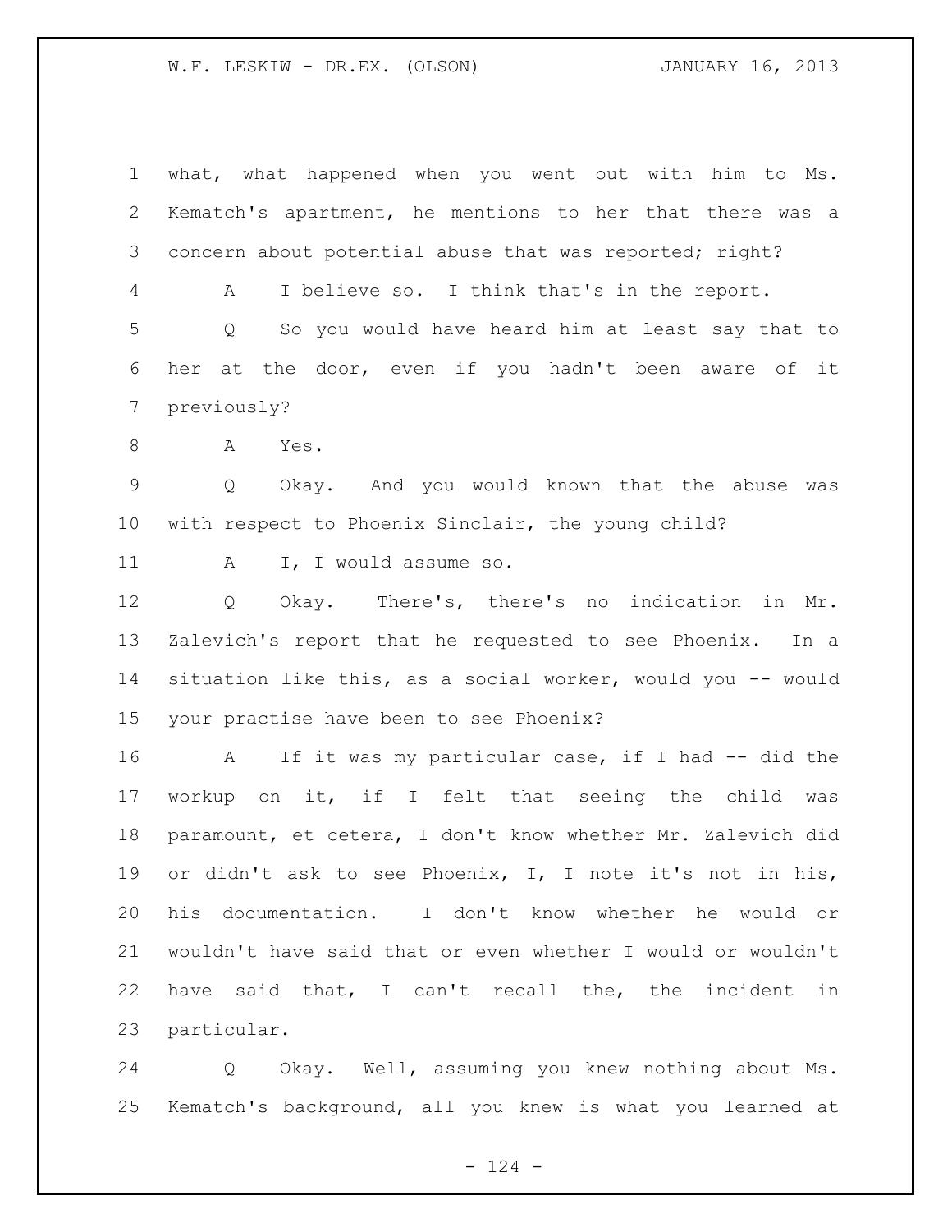what, what happened when you went out with him to Ms. Kematch's apartment, he mentions to her that there was a concern about potential abuse that was reported; right?

A I believe so. I think that's in the report.

Q So you would have heard him at least say that to her at the door, even if you hadn't been aware of it previously?

A Yes.

Q Okay. And you would known that the abuse was with respect to Phoenix Sinclair, the young child?

A I, I would assume so.

Q Okay. There's, there's no indication in Mr. Zalevich's report that he requested to see Phoenix. In a situation like this, as a social worker, would you -- would your practise have been to see Phoenix?

A If it was my particular case, if I had -- did the workup on it, if I felt that seeing the child was paramount, et cetera, I don't know whether Mr. Zalevich did or didn't ask to see Phoenix, I, I note it's not in his, his documentation. I don't know whether he would or wouldn't have said that or even whether I would or wouldn't have said that, I can't recall the, the incident in particular.

Q Okay. Well, assuming you knew nothing about Ms. Kematch's background, all you knew is what you learned at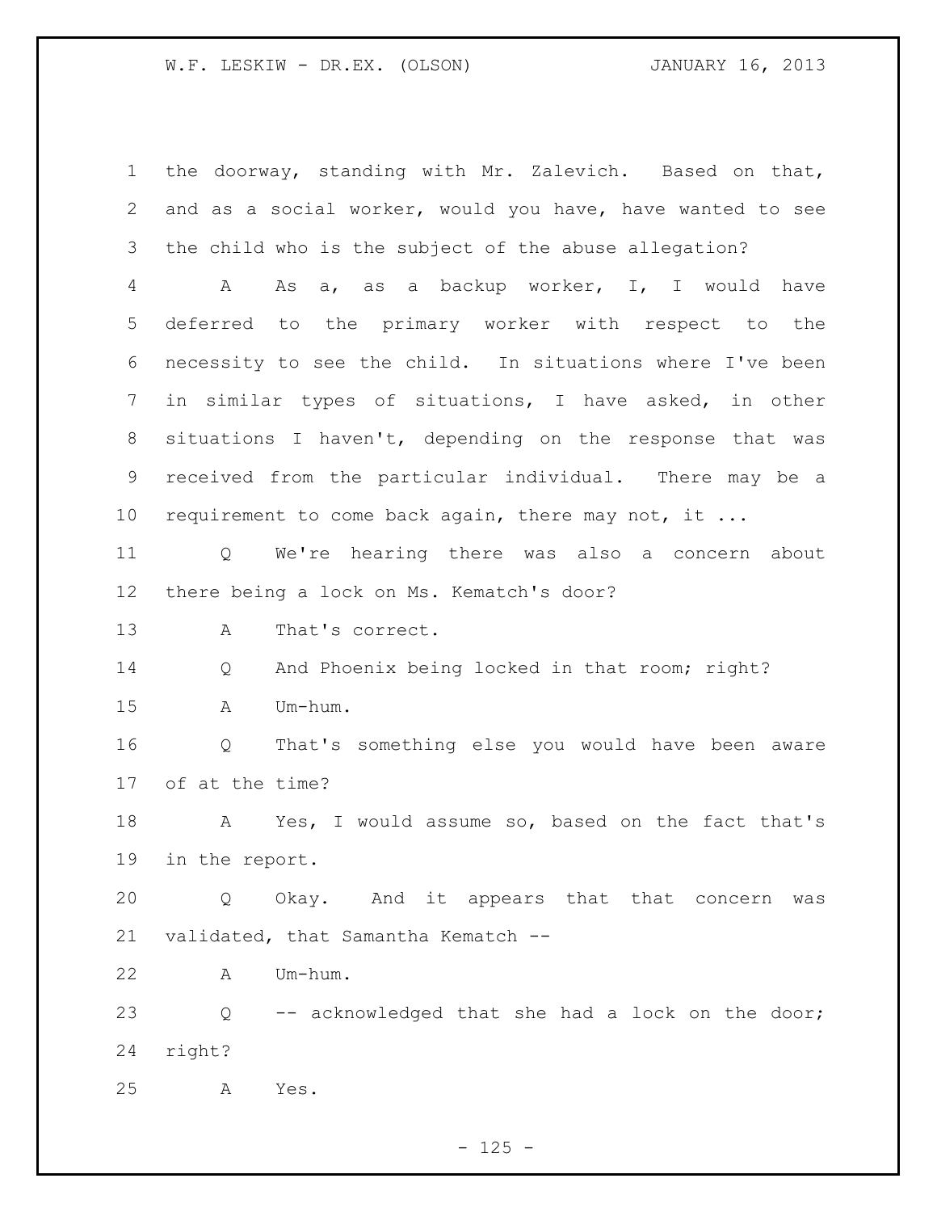the doorway, standing with Mr. Zalevich. Based on that, and as a social worker, would you have, have wanted to see the child who is the subject of the abuse allegation?

A As a, as a backup worker, I, I would have deferred to the primary worker with respect to the necessity to see the child. In situations where I've been in similar types of situations, I have asked, in other situations I haven't, depending on the response that was received from the particular individual. There may be a requirement to come back again, there may not, it ...

Q We're hearing there was also a concern about there being a lock on Ms. Kematch's door?

A That's correct.

Q And Phoenix being locked in that room; right?

A Um-hum.

Q That's something else you would have been aware of at the time?

A Yes, I would assume so, based on the fact that's in the report.

Q Okay. And it appears that that concern was validated, that Samantha Kematch --

A Um-hum.

Q -- acknowledged that she had a lock on the door; right?

A Yes.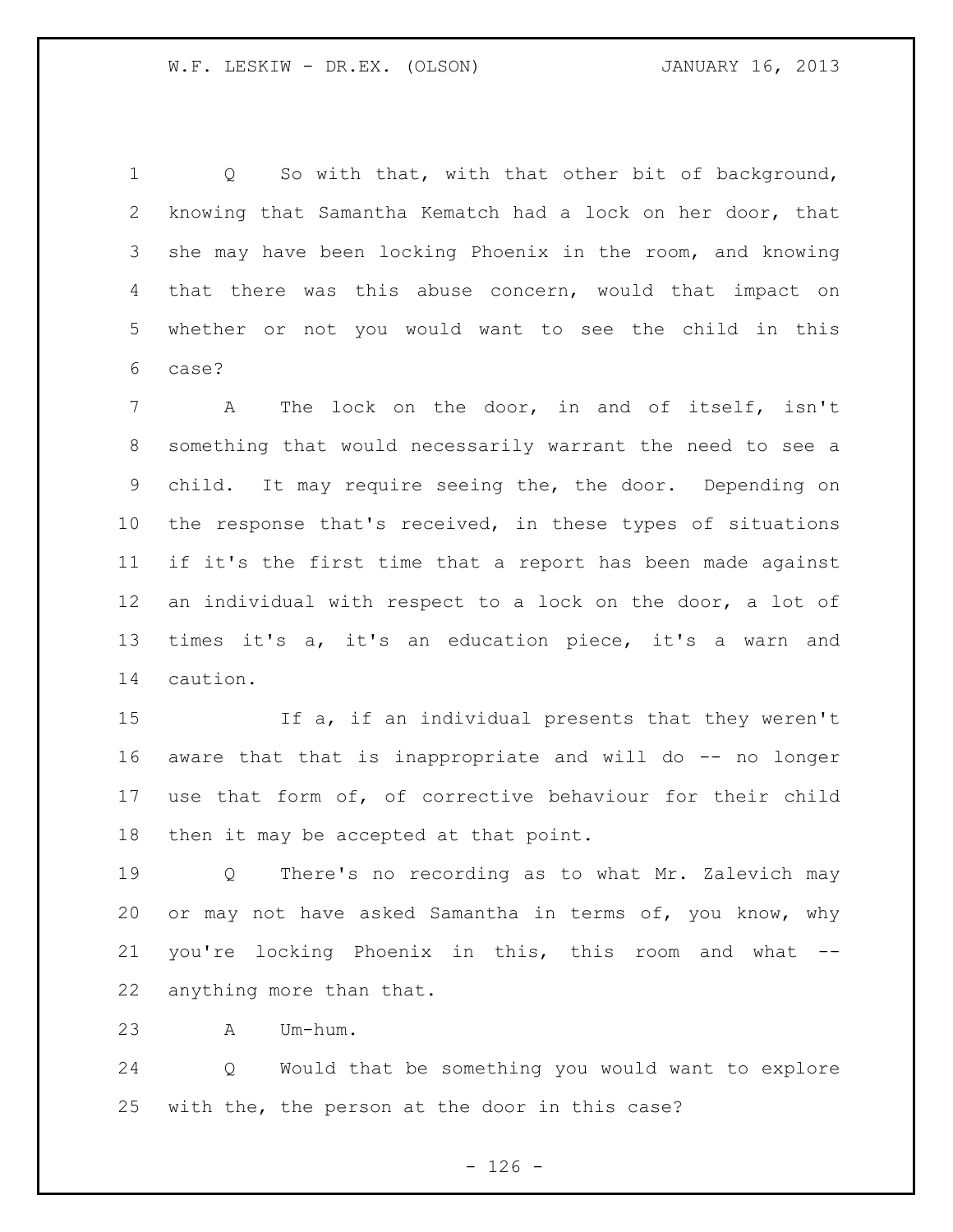Q So with that, with that other bit of background, knowing that Samantha Kematch had a lock on her door, that she may have been locking Phoenix in the room, and knowing that there was this abuse concern, would that impact on whether or not you would want to see the child in this case?

A The lock on the door, in and of itself, isn't something that would necessarily warrant the need to see a child. It may require seeing the, the door. Depending on the response that's received, in these types of situations if it's the first time that a report has been made against an individual with respect to a lock on the door, a lot of times it's a, it's an education piece, it's a warn and caution.

If a, if an individual presents that they weren't aware that that is inappropriate and will do -- no longer use that form of, of corrective behaviour for their child then it may be accepted at that point.

Q There's no recording as to what Mr. Zalevich may or may not have asked Samantha in terms of, you know, why you're locking Phoenix in this, this room and what -- anything more than that.

A Um-hum.

Q Would that be something you would want to explore with the, the person at the door in this case?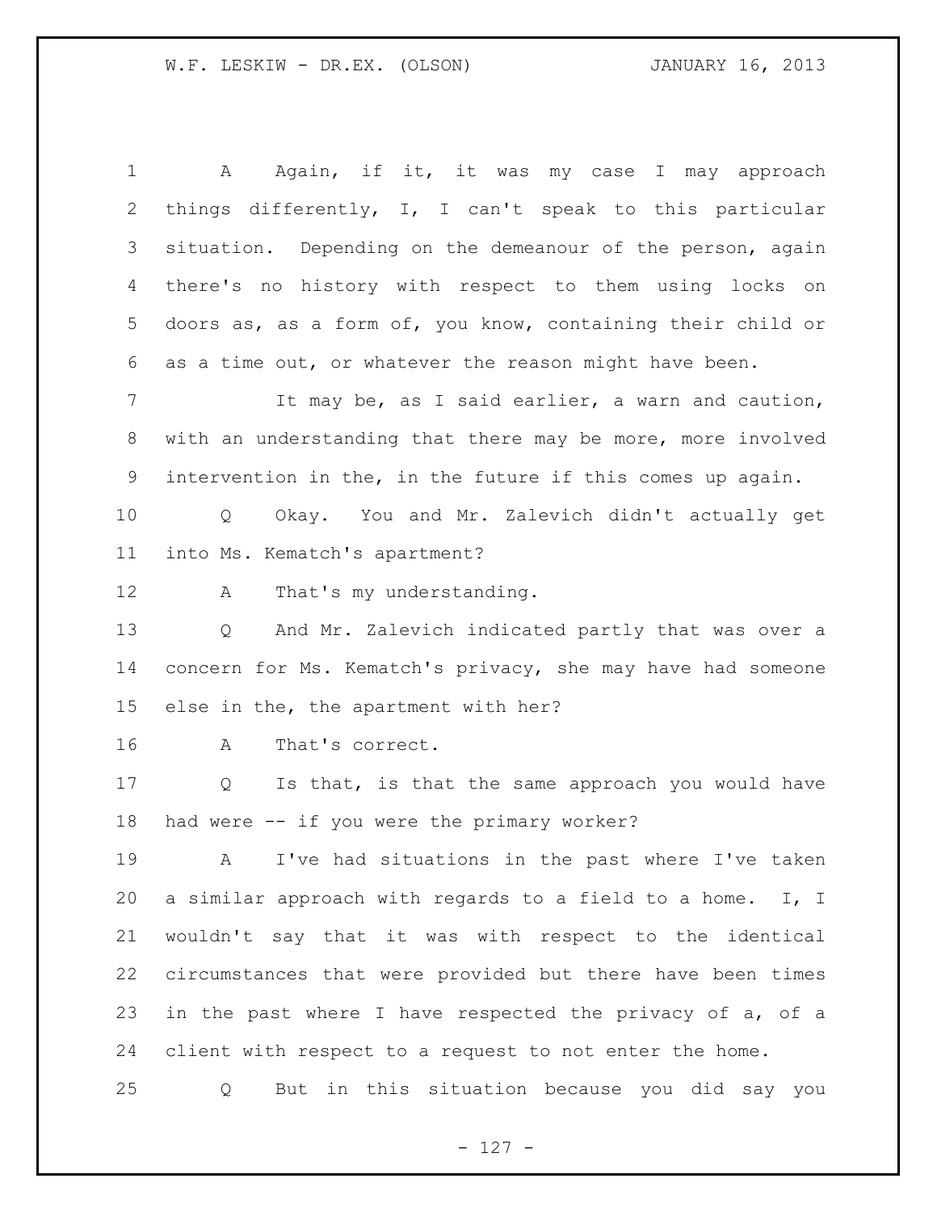A Again, if it, it was my case I may approach things differently, I, I can't speak to this particular situation. Depending on the demeanour of the person, again there's no history with respect to them using locks on doors as, as a form of, you know, containing their child or as a time out, or whatever the reason might have been.

It may be, as I said earlier, a warn and caution, with an understanding that there may be more, more involved intervention in the, in the future if this comes up again.

Q Okay. You and Mr. Zalevich didn't actually get into Ms. Kematch's apartment?

A That's my understanding.

Q And Mr. Zalevich indicated partly that was over a concern for Ms. Kematch's privacy, she may have had someone else in the, the apartment with her?

A That's correct.

Q Is that, is that the same approach you would have had were -- if you were the primary worker?

A I've had situations in the past where I've taken a similar approach with regards to a field to a home. I, I wouldn't say that it was with respect to the identical circumstances that were provided but there have been times in the past where I have respected the privacy of a, of a client with respect to a request to not enter the home.

Q But in this situation because you did say you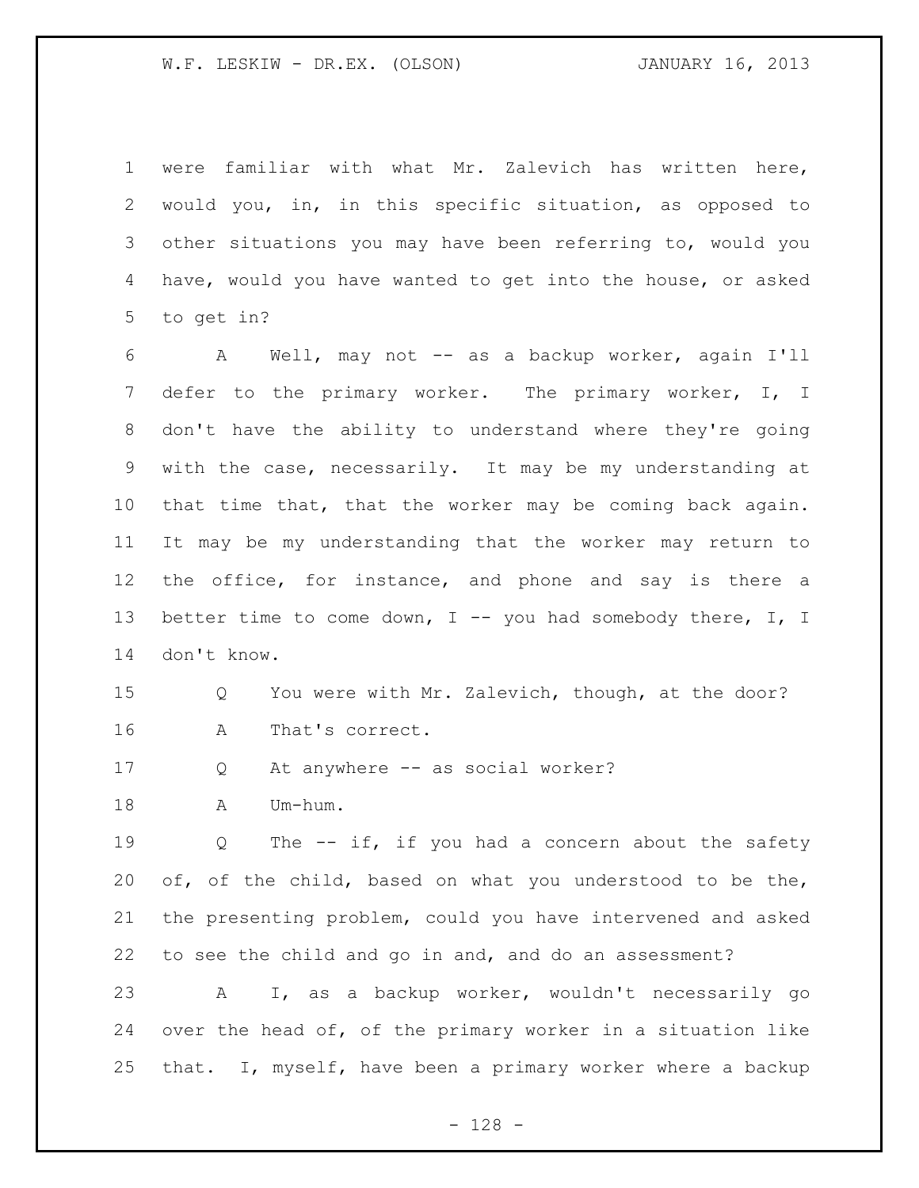were familiar with what Mr. Zalevich has written here, would you, in, in this specific situation, as opposed to other situations you may have been referring to, would you have, would you have wanted to get into the house, or asked to get in?

A Well, may not -- as a backup worker, again I'll defer to the primary worker. The primary worker, I, I don't have the ability to understand where they're going with the case, necessarily. It may be my understanding at that time that, that the worker may be coming back again. It may be my understanding that the worker may return to the office, for instance, and phone and say is there a better time to come down, I -- you had somebody there, I, I don't know.

Q You were with Mr. Zalevich, though, at the door?

A That's correct.

Q At anywhere -- as social worker?

A Um-hum.

Q The -- if, if you had a concern about the safety of, of the child, based on what you understood to be the, the presenting problem, could you have intervened and asked to see the child and go in and, and do an assessment?

A I, as a backup worker, wouldn't necessarily go over the head of, of the primary worker in a situation like that. I, myself, have been a primary worker where a backup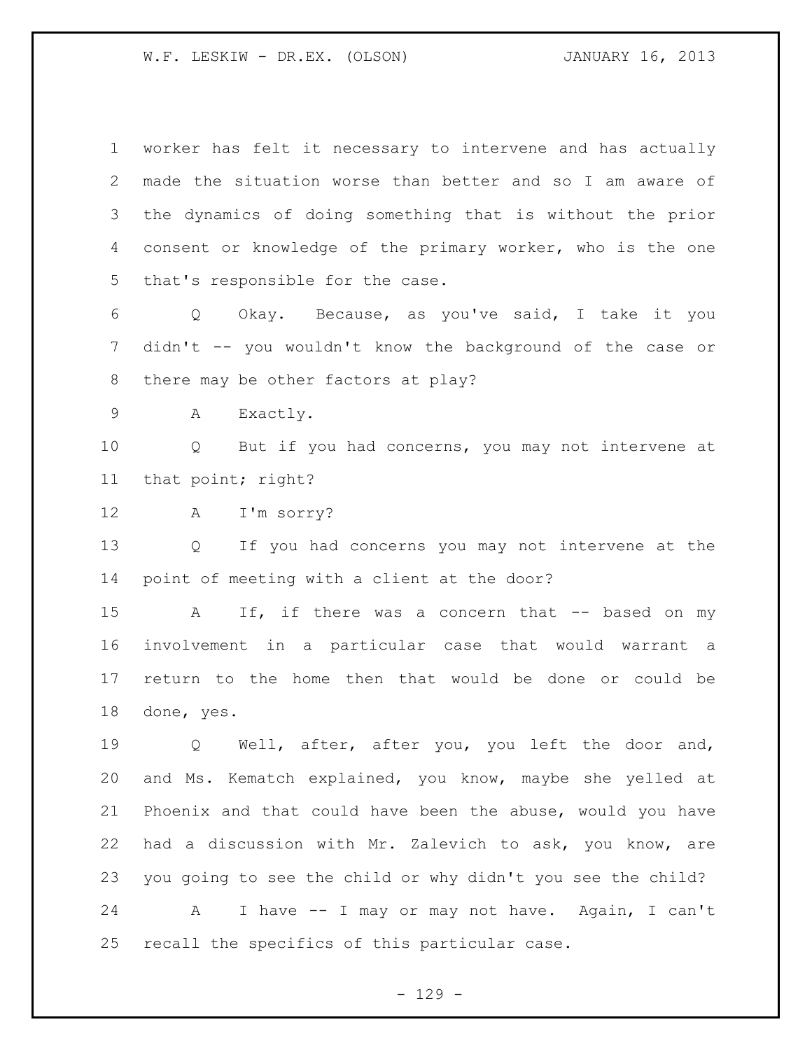worker has felt it necessary to intervene and has actually made the situation worse than better and so I am aware of the dynamics of doing something that is without the prior consent or knowledge of the primary worker, who is the one that's responsible for the case.

Q Okay. Because, as you've said, I take it you didn't -- you wouldn't know the background of the case or there may be other factors at play?

A Exactly.

Q But if you had concerns, you may not intervene at that point; right?

A I'm sorry?

Q If you had concerns you may not intervene at the point of meeting with a client at the door?

A If, if there was a concern that -- based on my involvement in a particular case that would warrant a return to the home then that would be done or could be done, yes.

Q Well, after, after you, you left the door and, and Ms. Kematch explained, you know, maybe she yelled at Phoenix and that could have been the abuse, would you have had a discussion with Mr. Zalevich to ask, you know, are you going to see the child or why didn't you see the child?

A I have -- I may or may not have. Again, I can't recall the specifics of this particular case.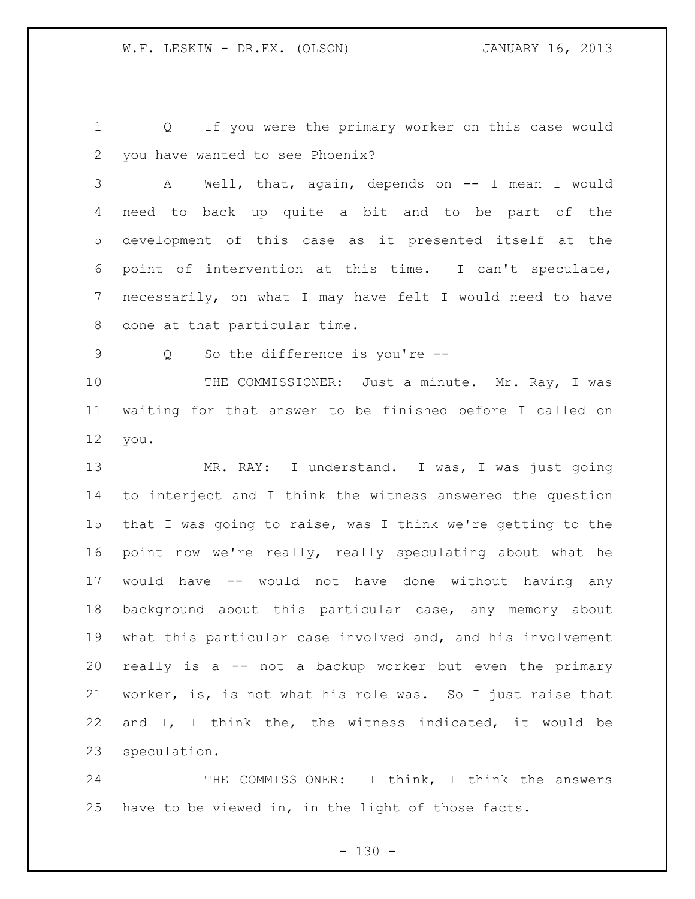Q If you were the primary worker on this case would you have wanted to see Phoenix?

A Well, that, again, depends on -- I mean I would need to back up quite a bit and to be part of the development of this case as it presented itself at the point of intervention at this time. I can't speculate, necessarily, on what I may have felt I would need to have done at that particular time.

Q So the difference is you're --

THE COMMISSIONER: Just a minute. Mr. Ray, I was waiting for that answer to be finished before I called on you.

MR. RAY: I understand. I was, I was just going to interject and I think the witness answered the question that I was going to raise, was I think we're getting to the point now we're really, really speculating about what he would have -- would not have done without having any background about this particular case, any memory about what this particular case involved and, and his involvement really is a -- not a backup worker but even the primary worker, is, is not what his role was. So I just raise that and I, I think the, the witness indicated, it would be speculation.

THE COMMISSIONER: I think, I think the answers have to be viewed in, in the light of those facts.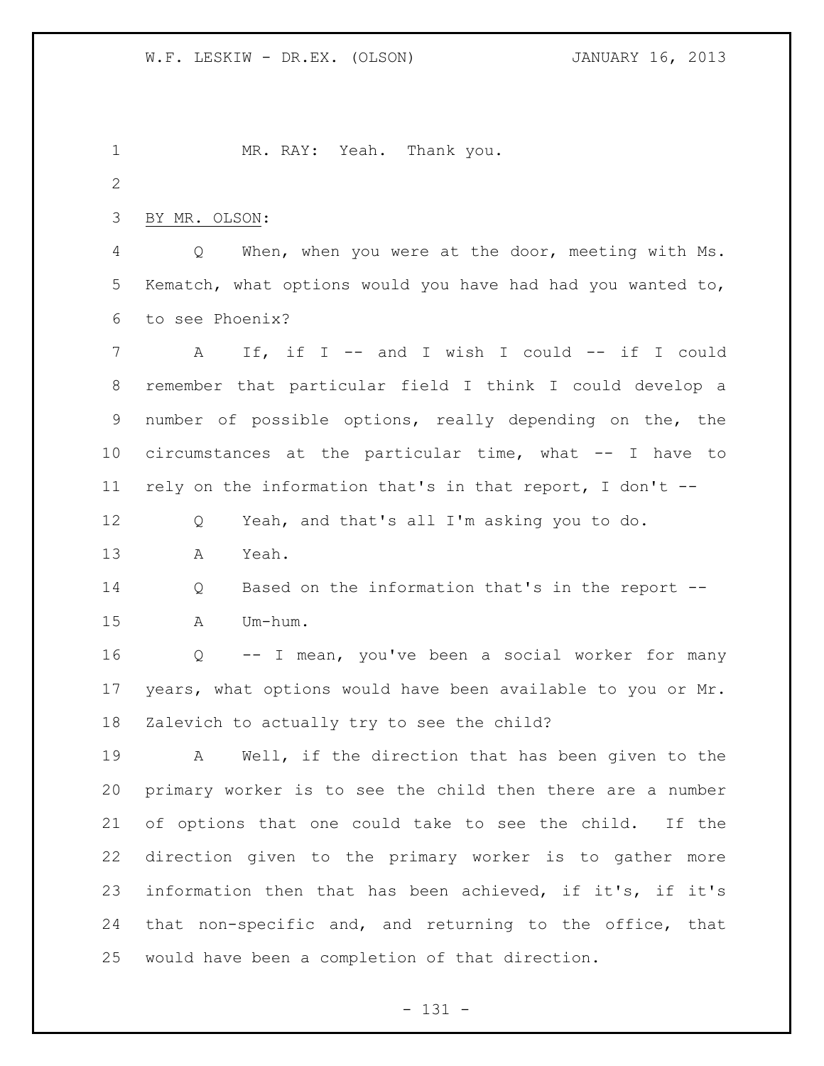MR. RAY: Yeah. Thank you.

BY MR. OLSON:

Q When, when you were at the door, meeting with Ms. Kematch, what options would you have had had you wanted to, to see Phoenix?

A If, if I -- and I wish I could -- if I could remember that particular field I think I could develop a number of possible options, really depending on the, the circumstances at the particular time, what -- I have to rely on the information that's in that report, I don't --

Q Yeah, and that's all I'm asking you to do.

A Yeah.

Q Based on the information that's in the report --

A Um-hum.

Q -- I mean, you've been a social worker for many years, what options would have been available to you or Mr. Zalevich to actually try to see the child?

A Well, if the direction that has been given to the primary worker is to see the child then there are a number of options that one could take to see the child. If the direction given to the primary worker is to gather more information then that has been achieved, if it's, if it's that non-specific and, and returning to the office, that would have been a completion of that direction.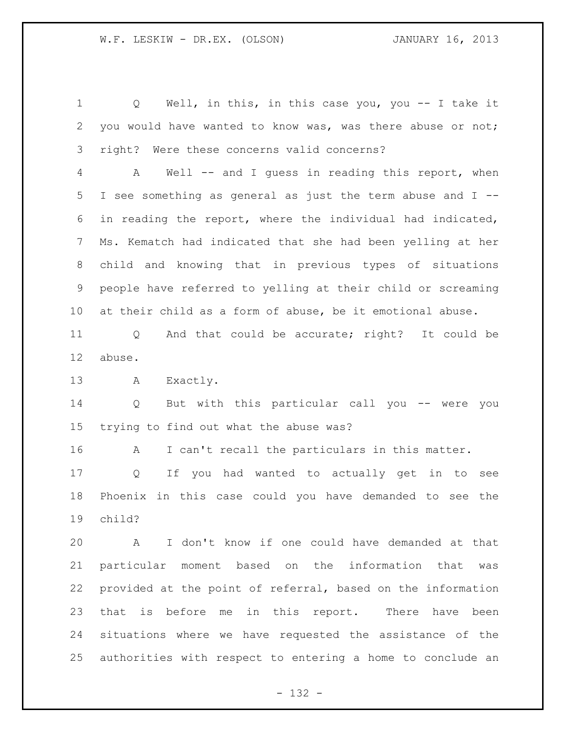Q Well, in this, in this case you, you -- I take it you would have wanted to know was, was there abuse or not; right? Were these concerns valid concerns?

A Well -- and I guess in reading this report, when I see something as general as just the term abuse and I -- in reading the report, where the individual had indicated, Ms. Kematch had indicated that she had been yelling at her child and knowing that in previous types of situations people have referred to yelling at their child or screaming at their child as a form of abuse, be it emotional abuse.

Q And that could be accurate; right? It could be abuse.

A Exactly.

Q But with this particular call you -- were you trying to find out what the abuse was?

A I can't recall the particulars in this matter.

Q If you had wanted to actually get in to see Phoenix in this case could you have demanded to see the child?

A I don't know if one could have demanded at that particular moment based on the information that was provided at the point of referral, based on the information that is before me in this report. There have been situations where we have requested the assistance of the authorities with respect to entering a home to conclude an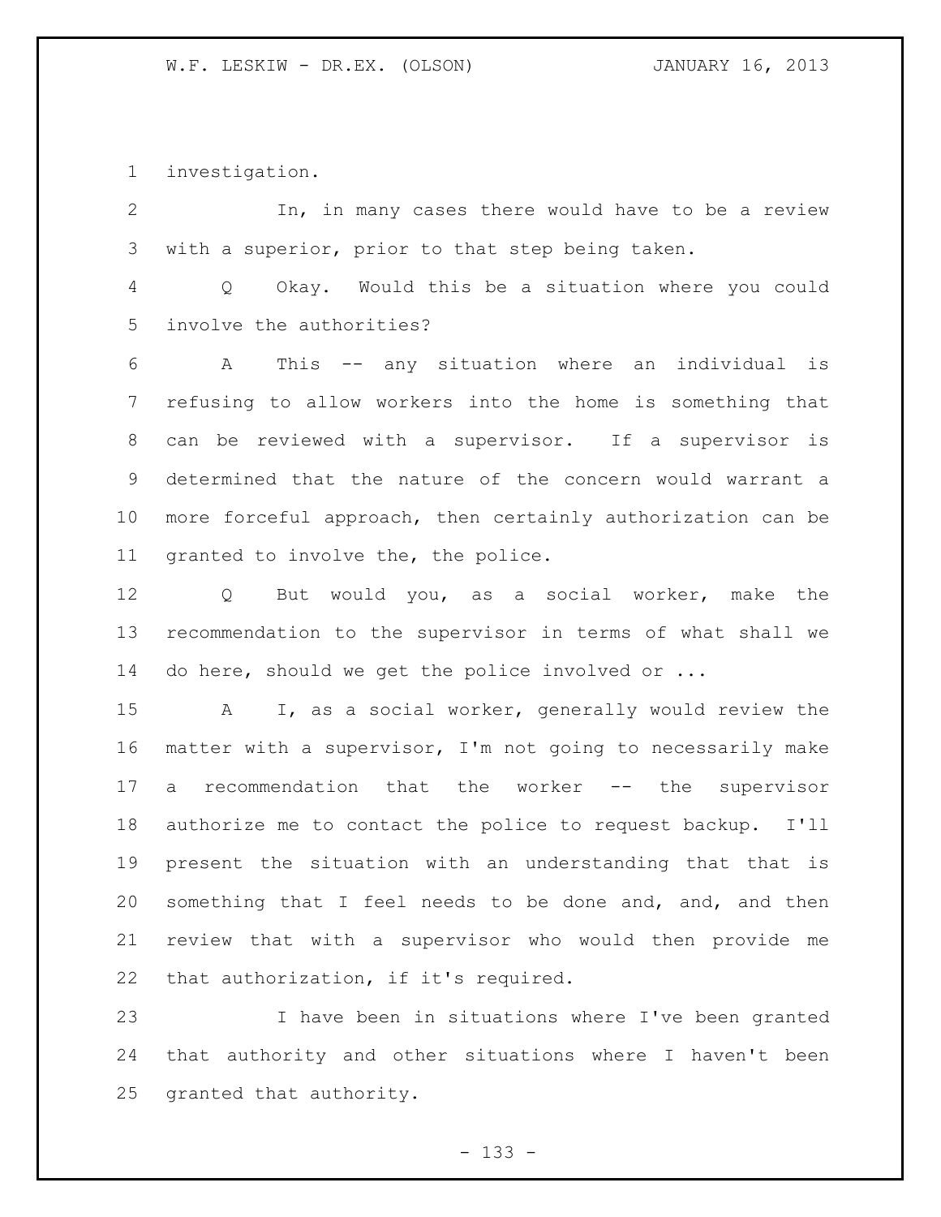investigation.

In, in many cases there would have to be a review with a superior, prior to that step being taken.

Q Okay. Would this be a situation where you could involve the authorities?

A This -- any situation where an individual is refusing to allow workers into the home is something that can be reviewed with a supervisor. If a supervisor is determined that the nature of the concern would warrant a more forceful approach, then certainly authorization can be granted to involve the, the police.

Q But would you, as a social worker, make the recommendation to the supervisor in terms of what shall we do here, should we get the police involved or ...

A I, as a social worker, generally would review the matter with a supervisor, I'm not going to necessarily make a recommendation that the worker -- the supervisor authorize me to contact the police to request backup. I'll present the situation with an understanding that that is something that I feel needs to be done and, and, and then review that with a supervisor who would then provide me that authorization, if it's required.

I have been in situations where I've been granted that authority and other situations where I haven't been granted that authority.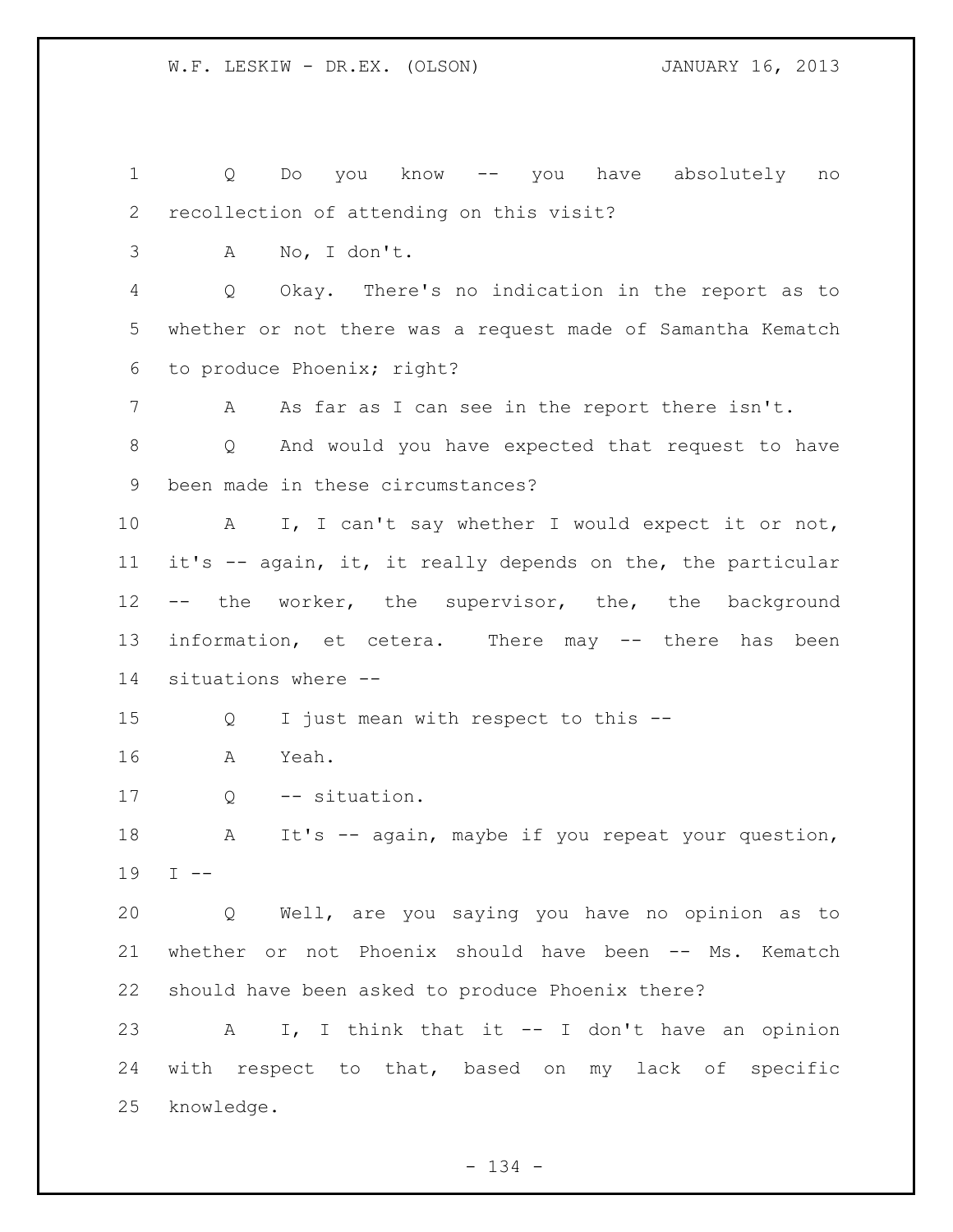1 Q Do you know -- you have absolutely no
2 recollection of attending on this visit?
3 A No, I don't.
4 Q Okay. There's no indication in the report as to
5 whether or not there was a request made of Samantha Kematch
6 to produce Phoenix; right?
7 A As far as I can see in the report there isn't.
8 Q And would you have expected that request to have
9 been made in these circumstances?
10 A I, I can't say whether I would expect it or not,
11 it's -- again, it, it really depends on the, the particular
12 -- the worker, the supervisor, the, the background
13 information, et cetera. There may -- there has been
14 situations where --
15 Q I just mean with respect to this --
16 A Yeah.
17 Q -- situation.
18 A It's -- again, maybe if you repeat your question,
19 I --
20 Q Well, are you saying you have no opinion as to
21 whether or not Phoenix should have been -- Ms. Kematch
22 should have been asked to produce Phoenix there?
23 A I, I think that it -- I don't have an opinion
24 with respect to that, based on my lack of specific
25 knowledge.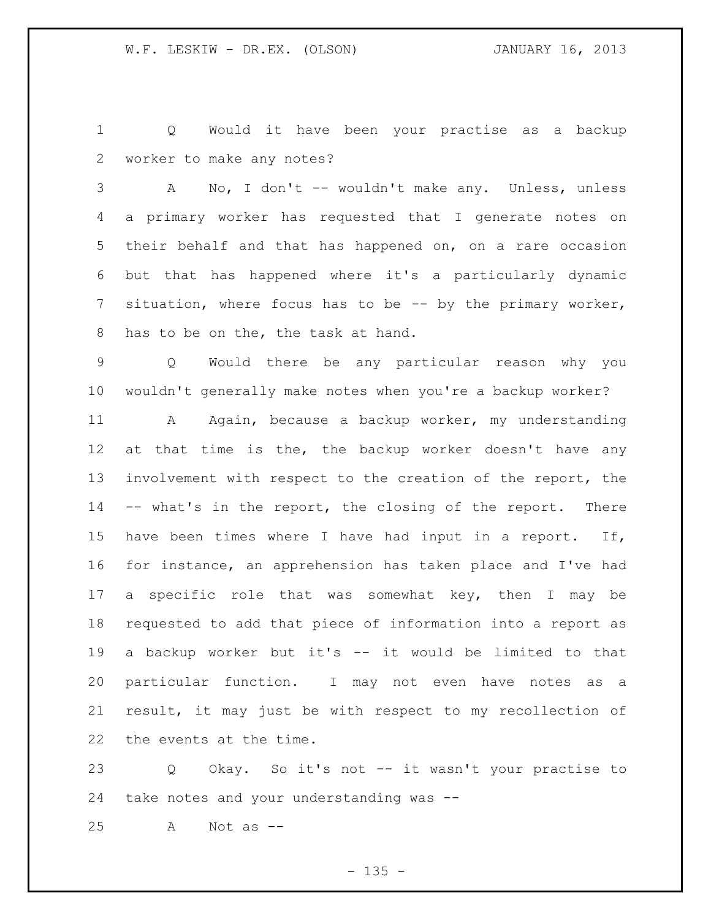Q Would it have been your practise as a backup worker to make any notes?

A No, I don't -- wouldn't make any. Unless, unless a primary worker has requested that I generate notes on their behalf and that has happened on, on a rare occasion but that has happened where it's a particularly dynamic situation, where focus has to be -- by the primary worker, has to be on the, the task at hand.

Q Would there be any particular reason why you wouldn't generally make notes when you're a backup worker?

A Again, because a backup worker, my understanding at that time is the, the backup worker doesn't have any involvement with respect to the creation of the report, the -- what's in the report, the closing of the report. There have been times where I have had input in a report. If, for instance, an apprehension has taken place and I've had a specific role that was somewhat key, then I may be requested to add that piece of information into a report as a backup worker but it's -- it would be limited to that particular function. I may not even have notes as a result, it may just be with respect to my recollection of the events at the time.

Q Okay. So it's not -- it wasn't your practise to take notes and your understanding was --

A Not as --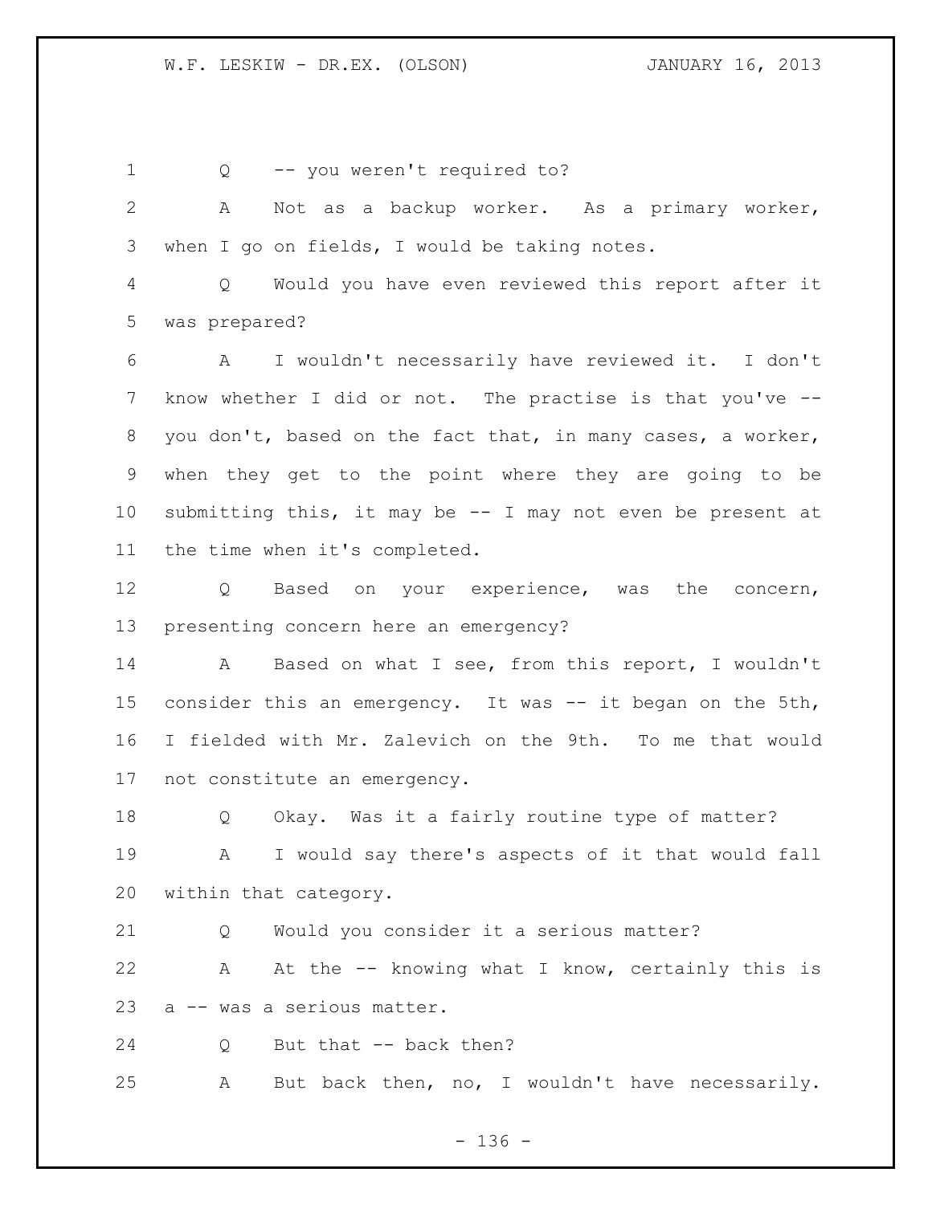Q -- you weren't required to?

A Not as a backup worker. As a primary worker, when I go on fields, I would be taking notes.

Q Would you have even reviewed this report after it was prepared?

A I wouldn't necessarily have reviewed it. I don't know whether I did or not. The practise is that you've -- you don't, based on the fact that, in many cases, a worker, when they get to the point where they are going to be submitting this, it may be -- I may not even be present at the time when it's completed.

Q Based on your experience, was the concern, presenting concern here an emergency?

A Based on what I see, from this report, I wouldn't consider this an emergency. It was -- it began on the 5th, I fielded with Mr. Zalevich on the 9th. To me that would not constitute an emergency.

Q Okay. Was it a fairly routine type of matter?

A I would say there's aspects of it that would fall within that category.

Q Would you consider it a serious matter?

A At the -- knowing what I know, certainly this is a -- was a serious matter.

Q But that -- back then?

A But back then, no, I wouldn't have necessarily.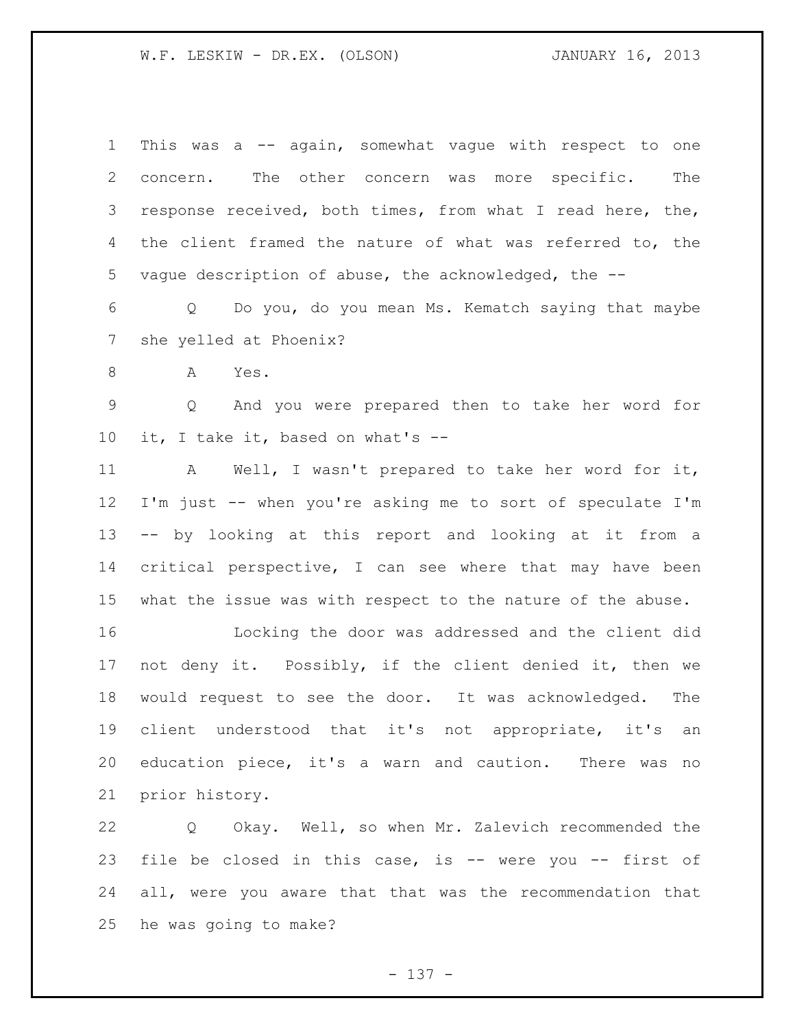This was a -- again, somewhat vague with respect to one concern. The other concern was more specific. The response received, both times, from what I read here, the, the client framed the nature of what was referred to, the vague description of abuse, the acknowledged, the --

Q Do you, do you mean Ms. Kematch saying that maybe she yelled at Phoenix?

A Yes.

Q And you were prepared then to take her word for it, I take it, based on what's --

A Well, I wasn't prepared to take her word for it, I'm just -- when you're asking me to sort of speculate I'm -- by looking at this report and looking at it from a critical perspective, I can see where that may have been what the issue was with respect to the nature of the abuse.

Locking the door was addressed and the client did not deny it. Possibly, if the client denied it, then we would request to see the door. It was acknowledged. The client understood that it's not appropriate, it's an education piece, it's a warn and caution. There was no prior history.

Q Okay. Well, so when Mr. Zalevich recommended the file be closed in this case, is -- were you -- first of all, were you aware that that was the recommendation that he was going to make?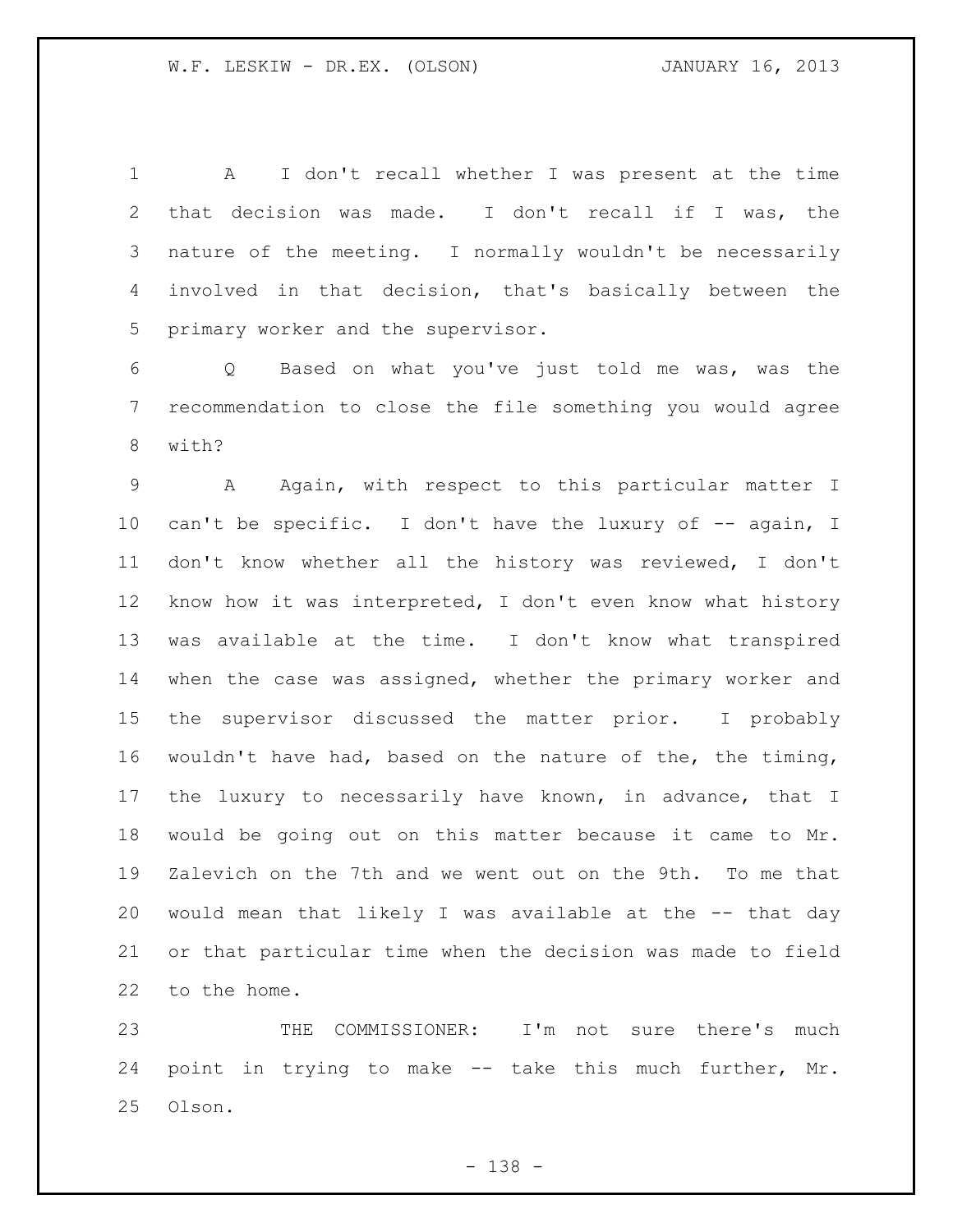A I don't recall whether I was present at the time that decision was made. I don't recall if I was, the nature of the meeting. I normally wouldn't be necessarily involved in that decision, that's basically between the primary worker and the supervisor.

Q Based on what you've just told me was, was the recommendation to close the file something you would agree with?

A Again, with respect to this particular matter I can't be specific. I don't have the luxury of -- again, I don't know whether all the history was reviewed, I don't know how it was interpreted, I don't even know what history was available at the time. I don't know what transpired when the case was assigned, whether the primary worker and the supervisor discussed the matter prior. I probably wouldn't have had, based on the nature of the, the timing, the luxury to necessarily have known, in advance, that I would be going out on this matter because it came to Mr. Zalevich on the 7th and we went out on the 9th. To me that would mean that likely I was available at the -- that day or that particular time when the decision was made to field to the home.

THE COMMISSIONER: I'm not sure there's much point in trying to make -- take this much further, Mr. Olson.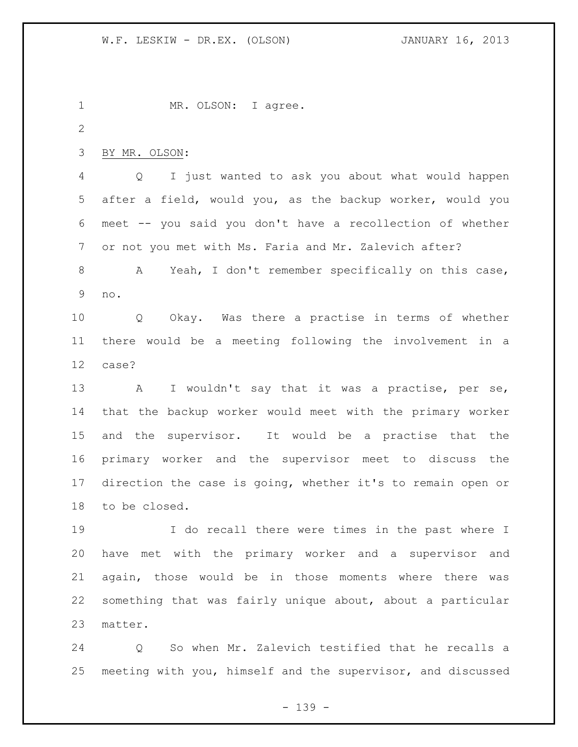MR. OLSON: I agree.

BY MR. OLSON:

Q I just wanted to ask you about what would happen after a field, would you, as the backup worker, would you meet -- you said you don't have a recollection of whether or not you met with Ms. Faria and Mr. Zalevich after?

A Yeah, I don't remember specifically on this case, no.

Q Okay. Was there a practise in terms of whether there would be a meeting following the involvement in a case?

A I wouldn't say that it was a practise, per se, that the backup worker would meet with the primary worker and the supervisor. It would be a practise that the primary worker and the supervisor meet to discuss the direction the case is going, whether it's to remain open or to be closed.

I do recall there were times in the past where I have met with the primary worker and a supervisor and again, those would be in those moments where there was something that was fairly unique about, about a particular matter.

Q So when Mr. Zalevich testified that he recalls a meeting with you, himself and the supervisor, and discussed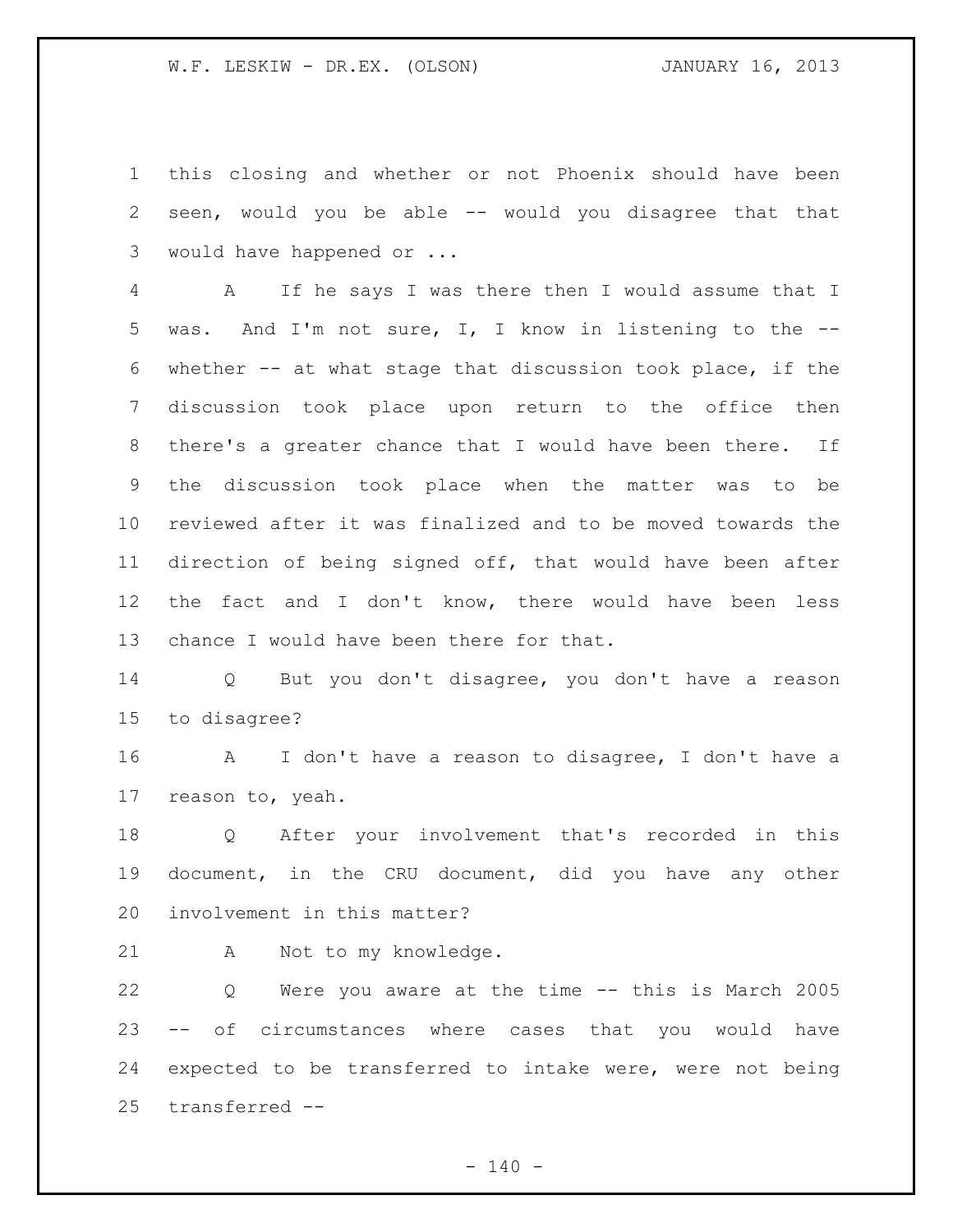this closing and whether or not Phoenix should have been seen, would you be able -- would you disagree that that would have happened or ...

A If he says I was there then I would assume that I was. And I'm not sure, I, I know in listening to the -- whether -- at what stage that discussion took place, if the discussion took place upon return to the office then there's a greater chance that I would have been there. If the discussion took place when the matter was to be reviewed after it was finalized and to be moved towards the direction of being signed off, that would have been after the fact and I don't know, there would have been less chance I would have been there for that.

Q But you don't disagree, you don't have a reason to disagree?

A I don't have a reason to disagree, I don't have a reason to, yeah.

Q After your involvement that's recorded in this document, in the CRU document, did you have any other involvement in this matter?

A Not to my knowledge.

Q Were you aware at the time -- this is March 2005 -- of circumstances where cases that you would have expected to be transferred to intake were, were not being transferred --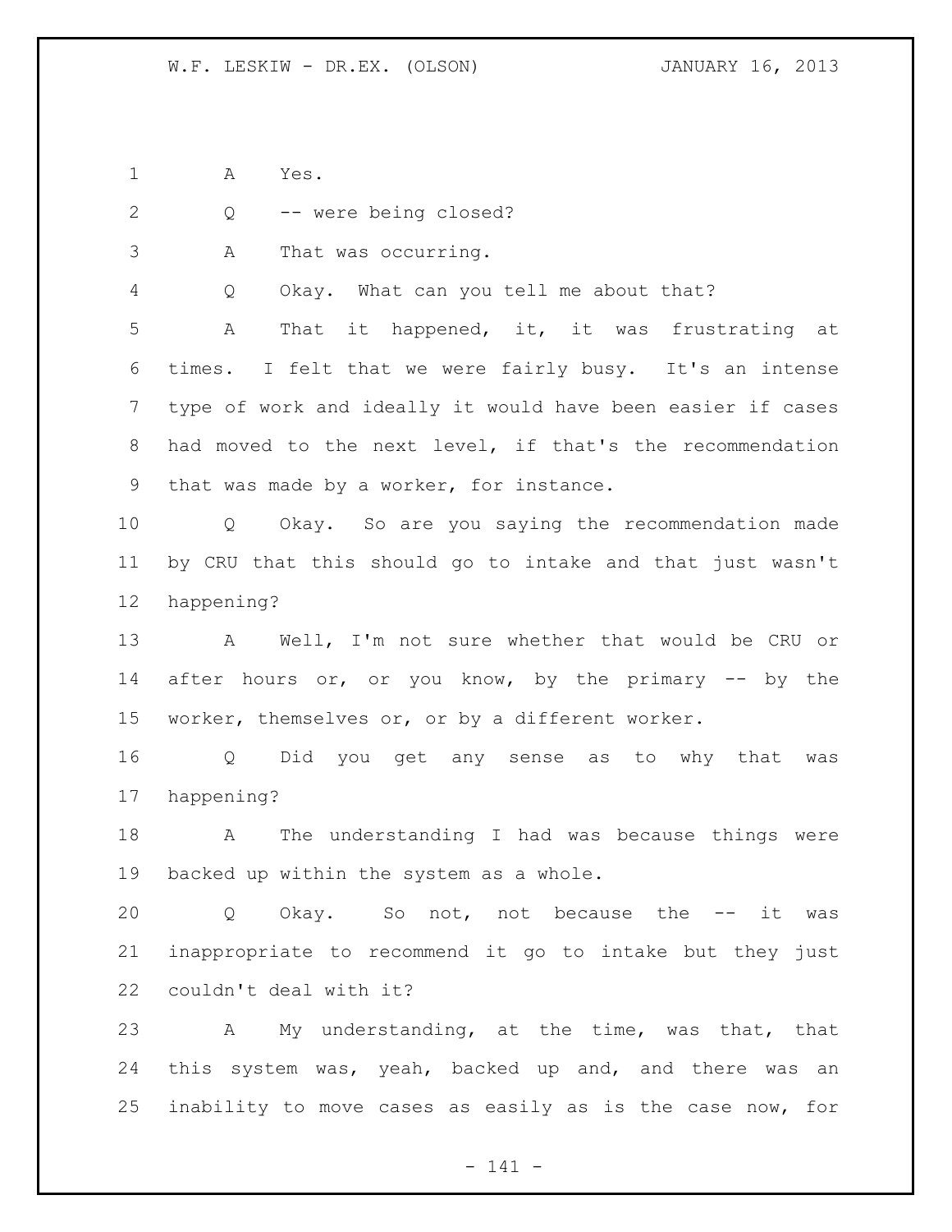A Yes.

Q -- were being closed?

A That was occurring.

Q Okay. What can you tell me about that?

A That it happened, it, it was frustrating at times. I felt that we were fairly busy. It's an intense type of work and ideally it would have been easier if cases had moved to the next level, if that's the recommendation that was made by a worker, for instance.

Q Okay. So are you saying the recommendation made by CRU that this should go to intake and that just wasn't happening?

A Well, I'm not sure whether that would be CRU or after hours or, or you know, by the primary -- by the worker, themselves or, or by a different worker.

Q Did you get any sense as to why that was happening?

A The understanding I had was because things were backed up within the system as a whole.

Q Okay. So not, not because the -- it was inappropriate to recommend it go to intake but they just couldn't deal with it?

A My understanding, at the time, was that, that this system was, yeah, backed up and, and there was an inability to move cases as easily as is the case now, for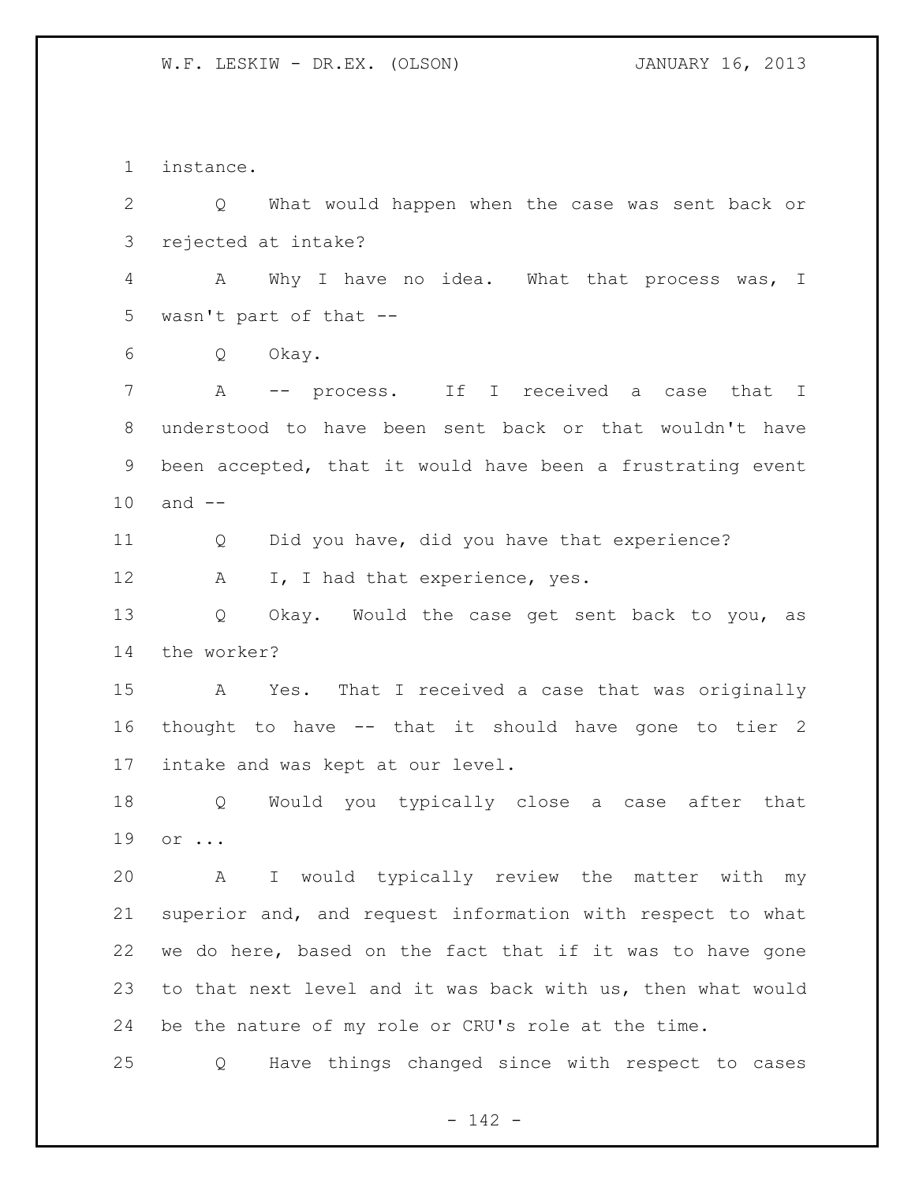instance.

Q What would happen when the case was sent back or rejected at intake?

A Why I have no idea. What that process was, I wasn't part of that --

Q Okay.

A -- process. If I received a case that I understood to have been sent back or that wouldn't have been accepted, that it would have been a frustrating event and --

Q Did you have, did you have that experience?

A I, I had that experience, yes.

Q Okay. Would the case get sent back to you, as the worker?

A Yes. That I received a case that was originally thought to have -- that it should have gone to tier 2 intake and was kept at our level.

Q Would you typically close a case after that or ...

A I would typically review the matter with my superior and, and request information with respect to what we do here, based on the fact that if it was to have gone to that next level and it was back with us, then what would be the nature of my role or CRU's role at the time.

Q Have things changed since with respect to cases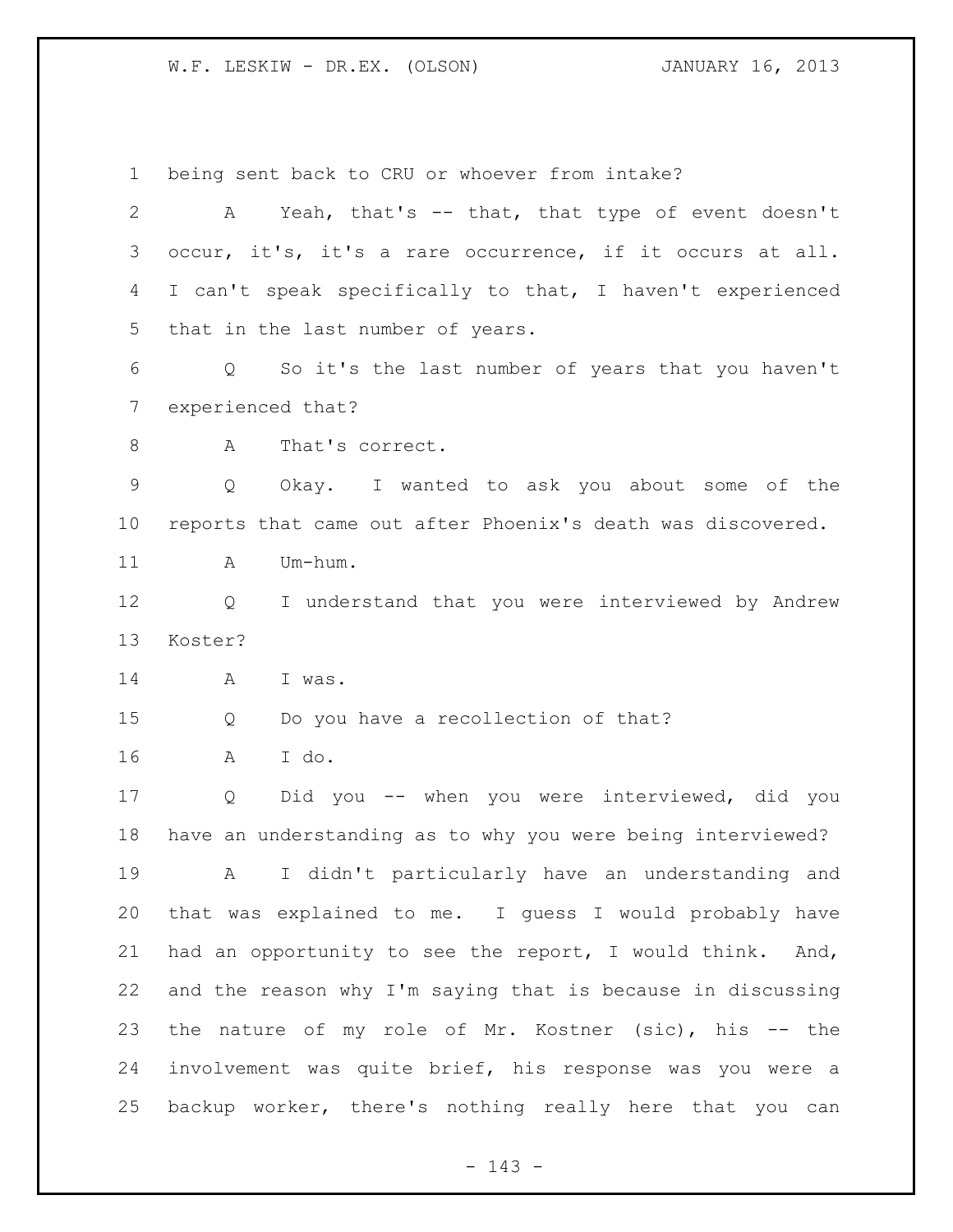being sent back to CRU or whoever from intake?

A Yeah, that's -- that, that type of event doesn't occur, it's, it's a rare occurrence, if it occurs at all. I can't speak specifically to that, I haven't experienced that in the last number of years.

Q So it's the last number of years that you haven't experienced that?

A That's correct.

Q Okay. I wanted to ask you about some of the reports that came out after Phoenix's death was discovered.

A Um-hum.

Q I understand that you were interviewed by Andrew Koster?

A I was.

Q Do you have a recollection of that?

A I do.

Q Did you -- when you were interviewed, did you have an understanding as to why you were being interviewed?

A I didn't particularly have an understanding and that was explained to me. I guess I would probably have had an opportunity to see the report, I would think. And, and the reason why I'm saying that is because in discussing the nature of my role of Mr. Kostner (sic), his -- the involvement was quite brief, his response was you were a backup worker, there's nothing really here that you can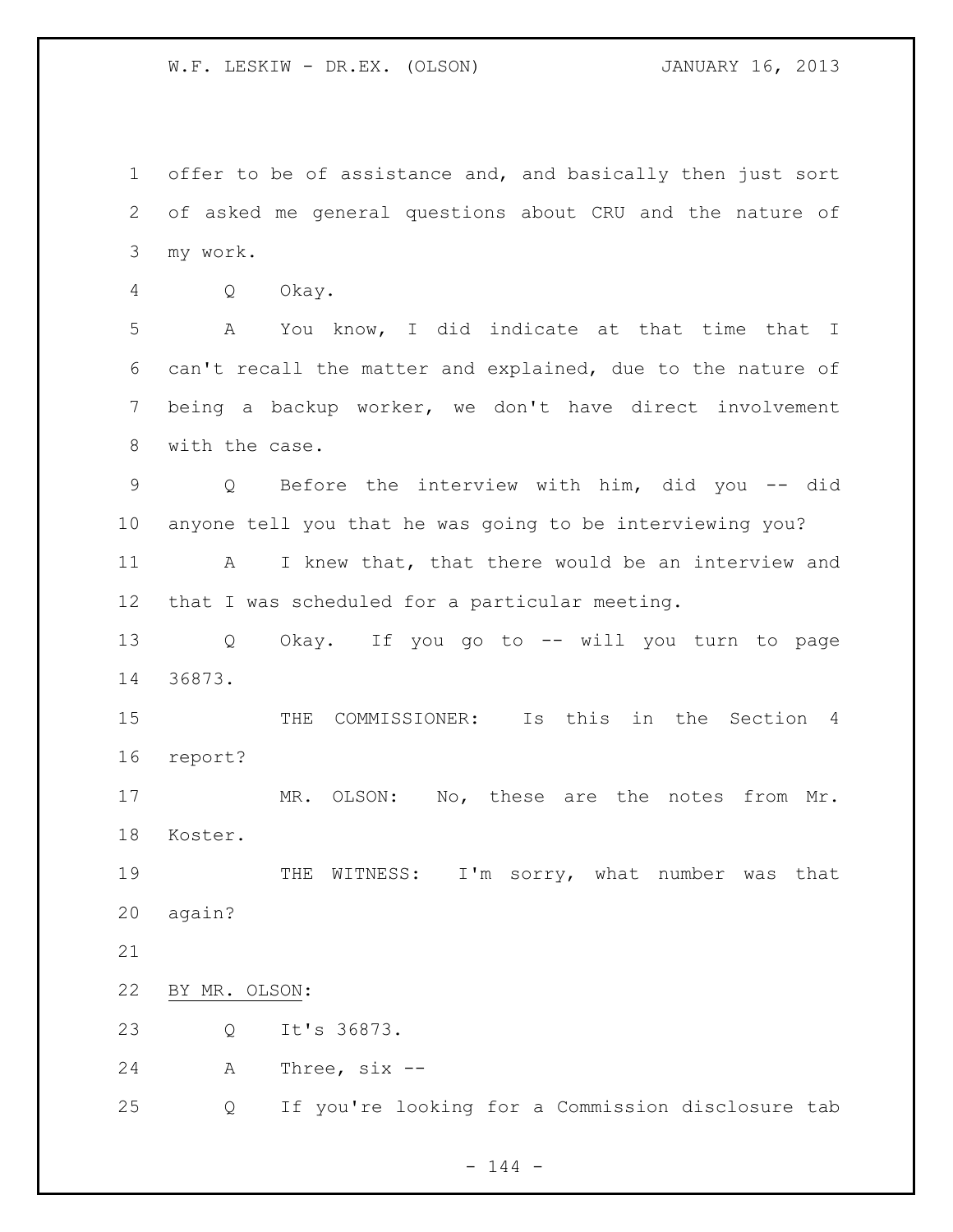offer to be of assistance and, and basically then just sort of asked me general questions about CRU and the nature of my work.

Q Okay.

A You know, I did indicate at that time that I can't recall the matter and explained, due to the nature of being a backup worker, we don't have direct involvement with the case.

Q Before the interview with him, did you -- did anyone tell you that he was going to be interviewing you?

A I knew that, that there would be an interview and that I was scheduled for a particular meeting.

Q Okay. If you go to -- will you turn to page 36873.

THE COMMISSIONER: Is this in the Section 4 report?

MR. OLSON: No, these are the notes from Mr. Koster.

THE WITNESS: I'm sorry, what number was that again?

BY MR. OLSON:

Q It's 36873.

A Three, six --

Q If you're looking for a Commission disclosure tab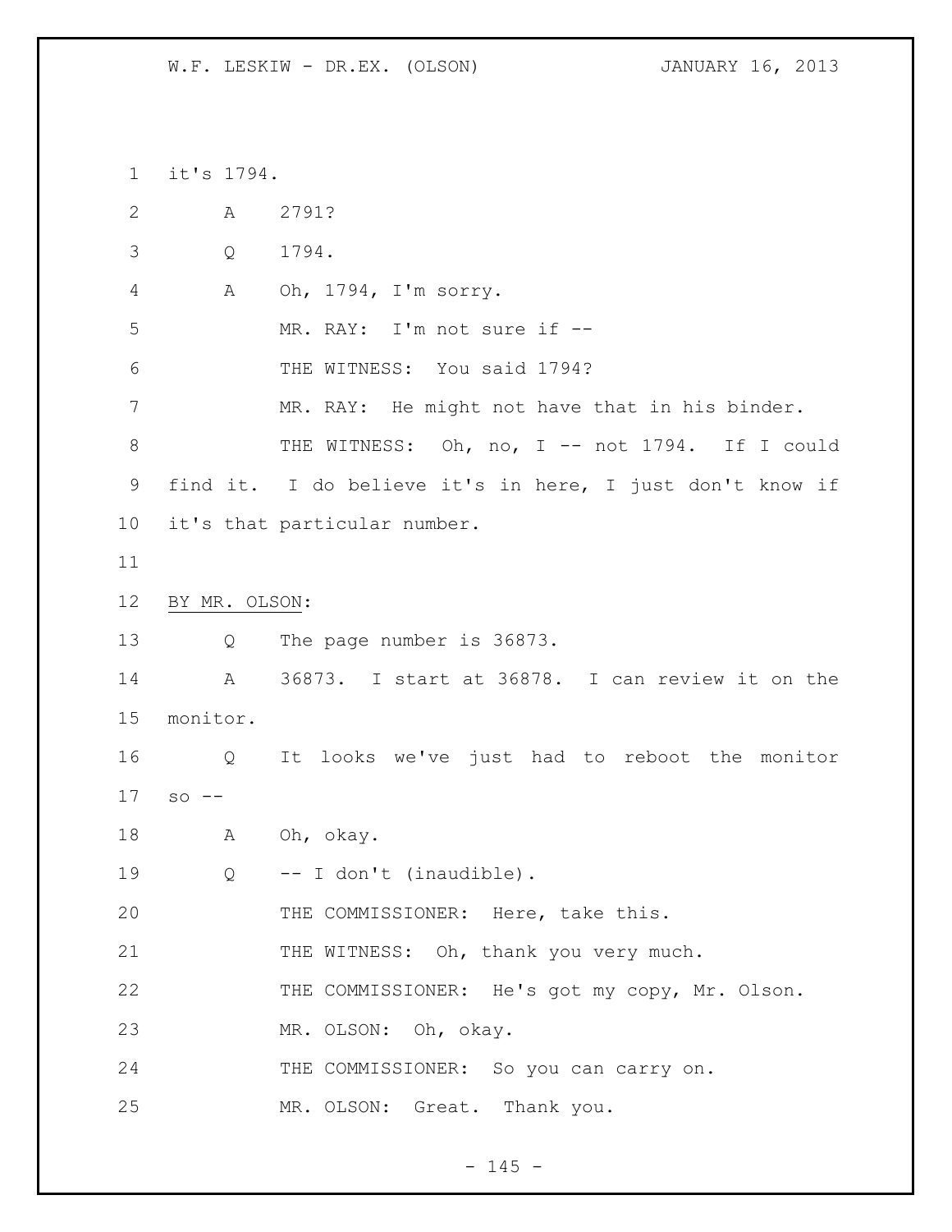1 it's 1794.

2 A 2791?

3 Q 1794.

4 A Oh, 1794, I'm sorry.

5 MR. RAY: I'm not sure if --

6 THE WITNESS: You said 1794?

7 MR. RAY: He might not have that in his binder.

8 THE WITNESS: Oh, no, I -- not 1794. If I could

9 find it. I do believe it's in here, I just don't know if

10 it's that particular number.

11

12 BY MR. OLSON:

13 Q The page number is 36873.

14 A 36873. I start at 36878. I can review it on the

15 monitor.

16 Q It looks we've just had to reboot the monitor

17 so --

18 A Oh, okay.

19 Q -- I don't (inaudible).

20 THE COMMISSIONER: Here, take this.

21 THE WITNESS: Oh, thank you very much.

22 THE COMMISSIONER: He's got my copy, Mr. Olson.

23 MR. OLSON: Oh, okay.

24 THE COMMISSIONER: So you can carry on.

25 MR. OLSON: Great. Thank you.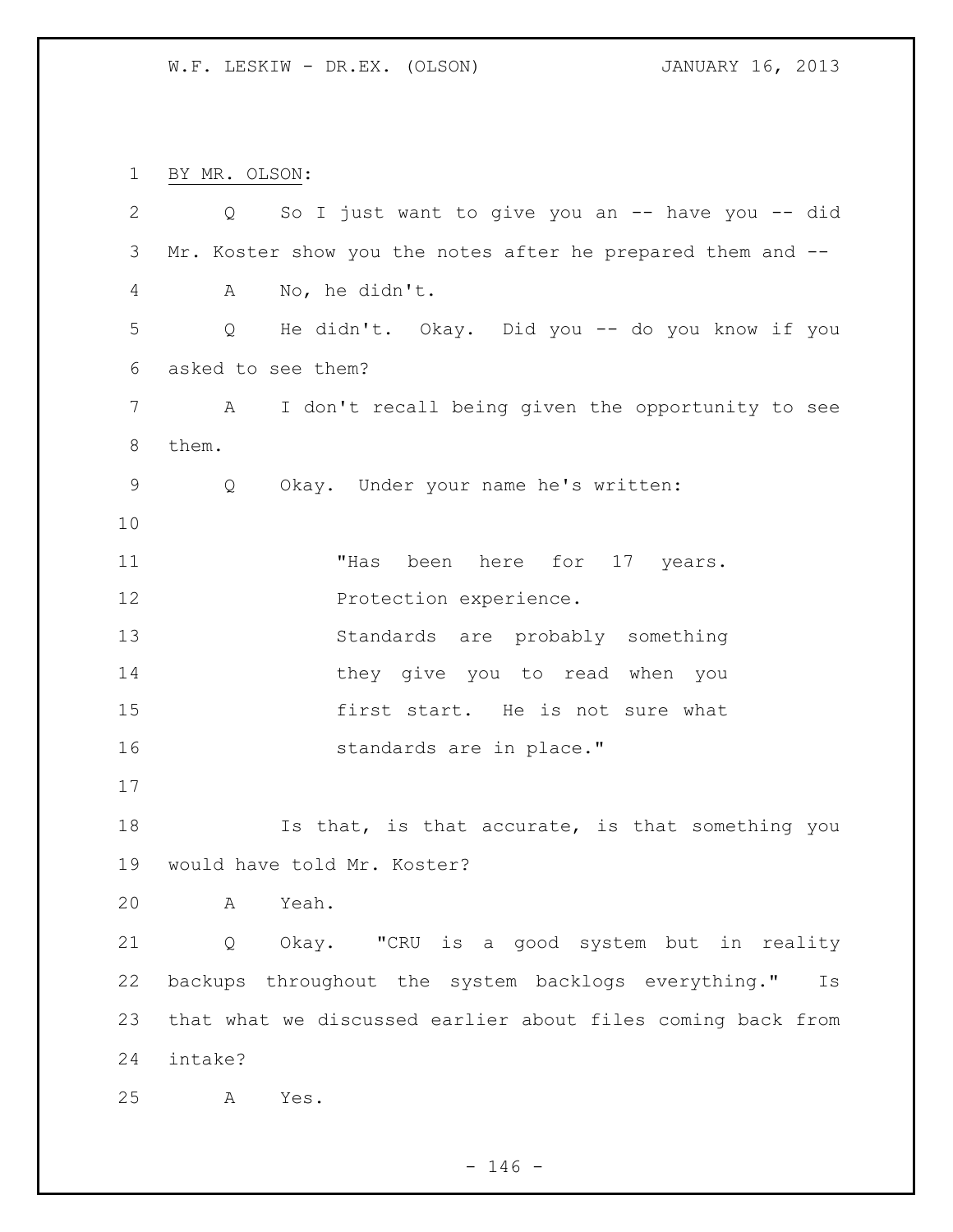BY MR. OLSON:

Q So I just want to give you an -- have you -- did Mr. Koster show you the notes after he prepared them and --

A No, he didn't.

Q He didn't. Okay. Did you -- do you know if you asked to see them?

A I don't recall being given the opportunity to see them.

Q Okay. Under your name he's written:

> "Has been here for 17 years.
> Protection experience.
> Standards are probably something they give you to read when you first start. He is not sure what standards are in place."

Is that, is that accurate, is that something you would have told Mr. Koster?

A Yeah.

Q Okay. "CRU is a good system but in reality backups throughout the system backlogs everything." Is that what we discussed earlier about files coming back from intake?

A Yes.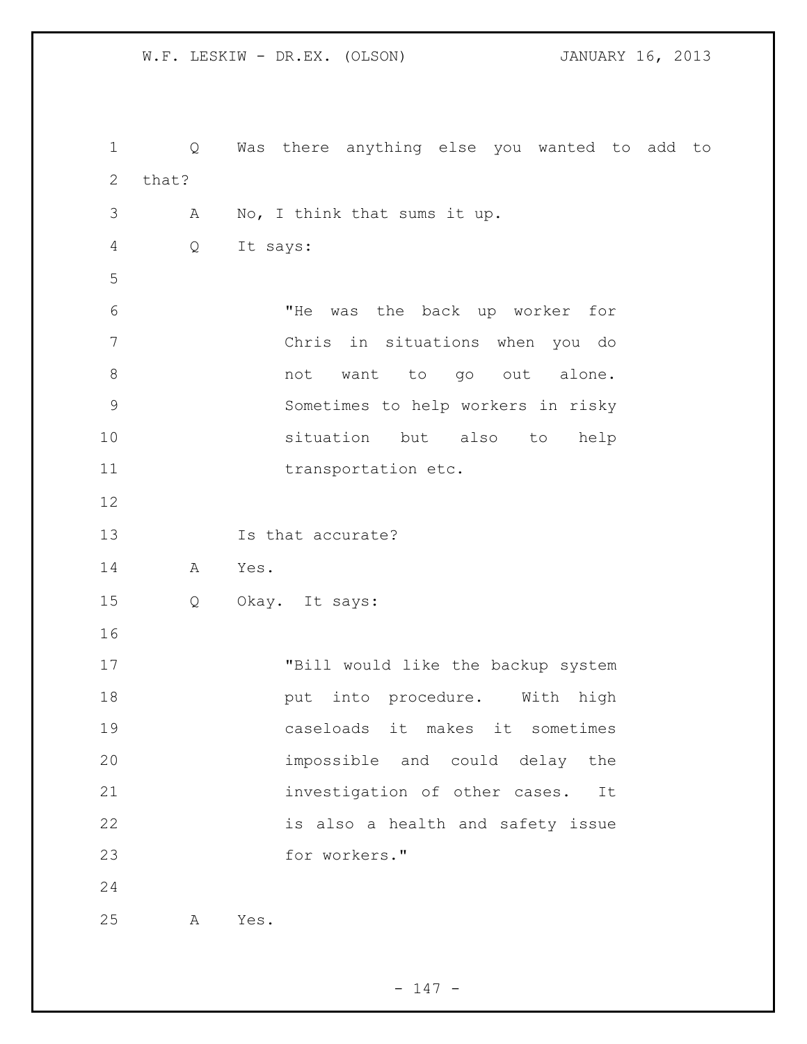Q Was there anything else you wanted to add to that?

A No, I think that sums it up.

Q It says:

> "He was the back up worker for Chris in situations when you do not want to go out alone. Sometimes to help workers in risky situation but also to help transportation etc.

Is that accurate?

A Yes.

Q Okay. It says:

> "Bill would like the backup system put into procedure. With high caseloads it makes it sometimes impossible and could delay the investigation of other cases. It is also a health and safety issue for workers."

A Yes.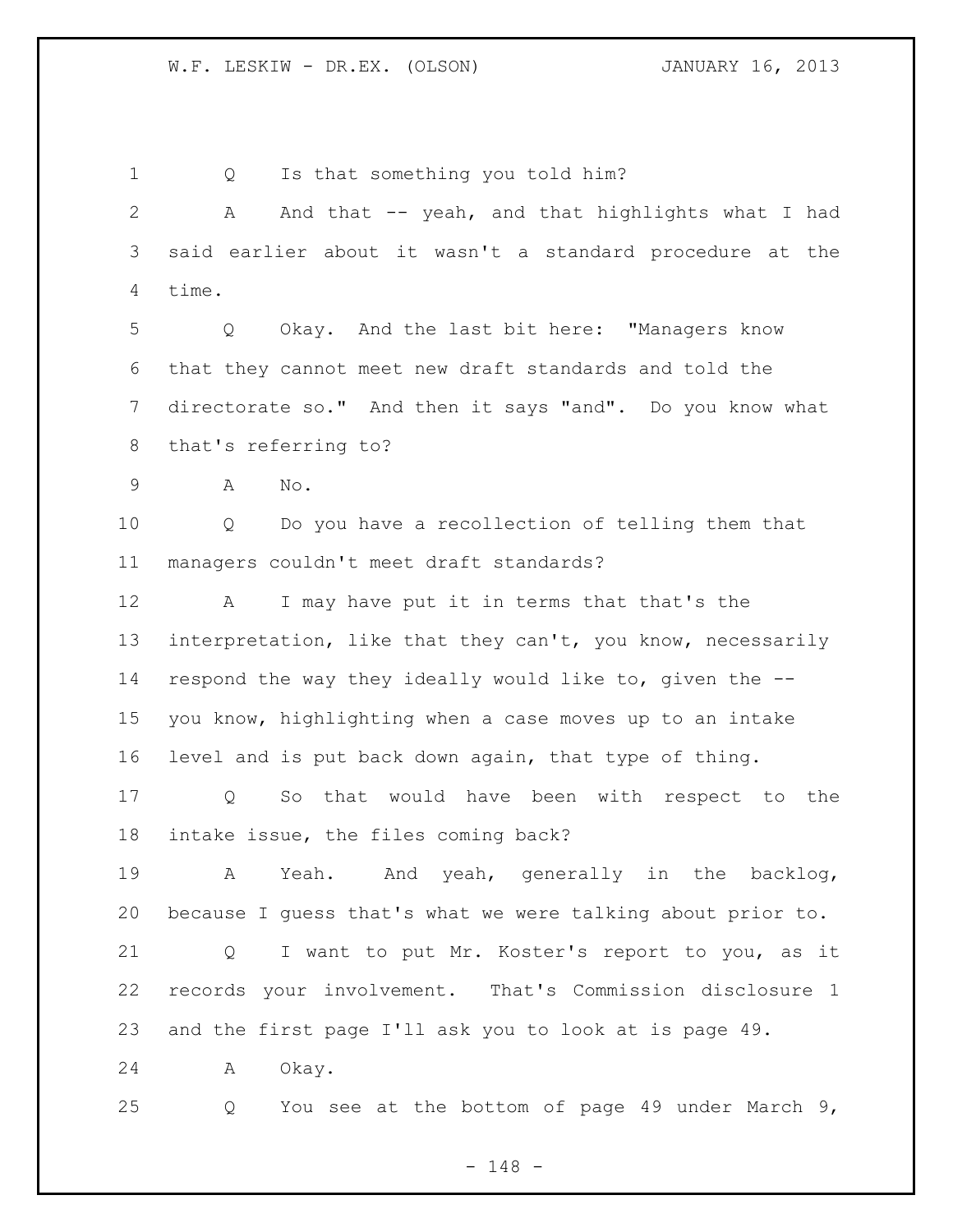Q Is that something you told him?

A And that -- yeah, and that highlights what I had said earlier about it wasn't a standard procedure at the time.

Q Okay. And the last bit here: "Managers know that they cannot meet new draft standards and told the directorate so." And then it says "and". Do you know what that's referring to?

A No.

Q Do you have a recollection of telling them that managers couldn't meet draft standards?

A I may have put it in terms that that's the interpretation, like that they can't, you know, necessarily respond the way they ideally would like to, given the -- you know, highlighting when a case moves up to an intake level and is put back down again, that type of thing.

Q So that would have been with respect to the intake issue, the files coming back?

A Yeah. And yeah, generally in the backlog, because I guess that's what we were talking about prior to.

Q I want to put Mr. Koster's report to you, as it records your involvement. That's Commission disclosure 1 and the first page I'll ask you to look at is page 49.

A Okay.

Q You see at the bottom of page 49 under March 9,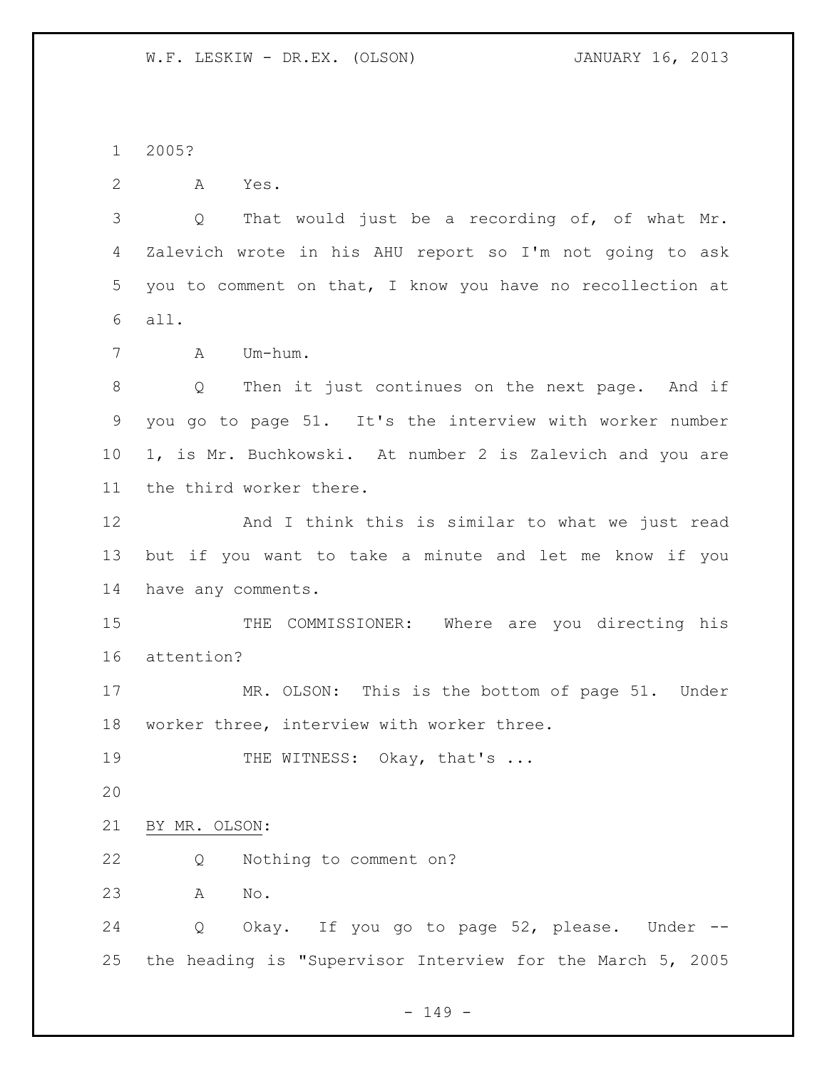2005?

A Yes.

Q That would just be a recording of, of what Mr. Zalevich wrote in his AHU report so I'm not going to ask you to comment on that, I know you have no recollection at all.

A Um-hum.

Q Then it just continues on the next page. And if you go to page 51. It's the interview with worker number 1, is Mr. Buchkowski. At number 2 is Zalevich and you are the third worker there.

And I think this is similar to what we just read but if you want to take a minute and let me know if you have any comments.

THE COMMISSIONER: Where are you directing his attention?

MR. OLSON: This is the bottom of page 51. Under worker three, interview with worker three.

THE WITNESS: Okay, that's ...

BY MR. OLSON:

Q Nothing to comment on?

A No.

Q Okay. If you go to page 52, please. Under -- the heading is "Supervisor Interview for the March 5, 2005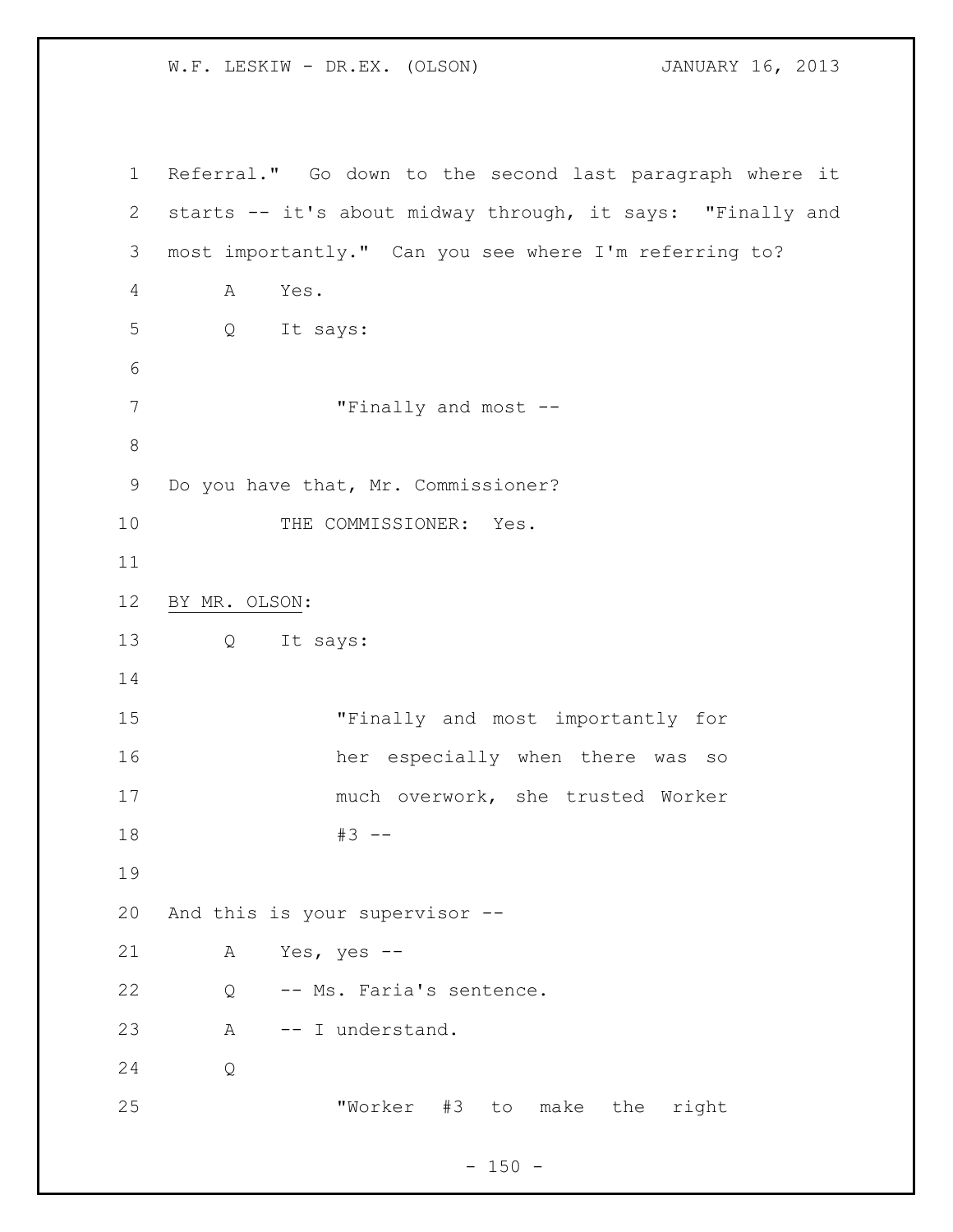Referral." Go down to the second last paragraph where it starts -- it's about midway through, it says: "Finally and most importantly." Can you see where I'm referring to?

A Yes.

Q It says:

> "Finally and most --

Do you have that, Mr. Commissioner?

THE COMMISSIONER: Yes.

BY MR. OLSON:

Q It says:

> "Finally and most importantly for her especially when there was so much overwork, she trusted Worker #3 --

And this is your supervisor --

A Yes, yes --

Q -- Ms. Faria's sentence.

A -- I understand.

Q

> "Worker #3 to make the right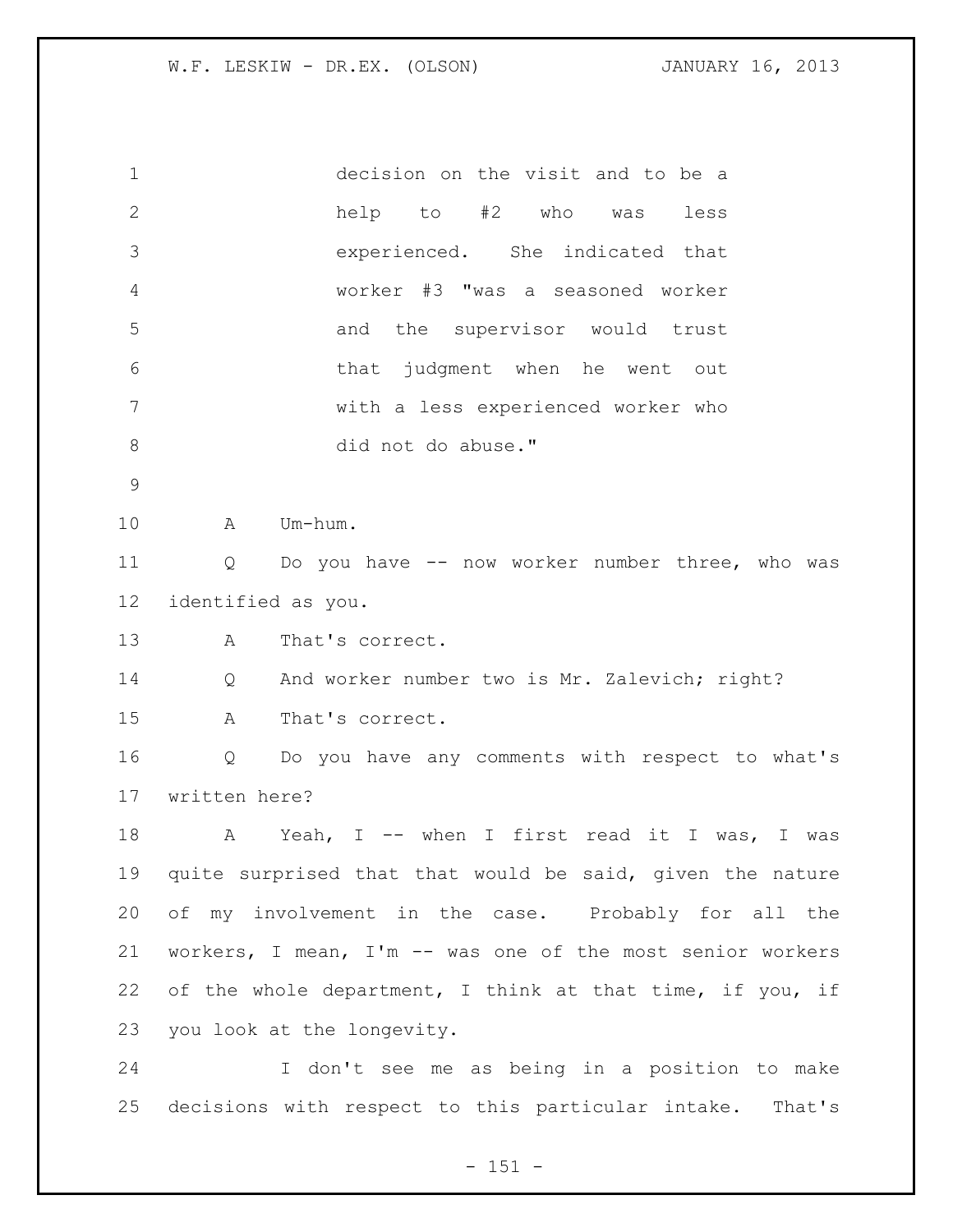decision on the visit and to be a help to #2 who was less experienced. She indicated that worker #3 "was a seasoned worker and the supervisor would trust that judgment when he went out with a less experienced worker who did not do abuse."

A Um-hum.

Q Do you have -- now worker number three, who was identified as you.

A That's correct.

Q And worker number two is Mr. Zalevich; right?

A That's correct.

Q Do you have any comments with respect to what's written here?

A Yeah, I -- when I first read it I was, I was quite surprised that that would be said, given the nature of my involvement in the case. Probably for all the workers, I mean, I'm -- was one of the most senior workers of the whole department, I think at that time, if you, if you look at the longevity.

I don't see me as being in a position to make decisions with respect to this particular intake. That's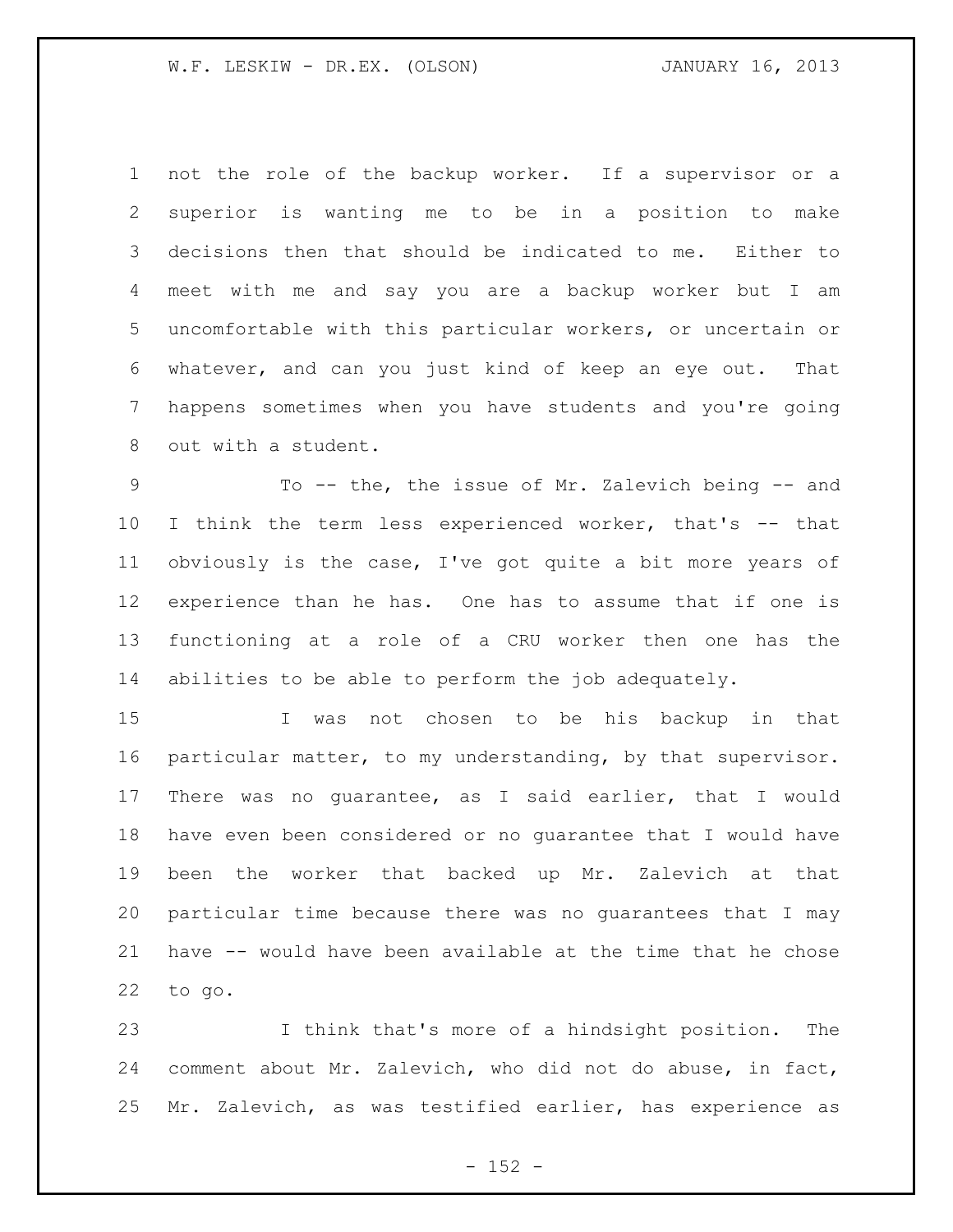not the role of the backup worker. If a supervisor or a superior is wanting me to be in a position to make decisions then that should be indicated to me. Either to meet with me and say you are a backup worker but I am uncomfortable with this particular workers, or uncertain or whatever, and can you just kind of keep an eye out. That happens sometimes when you have students and you're going out with a student.

To -- the, the issue of Mr. Zalevich being -- and I think the term less experienced worker, that's -- that obviously is the case, I've got quite a bit more years of experience than he has. One has to assume that if one is functioning at a role of a CRU worker then one has the abilities to be able to perform the job adequately.

I was not chosen to be his backup in that particular matter, to my understanding, by that supervisor. There was no guarantee, as I said earlier, that I would have even been considered or no guarantee that I would have been the worker that backed up Mr. Zalevich at that particular time because there was no guarantees that I may have -- would have been available at the time that he chose to go.

I think that's more of a hindsight position. The comment about Mr. Zalevich, who did not do abuse, in fact, Mr. Zalevich, as was testified earlier, has experience as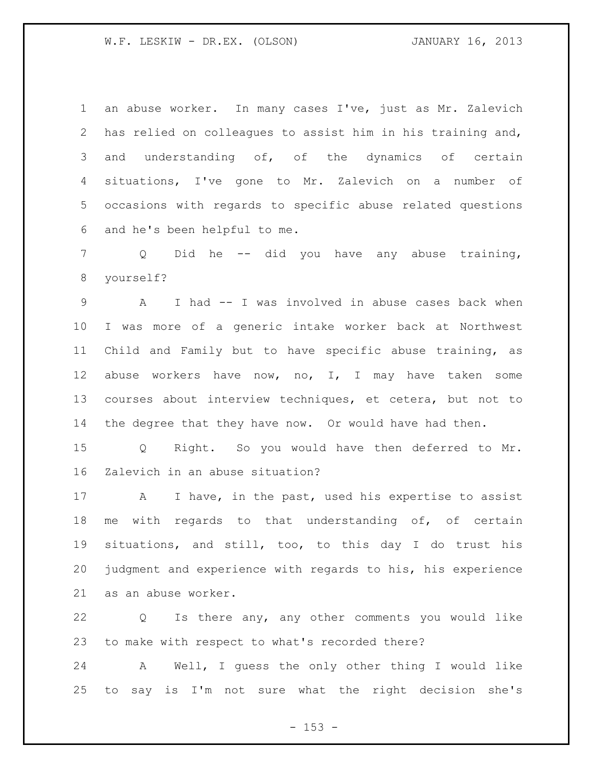an abuse worker. In many cases I've, just as Mr. Zalevich has relied on colleagues to assist him in his training and, and understanding of, of the dynamics of certain situations, I've gone to Mr. Zalevich on a number of occasions with regards to specific abuse related questions and he's been helpful to me.

Q Did he -- did you have any abuse training, yourself?

A I had -- I was involved in abuse cases back when I was more of a generic intake worker back at Northwest Child and Family but to have specific abuse training, as abuse workers have now, no, I, I may have taken some courses about interview techniques, et cetera, but not to the degree that they have now. Or would have had then.

Q Right. So you would have then deferred to Mr. Zalevich in an abuse situation?

A I have, in the past, used his expertise to assist me with regards to that understanding of, of certain situations, and still, too, to this day I do trust his judgment and experience with regards to his, his experience as an abuse worker.

Q Is there any, any other comments you would like to make with respect to what's recorded there?

A Well, I guess the only other thing I would like to say is I'm not sure what the right decision she's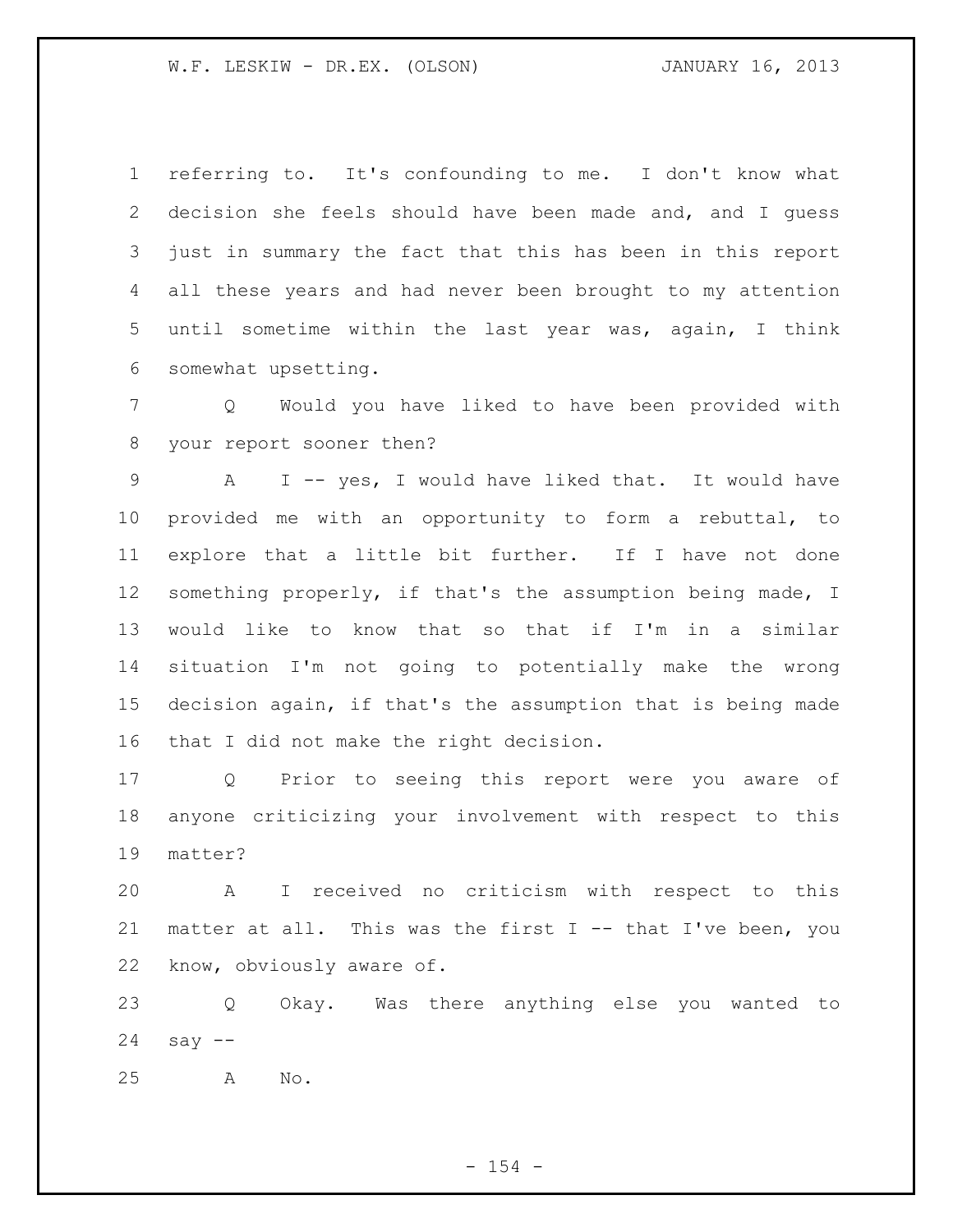referring to. It's confounding to me. I don't know what decision she feels should have been made and, and I guess just in summary the fact that this has been in this report all these years and had never been brought to my attention until sometime within the last year was, again, I think somewhat upsetting.

Q Would you have liked to have been provided with your report sooner then?

A I -- yes, I would have liked that. It would have provided me with an opportunity to form a rebuttal, to explore that a little bit further. If I have not done something properly, if that's the assumption being made, I would like to know that so that if I'm in a similar situation I'm not going to potentially make the wrong decision again, if that's the assumption that is being made that I did not make the right decision.

Q Prior to seeing this report were you aware of anyone criticizing your involvement with respect to this matter?

A I received no criticism with respect to this matter at all. This was the first I -- that I've been, you know, obviously aware of.

Q Okay. Was there anything else you wanted to say --

A No.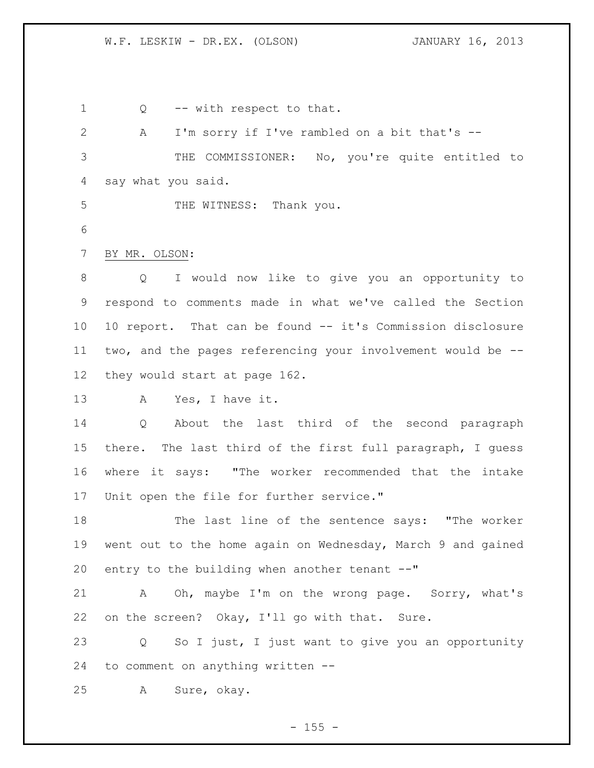Q -- with respect to that.

A I'm sorry if I've rambled on a bit that's --

THE COMMISSIONER: No, you're quite entitled to say what you said.

THE WITNESS: Thank you.

BY MR. OLSON:

Q I would now like to give you an opportunity to respond to comments made in what we've called the Section 10 report. That can be found -- it's Commission disclosure two, and the pages referencing your involvement would be -- they would start at page 162.

A Yes, I have it.

Q About the last third of the second paragraph there. The last third of the first full paragraph, I guess where it says: "The worker recommended that the intake Unit open the file for further service."

The last line of the sentence says: "The worker went out to the home again on Wednesday, March 9 and gained entry to the building when another tenant --"

A Oh, maybe I'm on the wrong page. Sorry, what's on the screen? Okay, I'll go with that. Sure.

Q So I just, I just want to give you an opportunity to comment on anything written --

A Sure, okay.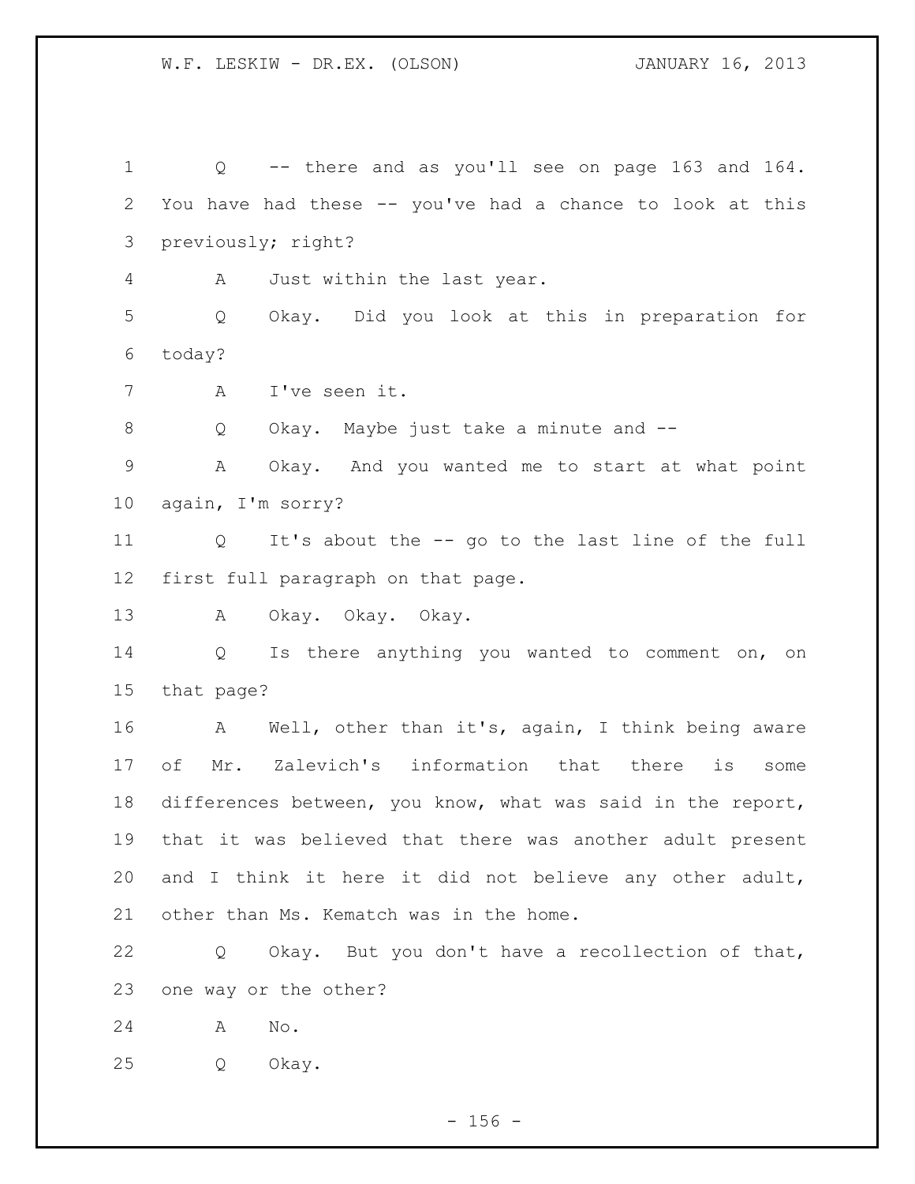1 Q -- there and as you'll see on page 163 and 164.
2 You have had these -- you've had a chance to look at this
3 previously; right?
4 A Just within the last year.
5 Q Okay. Did you look at this in preparation for
6 today?
7 A I've seen it.
8 Q Okay. Maybe just take a minute and --
9 A Okay. And you wanted me to start at what point
10 again, I'm sorry?
11 Q It's about the -- go to the last line of the full
12 first full paragraph on that page.
13 A Okay. Okay. Okay.
14 Q Is there anything you wanted to comment on, on
15 that page?
16 A Well, other than it's, again, I think being aware
17 of Mr. Zalevich's information that there is some
18 differences between, you know, what was said in the report,
19 that it was believed that there was another adult present
20 and I think it here it did not believe any other adult,
21 other than Ms. Kematch was in the home.
22 Q Okay. But you don't have a recollection of that,
23 one way or the other?
24 A No.
25 Q Okay.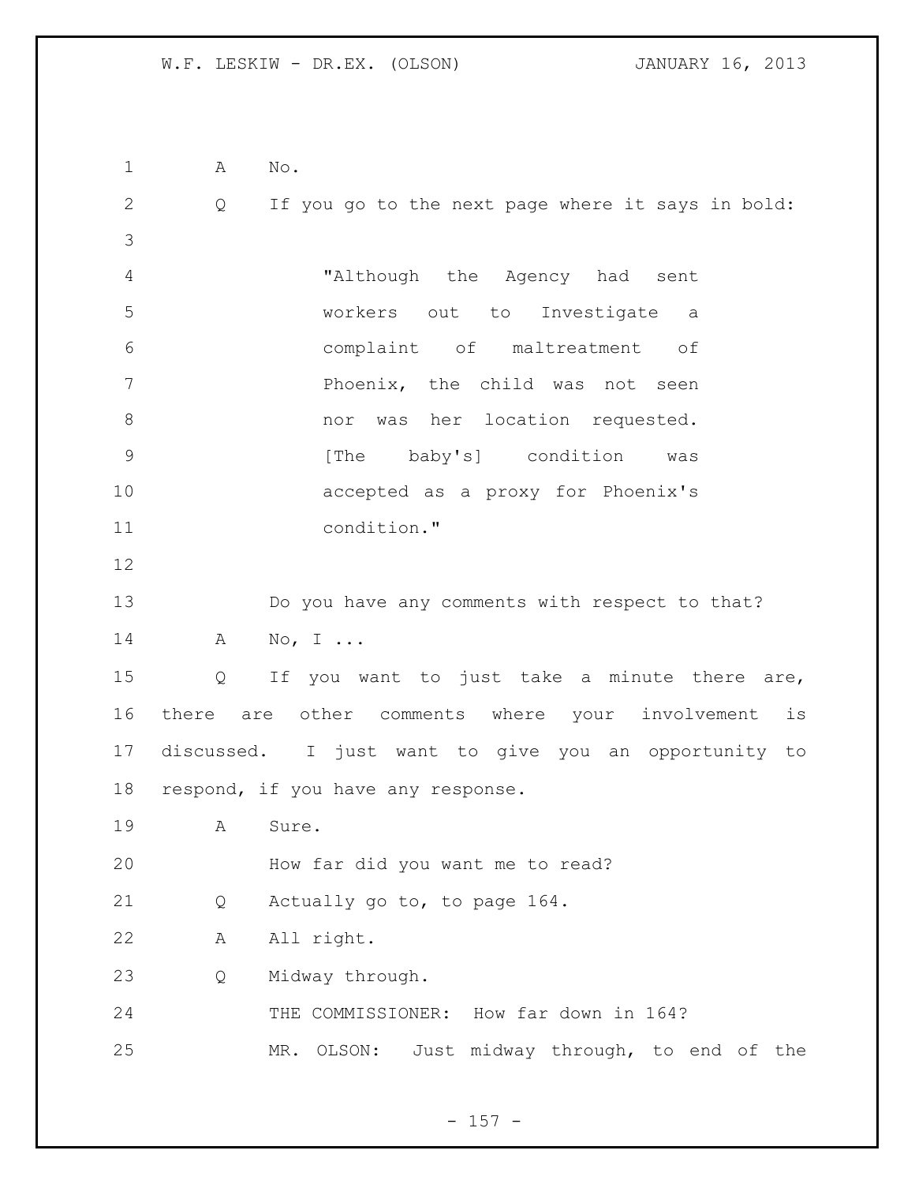A No.

Q If you go to the next page where it says in bold:

> "Although the Agency had sent workers out to Investigate a complaint of maltreatment of Phoenix, the child was not seen nor was her location requested. [The baby's] condition was accepted as a proxy for Phoenix's condition."

Do you have any comments with respect to that?

A No, I ...

Q If you want to just take a minute there are, there are other comments where your involvement is discussed. I just want to give you an opportunity to respond, if you have any response.

A Sure.

How far did you want me to read?

Q Actually go to, to page 164.

A All right.

Q Midway through.

THE COMMISSIONER: How far down in 164?

MR. OLSON: Just midway through, to end of the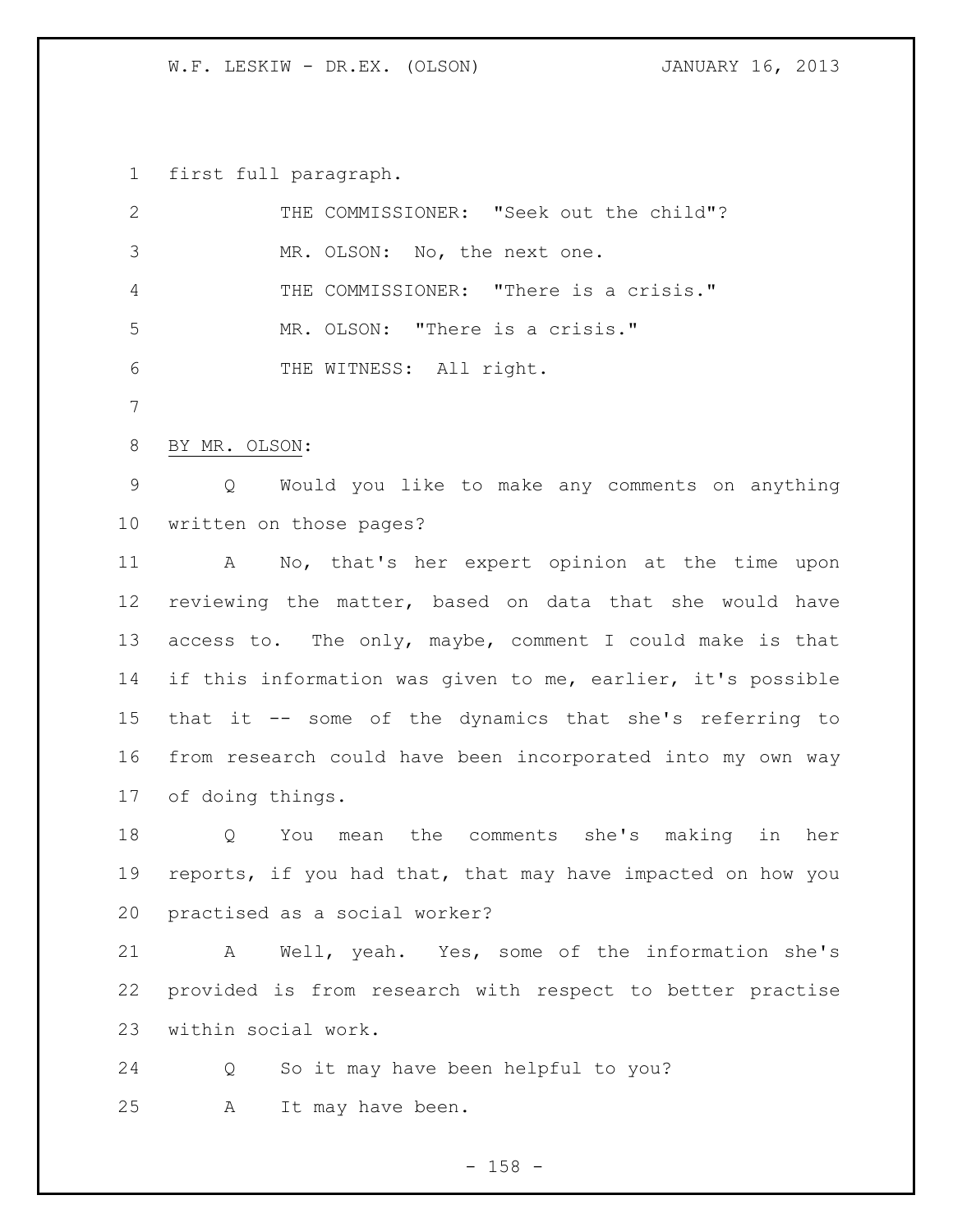first full paragraph.

THE COMMISSIONER: "Seek out the child"?

MR. OLSON: No, the next one.

THE COMMISSIONER: "There is a crisis."

MR. OLSON: "There is a crisis."

THE WITNESS: All right.

BY MR. OLSON:

Q Would you like to make any comments on anything written on those pages?

A No, that's her expert opinion at the time upon reviewing the matter, based on data that she would have access to. The only, maybe, comment I could make is that if this information was given to me, earlier, it's possible that it -- some of the dynamics that she's referring to from research could have been incorporated into my own way of doing things.

Q You mean the comments she's making in her reports, if you had that, that may have impacted on how you practised as a social worker?

A Well, yeah. Yes, some of the information she's provided is from research with respect to better practise within social work.

Q So it may have been helpful to you?

A It may have been.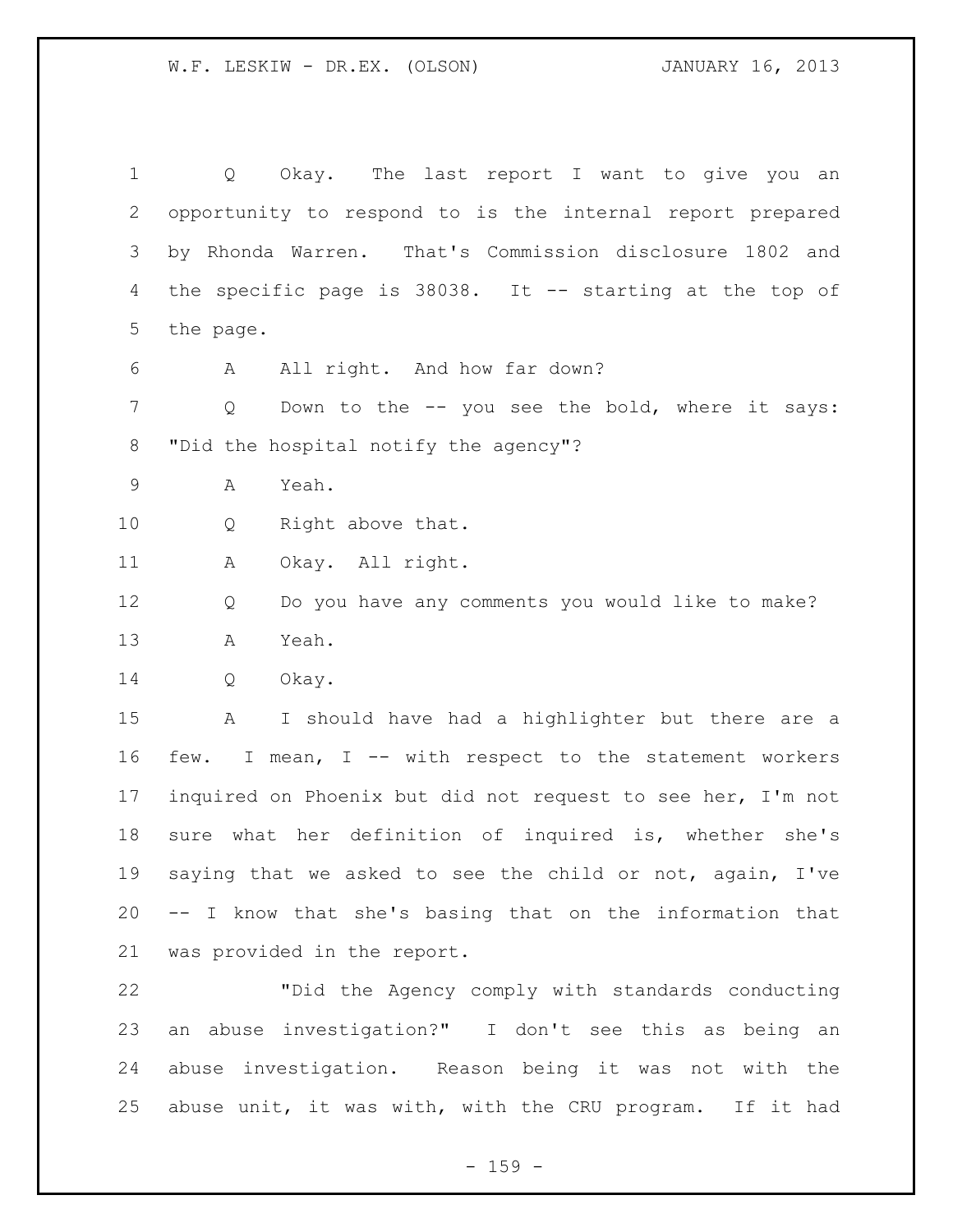Q Okay. The last report I want to give you an opportunity to respond to is the internal report prepared by Rhonda Warren. That's Commission disclosure 1802 and the specific page is 38038. It -- starting at the top of the page.

A All right. And how far down?

Q Down to the -- you see the bold, where it says: "Did the hospital notify the agency"?

A Yeah.

Q Right above that.

A Okay. All right.

Q Do you have any comments you would like to make?

A Yeah.

Q Okay.

A I should have had a highlighter but there are a few. I mean, I -- with respect to the statement workers inquired on Phoenix but did not request to see her, I'm not sure what her definition of inquired is, whether she's saying that we asked to see the child or not, again, I've -- I know that she's basing that on the information that was provided in the report.

"Did the Agency comply with standards conducting an abuse investigation?" I don't see this as being an abuse investigation. Reason being it was not with the abuse unit, it was with, with the CRU program. If it had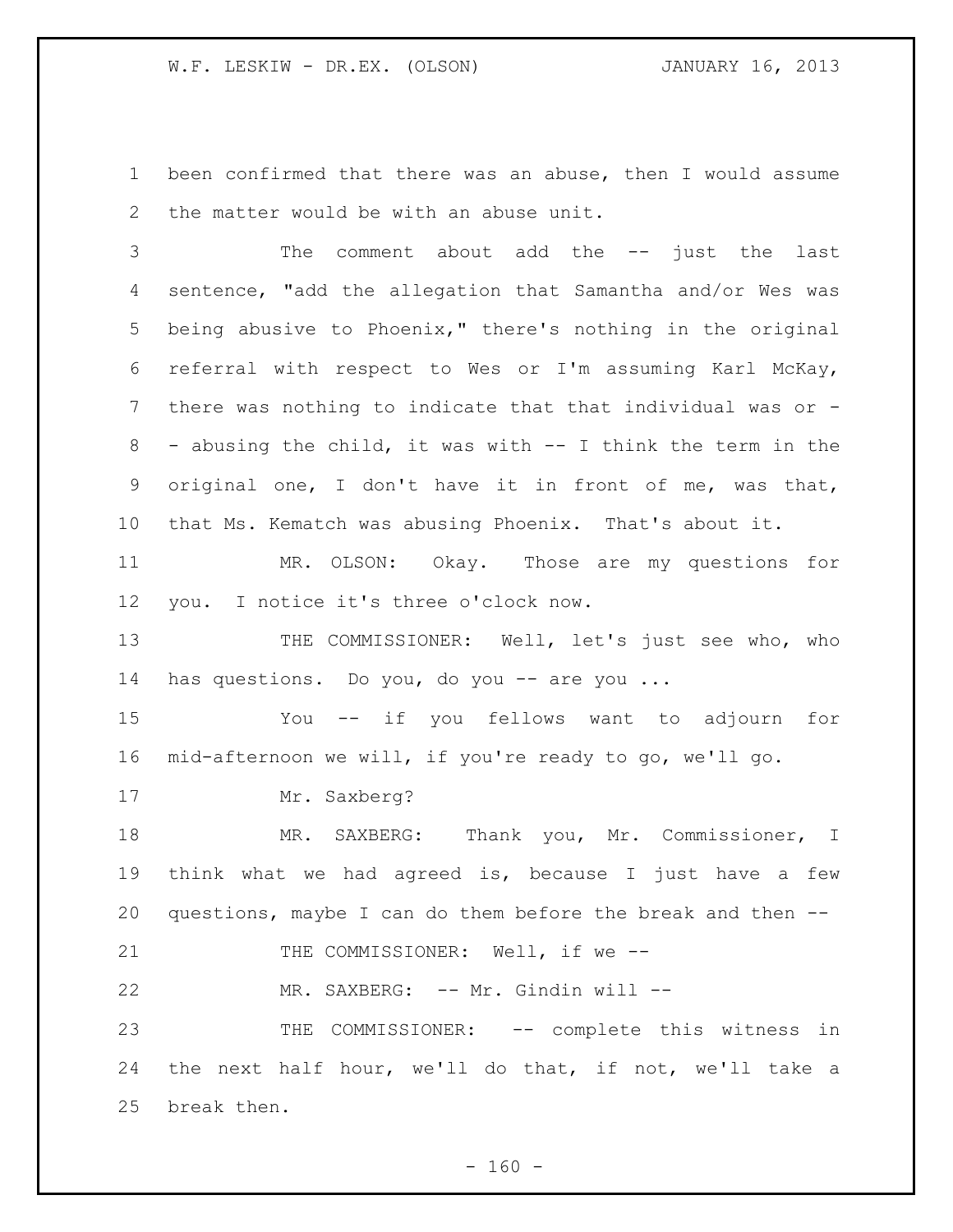been confirmed that there was an abuse, then I would assume the matter would be with an abuse unit.

The comment about add the -- just the last sentence, "add the allegation that Samantha and/or Wes was being abusive to Phoenix," there's nothing in the original referral with respect to Wes or I'm assuming Karl McKay, there was nothing to indicate that that individual was or -- abusing the child, it was with -- I think the term in the original one, I don't have it in front of me, was that, that Ms. Kematch was abusing Phoenix. That's about it.

MR. OLSON: Okay. Those are my questions for you. I notice it's three o'clock now.

THE COMMISSIONER: Well, let's just see who, who has questions. Do you, do you -- are you ...

You -- if you fellows want to adjourn for mid-afternoon we will, if you're ready to go, we'll go.

Mr. Saxberg?

MR. SAXBERG: Thank you, Mr. Commissioner, I think what we had agreed is, because I just have a few questions, maybe I can do them before the break and then --

THE COMMISSIONER: Well, if we --

MR. SAXBERG: -- Mr. Gindin will --

THE COMMISSIONER: -- complete this witness in the next half hour, we'll do that, if not, we'll take a break then.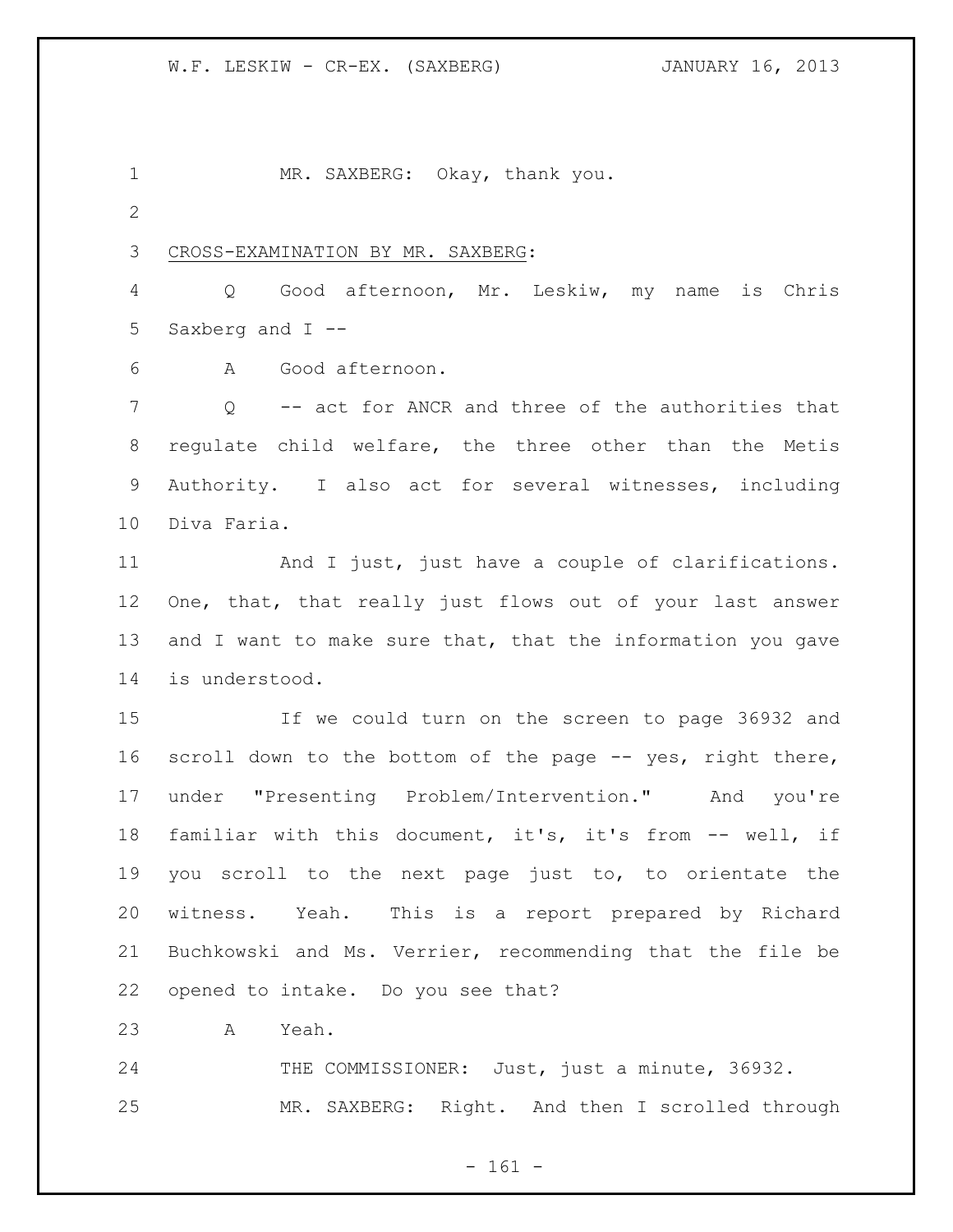MR. SAXBERG: Okay, thank you.

CROSS-EXAMINATION BY MR. SAXBERG:

Q Good afternoon, Mr. Leskiw, my name is Chris Saxberg and I --

A Good afternoon.

Q -- act for ANCR and three of the authorities that regulate child welfare, the three other than the Metis Authority. I also act for several witnesses, including Diva Faria.

And I just, just have a couple of clarifications. One, that, that really just flows out of your last answer and I want to make sure that, that the information you gave is understood.

If we could turn on the screen to page 36932 and scroll down to the bottom of the page -- yes, right there, under "Presenting Problem/Intervention." And you're familiar with this document, it's, it's from -- well, if you scroll to the next page just to, to orientate the witness. Yeah. This is a report prepared by Richard Buchkowski and Ms. Verrier, recommending that the file be opened to intake. Do you see that?

A Yeah.

THE COMMISSIONER: Just, just a minute, 36932.

MR. SAXBERG: Right. And then I scrolled through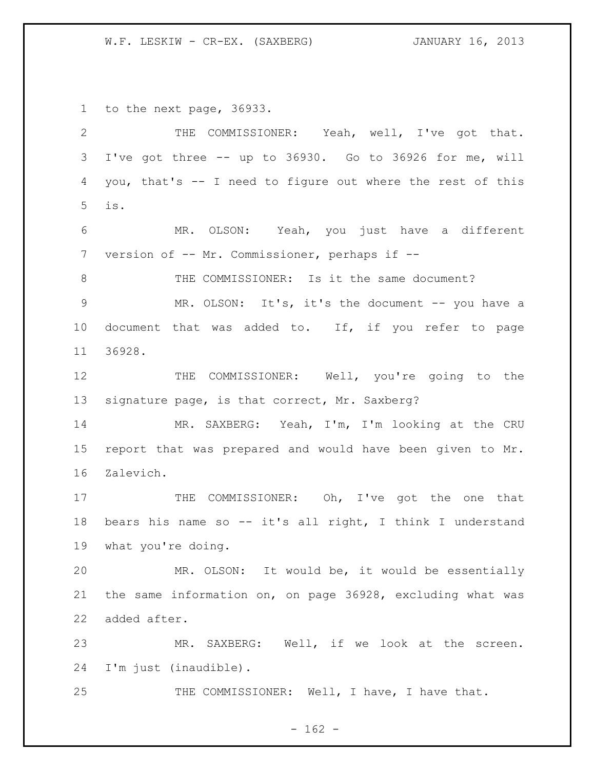to the next page, 36933.

THE COMMISSIONER: Yeah, well, I've got that. I've got three -- up to 36930. Go to 36926 for me, will you, that's -- I need to figure out where the rest of this is.

MR. OLSON: Yeah, you just have a different version of -- Mr. Commissioner, perhaps if --

THE COMMISSIONER: Is it the same document?

MR. OLSON: It's, it's the document -- you have a document that was added to. If, if you refer to page 36928.

THE COMMISSIONER: Well, you're going to the signature page, is that correct, Mr. Saxberg?

MR. SAXBERG: Yeah, I'm, I'm looking at the CRU report that was prepared and would have been given to Mr. Zalevich.

THE COMMISSIONER: Oh, I've got the one that bears his name so -- it's all right, I think I understand what you're doing.

MR. OLSON: It would be, it would be essentially the same information on, on page 36928, excluding what was added after.

MR. SAXBERG: Well, if we look at the screen. I'm just (inaudible).

THE COMMISSIONER: Well, I have, I have that.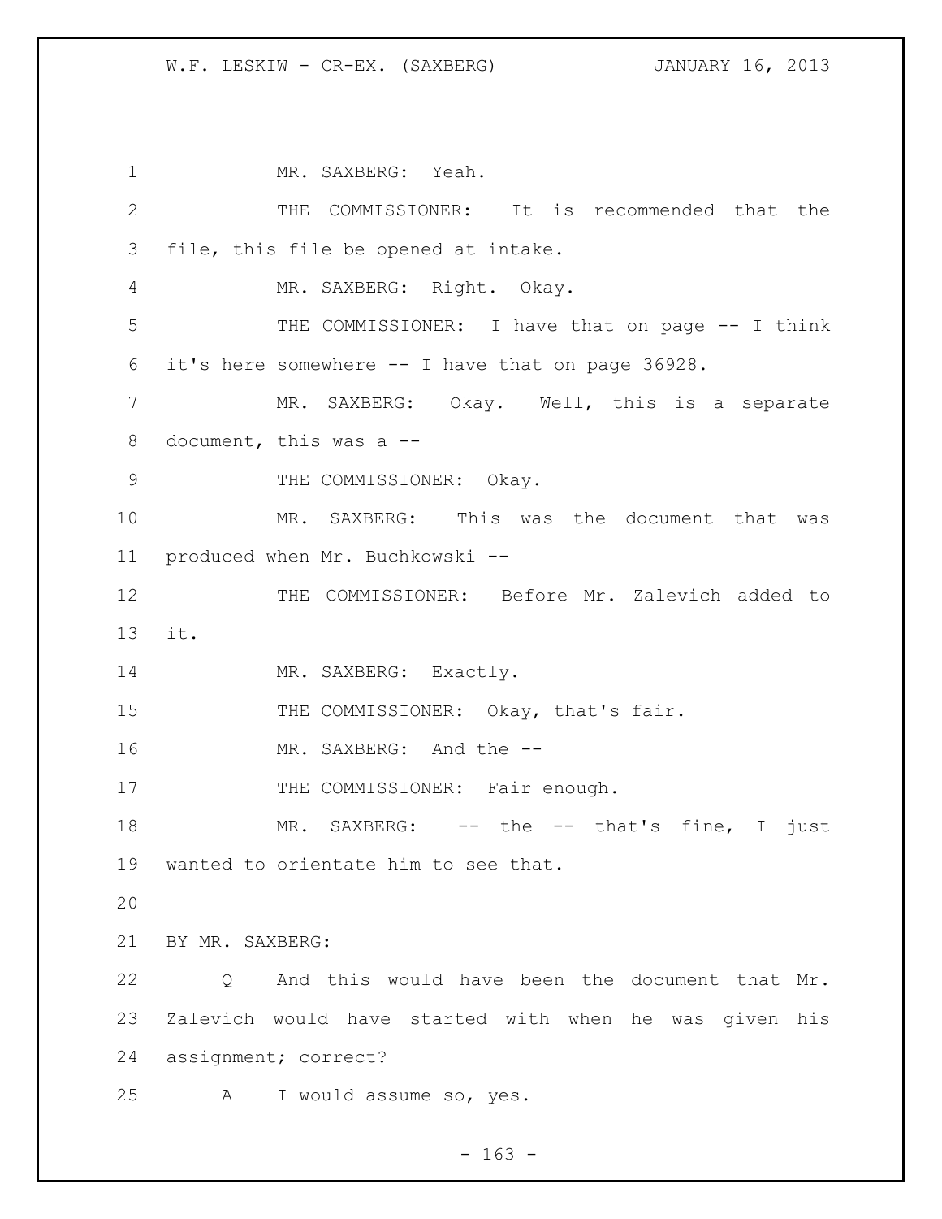MR. SAXBERG: Yeah.

THE COMMISSIONER: It is recommended that the file, this file be opened at intake.

MR. SAXBERG: Right. Okay.

THE COMMISSIONER: I have that on page -- I think it's here somewhere -- I have that on page 36928.

MR. SAXBERG: Okay. Well, this is a separate document, this was a --

THE COMMISSIONER: Okay.

MR. SAXBERG: This was the document that was produced when Mr. Buchkowski --

THE COMMISSIONER: Before Mr. Zalevich added to it.

MR. SAXBERG: Exactly.

THE COMMISSIONER: Okay, that's fair.

MR. SAXBERG: And the --

THE COMMISSIONER: Fair enough.

MR. SAXBERG: -- the -- that's fine, I just wanted to orientate him to see that.

BY MR. SAXBERG:

Q And this would have been the document that Mr. Zalevich would have started with when he was given his assignment; correct?

A I would assume so, yes.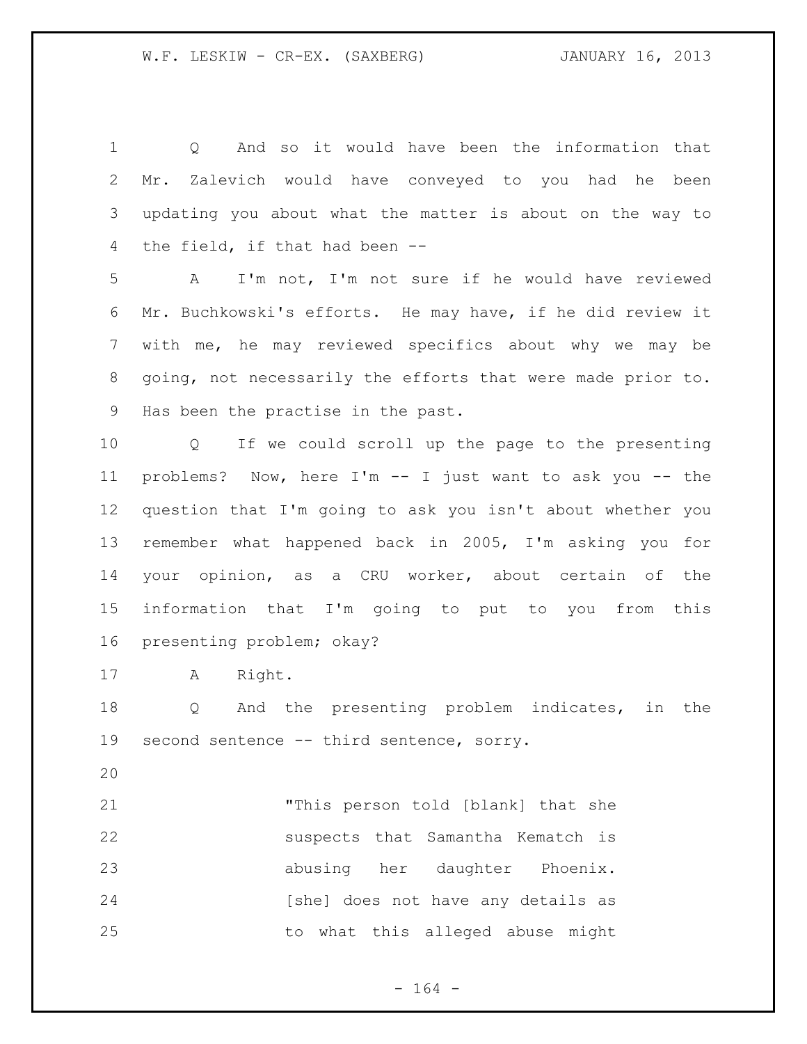Q And so it would have been the information that Mr. Zalevich would have conveyed to you had he been updating you about what the matter is about on the way to the field, if that had been --

A I'm not, I'm not sure if he would have reviewed Mr. Buchkowski's efforts. He may have, if he did review it with me, he may reviewed specifics about why we may be going, not necessarily the efforts that were made prior to. Has been the practise in the past.

Q If we could scroll up the page to the presenting problems? Now, here I'm -- I just want to ask you -- the question that I'm going to ask you isn't about whether you remember what happened back in 2005, I'm asking you for your opinion, as a CRU worker, about certain of the information that I'm going to put to you from this presenting problem; okay?

A Right.

Q And the presenting problem indicates, in the second sentence -- third sentence, sorry.

> "This person told [blank] that she suspects that Samantha Kematch is abusing her daughter Phoenix. [she] does not have any details as to what this alleged abuse might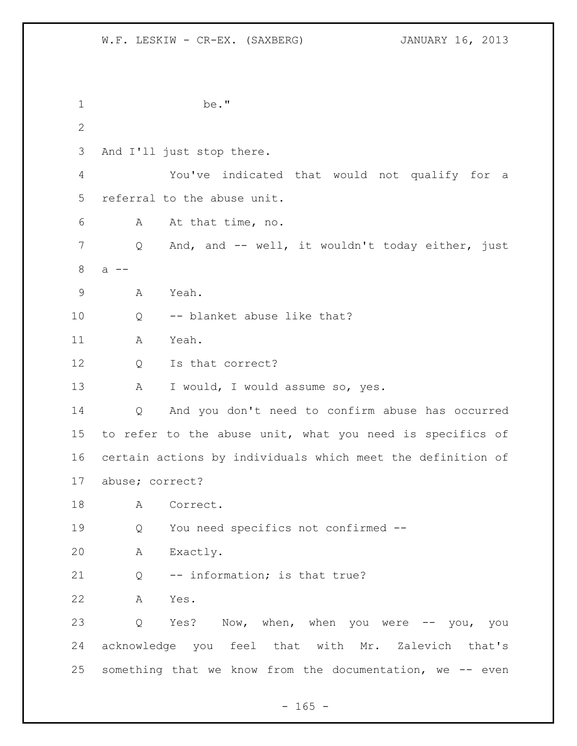be."

And I'll just stop there.

You've indicated that would not qualify for a referral to the abuse unit.

A At that time, no.

Q And, and -- well, it wouldn't today either, just a --

A Yeah.

Q -- blanket abuse like that?

A Yeah.

Q Is that correct?

A I would, I would assume so, yes.

Q And you don't need to confirm abuse has occurred to refer to the abuse unit, what you need is specifics of certain actions by individuals which meet the definition of abuse; correct?

A Correct.

Q You need specifics not confirmed --

A Exactly.

Q -- information; is that true?

A Yes.

Q Yes? Now, when, when you were -- you, you acknowledge you feel that with Mr. Zalevich that's something that we know from the documentation, we -- even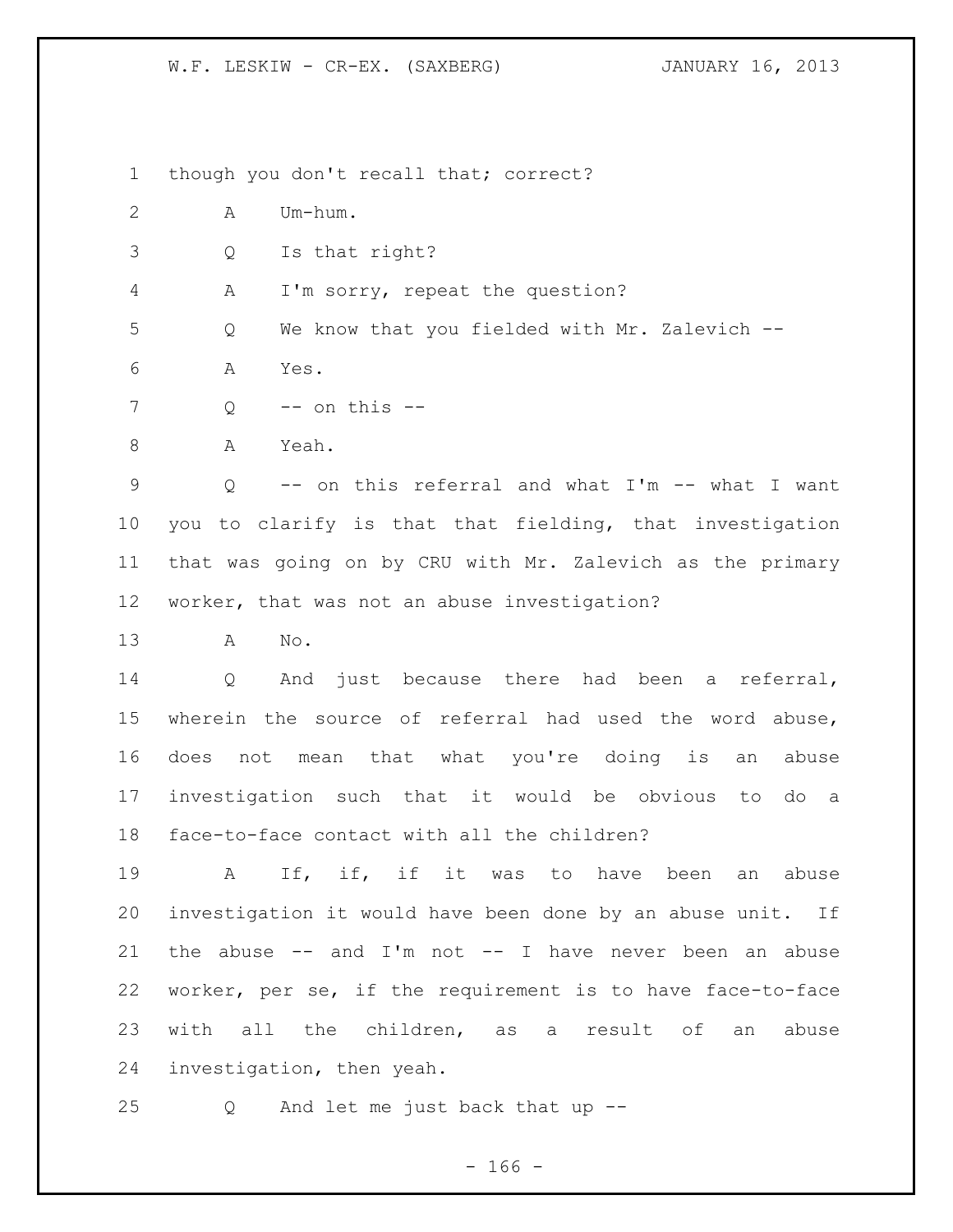though you don't recall that; correct?

A Um-hum.

Q Is that right?

A I'm sorry, repeat the question?

Q We know that you fielded with Mr. Zalevich --

A Yes.

Q -- on this --

A Yeah.

Q -- on this referral and what I'm -- what I want you to clarify is that that fielding, that investigation that was going on by CRU with Mr. Zalevich as the primary worker, that was not an abuse investigation?

A No.

Q And just because there had been a referral, wherein the source of referral had used the word abuse, does not mean that what you're doing is an abuse investigation such that it would be obvious to do a face-to-face contact with all the children?

A If, if, if it was to have been an abuse investigation it would have been done by an abuse unit. If the abuse -- and I'm not -- I have never been an abuse worker, per se, if the requirement is to have face-to-face with all the children, as a result of an abuse investigation, then yeah.

Q And let me just back that up --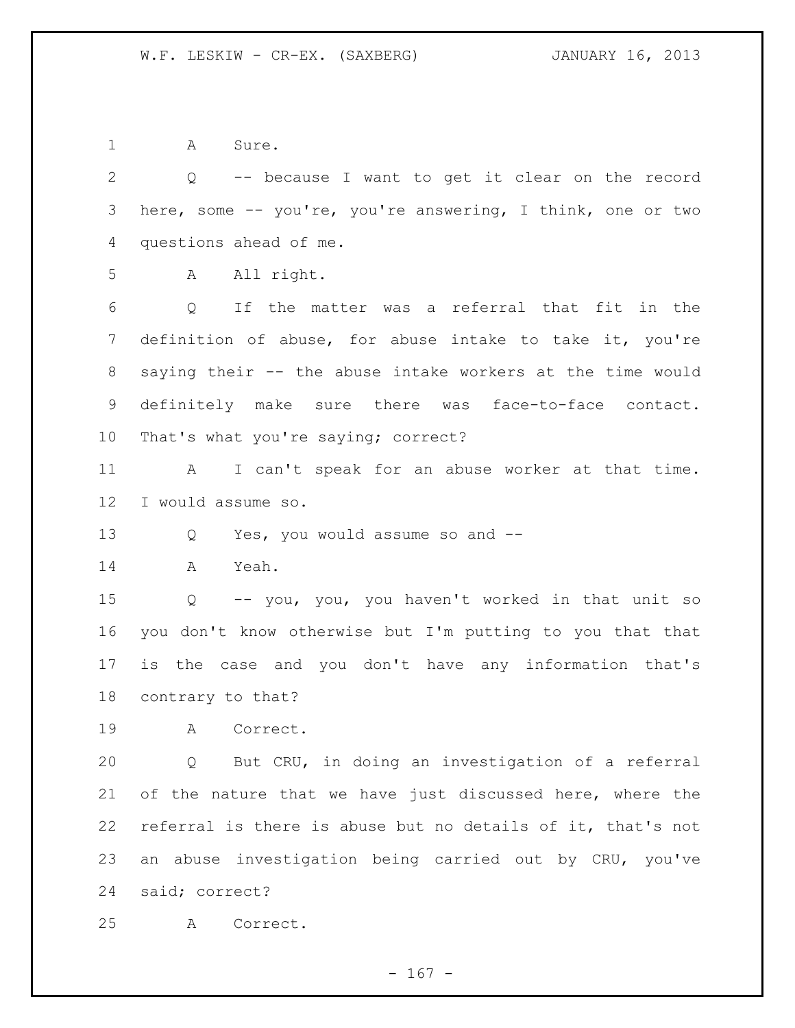A Sure.

Q -- because I want to get it clear on the record here, some -- you're, you're answering, I think, one or two questions ahead of me.

A All right.

Q If the matter was a referral that fit in the definition of abuse, for abuse intake to take it, you're saying their -- the abuse intake workers at the time would definitely make sure there was face-to-face contact. That's what you're saying; correct?

A I can't speak for an abuse worker at that time. I would assume so.

Q Yes, you would assume so and --

A Yeah.

Q -- you, you, you haven't worked in that unit so you don't know otherwise but I'm putting to you that that is the case and you don't have any information that's contrary to that?

A Correct.

Q But CRU, in doing an investigation of a referral of the nature that we have just discussed here, where the referral is there is abuse but no details of it, that's not an abuse investigation being carried out by CRU, you've said; correct?

A Correct.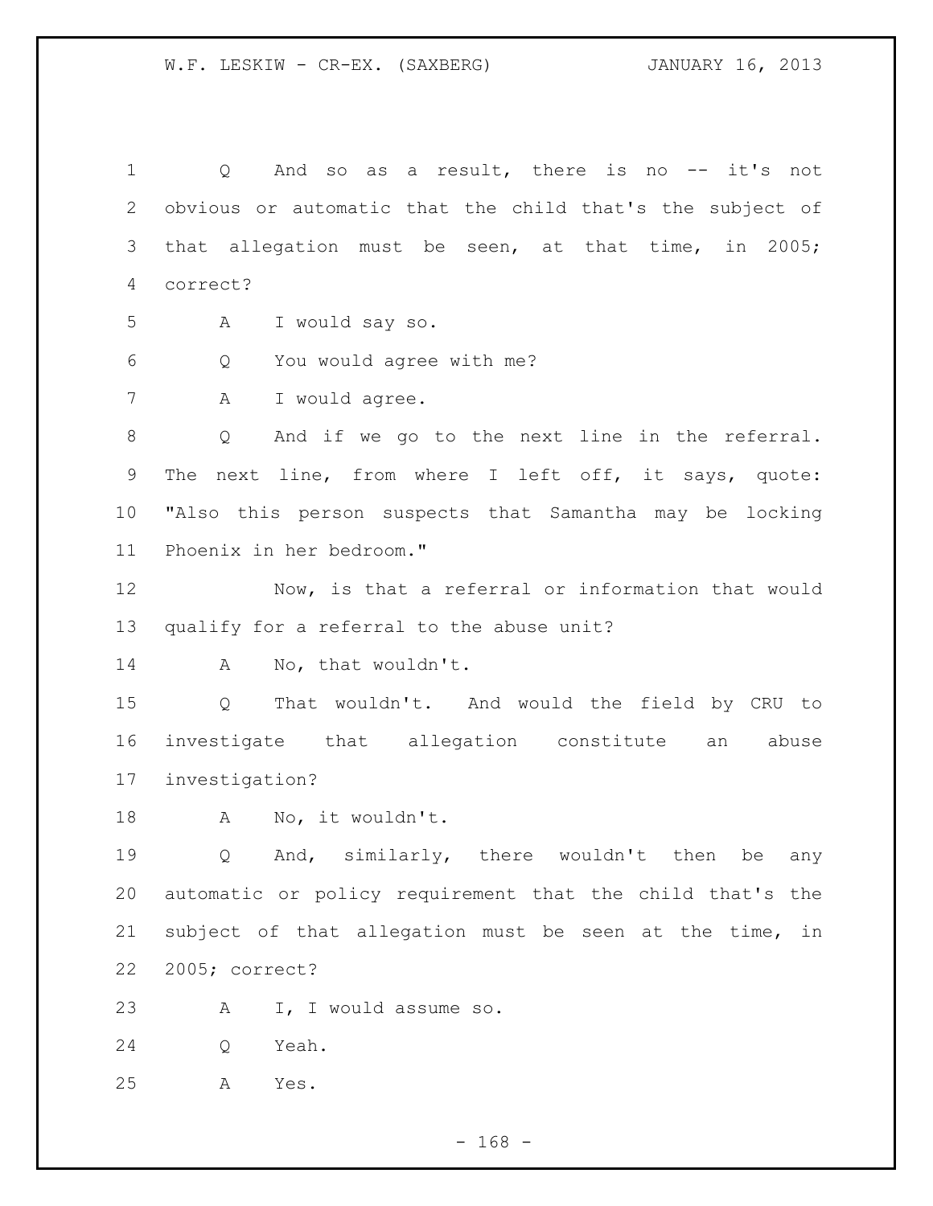Q And so as a result, there is no -- it's not obvious or automatic that the child that's the subject of that allegation must be seen, at that time, in 2005; correct?

A I would say so.

Q You would agree with me?

A I would agree.

Q And if we go to the next line in the referral. The next line, from where I left off, it says, quote: "Also this person suspects that Samantha may be locking Phoenix in her bedroom."

Now, is that a referral or information that would qualify for a referral to the abuse unit?

A No, that wouldn't.

Q That wouldn't. And would the field by CRU to investigate that allegation constitute an abuse investigation?

A No, it wouldn't.

Q And, similarly, there wouldn't then be any automatic or policy requirement that the child that's the subject of that allegation must be seen at the time, in 2005; correct?

A I, I would assume so.

Q Yeah.

A Yes.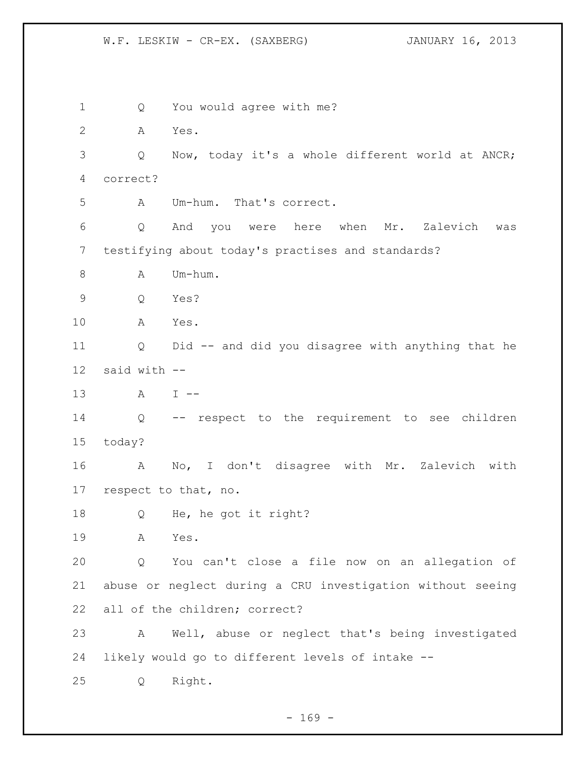Q You would agree with me?

A Yes.

Q Now, today it's a whole different world at ANCR; correct?

A Um-hum. That's correct.

Q And you were here when Mr. Zalevich was testifying about today's practises and standards?

A Um-hum.

Q Yes?

A Yes.

Q Did -- and did you disagree with anything that he said with --

A I --

Q -- respect to the requirement to see children today?

A No, I don't disagree with Mr. Zalevich with respect to that, no.

Q He, he got it right?

A Yes.

Q You can't close a file now on an allegation of abuse or neglect during a CRU investigation without seeing all of the children; correct?

A Well, abuse or neglect that's being investigated likely would go to different levels of intake --

Q Right.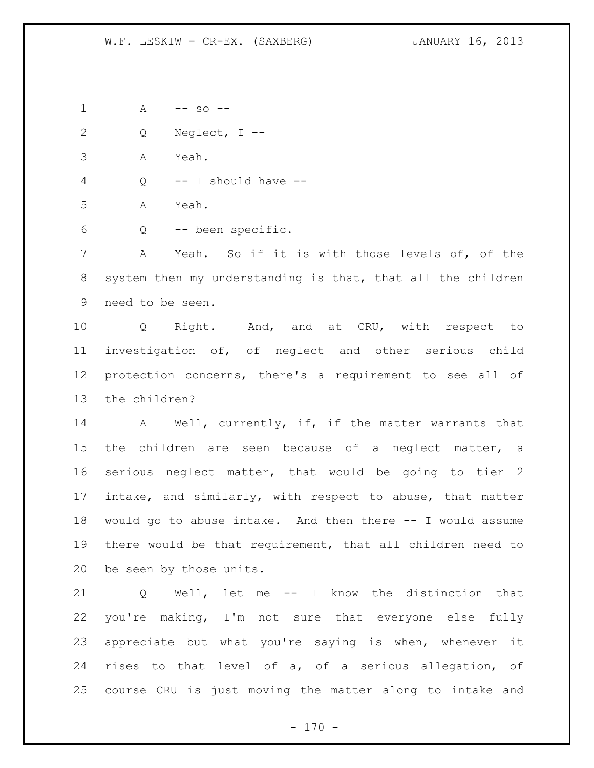A -- so --

Q Neglect, I --

A Yeah.

Q -- I should have --

A Yeah.

Q -- been specific.

A Yeah. So if it is with those levels of, of the system then my understanding is that, that all the children need to be seen.

Q Right. And, and at CRU, with respect to investigation of, of neglect and other serious child protection concerns, there's a requirement to see all of the children?

A Well, currently, if, if the matter warrants that the children are seen because of a neglect matter, a serious neglect matter, that would be going to tier 2 intake, and similarly, with respect to abuse, that matter would go to abuse intake. And then there -- I would assume there would be that requirement, that all children need to be seen by those units.

Q Well, let me -- I know the distinction that you're making, I'm not sure that everyone else fully appreciate but what you're saying is when, whenever it rises to that level of a, of a serious allegation, of course CRU is just moving the matter along to intake and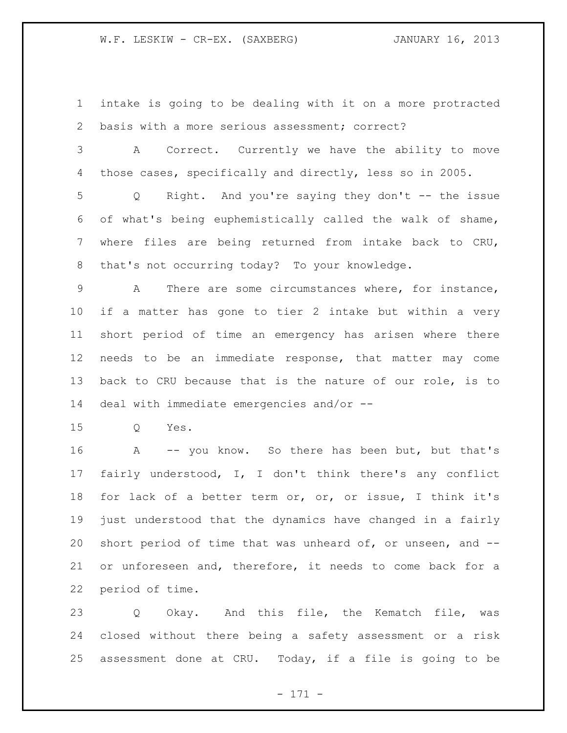intake is going to be dealing with it on a more protracted basis with a more serious assessment; correct?

A Correct. Currently we have the ability to move those cases, specifically and directly, less so in 2005.

Q Right. And you're saying they don't -- the issue of what's being euphemistically called the walk of shame, where files are being returned from intake back to CRU, that's not occurring today? To your knowledge.

A There are some circumstances where, for instance, if a matter has gone to tier 2 intake but within a very short period of time an emergency has arisen where there needs to be an immediate response, that matter may come back to CRU because that is the nature of our role, is to deal with immediate emergencies and/or --

Q Yes.

A -- you know. So there has been but, but that's fairly understood, I, I don't think there's any conflict for lack of a better term or, or, or issue, I think it's just understood that the dynamics have changed in a fairly short period of time that was unheard of, or unseen, and -- or unforeseen and, therefore, it needs to come back for a period of time.

Q Okay. And this file, the Kematch file, was closed without there being a safety assessment or a risk assessment done at CRU. Today, if a file is going to be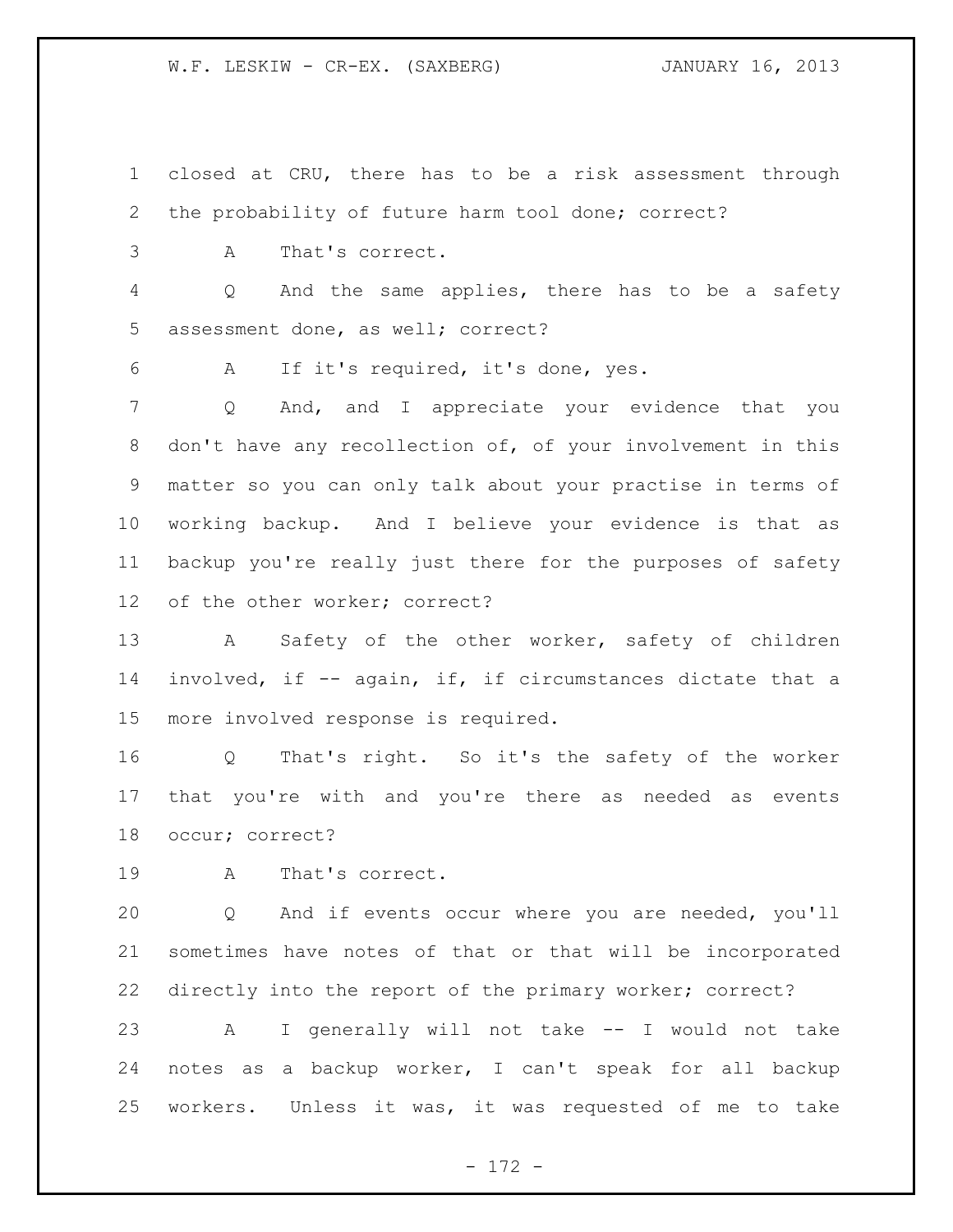closed at CRU, there has to be a risk assessment through the probability of future harm tool done; correct?

A That's correct.

Q And the same applies, there has to be a safety assessment done, as well; correct?

A If it's required, it's done, yes.

Q And, and I appreciate your evidence that you don't have any recollection of, of your involvement in this matter so you can only talk about your practise in terms of working backup. And I believe your evidence is that as backup you're really just there for the purposes of safety of the other worker; correct?

A Safety of the other worker, safety of children involved, if -- again, if, if circumstances dictate that a more involved response is required.

Q That's right. So it's the safety of the worker that you're with and you're there as needed as events occur; correct?

A That's correct.

Q And if events occur where you are needed, you'll sometimes have notes of that or that will be incorporated directly into the report of the primary worker; correct?

A I generally will not take -- I would not take notes as a backup worker, I can't speak for all backup workers. Unless it was, it was requested of me to take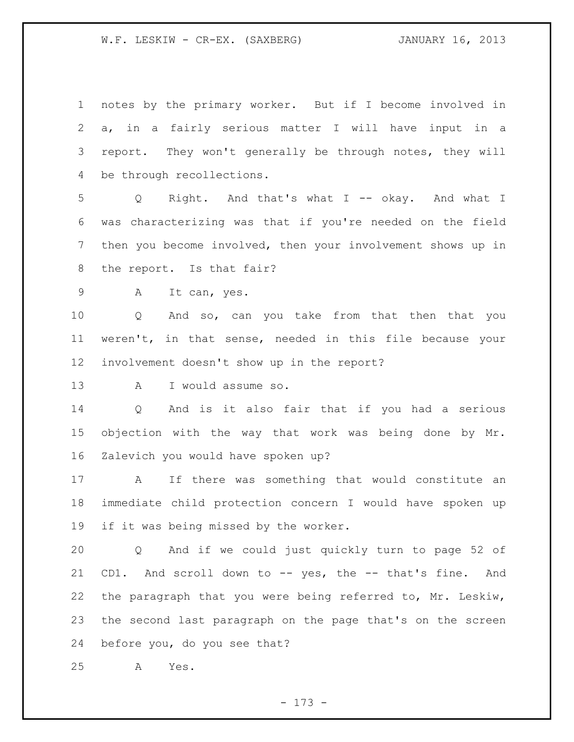notes by the primary worker. But if I become involved in a, in a fairly serious matter I will have input in a report. They won't generally be through notes, they will be through recollections.

Q Right. And that's what I -- okay. And what I was characterizing was that if you're needed on the field then you become involved, then your involvement shows up in the report. Is that fair?

A It can, yes.

Q And so, can you take from that then that you weren't, in that sense, needed in this file because your involvement doesn't show up in the report?

A I would assume so.

Q And is it also fair that if you had a serious objection with the way that work was being done by Mr. Zalevich you would have spoken up?

A If there was something that would constitute an immediate child protection concern I would have spoken up if it was being missed by the worker.

Q And if we could just quickly turn to page 52 of CD1. And scroll down to -- yes, the -- that's fine. And the paragraph that you were being referred to, Mr. Leskiw, the second last paragraph on the page that's on the screen before you, do you see that?

A Yes.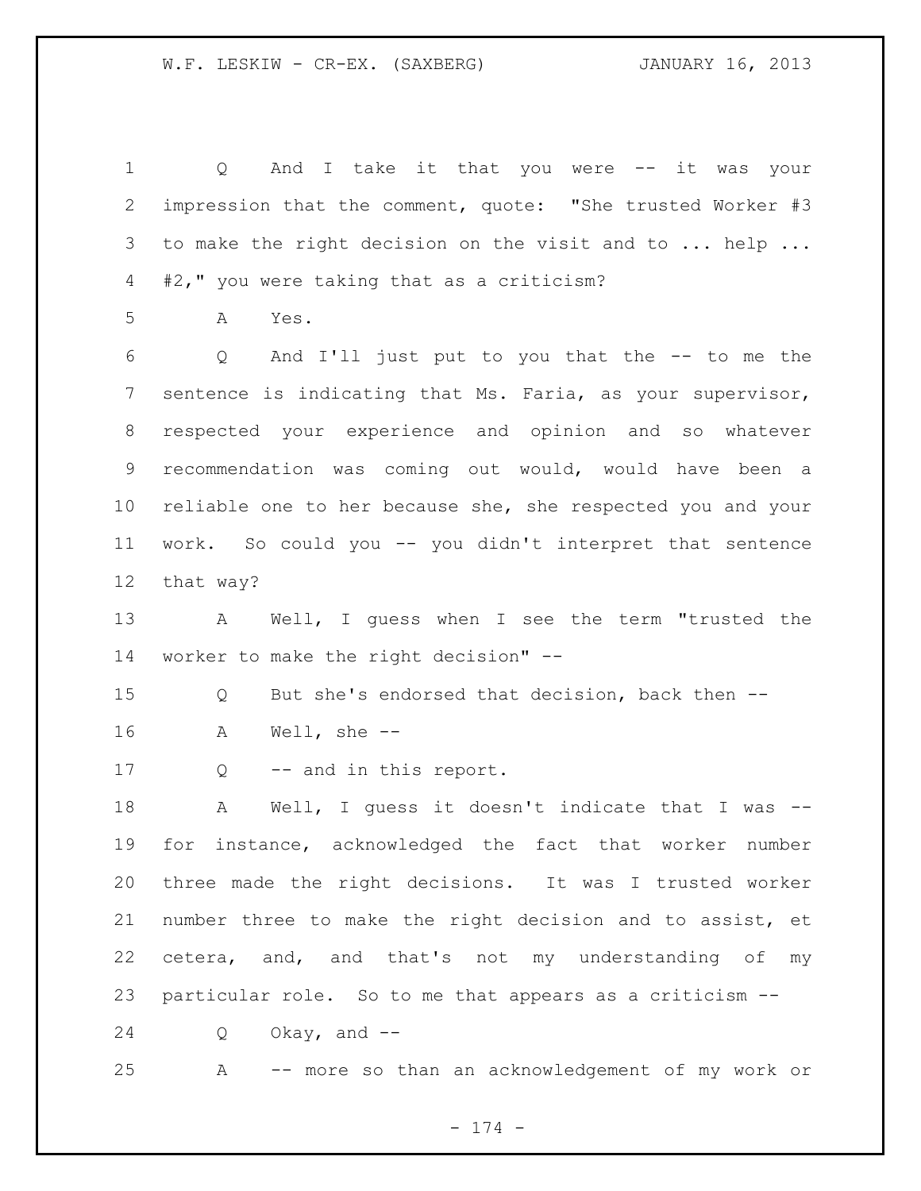Q And I take it that you were -- it was your impression that the comment, quote: "She trusted Worker #3 to make the right decision on the visit and to ... help ... #2," you were taking that as a criticism?

A Yes.

Q And I'll just put to you that the -- to me the sentence is indicating that Ms. Faria, as your supervisor, respected your experience and opinion and so whatever recommendation was coming out would, would have been a reliable one to her because she, she respected you and your work. So could you -- you didn't interpret that sentence that way?

A Well, I guess when I see the term "trusted the worker to make the right decision" --

Q But she's endorsed that decision, back then --

A Well, she --

Q -- and in this report.

A Well, I guess it doesn't indicate that I was -- for instance, acknowledged the fact that worker number three made the right decisions. It was I trusted worker number three to make the right decision and to assist, et cetera, and, and that's not my understanding of my particular role. So to me that appears as a criticism --

Q Okay, and --

A -- more so than an acknowledgement of my work or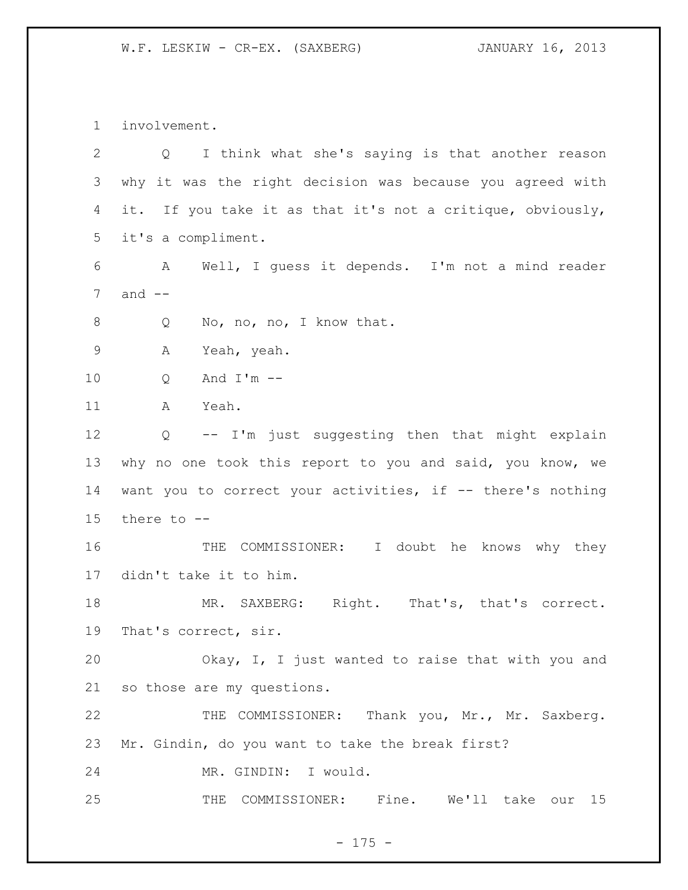involvement.

Q I think what she's saying is that another reason why it was the right decision was because you agreed with it. If you take it as that it's not a critique, obviously, it's a compliment.

A Well, I guess it depends. I'm not a mind reader and --

Q No, no, no, I know that.

A Yeah, yeah.

Q And I'm --

A Yeah.

Q -- I'm just suggesting then that might explain why no one took this report to you and said, you know, we want you to correct your activities, if -- there's nothing there to --

THE COMMISSIONER: I doubt he knows why they didn't take it to him.

MR. SAXBERG: Right. That's, that's correct. That's correct, sir.

Okay, I, I just wanted to raise that with you and so those are my questions.

THE COMMISSIONER: Thank you, Mr., Mr. Saxberg. Mr. Gindin, do you want to take the break first?

MR. GINDIN: I would.

THE COMMISSIONER: Fine. We'll take our 15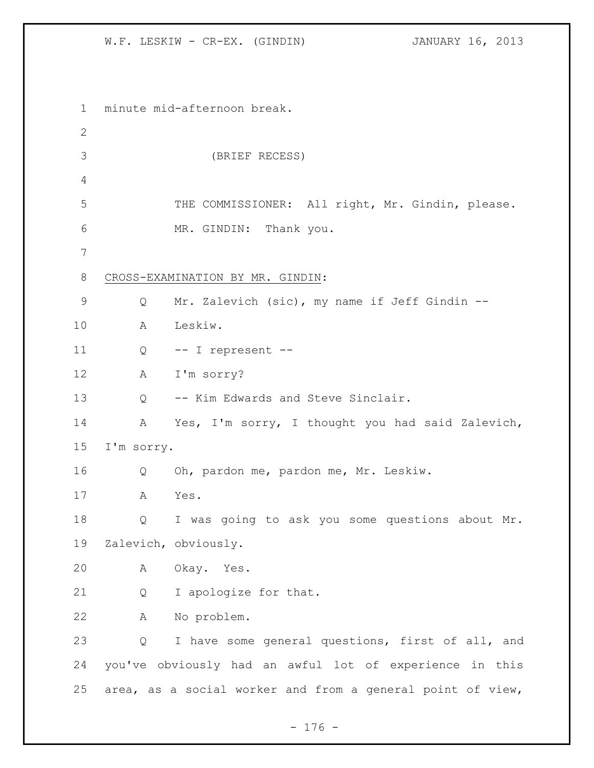minute mid-afternoon break.

(BRIEF RECESS)

THE COMMISSIONER: All right, Mr. Gindin, please.

MR. GINDIN: Thank you.

CROSS-EXAMINATION BY MR. GINDIN:

Q Mr. Zalevich (sic), my name if Jeff Gindin --

A Leskiw.

Q -- I represent --

A I'm sorry?

Q -- Kim Edwards and Steve Sinclair.

A Yes, I'm sorry, I thought you had said Zalevich, I'm sorry.

Q Oh, pardon me, pardon me, Mr. Leskiw.

A Yes.

Q I was going to ask you some questions about Mr. Zalevich, obviously.

A Okay. Yes.

Q I apologize for that.

A No problem.

Q I have some general questions, first of all, and you've obviously had an awful lot of experience in this area, as a social worker and from a general point of view,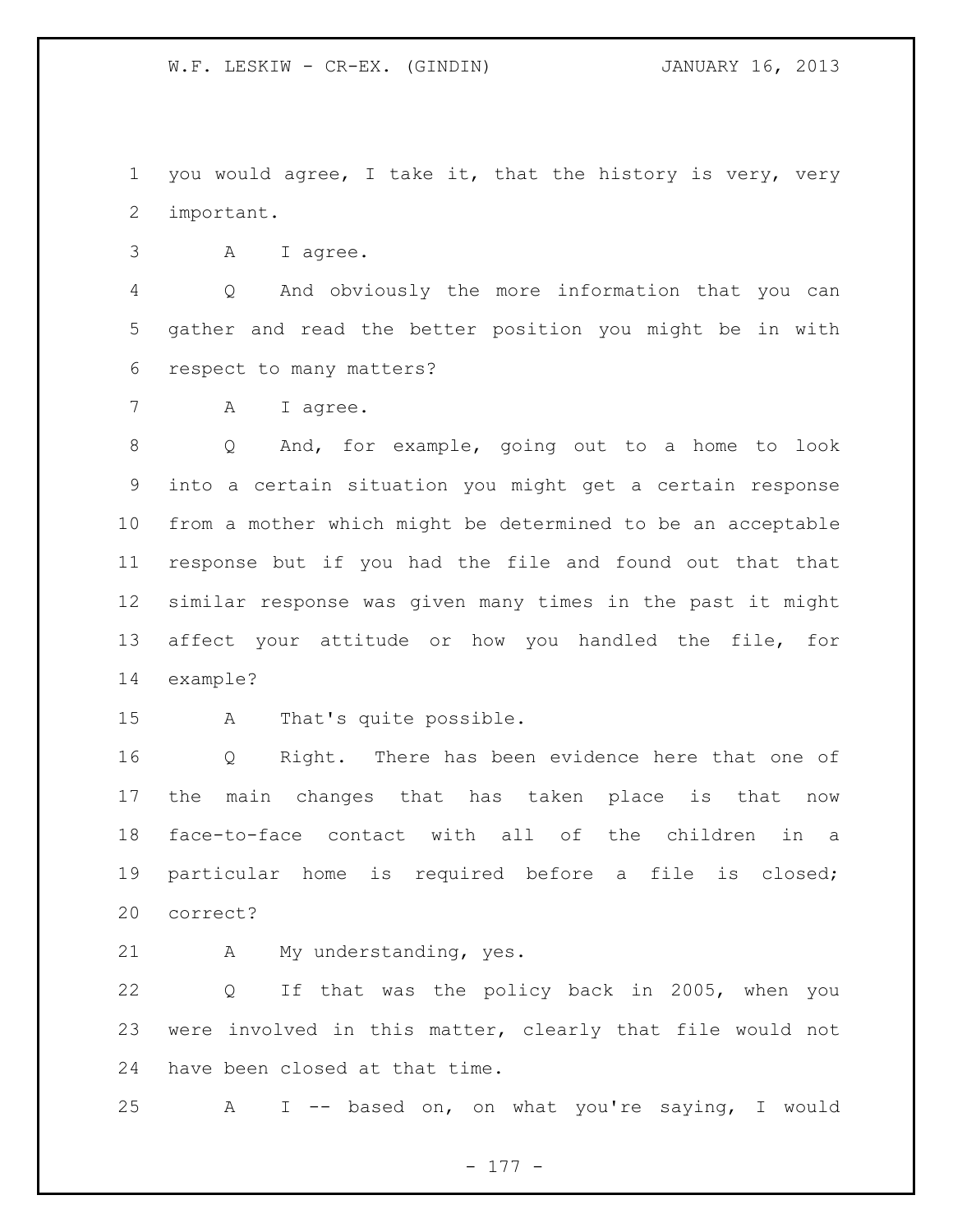you would agree, I take it, that the history is very, very important.

A I agree.

Q And obviously the more information that you can gather and read the better position you might be in with respect to many matters?

A I agree.

Q And, for example, going out to a home to look into a certain situation you might get a certain response from a mother which might be determined to be an acceptable response but if you had the file and found out that that similar response was given many times in the past it might affect your attitude or how you handled the file, for example?

A That's quite possible.

Q Right. There has been evidence here that one of the main changes that has taken place is that now face-to-face contact with all of the children in a particular home is required before a file is closed; correct?

A My understanding, yes.

Q If that was the policy back in 2005, when you were involved in this matter, clearly that file would not have been closed at that time.

A I -- based on, on what you're saying, I would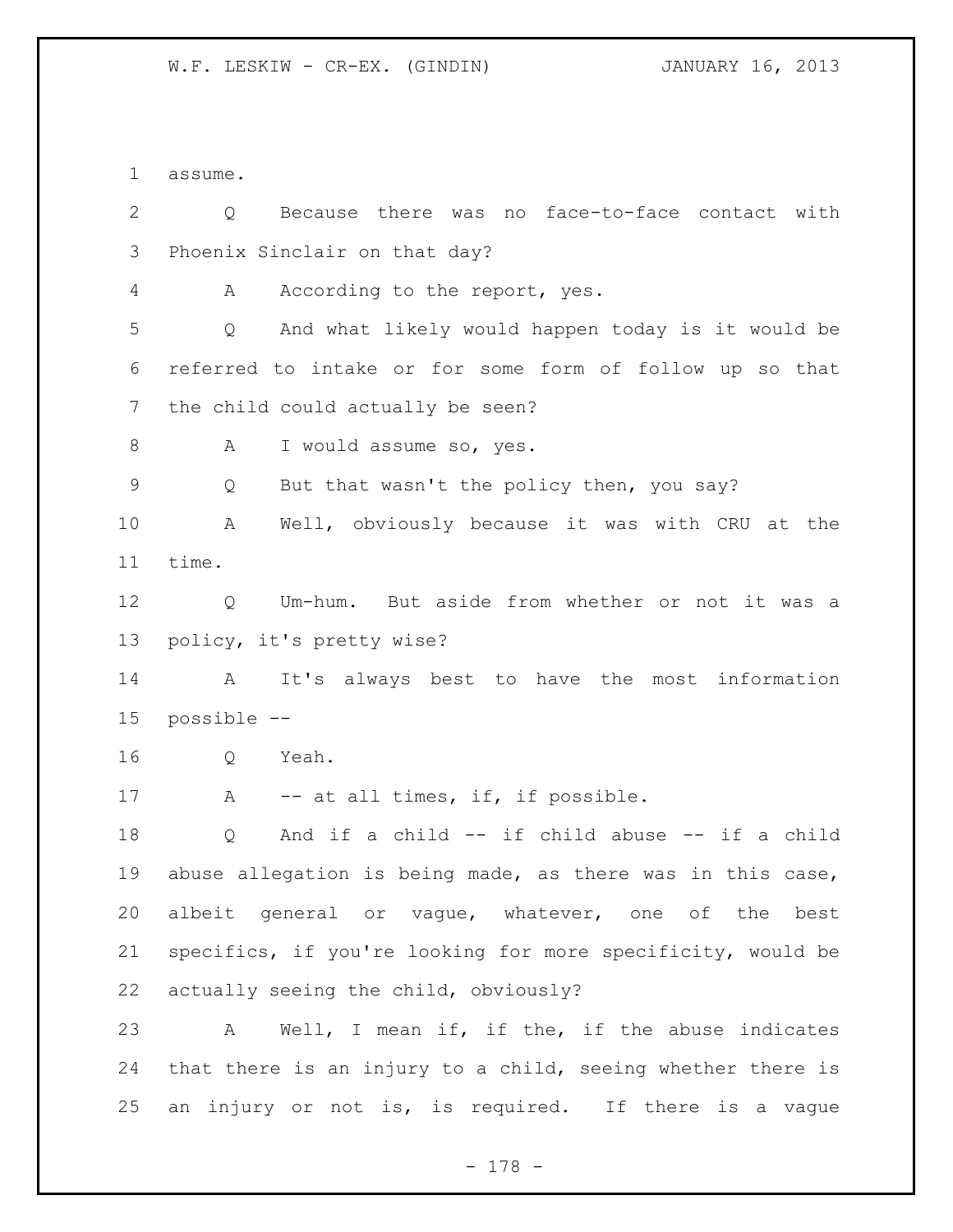assume.

Q Because there was no face-to-face contact with Phoenix Sinclair on that day?

A According to the report, yes.

Q And what likely would happen today is it would be referred to intake or for some form of follow up so that the child could actually be seen?

A I would assume so, yes.

Q But that wasn't the policy then, you say?

A Well, obviously because it was with CRU at the time.

Q Um-hum. But aside from whether or not it was a policy, it's pretty wise?

A It's always best to have the most information possible --

Q Yeah.

A -- at all times, if, if possible.

Q And if a child -- if child abuse -- if a child abuse allegation is being made, as there was in this case, albeit general or vague, whatever, one of the best specifics, if you're looking for more specificity, would be actually seeing the child, obviously?

A Well, I mean if, if the, if the abuse indicates that there is an injury to a child, seeing whether there is an injury or not is, is required. If there is a vague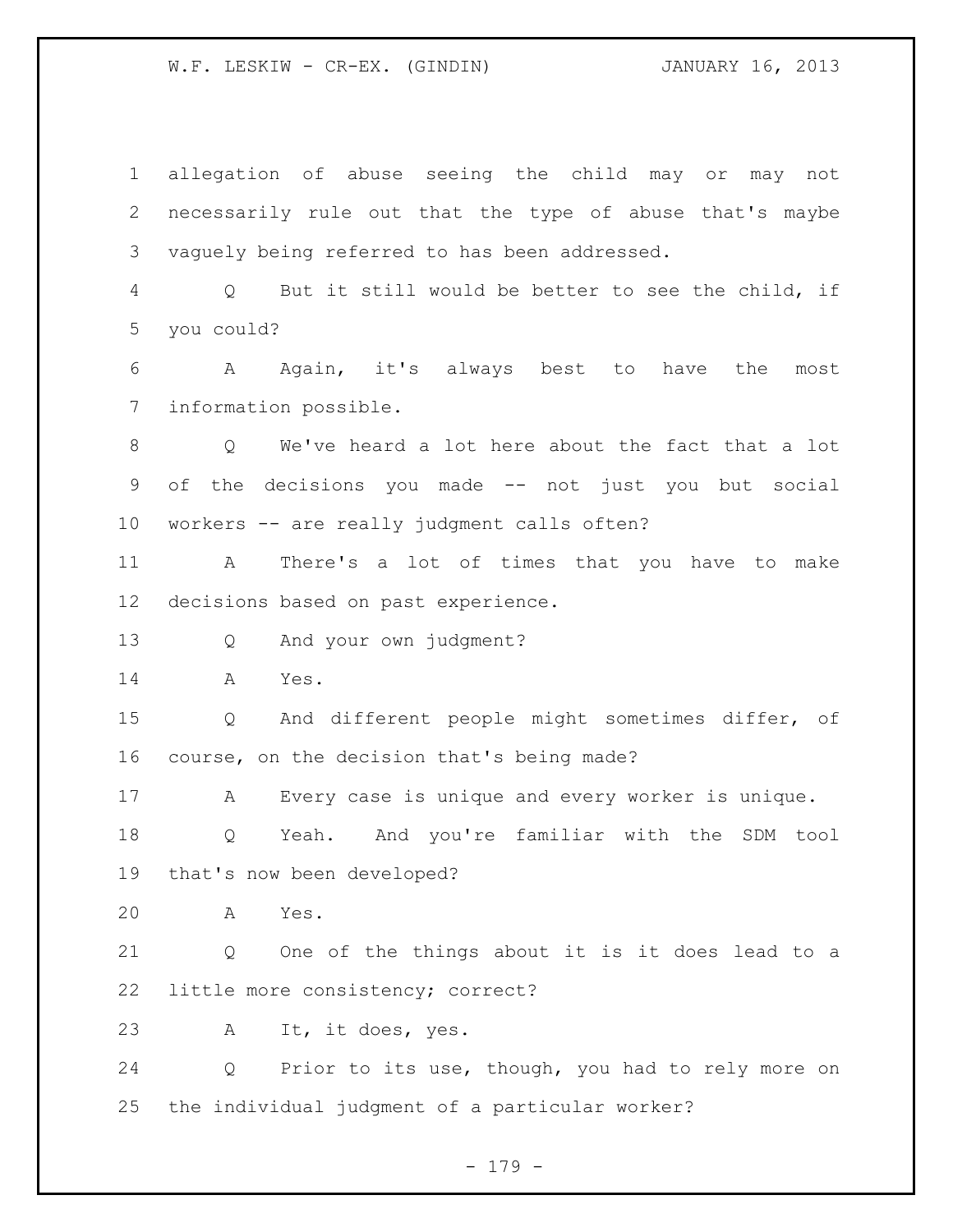allegation of abuse seeing the child may or may not necessarily rule out that the type of abuse that's maybe vaguely being referred to has been addressed.

Q But it still would be better to see the child, if you could?

A Again, it's always best to have the most information possible.

Q We've heard a lot here about the fact that a lot of the decisions you made -- not just you but social workers -- are really judgment calls often?

A There's a lot of times that you have to make decisions based on past experience.

Q And your own judgment?

A Yes.

Q And different people might sometimes differ, of course, on the decision that's being made?

A Every case is unique and every worker is unique.

Q Yeah. And you're familiar with the SDM tool that's now been developed?

A Yes.

Q One of the things about it is it does lead to a little more consistency; correct?

A It, it does, yes.

Q Prior to its use, though, you had to rely more on the individual judgment of a particular worker?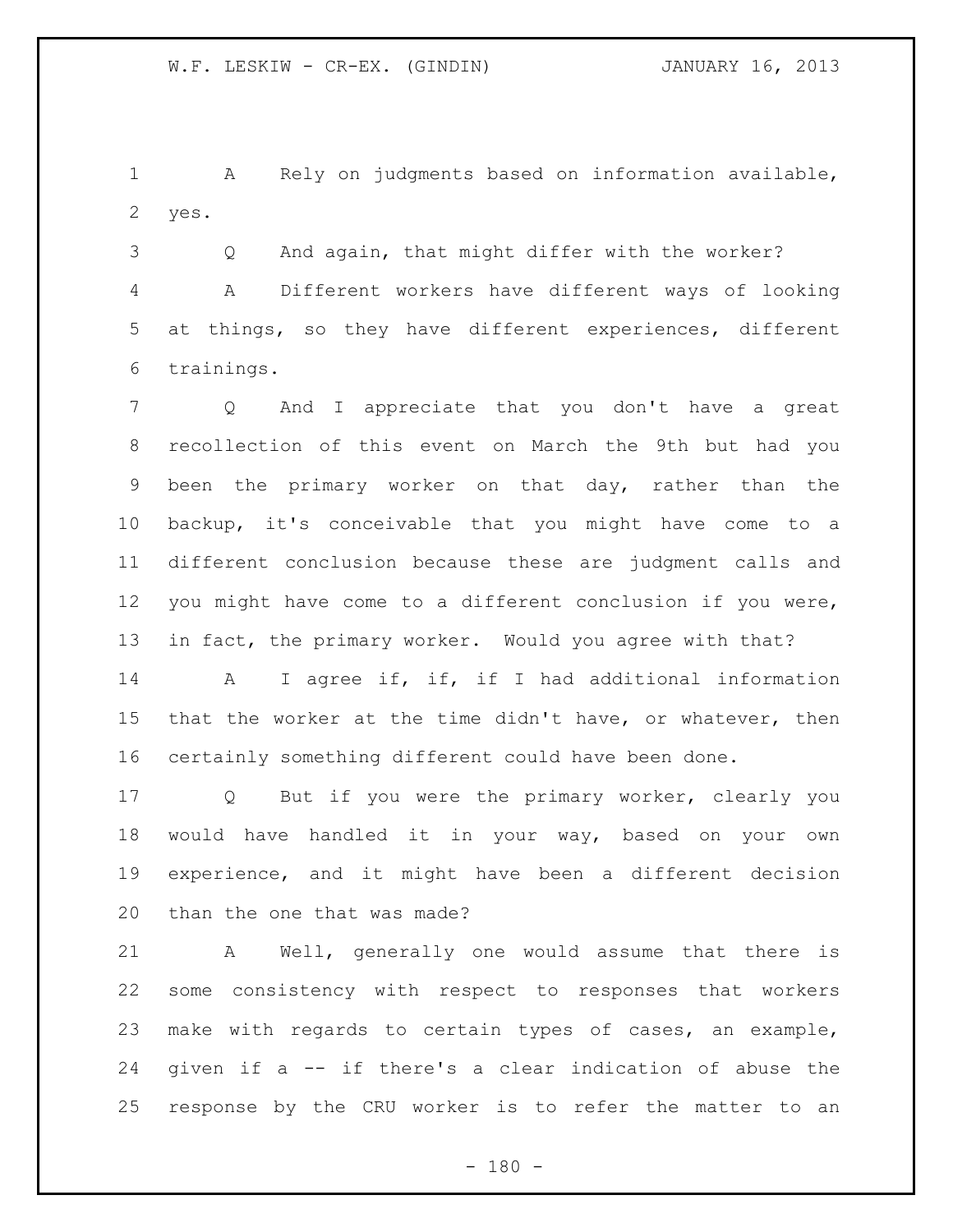A Rely on judgments based on information available, yes.

Q And again, that might differ with the worker?

A Different workers have different ways of looking at things, so they have different experiences, different trainings.

Q And I appreciate that you don't have a great recollection of this event on March the 9th but had you been the primary worker on that day, rather than the backup, it's conceivable that you might have come to a different conclusion because these are judgment calls and you might have come to a different conclusion if you were, in fact, the primary worker. Would you agree with that?

A I agree if, if, if I had additional information that the worker at the time didn't have, or whatever, then certainly something different could have been done.

Q But if you were the primary worker, clearly you would have handled it in your way, based on your own experience, and it might have been a different decision than the one that was made?

A Well, generally one would assume that there is some consistency with respect to responses that workers make with regards to certain types of cases, an example, given if a -- if there's a clear indication of abuse the response by the CRU worker is to refer the matter to an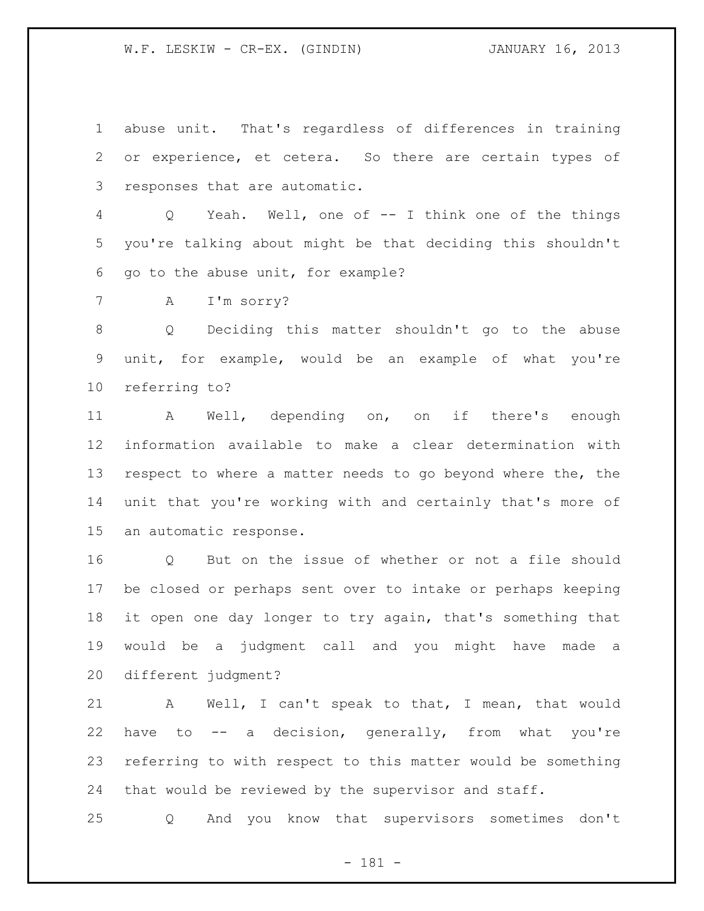abuse unit. That's regardless of differences in training or experience, et cetera. So there are certain types of responses that are automatic.

Q Yeah. Well, one of -- I think one of the things you're talking about might be that deciding this shouldn't go to the abuse unit, for example?

A I'm sorry?

Q Deciding this matter shouldn't go to the abuse unit, for example, would be an example of what you're referring to?

A Well, depending on, on if there's enough information available to make a clear determination with respect to where a matter needs to go beyond where the, the unit that you're working with and certainly that's more of an automatic response.

Q But on the issue of whether or not a file should be closed or perhaps sent over to intake or perhaps keeping it open one day longer to try again, that's something that would be a judgment call and you might have made a different judgment?

A Well, I can't speak to that, I mean, that would have to -- a decision, generally, from what you're referring to with respect to this matter would be something that would be reviewed by the supervisor and staff.

Q And you know that supervisors sometimes don't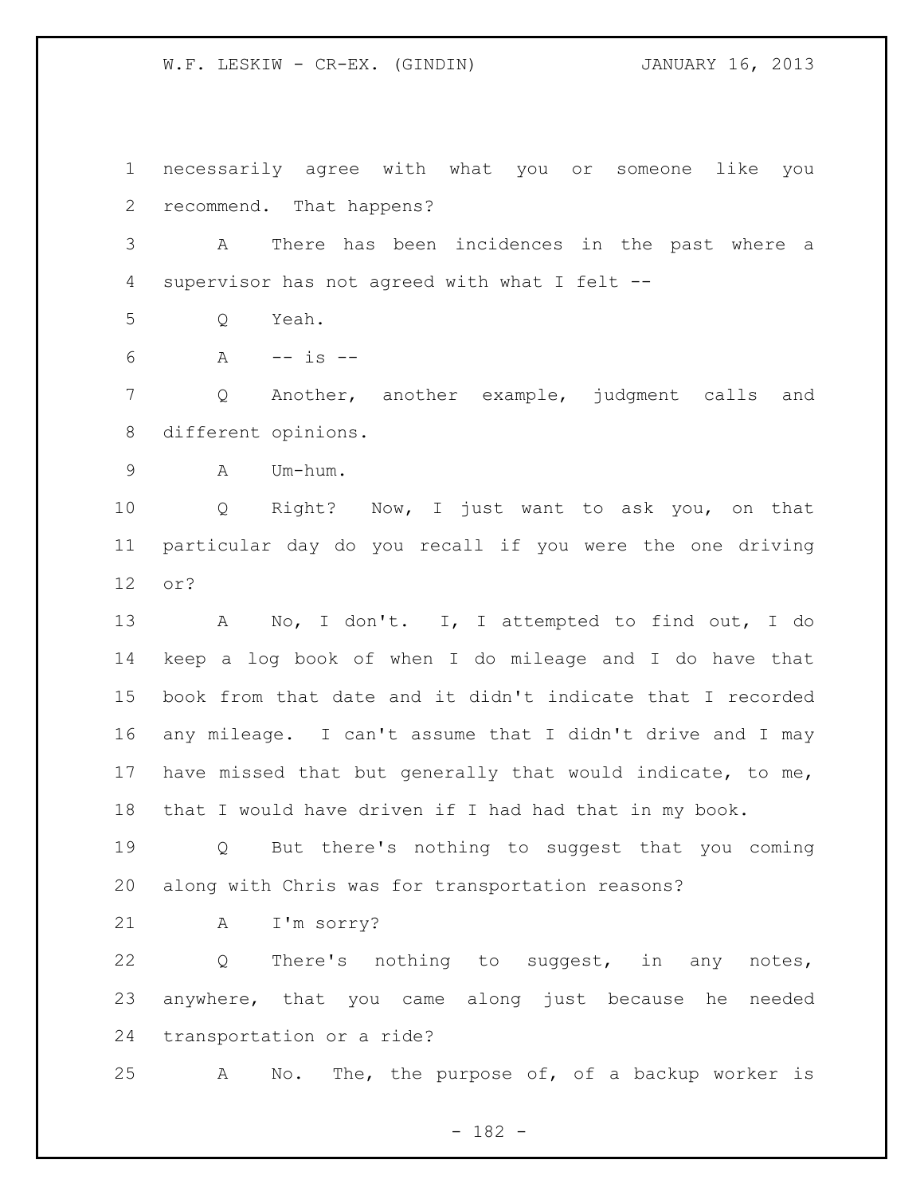necessarily agree with what you or someone like you recommend. That happens?

A There has been incidences in the past where a supervisor has not agreed with what I felt --

Q Yeah.

A -- is --

Q Another, another example, judgment calls and different opinions.

A Um-hum.

Q Right? Now, I just want to ask you, on that particular day do you recall if you were the one driving or?

A No, I don't. I, I attempted to find out, I do keep a log book of when I do mileage and I do have that book from that date and it didn't indicate that I recorded any mileage. I can't assume that I didn't drive and I may have missed that but generally that would indicate, to me, that I would have driven if I had had that in my book.

Q But there's nothing to suggest that you coming along with Chris was for transportation reasons?

A I'm sorry?

Q There's nothing to suggest, in any notes, anywhere, that you came along just because he needed transportation or a ride?

A No. The, the purpose of, of a backup worker is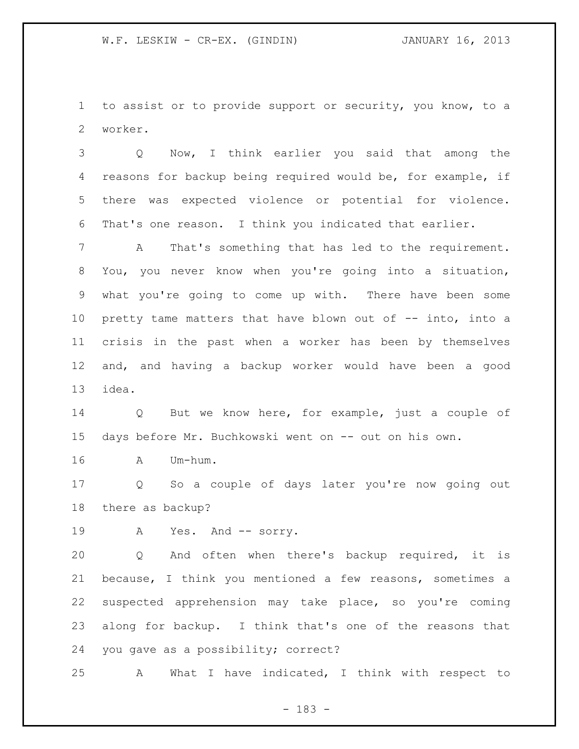to assist or to provide support or security, you know, to a worker.

Q Now, I think earlier you said that among the reasons for backup being required would be, for example, if there was expected violence or potential for violence. That's one reason. I think you indicated that earlier.

A That's something that has led to the requirement. You, you never know when you're going into a situation, what you're going to come up with. There have been some pretty tame matters that have blown out of -- into, into a crisis in the past when a worker has been by themselves and, and having a backup worker would have been a good idea.

Q But we know here, for example, just a couple of days before Mr. Buchkowski went on -- out on his own.

A Um-hum.

Q So a couple of days later you're now going out there as backup?

A Yes. And -- sorry.

Q And often when there's backup required, it is because, I think you mentioned a few reasons, sometimes a suspected apprehension may take place, so you're coming along for backup. I think that's one of the reasons that you gave as a possibility; correct?

A What I have indicated, I think with respect to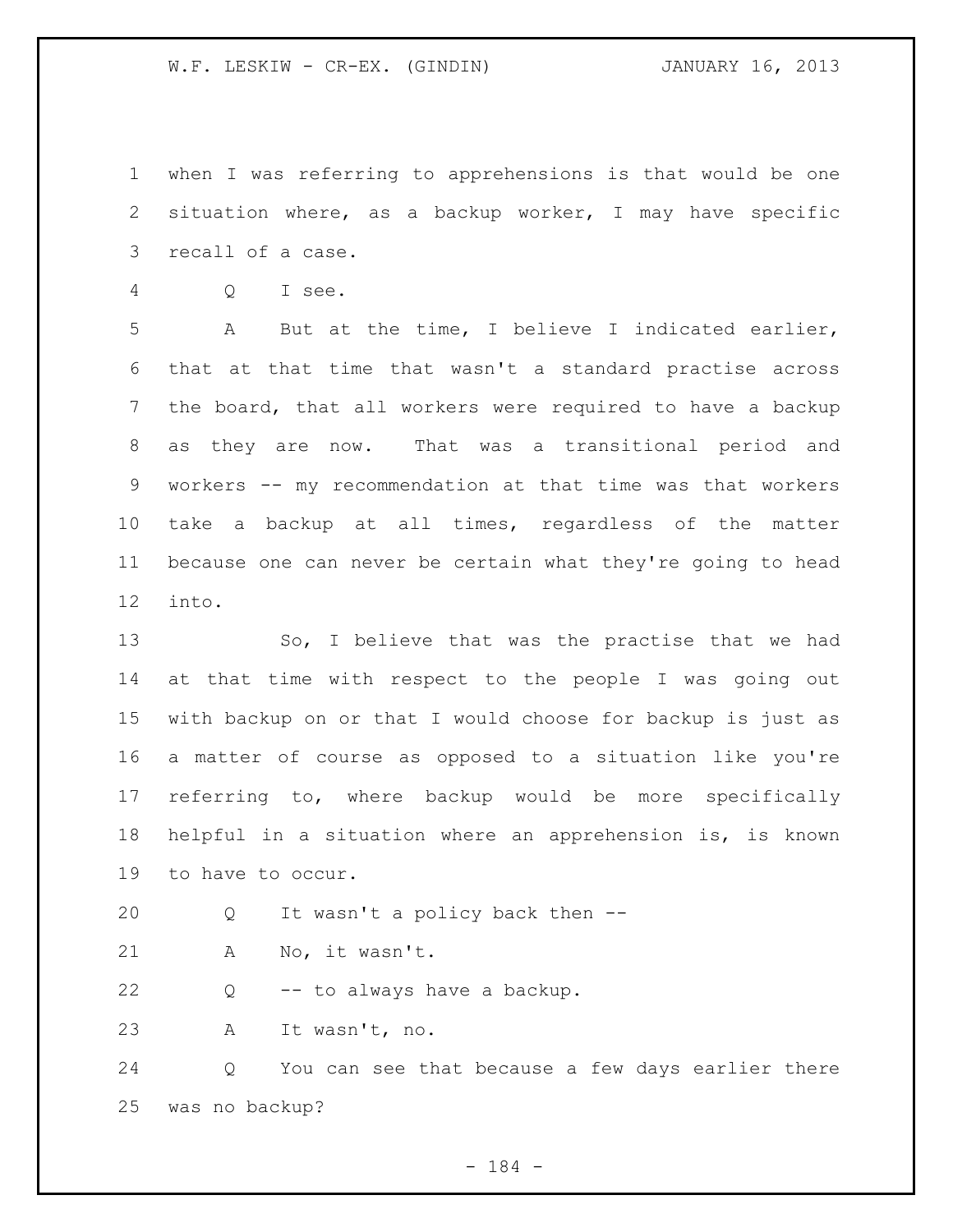when I was referring to apprehensions is that would be one situation where, as a backup worker, I may have specific recall of a case.

Q I see.

A But at the time, I believe I indicated earlier, that at that time that wasn't a standard practise across the board, that all workers were required to have a backup as they are now. That was a transitional period and workers -- my recommendation at that time was that workers take a backup at all times, regardless of the matter because one can never be certain what they're going to head into.

So, I believe that was the practise that we had at that time with respect to the people I was going out with backup on or that I would choose for backup is just as a matter of course as opposed to a situation like you're referring to, where backup would be more specifically helpful in a situation where an apprehension is, is known to have to occur.

Q It wasn't a policy back then --

A No, it wasn't.

Q -- to always have a backup.

A It wasn't, no.

Q You can see that because a few days earlier there was no backup?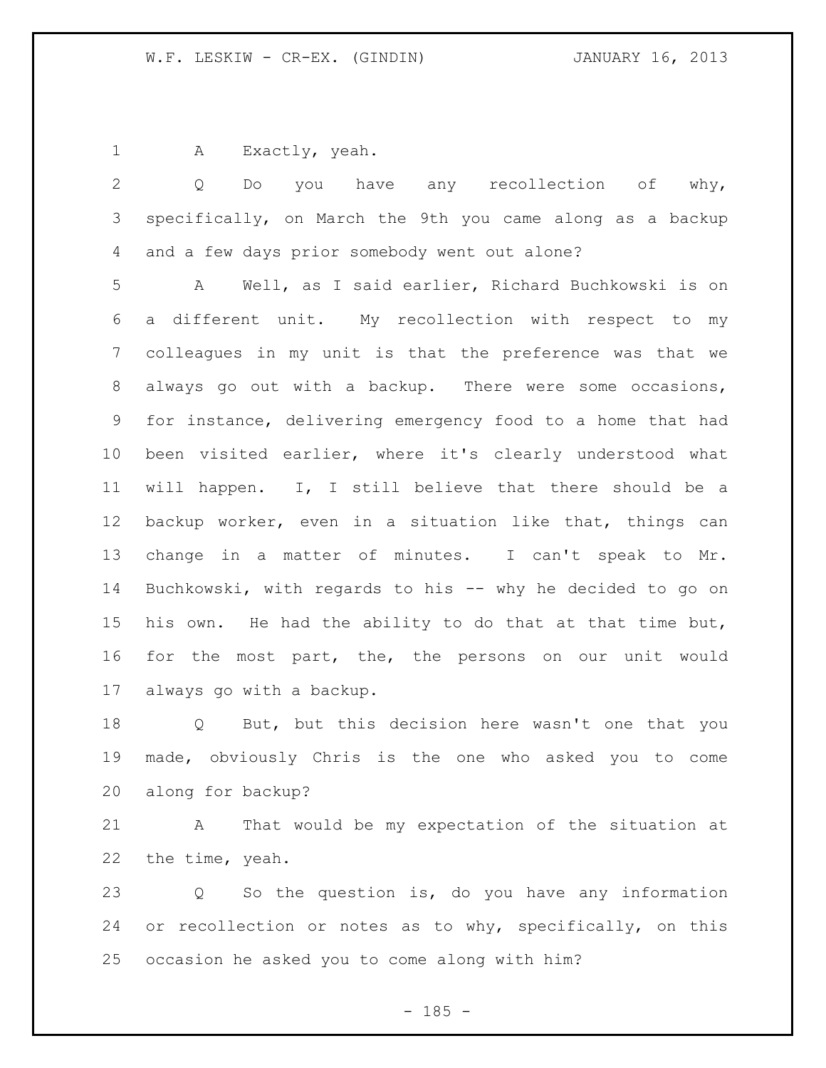A Exactly, yeah.

Q Do you have any recollection of why, specifically, on March the 9th you came along as a backup and a few days prior somebody went out alone?

A Well, as I said earlier, Richard Buchkowski is on a different unit. My recollection with respect to my colleagues in my unit is that the preference was that we always go out with a backup. There were some occasions, for instance, delivering emergency food to a home that had been visited earlier, where it's clearly understood what will happen. I, I still believe that there should be a backup worker, even in a situation like that, things can change in a matter of minutes. I can't speak to Mr. Buchkowski, with regards to his -- why he decided to go on his own. He had the ability to do that at that time but, for the most part, the, the persons on our unit would always go with a backup.

Q But, but this decision here wasn't one that you made, obviously Chris is the one who asked you to come along for backup?

A That would be my expectation of the situation at the time, yeah.

Q So the question is, do you have any information or recollection or notes as to why, specifically, on this occasion he asked you to come along with him?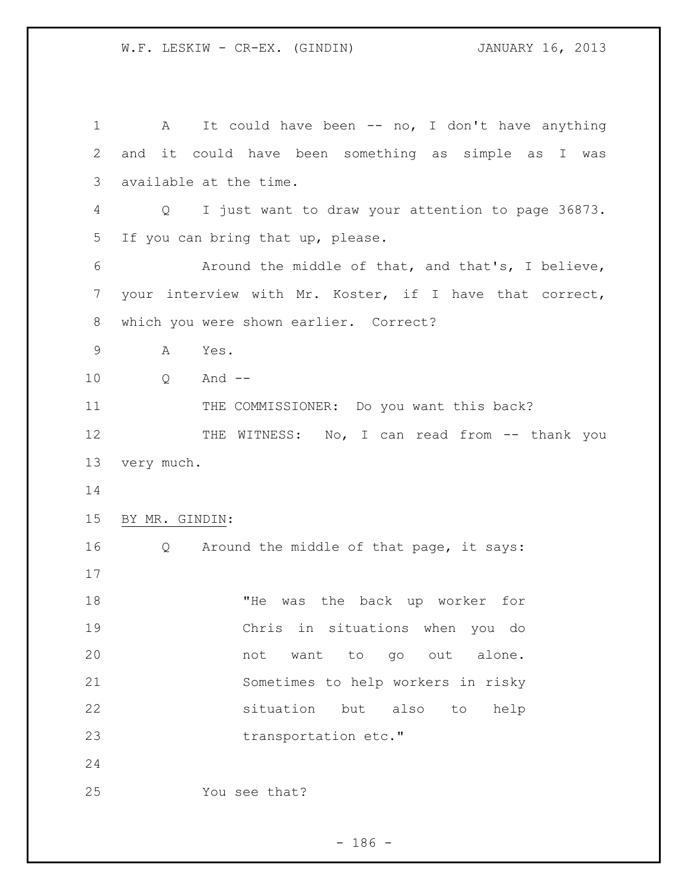A It could have been -- no, I don't have anything and it could have been something as simple as I was available at the time.

Q I just want to draw your attention to page 36873. If you can bring that up, please.

Around the middle of that, and that's, I believe, your interview with Mr. Koster, if I have that correct, which you were shown earlier. Correct?

A Yes.

Q And --

THE COMMISSIONER: Do you want this back?

THE WITNESS: No, I can read from -- thank you very much.

BY MR. GINDIN:

Q Around the middle of that page, it says:

> "He was the back up worker for Chris in situations when you do not want to go out alone. Sometimes to help workers in risky situation but also to help transportation etc."

You see that?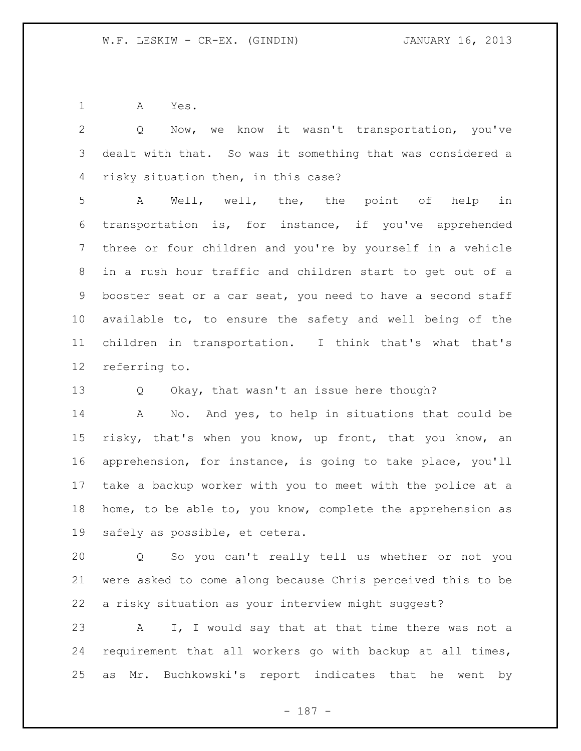A Yes.

Q Now, we know it wasn't transportation, you've dealt with that. So was it something that was considered a risky situation then, in this case?

A Well, well, the, the point of help in transportation is, for instance, if you've apprehended three or four children and you're by yourself in a vehicle in a rush hour traffic and children start to get out of a booster seat or a car seat, you need to have a second staff available to, to ensure the safety and well being of the children in transportation. I think that's what that's referring to.

Q Okay, that wasn't an issue here though?

A No. And yes, to help in situations that could be risky, that's when you know, up front, that you know, an apprehension, for instance, is going to take place, you'll take a backup worker with you to meet with the police at a home, to be able to, you know, complete the apprehension as safely as possible, et cetera.

Q So you can't really tell us whether or not you were asked to come along because Chris perceived this to be a risky situation as your interview might suggest?

A I, I would say that at that time there was not a requirement that all workers go with backup at all times, as Mr. Buchkowski's report indicates that he went by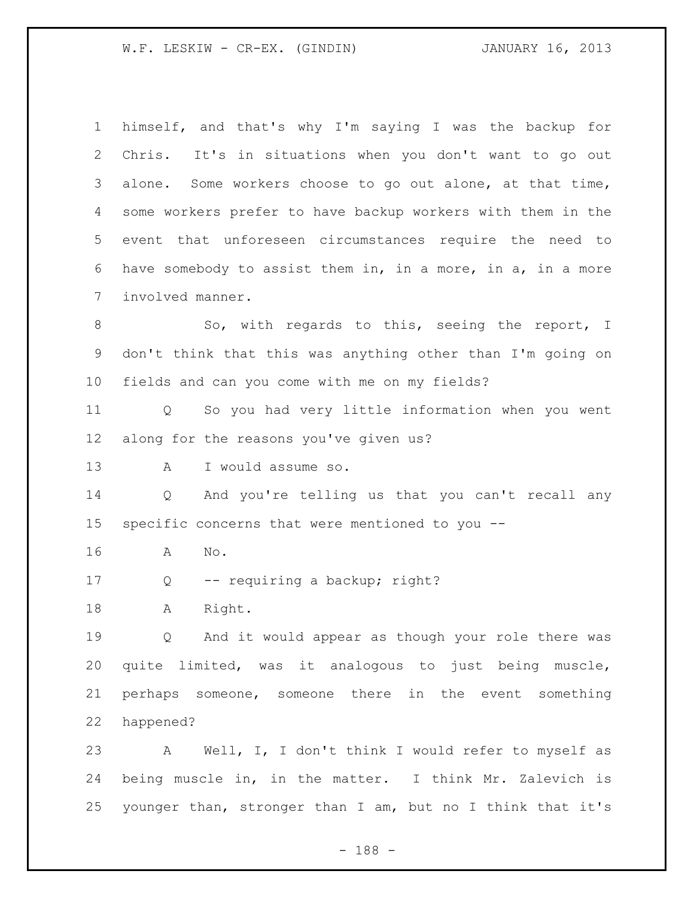himself, and that's why I'm saying I was the backup for Chris. It's in situations when you don't want to go out alone. Some workers choose to go out alone, at that time, some workers prefer to have backup workers with them in the event that unforeseen circumstances require the need to have somebody to assist them in, in a more, in a, in a more involved manner.

So, with regards to this, seeing the report, I don't think that this was anything other than I'm going on fields and can you come with me on my fields?

Q So you had very little information when you went along for the reasons you've given us?

A I would assume so.

Q And you're telling us that you can't recall any specific concerns that were mentioned to you --

A No.

Q -- requiring a backup; right?

A Right.

Q And it would appear as though your role there was quite limited, was it analogous to just being muscle, perhaps someone, someone there in the event something happened?

A Well, I, I don't think I would refer to myself as being muscle in, in the matter. I think Mr. Zalevich is younger than, stronger than I am, but no I think that it's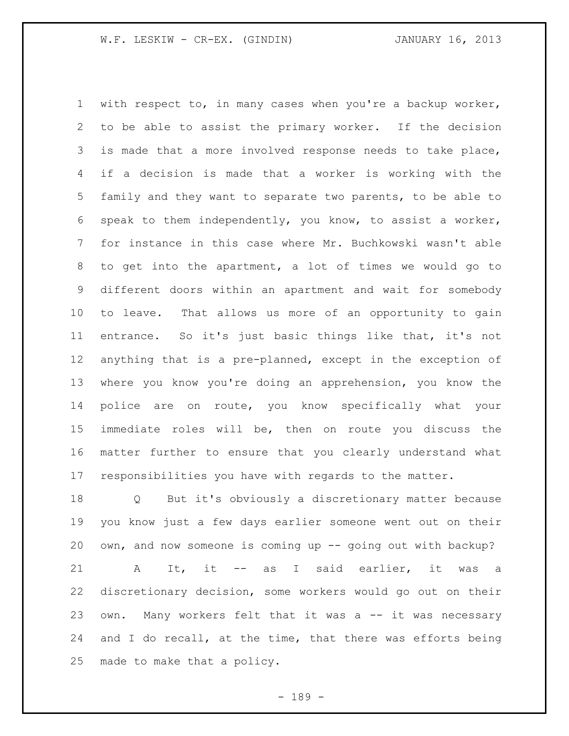with respect to, in many cases when you're a backup worker, to be able to assist the primary worker. If the decision is made that a more involved response needs to take place, if a decision is made that a worker is working with the family and they want to separate two parents, to be able to speak to them independently, you know, to assist a worker, for instance in this case where Mr. Buchkowski wasn't able to get into the apartment, a lot of times we would go to different doors within an apartment and wait for somebody to leave. That allows us more of an opportunity to gain entrance. So it's just basic things like that, it's not anything that is a pre-planned, except in the exception of where you know you're doing an apprehension, you know the police are on route, you know specifically what your immediate roles will be, then on route you discuss the matter further to ensure that you clearly understand what responsibilities you have with regards to the matter.

Q But it's obviously a discretionary matter because you know just a few days earlier someone went out on their own, and now someone is coming up -- going out with backup?

A It, it -- as I said earlier, it was a discretionary decision, some workers would go out on their own. Many workers felt that it was a -- it was necessary and I do recall, at the time, that there was efforts being made to make that a policy.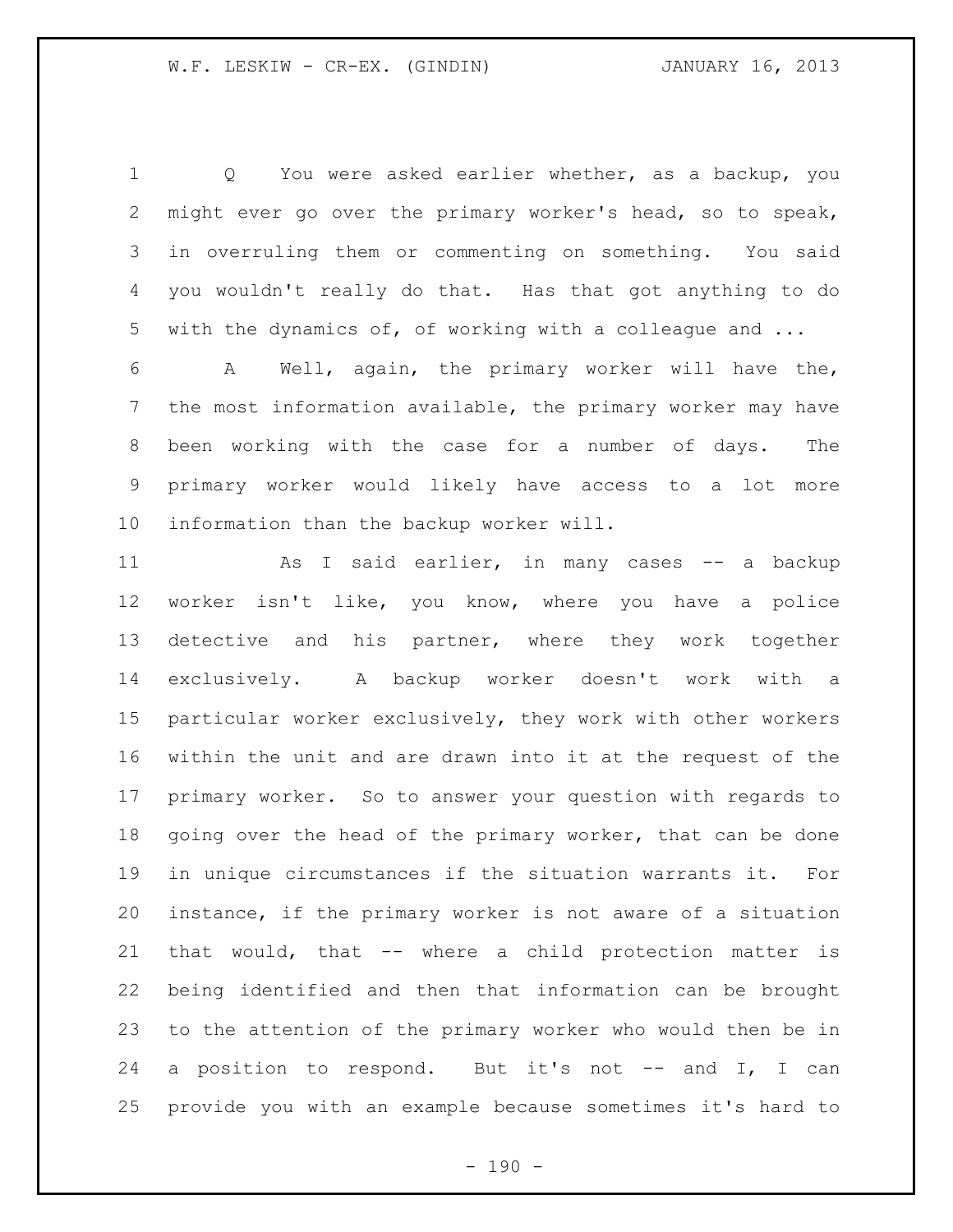Q You were asked earlier whether, as a backup, you might ever go over the primary worker's head, so to speak, in overruling them or commenting on something. You said you wouldn't really do that. Has that got anything to do with the dynamics of, of working with a colleague and ...

A Well, again, the primary worker will have the, the most information available, the primary worker may have been working with the case for a number of days. The primary worker would likely have access to a lot more information than the backup worker will.

As I said earlier, in many cases -- a backup worker isn't like, you know, where you have a police detective and his partner, where they work together exclusively. A backup worker doesn't work with a particular worker exclusively, they work with other workers within the unit and are drawn into it at the request of the primary worker. So to answer your question with regards to going over the head of the primary worker, that can be done in unique circumstances if the situation warrants it. For instance, if the primary worker is not aware of a situation that would, that -- where a child protection matter is being identified and then that information can be brought to the attention of the primary worker who would then be in a position to respond. But it's not -- and I, I can provide you with an example because sometimes it's hard to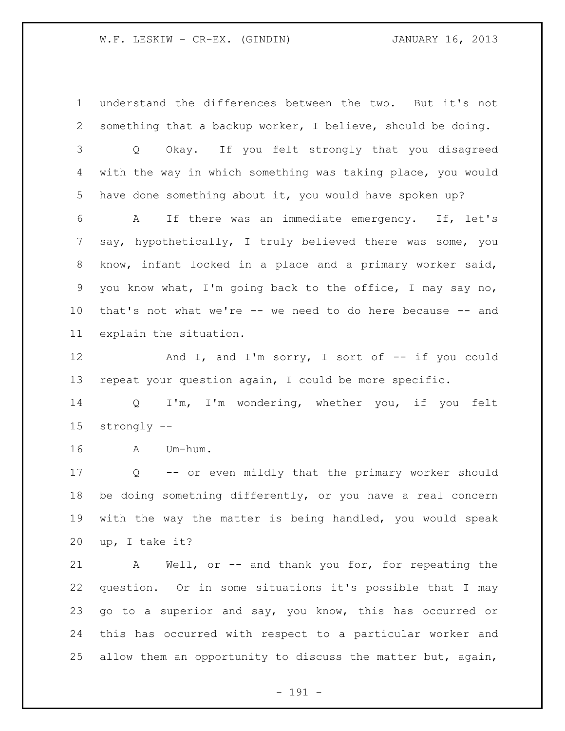understand the differences between the two. But it's not something that a backup worker, I believe, should be doing.

Q Okay. If you felt strongly that you disagreed with the way in which something was taking place, you would have done something about it, you would have spoken up?

A If there was an immediate emergency. If, let's say, hypothetically, I truly believed there was some, you know, infant locked in a place and a primary worker said, you know what, I'm going back to the office, I may say no, that's not what we're -- we need to do here because -- and explain the situation.

And I, and I'm sorry, I sort of -- if you could repeat your question again, I could be more specific.

Q I'm, I'm wondering, whether you, if you felt strongly --

A Um-hum.

Q -- or even mildly that the primary worker should be doing something differently, or you have a real concern with the way the matter is being handled, you would speak up, I take it?

A Well, or -- and thank you for, for repeating the question. Or in some situations it's possible that I may go to a superior and say, you know, this has occurred or this has occurred with respect to a particular worker and allow them an opportunity to discuss the matter but, again,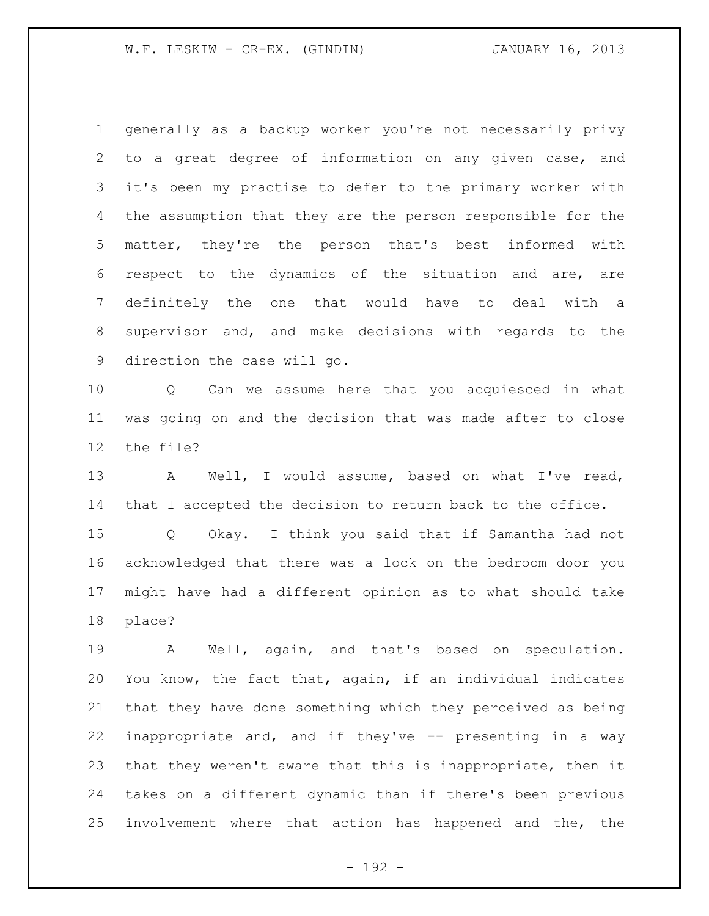generally as a backup worker you're not necessarily privy to a great degree of information on any given case, and it's been my practise to defer to the primary worker with the assumption that they are the person responsible for the matter, they're the person that's best informed with respect to the dynamics of the situation and are, are definitely the one that would have to deal with a supervisor and, and make decisions with regards to the direction the case will go.

Q Can we assume here that you acquiesced in what was going on and the decision that was made after to close the file?

A Well, I would assume, based on what I've read, that I accepted the decision to return back to the office.

Q Okay. I think you said that if Samantha had not acknowledged that there was a lock on the bedroom door you might have had a different opinion as to what should take place?

A Well, again, and that's based on speculation. You know, the fact that, again, if an individual indicates that they have done something which they perceived as being inappropriate and, and if they've -- presenting in a way that they weren't aware that this is inappropriate, then it takes on a different dynamic than if there's been previous involvement where that action has happened and the, the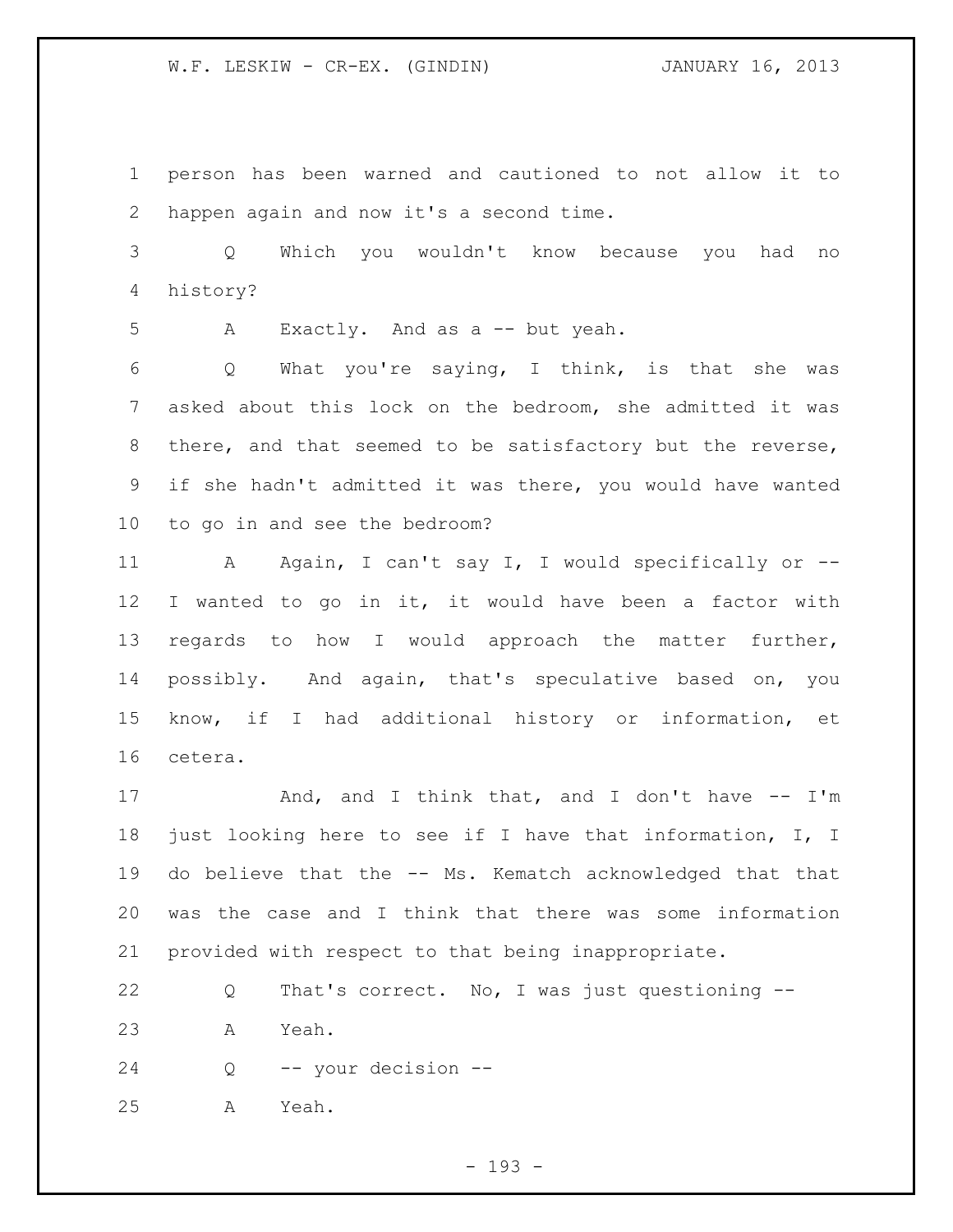person has been warned and cautioned to not allow it to happen again and now it's a second time.

Q Which you wouldn't know because you had no history?

A Exactly. And as a -- but yeah.

Q What you're saying, I think, is that she was asked about this lock on the bedroom, she admitted it was there, and that seemed to be satisfactory but the reverse, if she hadn't admitted it was there, you would have wanted to go in and see the bedroom?

A Again, I can't say I, I would specifically or -- I wanted to go in it, it would have been a factor with regards to how I would approach the matter further, possibly. And again, that's speculative based on, you know, if I had additional history or information, et cetera.

And, and I think that, and I don't have -- I'm just looking here to see if I have that information, I, I do believe that the -- Ms. Kematch acknowledged that that was the case and I think that there was some information provided with respect to that being inappropriate.

Q That's correct. No, I was just questioning --

A Yeah.

Q -- your decision --

A Yeah.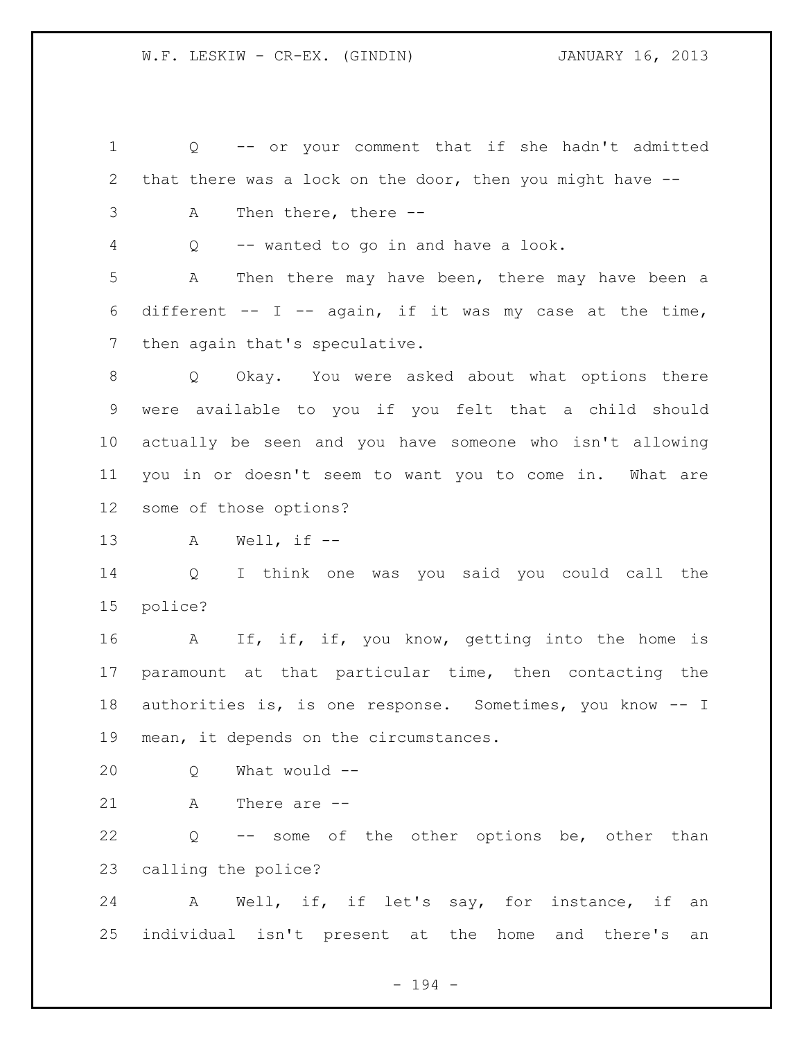Q -- or your comment that if she hadn't admitted that there was a lock on the door, then you might have --

A Then there, there --

Q -- wanted to go in and have a look.

A Then there may have been, there may have been a different -- I -- again, if it was my case at the time, then again that's speculative.

Q Okay. You were asked about what options there were available to you if you felt that a child should actually be seen and you have someone who isn't allowing you in or doesn't seem to want you to come in. What are some of those options?

A Well, if --

Q I think one was you said you could call the police?

A If, if, if, you know, getting into the home is paramount at that particular time, then contacting the authorities is, is one response. Sometimes, you know -- I mean, it depends on the circumstances.

Q What would --

A There are --

Q -- some of the other options be, other than calling the police?

A Well, if, if let's say, for instance, if an individual isn't present at the home and there's an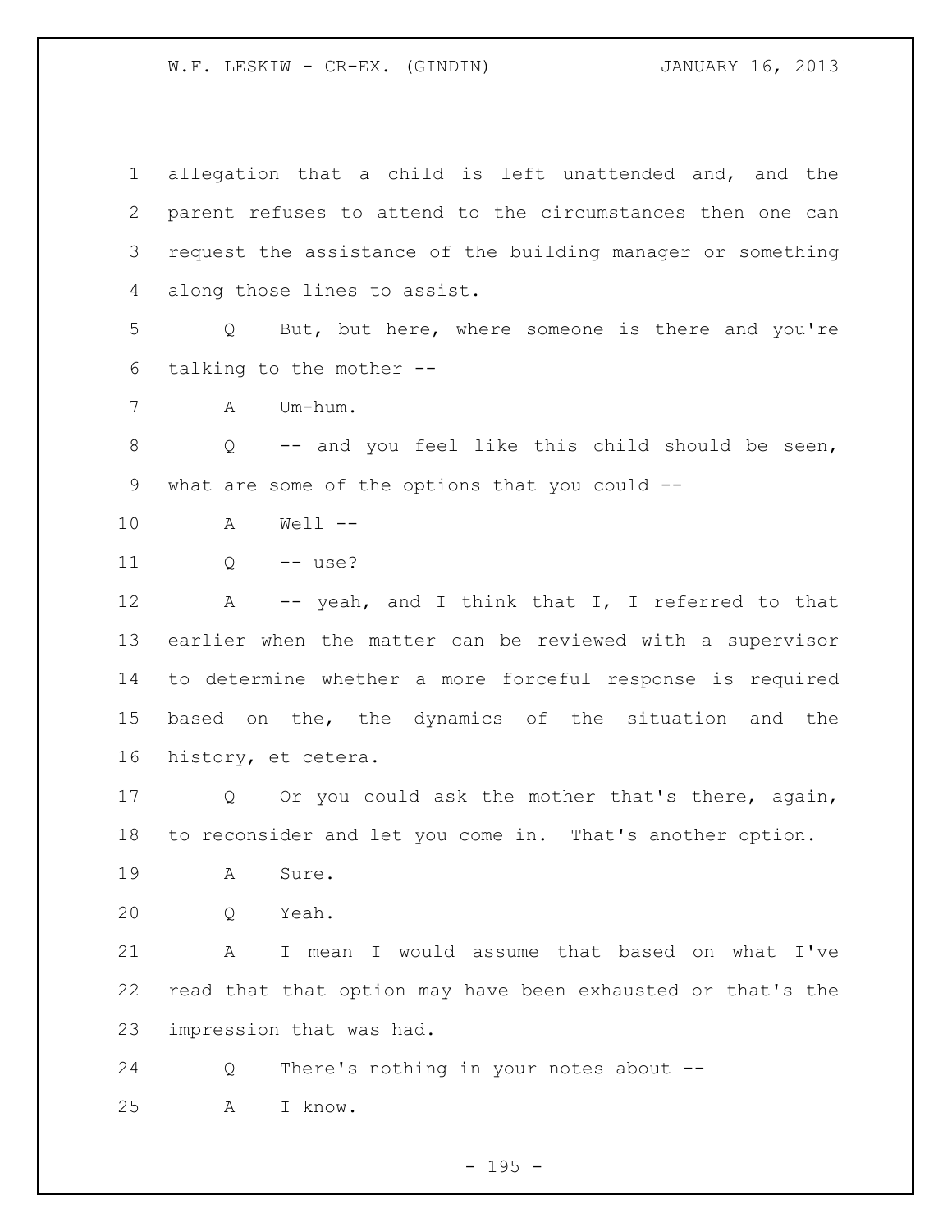allegation that a child is left unattended and, and the parent refuses to attend to the circumstances then one can request the assistance of the building manager or something along those lines to assist.

Q But, but here, where someone is there and you're talking to the mother --

A Um-hum.

Q -- and you feel like this child should be seen, what are some of the options that you could --

A Well --

Q -- use?

A -- yeah, and I think that I, I referred to that earlier when the matter can be reviewed with a supervisor to determine whether a more forceful response is required based on the, the dynamics of the situation and the history, et cetera.

Q Or you could ask the mother that's there, again, to reconsider and let you come in. That's another option.

A Sure.

Q Yeah.

A I mean I would assume that based on what I've read that that option may have been exhausted or that's the impression that was had.

Q There's nothing in your notes about --

A I know.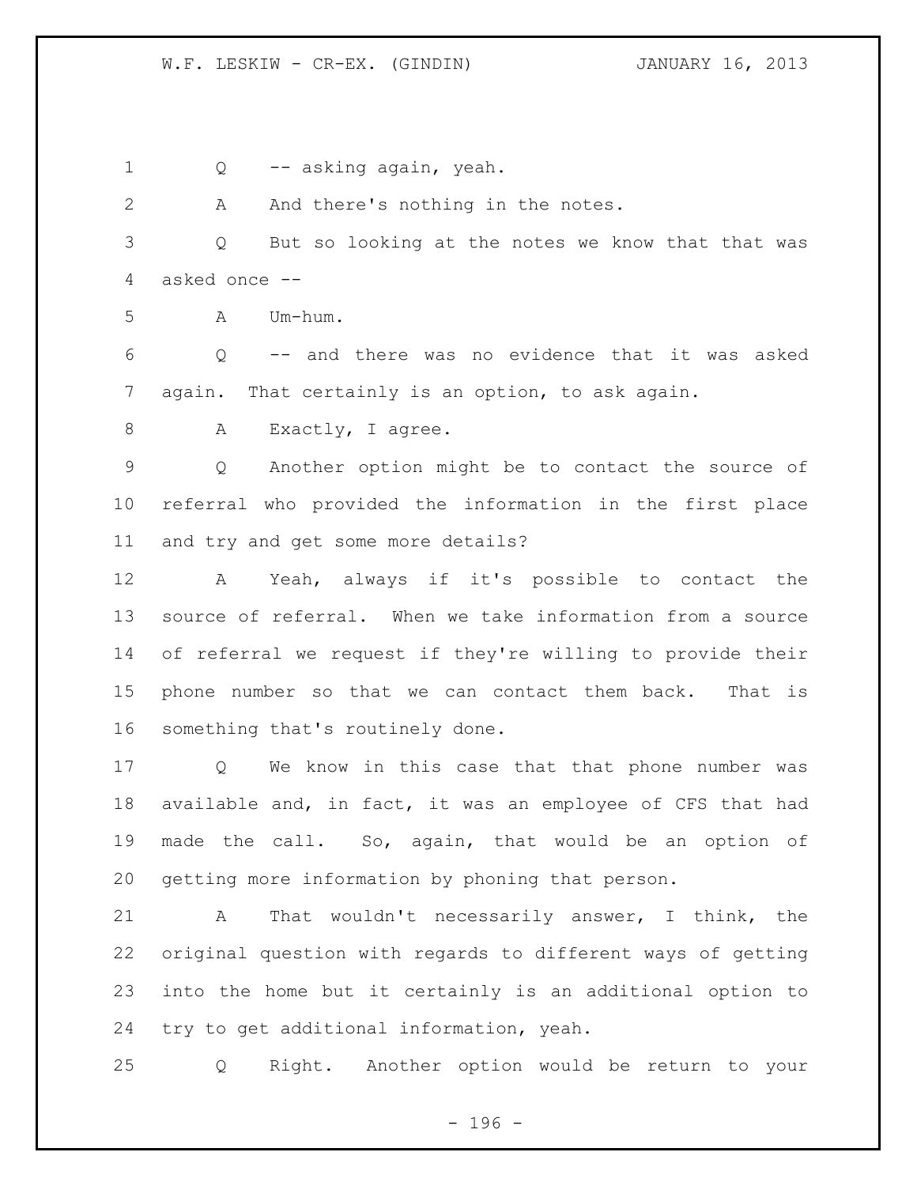Q -- asking again, yeah.

A And there's nothing in the notes.

Q But so looking at the notes we know that that was asked once --

A Um-hum.

Q -- and there was no evidence that it was asked again. That certainly is an option, to ask again.

A Exactly, I agree.

Q Another option might be to contact the source of referral who provided the information in the first place and try and get some more details?

A Yeah, always if it's possible to contact the source of referral. When we take information from a source of referral we request if they're willing to provide their phone number so that we can contact them back. That is something that's routinely done.

Q We know in this case that that phone number was available and, in fact, it was an employee of CFS that had made the call. So, again, that would be an option of getting more information by phoning that person.

A That wouldn't necessarily answer, I think, the original question with regards to different ways of getting into the home but it certainly is an additional option to try to get additional information, yeah.

Q Right. Another option would be return to your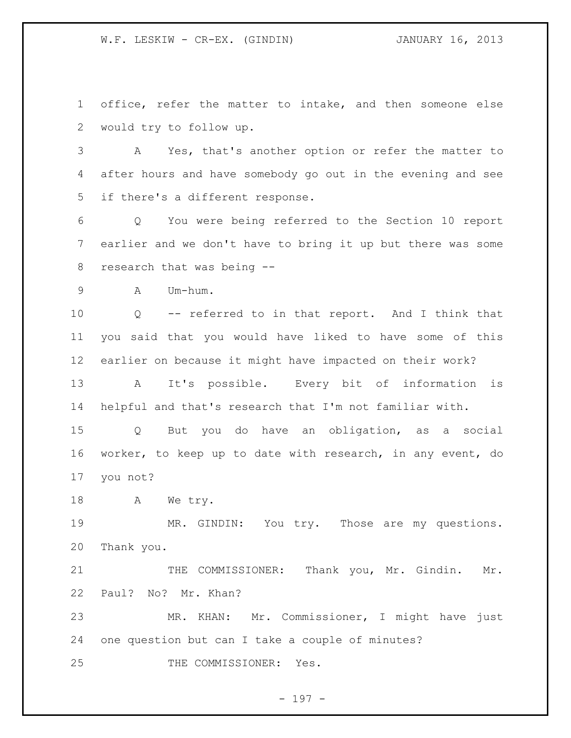office, refer the matter to intake, and then someone else would try to follow up.

A Yes, that's another option or refer the matter to after hours and have somebody go out in the evening and see if there's a different response.

Q You were being referred to the Section 10 report earlier and we don't have to bring it up but there was some research that was being --

A Um-hum.

Q -- referred to in that report. And I think that you said that you would have liked to have some of this earlier on because it might have impacted on their work?

A It's possible. Every bit of information is helpful and that's research that I'm not familiar with.

Q But you do have an obligation, as a social worker, to keep up to date with research, in any event, do you not?

A We try.

MR. GINDIN: You try. Those are my questions. Thank you.

THE COMMISSIONER: Thank you, Mr. Gindin. Mr. Paul? No? Mr. Khan?

MR. KHAN: Mr. Commissioner, I might have just one question but can I take a couple of minutes?

THE COMMISSIONER: Yes.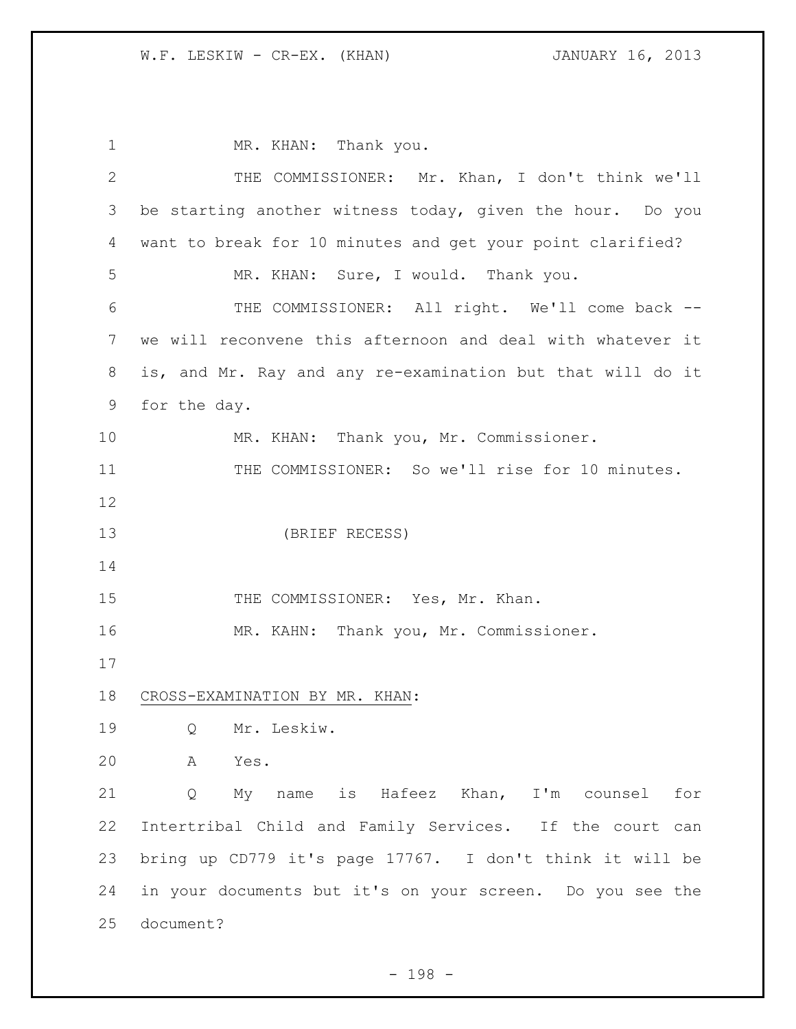MR. KHAN: Thank you.

THE COMMISSIONER: Mr. Khan, I don't think we'll be starting another witness today, given the hour. Do you want to break for 10 minutes and get your point clarified?

MR. KHAN: Sure, I would. Thank you.

THE COMMISSIONER: All right. We'll come back -- we will reconvene this afternoon and deal with whatever it is, and Mr. Ray and any re-examination but that will do it for the day.

MR. KHAN: Thank you, Mr. Commissioner.

THE COMMISSIONER: So we'll rise for 10 minutes.

(BRIEF RECESS)

THE COMMISSIONER: Yes, Mr. Khan.

MR. KAHN: Thank you, Mr. Commissioner.

CROSS-EXAMINATION BY MR. KHAN:

Q Mr. Leskiw.

A Yes.

Q My name is Hafeez Khan, I'm counsel for Intertribal Child and Family Services. If the court can bring up CD779 it's page 17767. I don't think it will be in your documents but it's on your screen. Do you see the document?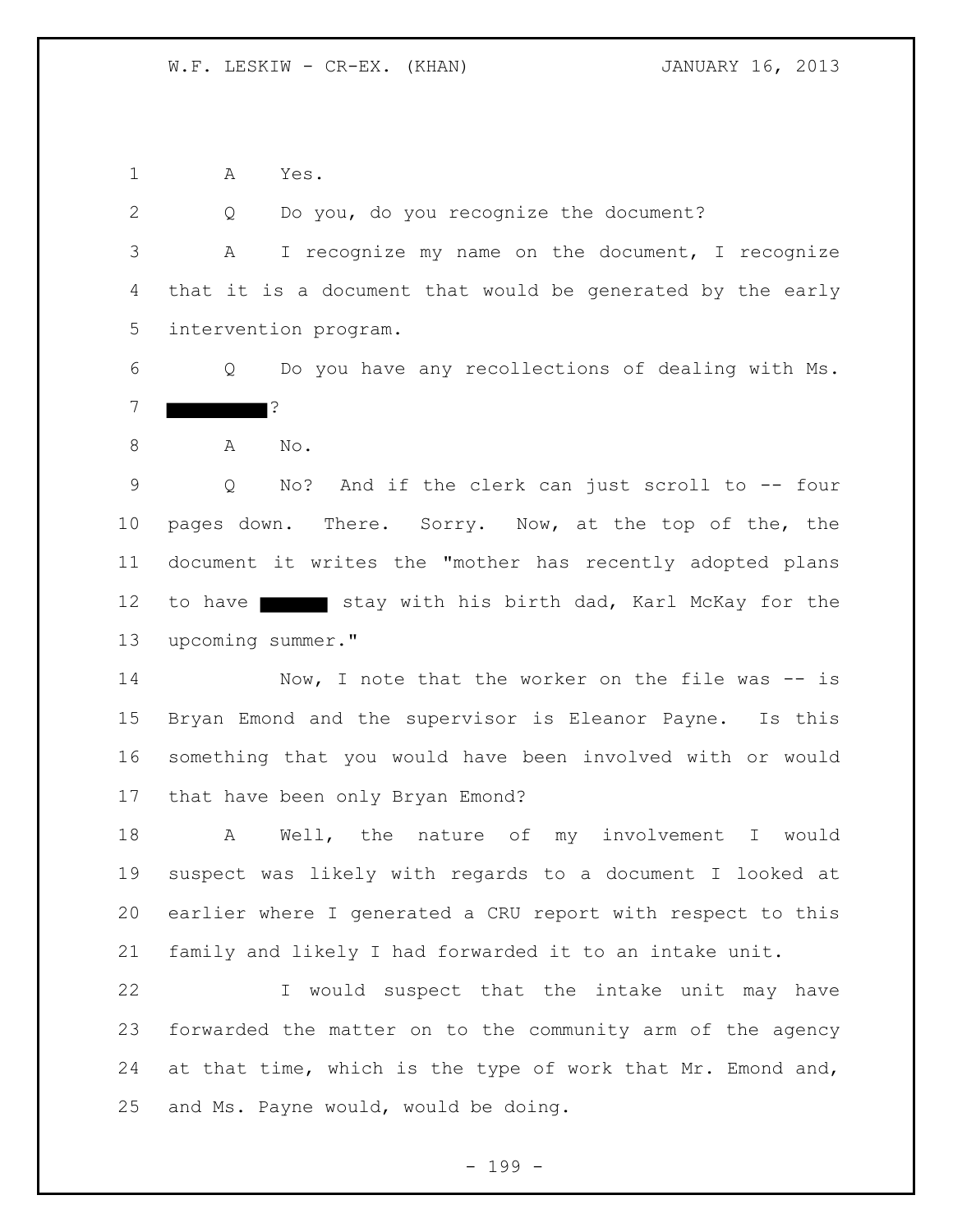A Yes.

Q Do you, do you recognize the document?

A I recognize my name on the document, I recognize that it is a document that would be generated by the early intervention program.

Q Do you have any recollections of dealing with Ms. ██████?

A No.

Q No? And if the clerk can just scroll to -- four pages down. There. Sorry. Now, at the top of the, the document it writes the "mother has recently adopted plans to have ██████ stay with his birth dad, Karl McKay for the upcoming summer."

Now, I note that the worker on the file was -- is Bryan Emond and the supervisor is Eleanor Payne. Is this something that you would have been involved with or would that have been only Bryan Emond?

A Well, the nature of my involvement I would suspect was likely with regards to a document I looked at earlier where I generated a CRU report with respect to this family and likely I had forwarded it to an intake unit.

I would suspect that the intake unit may have forwarded the matter on to the community arm of the agency at that time, which is the type of work that Mr. Emond and, and Ms. Payne would, would be doing.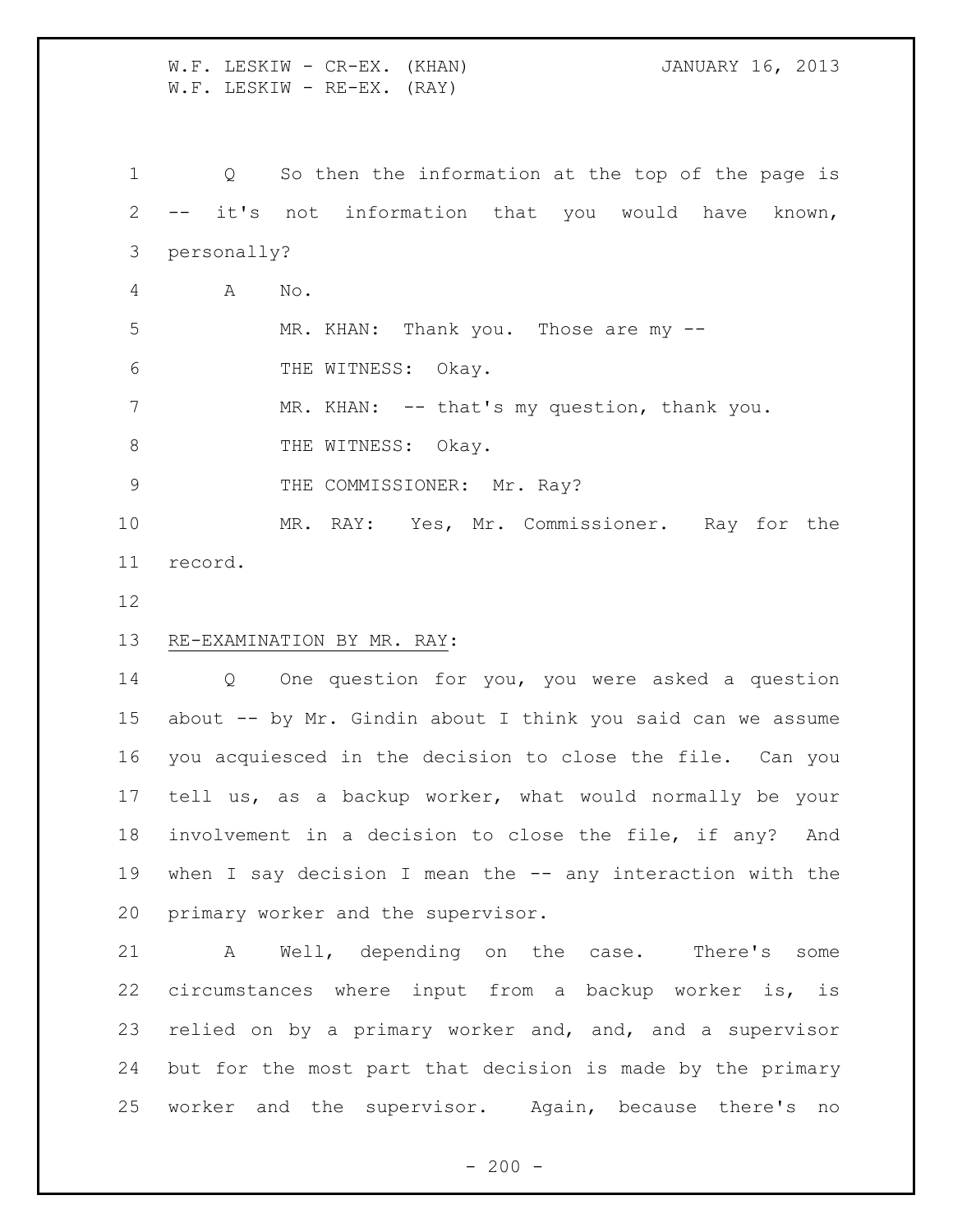Q So then the information at the top of the page is -- it's not information that you would have known, personally?

A No.

MR. KHAN: Thank you. Those are my --

THE WITNESS: Okay.

MR. KHAN: -- that's my question, thank you.

THE WITNESS: Okay.

THE COMMISSIONER: Mr. Ray?

MR. RAY: Yes, Mr. Commissioner. Ray for the record.

RE-EXAMINATION BY MR. RAY:

Q One question for you, you were asked a question about -- by Mr. Gindin about I think you said can we assume you acquiesced in the decision to close the file. Can you tell us, as a backup worker, what would normally be your involvement in a decision to close the file, if any? And when I say decision I mean the -- any interaction with the primary worker and the supervisor.

A Well, depending on the case. There's some circumstances where input from a backup worker is, is relied on by a primary worker and, and, and a supervisor but for the most part that decision is made by the primary worker and the supervisor. Again, because there's no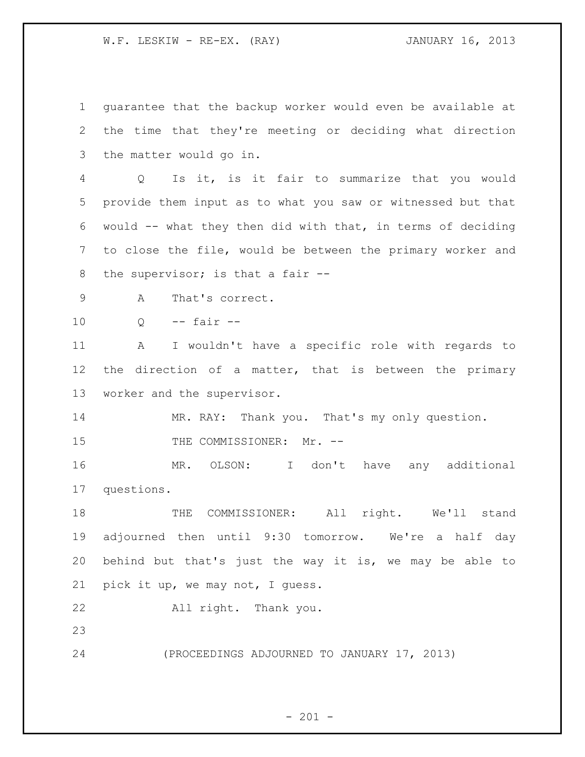guarantee that the backup worker would even be available at the time that they're meeting or deciding what direction the matter would go in.

Q Is it, is it fair to summarize that you would provide them input as to what you saw or witnessed but that would -- what they then did with that, in terms of deciding to close the file, would be between the primary worker and the supervisor; is that a fair --

A That's correct.

Q -- fair --

A I wouldn't have a specific role with regards to the direction of a matter, that is between the primary worker and the supervisor.

MR. RAY: Thank you. That's my only question.

THE COMMISSIONER: Mr. --

MR. OLSON: I don't have any additional questions.

THE COMMISSIONER: All right. We'll stand adjourned then until 9:30 tomorrow. We're a half day behind but that's just the way it is, we may be able to pick it up, we may not, I guess.

All right. Thank you.

(PROCEEDINGS ADJOURNED TO JANUARY 17, 2013)